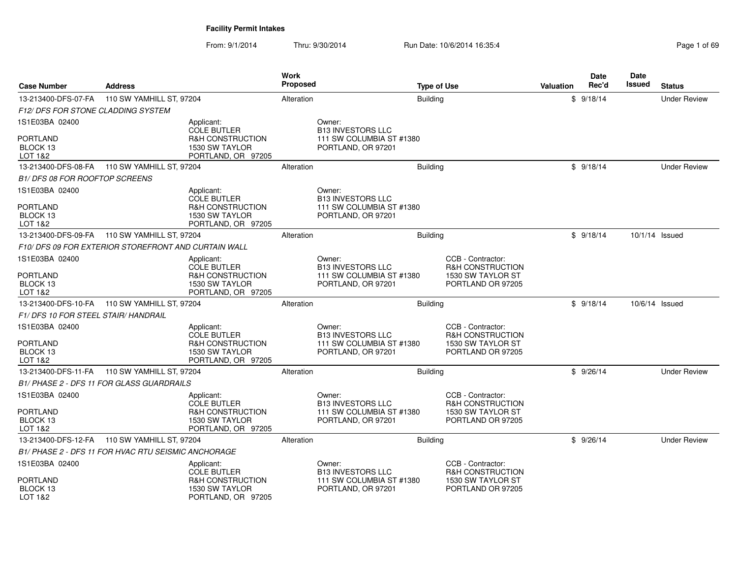# Facility Permit Intakes

From: 9/1/2014 Thru: 9/30/2014 Run Date: 10/6/2014 16:35:4

| Case Number | Address | Work Proposed | Type of Use | Valuation | Date Rec'd | Date Issued | Status |
|---|---|---|---|---|---|---|---|
| 13-213400-DFS-07-FA | 110 SW YAMHILL ST, 97204 | Alteration | Building | $ | 9/18/14 | | Under Review |
| 13-213400-DFS-08-FA | 110 SW YAMHILL ST, 97204 | Alteration | Building | $ | 9/18/14 | | Under Review |
| 13-213400-DFS-09-FA | 110 SW YAMHILL ST, 97204 | Alteration | Building | $ | 9/18/14 | 10/1/14 | Issued |
| 13-213400-DFS-10-FA | 110 SW YAMHILL ST, 97204 | Alteration | Building | $ | 9/18/14 | 10/6/14 | Issued |
| 13-213400-DFS-11-FA | 110 SW YAMHILL ST, 97204 | Alteration | Building | $ | 9/26/14 | | Under Review |
| 13-213400-DFS-12-FA | 110 SW YAMHILL ST, 97204 | Alteration | Building | $ | 9/26/14 | | Under Review |

**13-213400-DFS-07-FA** — 110 SW YAMHILL ST, 97204 — Alteration — Building — $ — 9/18/14 — Under Review

*F12/ DFS FOR STONE CLADDING SYSTEM*

1S1E03BA 02400
PORTLAND
BLOCK 13
LOT 1&2

Applicant:
COLE BUTLER
R&H CONSTRUCTION
1530 SW TAYLOR
PORTLAND, OR 97205

Owner:
B13 INVESTORS LLC
111 SW COLUMBIA ST #1380
PORTLAND, OR 97201

---

**13-213400-DFS-08-FA** — 110 SW YAMHILL ST, 97204 — Alteration — Building — $ — 9/18/14 — Under Review

*B1/ DFS 08 FOR ROOFTOP SCREENS*

1S1E03BA 02400
PORTLAND
BLOCK 13
LOT 1&2

Applicant:
COLE BUTLER
R&H CONSTRUCTION
1530 SW TAYLOR
PORTLAND, OR 97205

Owner:
B13 INVESTORS LLC
111 SW COLUMBIA ST #1380
PORTLAND, OR 97201

---

**13-213400-DFS-09-FA** — 110 SW YAMHILL ST, 97204 — Alteration — Building — $ — 9/18/14 — 10/1/14 — Issued

*F10/ DFS 09 FOR EXTERIOR STOREFRONT AND CURTAIN WALL*

1S1E03BA 02400
PORTLAND
BLOCK 13
LOT 1&2

Applicant:
COLE BUTLER
R&H CONSTRUCTION
1530 SW TAYLOR
PORTLAND, OR 97205

Owner:
B13 INVESTORS LLC
111 SW COLUMBIA ST #1380
PORTLAND, OR 97201

CCB - Contractor:
R&H CONSTRUCTION
1530 SW TAYLOR ST
PORTLAND OR 97205

---

**13-213400-DFS-10-FA** — 110 SW YAMHILL ST, 97204 — Alteration — Building — $ — 9/18/14 — 10/6/14 — Issued

*F1/ DFS 10 FOR STEEL STAIR/ HANDRAIL*

1S1E03BA 02400
PORTLAND
BLOCK 13
LOT 1&2

Applicant:
COLE BUTLER
R&H CONSTRUCTION
1530 SW TAYLOR
PORTLAND, OR 97205

Owner:
B13 INVESTORS LLC
111 SW COLUMBIA ST #1380
PORTLAND, OR 97201

CCB - Contractor:
R&H CONSTRUCTION
1530 SW TAYLOR ST
PORTLAND OR 97205

---

**13-213400-DFS-11-FA** — 110 SW YAMHILL ST, 97204 — Alteration — Building — $ — 9/26/14 — Under Review

*B1/ PHASE 2 - DFS 11 FOR GLASS GUARDRAILS*

1S1E03BA 02400
PORTLAND
BLOCK 13
LOT 1&2

Applicant:
COLE BUTLER
R&H CONSTRUCTION
1530 SW TAYLOR
PORTLAND, OR 97205

Owner:
B13 INVESTORS LLC
111 SW COLUMBIA ST #1380
PORTLAND, OR 97201

CCB - Contractor:
R&H CONSTRUCTION
1530 SW TAYLOR ST
PORTLAND OR 97205

---

**13-213400-DFS-12-FA** — 110 SW YAMHILL ST, 97204 — Alteration — Building — $ — 9/26/14 — Under Review

*B1/ PHASE 2 - DFS 11 FOR HVAC RTU SEISMIC ANCHORAGE*

1S1E03BA 02400
PORTLAND
BLOCK 13
LOT 1&2

Applicant:
COLE BUTLER
R&H CONSTRUCTION
1530 SW TAYLOR
PORTLAND, OR 97205

Owner:
B13 INVESTORS LLC
111 SW COLUMBIA ST #1380
PORTLAND, OR 97201

CCB - Contractor:
R&H CONSTRUCTION
1530 SW TAYLOR ST
PORTLAND OR 97205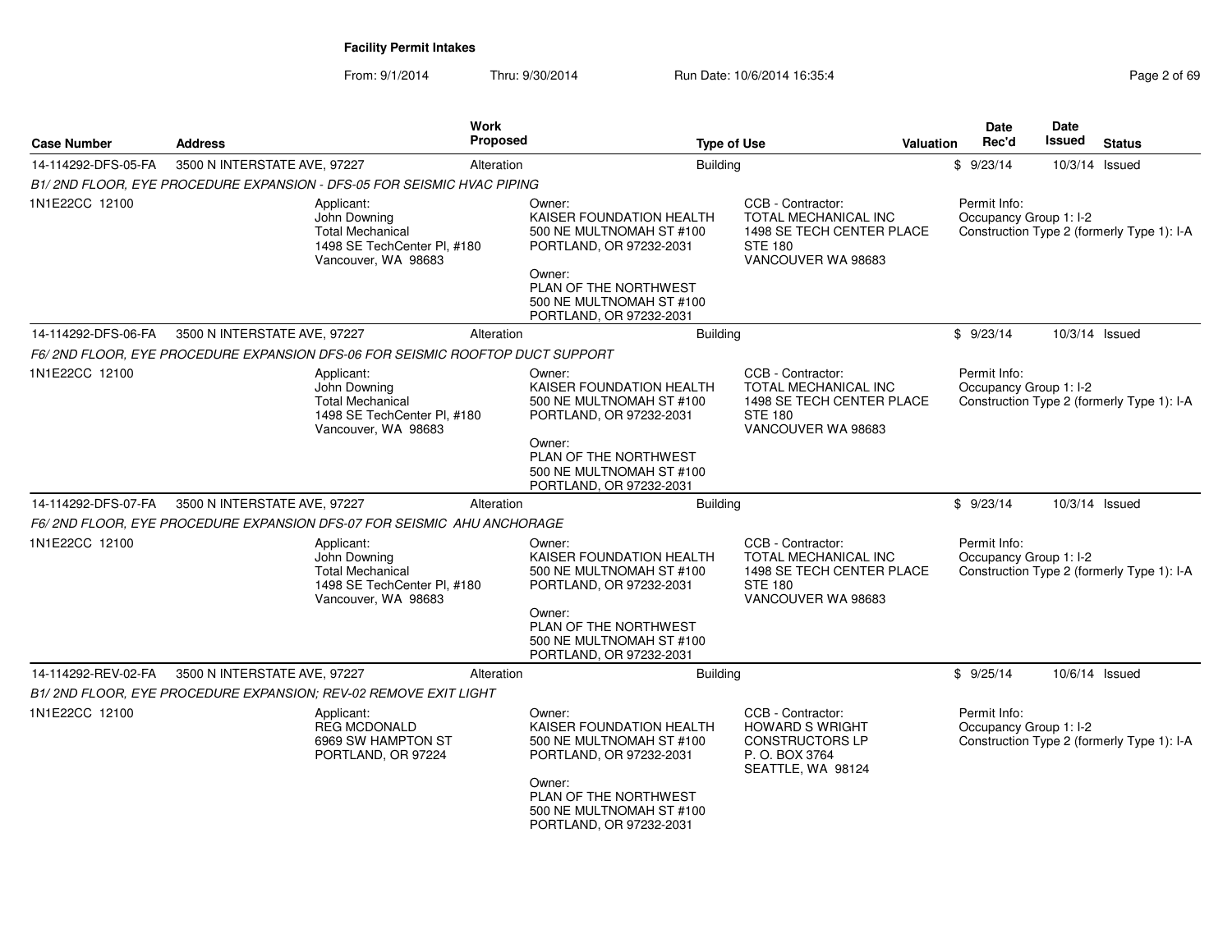**Facility Permit Intakes**

From: 9/1/2014 Thru: 9/30/2014 Run Date: 10/6/2014 16:35:4

| Case Number | Address | Work Proposed | Type of Use | Valuation | Date Rec'd | Date Issued | Status |
|---|---|---|---|---|---|---|---|
| 14-114292-DFS-05-FA | 3500 N INTERSTATE AVE, 97227 | Alteration | Building | $ | 9/23/14 | 10/3/14 | Issued |

*B1/ 2ND FLOOR, EYE PROCEDURE EXPANSION - DFS-05 FOR SEISMIC HVAC PIPING*

1N1E22CC 12100

Applicant:
John Downing
Total Mechanical
1498 SE TechCenter Pl, #180
Vancouver, WA 98683

Owner:
KAISER FOUNDATION HEALTH
500 NE MULTNOMAH ST #100
PORTLAND, OR 97232-2031

Owner:
PLAN OF THE NORTHWEST
500 NE MULTNOMAH ST #100
PORTLAND, OR 97232-2031

CCB - Contractor:
TOTAL MECHANICAL INC
1498 SE TECH CENTER PLACE
STE 180
VANCOUVER WA 98683

Permit Info:
Occupancy Group 1: I-2
Construction Type 2 (formerly Type 1): I-A

| Case Number | Address | Work Proposed | Type of Use | Valuation | Date Rec'd | Date Issued | Status |
|---|---|---|---|---|---|---|---|
| 14-114292-DFS-06-FA | 3500 N INTERSTATE AVE, 97227 | Alteration | Building | $ | 9/23/14 | 10/3/14 | Issued |

*F6/ 2ND FLOOR, EYE PROCEDURE EXPANSION DFS-06 FOR SEISMIC ROOFTOP DUCT SUPPORT*

1N1E22CC 12100

Applicant:
John Downing
Total Mechanical
1498 SE TechCenter Pl, #180
Vancouver, WA 98683

Owner:
KAISER FOUNDATION HEALTH
500 NE MULTNOMAH ST #100
PORTLAND, OR 97232-2031

Owner:
PLAN OF THE NORTHWEST
500 NE MULTNOMAH ST #100
PORTLAND, OR 97232-2031

CCB - Contractor:
TOTAL MECHANICAL INC
1498 SE TECH CENTER PLACE
STE 180
VANCOUVER WA 98683

Permit Info:
Occupancy Group 1: I-2
Construction Type 2 (formerly Type 1): I-A

| Case Number | Address | Work Proposed | Type of Use | Valuation | Date Rec'd | Date Issued | Status |
|---|---|---|---|---|---|---|---|
| 14-114292-DFS-07-FA | 3500 N INTERSTATE AVE, 97227 | Alteration | Building | $ | 9/23/14 | 10/3/14 | Issued |

*F6/ 2ND FLOOR, EYE PROCEDURE EXPANSION DFS-07 FOR SEISMIC AHU ANCHORAGE*

1N1E22CC 12100

Applicant:
John Downing
Total Mechanical
1498 SE TechCenter Pl, #180
Vancouver, WA 98683

Owner:
KAISER FOUNDATION HEALTH
500 NE MULTNOMAH ST #100
PORTLAND, OR 97232-2031

Owner:
PLAN OF THE NORTHWEST
500 NE MULTNOMAH ST #100
PORTLAND, OR 97232-2031

CCB - Contractor:
TOTAL MECHANICAL INC
1498 SE TECH CENTER PLACE
STE 180
VANCOUVER WA 98683

Permit Info:
Occupancy Group 1: I-2
Construction Type 2 (formerly Type 1): I-A

| Case Number | Address | Work Proposed | Type of Use | Valuation | Date Rec'd | Date Issued | Status |
|---|---|---|---|---|---|---|---|
| 14-114292-REV-02-FA | 3500 N INTERSTATE AVE, 97227 | Alteration | Building | $ | 9/25/14 | 10/6/14 | Issued |

*B1/ 2ND FLOOR, EYE PROCEDURE EXPANSION; REV-02 REMOVE EXIT LIGHT*

1N1E22CC 12100

Applicant:
REG MCDONALD
6969 SW HAMPTON ST
PORTLAND, OR 97224

Owner:
KAISER FOUNDATION HEALTH
500 NE MULTNOMAH ST #100
PORTLAND, OR 97232-2031

Owner:
PLAN OF THE NORTHWEST
500 NE MULTNOMAH ST #100
PORTLAND, OR 97232-2031

CCB - Contractor:
HOWARD S WRIGHT
CONSTRUCTORS LP
P. O. BOX 3764
SEATTLE, WA 98124

Permit Info:
Occupancy Group 1: I-2
Construction Type 2 (formerly Type 1): I-A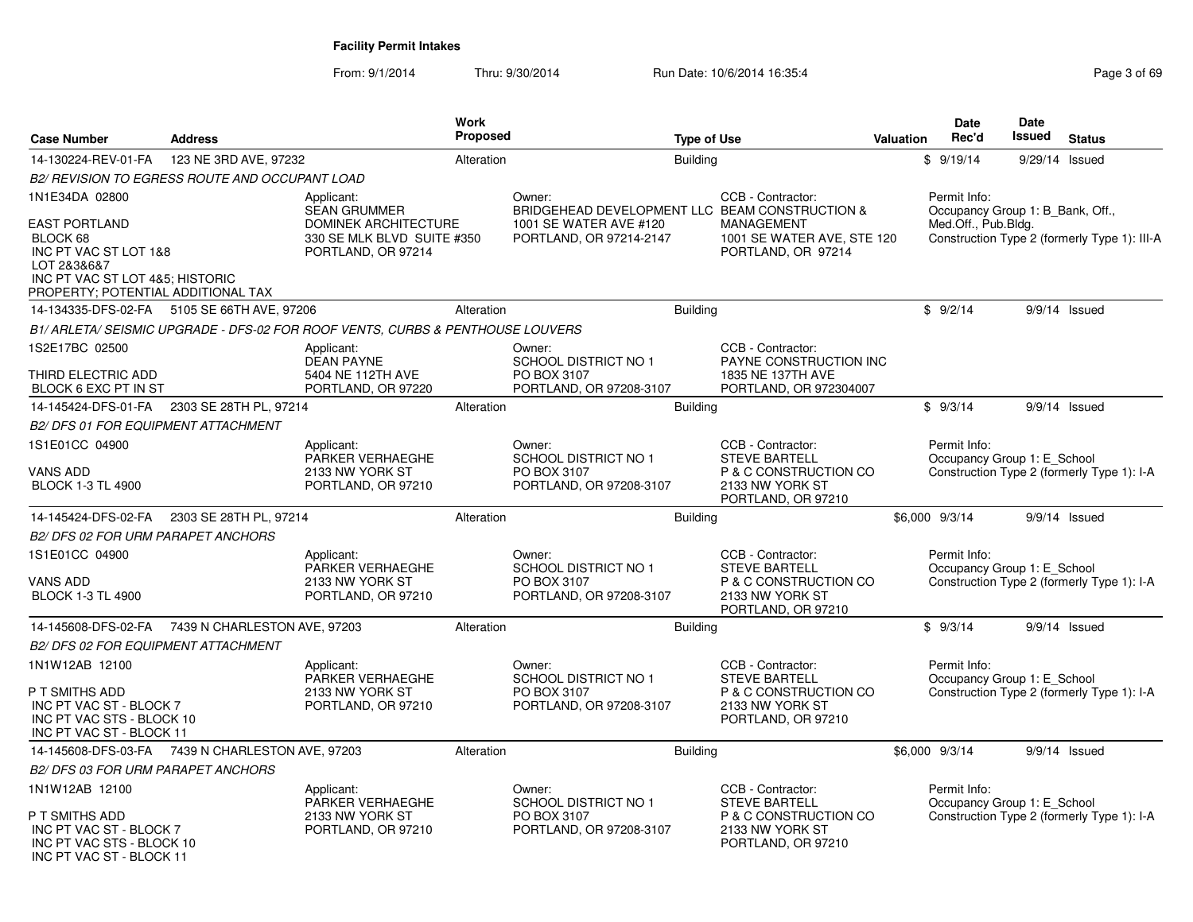# Facility Permit Intakes

From: 9/1/2014 Thru: 9/30/2014 Run Date: 10/6/2014 16:35:4

| Case Number | Address | Work Proposed | Type of Use | Valuation | Date Rec'd | Date Issued | Status |
|---|---|---|---|---|---|---|---|
| 14-130224-REV-01-FA | 123 NE 3RD AVE, 97232 | Alteration | Building | $ | 9/19/14 | 9/29/14 | Issued |

*B2/ REVISION TO EGRESS ROUTE AND OCCUPANT LOAD*

1N1E34DA 02800

EAST PORTLAND
BLOCK 68
INC PT VAC ST LOT 1&8
LOT 2&3&6&7
INC PT VAC ST LOT 4&5; HISTORIC PROPERTY; POTENTIAL ADDITIONAL TAX

Applicant: SEAN GRUMMER, DOMINEK ARCHITECTURE, 330 SE MLK BLVD SUITE #350, PORTLAND, OR 97214

Owner: BRIDGEHEAD DEVELOPMENT LLC, 1001 SE WATER AVE #120, PORTLAND, OR 97214-2147

CCB - Contractor: BEAM CONSTRUCTION & MANAGEMENT, 1001 SE WATER AVE, STE 120, PORTLAND, OR 97214

Permit Info: Occupancy Group 1: B_Bank, Off., Med.Off., Pub.Bldg. Construction Type 2 (formerly Type 1): III-A

| Case Number | Address | Work Proposed | Type of Use | Valuation | Date Rec'd | Date Issued | Status |
|---|---|---|---|---|---|---|---|
| 14-134335-DFS-02-FA | 5105 SE 66TH AVE, 97206 | Alteration | Building | $ | 9/2/14 | 9/9/14 | Issued |

*B1/ ARLETA/ SEISMIC UPGRADE - DFS-02 FOR ROOF VENTS, CURBS & PENTHOUSE LOUVERS*

1S2E17BC 02500

THIRD ELECTRIC ADD
BLOCK 6 EXC PT IN ST

Applicant: DEAN PAYNE, 5404 NE 112TH AVE, PORTLAND, OR 97220

Owner: SCHOOL DISTRICT NO 1, PO BOX 3107, PORTLAND, OR 97208-3107

CCB - Contractor: PAYNE CONSTRUCTION INC, 1835 NE 137TH AVE, PORTLAND, OR 972304007

| Case Number | Address | Work Proposed | Type of Use | Valuation | Date Rec'd | Date Issued | Status |
|---|---|---|---|---|---|---|---|
| 14-145424-DFS-01-FA | 2303 SE 28TH PL, 97214 | Alteration | Building | $ | 9/3/14 | 9/9/14 | Issued |

*B2/ DFS 01 FOR EQUIPMENT ATTACHMENT*

1S1E01CC 04900

VANS ADD
BLOCK 1-3 TL 4900

Applicant: PARKER VERHAEGHE, 2133 NW YORK ST, PORTLAND, OR 97210

Owner: SCHOOL DISTRICT NO 1, PO BOX 3107, PORTLAND, OR 97208-3107

CCB - Contractor: STEVE BARTELL, P & C CONSTRUCTION CO, 2133 NW YORK ST, PORTLAND, OR 97210

Permit Info: Occupancy Group 1: E_School Construction Type 2 (formerly Type 1): I-A

| Case Number | Address | Work Proposed | Type of Use | Valuation | Date Rec'd | Date Issued | Status |
|---|---|---|---|---|---|---|---|
| 14-145424-DFS-02-FA | 2303 SE 28TH PL, 97214 | Alteration | Building | $6,000 | 9/3/14 | 9/9/14 | Issued |

*B2/ DFS 02 FOR URM PARAPET ANCHORS*

1S1E01CC 04900

VANS ADD
BLOCK 1-3 TL 4900

Applicant: PARKER VERHAEGHE, 2133 NW YORK ST, PORTLAND, OR 97210

Owner: SCHOOL DISTRICT NO 1, PO BOX 3107, PORTLAND, OR 97208-3107

CCB - Contractor: STEVE BARTELL, P & C CONSTRUCTION CO, 2133 NW YORK ST, PORTLAND, OR 97210

Permit Info: Occupancy Group 1: E_School Construction Type 2 (formerly Type 1): I-A

| Case Number | Address | Work Proposed | Type of Use | Valuation | Date Rec'd | Date Issued | Status |
|---|---|---|---|---|---|---|---|
| 14-145608-DFS-02-FA | 7439 N CHARLESTON AVE, 97203 | Alteration | Building | $ | 9/3/14 | 9/9/14 | Issued |

*B2/ DFS 02 FOR EQUIPMENT ATTACHMENT*

1N1W12AB 12100

P T SMITHS ADD
INC PT VAC ST - BLOCK 7
INC PT VAC STS - BLOCK 10
INC PT VAC ST - BLOCK 11

Applicant: PARKER VERHAEGHE, 2133 NW YORK ST, PORTLAND, OR 97210

Owner: SCHOOL DISTRICT NO 1, PO BOX 3107, PORTLAND, OR 97208-3107

CCB - Contractor: STEVE BARTELL, P & C CONSTRUCTION CO, 2133 NW YORK ST, PORTLAND, OR 97210

Permit Info: Occupancy Group 1: E_School Construction Type 2 (formerly Type 1): I-A

| Case Number | Address | Work Proposed | Type of Use | Valuation | Date Rec'd | Date Issued | Status |
|---|---|---|---|---|---|---|---|
| 14-145608-DFS-03-FA | 7439 N CHARLESTON AVE, 97203 | Alteration | Building | $6,000 | 9/3/14 | 9/9/14 | Issued |

*B2/ DFS 03 FOR URM PARAPET ANCHORS*

1N1W12AB 12100

P T SMITHS ADD
INC PT VAC ST - BLOCK 7
INC PT VAC STS - BLOCK 10
INC PT VAC ST - BLOCK 11

Applicant: PARKER VERHAEGHE, 2133 NW YORK ST, PORTLAND, OR 97210

Owner: SCHOOL DISTRICT NO 1, PO BOX 3107, PORTLAND, OR 97208-3107

CCB - Contractor: STEVE BARTELL, P & C CONSTRUCTION CO, 2133 NW YORK ST, PORTLAND, OR 97210

Permit Info: Occupancy Group 1: E_School Construction Type 2 (formerly Type 1): I-A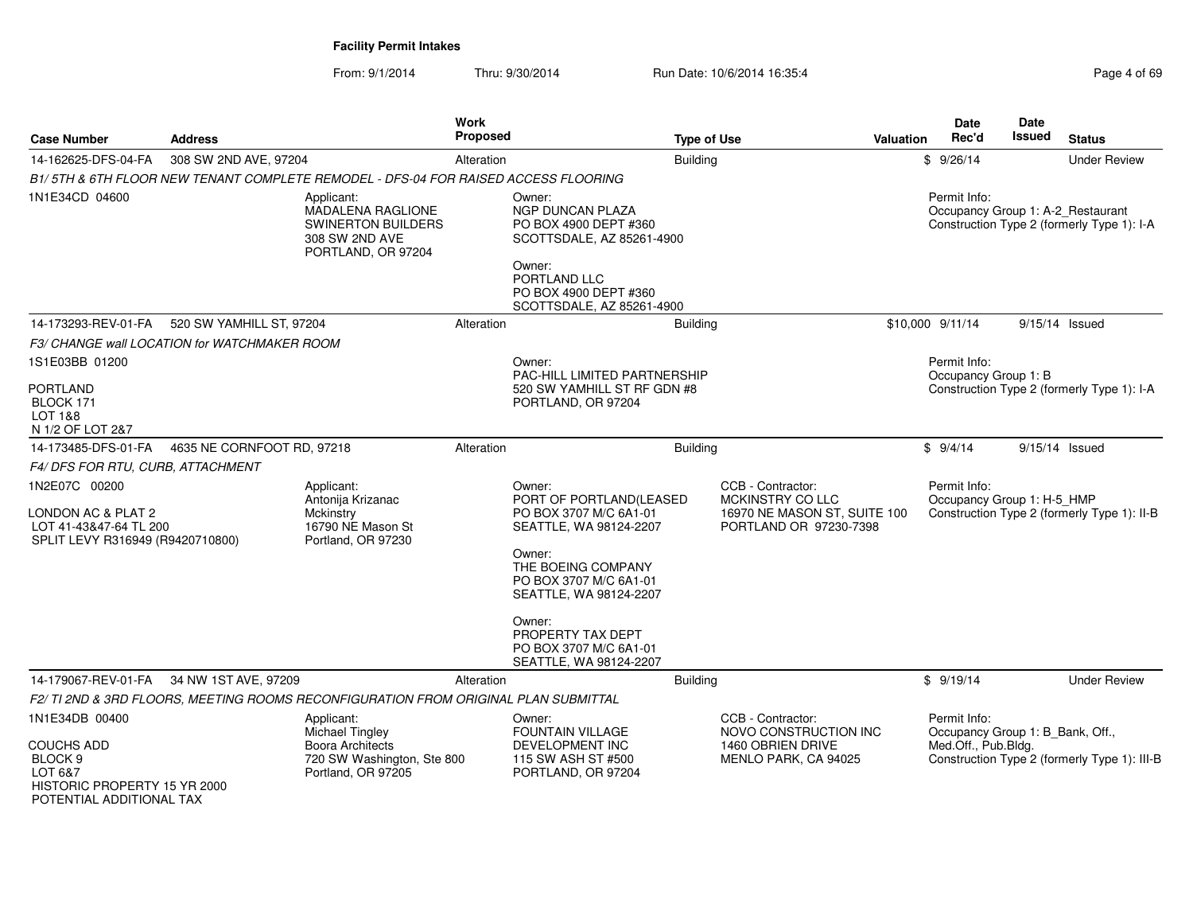# Facility Permit Intakes

From: 9/1/2014 Thru: 9/30/2014 Run Date: 10/6/2014 16:35:4

| Case Number | Address | Work Proposed | Type of Use | Valuation | Date Rec'd | Date Issued | Status |
|---|---|---|---|---|---|---|---|
| 14-162625-DFS-04-FA | 308 SW 2ND AVE, 97204 | Alteration | Building | $ | 9/26/14 | | Under Review |

*B1/ 5TH & 6TH FLOOR NEW TENANT COMPLETE REMODEL - DFS-04 FOR RAISED ACCESS FLOORING*

1N1E34CD 04600

Applicant:
MADALENA RAGLIONE
SWINERTON BUILDERS
308 SW 2ND AVE
PORTLAND, OR 97204

Owner:
NGP DUNCAN PLAZA
PO BOX 4900 DEPT #360
SCOTTSDALE, AZ 85261-4900

Owner:
PORTLAND LLC
PO BOX 4900 DEPT #360
SCOTTSDALE, AZ 85261-4900

Permit Info:
Occupancy Group 1: A-2_Restaurant
Construction Type 2 (formerly Type 1): I-A

---

| Case Number | Address | Work Proposed | Type of Use | Valuation | Date Rec'd | Date Issued | Status |
|---|---|---|---|---|---|---|---|
| 14-173293-REV-01-FA | 520 SW YAMHILL ST, 97204 | Alteration | Building | $10,000 | 9/11/14 | 9/15/14 | Issued |

*F3/ CHANGE wall LOCATION for WATCHMAKER ROOM*

1S1E03BB 01200

PORTLAND
BLOCK 171
LOT 1&8
N 1/2 OF LOT 2&7

Owner:
PAC-HILL LIMITED PARTNERSHIP
520 SW YAMHILL ST RF GDN #8
PORTLAND, OR 97204

Permit Info:
Occupancy Group 1: B
Construction Type 2 (formerly Type 1): I-A

---

| Case Number | Address | Work Proposed | Type of Use | Valuation | Date Rec'd | Date Issued | Status |
|---|---|---|---|---|---|---|---|
| 14-173485-DFS-01-FA | 4635 NE CORNFOOT RD, 97218 | Alteration | Building | $ | 9/4/14 | 9/15/14 | Issued |

*F4/ DFS FOR RTU, CURB, ATTACHMENT*

1N2E07C 00200

LONDON AC & PLAT 2
LOT 41-43&47-64 TL 200
SPLIT LEVY R316949 (R9420710800)

Applicant:
Antonija Krizanac
Mckinstry
16790 NE Mason St
Portland, OR 97230

Owner:
PORT OF PORTLAND(LEASED
PO BOX 3707 M/C 6A1-01
SEATTLE, WA 98124-2207

Owner:
THE BOEING COMPANY
PO BOX 3707 M/C 6A1-01
SEATTLE, WA 98124-2207

Owner:
PROPERTY TAX DEPT
PO BOX 3707 M/C 6A1-01
SEATTLE, WA 98124-2207

CCB - Contractor:
MCKINSTRY CO LLC
16970 NE MASON ST, SUITE 100
PORTLAND OR 97230-7398

Permit Info:
Occupancy Group 1: H-5_HMP
Construction Type 2 (formerly Type 1): II-B

---

| Case Number | Address | Work Proposed | Type of Use | Valuation | Date Rec'd | Date Issued | Status |
|---|---|---|---|---|---|---|---|
| 14-179067-REV-01-FA | 34 NW 1ST AVE, 97209 | Alteration | Building | $ | 9/19/14 | | Under Review |

*F2/ TI 2ND & 3RD FLOORS, MEETING ROOMS RECONFIGURATION FROM ORIGINAL PLAN SUBMITTAL*

1N1E34DB 00400

COUCHS ADD
BLOCK 9
LOT 6&7
HISTORIC PROPERTY 15 YR 2000
POTENTIAL ADDITIONAL TAX

Applicant:
Michael Tingley
Boora Architects
720 SW Washington, Ste 800
Portland, OR 97205

Owner:
FOUNTAIN VILLAGE
DEVELOPMENT INC
115 SW ASH ST #500
PORTLAND, OR 97204

CCB - Contractor:
NOVO CONSTRUCTION INC
1460 OBRIEN DRIVE
MENLO PARK, CA 94025

Permit Info:
Occupancy Group 1: B_Bank, Off., Med.Off., Pub.Bldg.
Construction Type 2 (formerly Type 1): III-B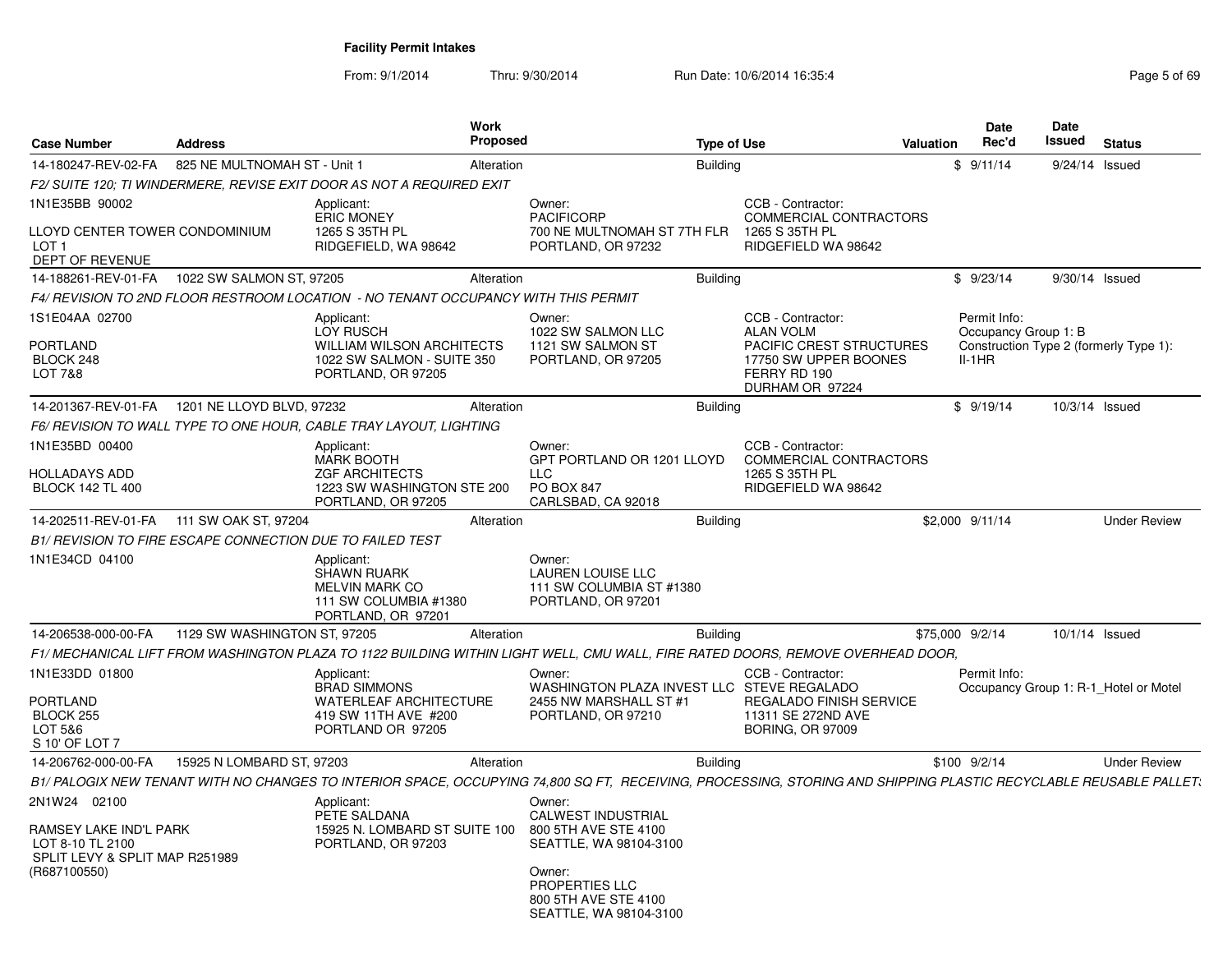**Facility Permit Intakes**

From: 9/1/2014 Thru: 9/30/2014 Run Date: 10/6/2014 16:35:4

| Case Number | Address | Work Proposed | Type of Use | Valuation | Date Rec'd | Date Issued | Status |
|---|---|---|---|---|---|---|---|
| 14-180247-REV-02-FA | 825 NE MULTNOMAH ST - Unit 1 | Alteration | Building | $ | 9/11/14 | 9/24/14 | Issued |

*F2/ SUITE 120; TI WINDERMERE, REVISE EXIT DOOR AS NOT A REQUIRED EXIT*

1N1E35BB 90002
LLOYD CENTER TOWER CONDOMINIUM
LOT 1
DEPT OF REVENUE

Applicant: ERIC MONEY, 1265 S 35TH PL, RIDGEFIELD, WA 98642
Owner: PACIFICORP, 700 NE MULTNOMAH ST 7TH FLR, PORTLAND, OR 97232
CCB - Contractor: COMMERCIAL CONTRACTORS, 1265 S 35TH PL, RIDGEFIELD WA 98642

| Case Number | Address | Work Proposed | Type of Use | Valuation | Date Rec'd | Date Issued | Status |
|---|---|---|---|---|---|---|---|
| 14-188261-REV-01-FA | 1022 SW SALMON ST, 97205 | Alteration | Building | $ | 9/23/14 | 9/30/14 | Issued |

*F4/ REVISION TO 2ND FLOOR RESTROOM LOCATION - NO TENANT OCCUPANCY WITH THIS PERMIT*

1S1E04AA 02700
PORTLAND
BLOCK 248
LOT 7&8

Applicant: LOY RUSCH, WILLIAM WILSON ARCHITECTS, 1022 SW SALMON - SUITE 350, PORTLAND, OR 97205
Owner: 1022 SW SALMON LLC, 1121 SW SALMON ST, PORTLAND, OR 97205
CCB - Contractor: ALAN VOLM, PACIFIC CREST STRUCTURES, 17750 SW UPPER BOONES FERRY RD 190, DURHAM OR 97224
Permit Info: Occupancy Group 1: B; Construction Type 2 (formerly Type 1): II-1HR

| Case Number | Address | Work Proposed | Type of Use | Valuation | Date Rec'd | Date Issued | Status |
|---|---|---|---|---|---|---|---|
| 14-201367-REV-01-FA | 1201 NE LLOYD BLVD, 97232 | Alteration | Building | $ | 9/19/14 | 10/3/14 | Issued |

*F6/ REVISION TO WALL TYPE TO ONE HOUR, CABLE TRAY LAYOUT, LIGHTING*

1N1E35BD 00400
HOLLADAYS ADD
BLOCK 142 TL 400

Applicant: MARK BOOTH, ZGF ARCHITECTS, 1223 SW WASHINGTON STE 200, PORTLAND, OR 97205
Owner: GPT PORTLAND OR 1201 LLOYD LLC, PO BOX 847, CARLSBAD, CA 92018
CCB - Contractor: COMMERCIAL CONTRACTORS, 1265 S 35TH PL, RIDGEFIELD WA 98642

| Case Number | Address | Work Proposed | Type of Use | Valuation | Date Rec'd | Date Issued | Status |
|---|---|---|---|---|---|---|---|
| 14-202511-REV-01-FA | 111 SW OAK ST, 97204 | Alteration | Building | $2,000 | 9/11/14 | | Under Review |

*B1/ REVISION TO FIRE ESCAPE CONNECTION DUE TO FAILED TEST*

1N1E34CD 04100

Applicant: SHAWN RUARK, MELVIN MARK CO, 111 SW COLUMBIA #1380, PORTLAND, OR 97201
Owner: LAUREN LOUISE LLC, 111 SW COLUMBIA ST #1380, PORTLAND, OR 97201

| Case Number | Address | Work Proposed | Type of Use | Valuation | Date Rec'd | Date Issued | Status |
|---|---|---|---|---|---|---|---|
| 14-206538-000-00-FA | 1129 SW WASHINGTON ST, 97205 | Alteration | Building | $75,000 | 9/2/14 | 10/1/14 | Issued |

*F1/ MECHANICAL LIFT FROM WASHINGTON PLAZA TO 1122 BUILDING WITHIN LIGHT WELL, CMU WALL, FIRE RATED DOORS, REMOVE OVERHEAD DOOR,*

1N1E33DD 01800
PORTLAND
BLOCK 255
LOT 5&6
S 10' OF LOT 7

Applicant: BRAD SIMMONS, WATERLEAF ARCHITECTURE, 419 SW 11TH AVE #200, PORTLAND OR 97205
Owner: WASHINGTON PLAZA INVEST LLC, 2455 NW MARSHALL ST #1, PORTLAND, OR 97210
CCB - Contractor: STEVE REGALADO, REGALADO FINISH SERVICE, 11311 SE 272ND AVE, BORING, OR 97009
Permit Info: Occupancy Group 1: R-1_Hotel or Motel

| Case Number | Address | Work Proposed | Type of Use | Valuation | Date Rec'd | Date Issued | Status |
|---|---|---|---|---|---|---|---|
| 14-206762-000-00-FA | 15925 N LOMBARD ST, 97203 | Alteration | Building | $100 | 9/2/14 | | Under Review |

*B1/ PALOGIX NEW TENANT WITH NO CHANGES TO INTERIOR SPACE, OCCUPYING 74,800 SQ FT, RECEIVING, PROCESSING, STORING AND SHIPPING PLASTIC RECYCLABLE REUSABLE PALLETS*

2N1W24 02100
RAMSEY LAKE IND'L PARK
LOT 8-10 TL 2100
SPLIT LEVY & SPLIT MAP R251989
(R687100550)

Applicant: PETE SALDANA, 15925 N. LOMBARD ST SUITE 100, PORTLAND, OR 97203
Owner: CALWEST INDUSTRIAL, 800 5TH AVE STE 4100, SEATTLE, WA 98104-3100
Owner: PROPERTIES LLC, 800 5TH AVE STE 4100, SEATTLE, WA 98104-3100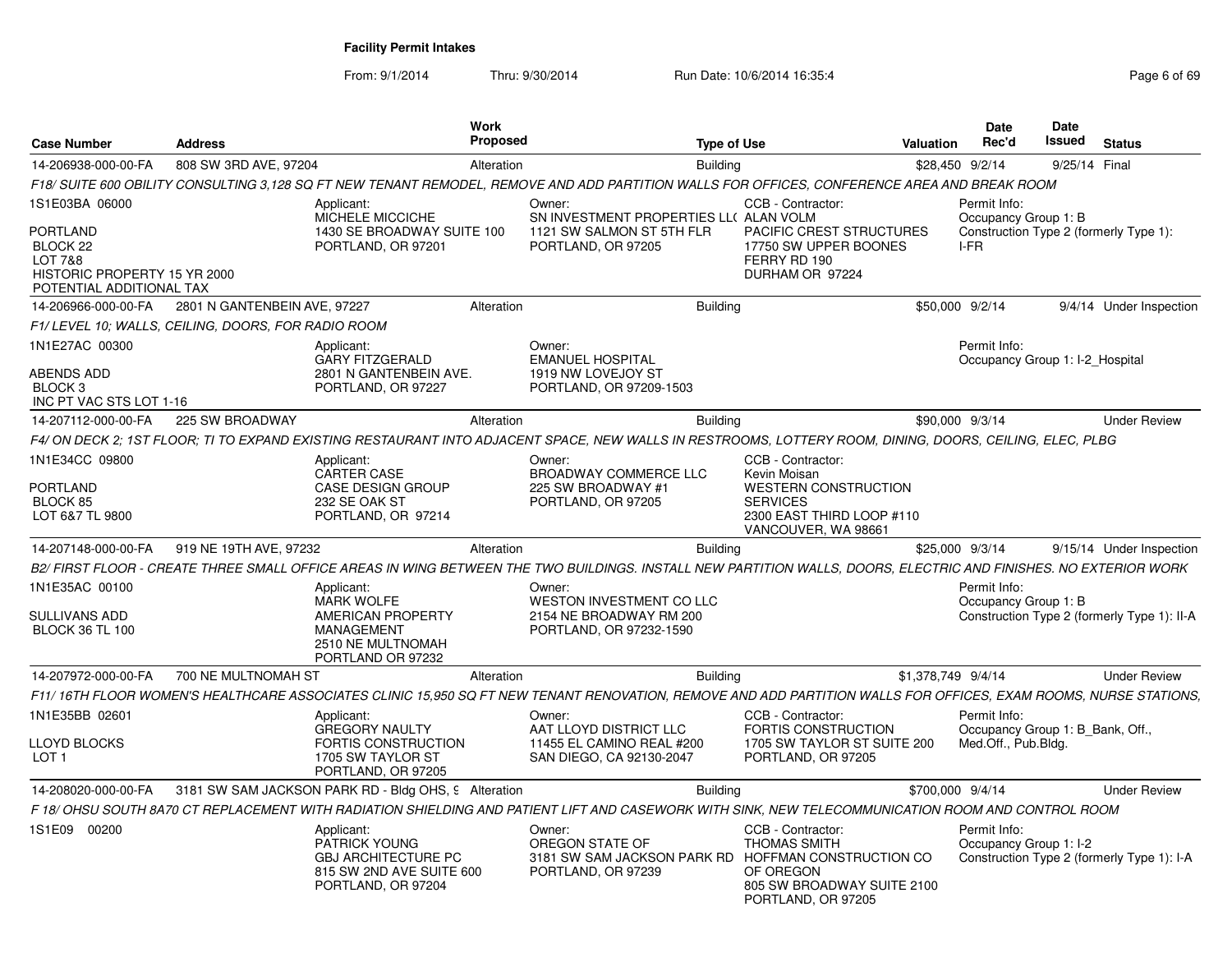**Facility Permit Intakes**

From: 9/1/2014 Thru: 9/30/2014 Run Date: 10/6/2014 16:35:4

| Case Number | Address | Work Proposed | Type of Use | Valuation | Date Rec'd | Date Issued | Status |
|---|---|---|---|---|---|---|---|
| 14-206938-000-00-FA | 808 SW 3RD AVE, 97204 | Alteration | Building | $28,450 | 9/2/14 | 9/25/14 | Final |
| 14-206966-000-00-FA | 2801 N GANTENBEIN AVE, 97227 | Alteration | Building | $50,000 | 9/2/14 | 9/4/14 | Under Inspection |
| 14-207112-000-00-FA | 225 SW BROADWAY | Alteration | Building | $90,000 | 9/3/14 | | Under Review |
| 14-207148-000-00-FA | 919 NE 19TH AVE, 97232 | Alteration | Building | $25,000 | 9/3/14 | 9/15/14 | Under Inspection |
| 14-207972-000-00-FA | 700 NE MULTNOMAH ST | Alteration | Building | $1,378,749 | 9/4/14 | | Under Review |
| 14-208020-000-00-FA | 3181 SW SAM JACKSON PARK RD - Bldg OHS, 9 | Alteration | Building | $700,000 | 9/4/14 | | Under Review |

**14-206938-000-00-FA** — 808 SW 3RD AVE, 97204

*F18/ SUITE 600 OBILITY CONSULTING 3,128 SQ FT NEW TENANT REMODEL, REMOVE AND ADD PARTITION WALLS FOR OFFICES, CONFERENCE AREA AND BREAK ROOM*

1S1E03BA 06000
PORTLAND
BLOCK 22
LOT 7&8
HISTORIC PROPERTY 15 YR 2000
POTENTIAL ADDITIONAL TAX

Applicant: MICHELE MICCICHE, 1430 SE BROADWAY SUITE 100, PORTLAND, OR 97201

Owner: SN INVESTMENT PROPERTIES LL( , 1121 SW SALMON ST 5TH FLR, PORTLAND, OR 97205

CCB - Contractor: ALAN VOLM, PACIFIC CREST STRUCTURES, 17750 SW UPPER BOONES FERRY RD 190, DURHAM OR 97224

Permit Info: Occupancy Group 1: B; Construction Type 2 (formerly Type 1): I-FR

**14-206966-000-00-FA** — 2801 N GANTENBEIN AVE, 97227

*F1/ LEVEL 10; WALLS, CEILING, DOORS, FOR RADIO ROOM*

1N1E27AC 00300
ABENDS ADD
BLOCK 3
INC PT VAC STS LOT 1-16

Applicant: GARY FITZGERALD, 2801 N GANTENBEIN AVE., PORTLAND, OR 97227

Owner: EMANUEL HOSPITAL, 1919 NW LOVEJOY ST, PORTLAND, OR 97209-1503

Permit Info: Occupancy Group 1: I-2_Hospital

**14-207112-000-00-FA** — 225 SW BROADWAY

*F4/ ON DECK 2; 1ST FLOOR; TI TO EXPAND EXISTING RESTAURANT INTO ADJACENT SPACE, NEW WALLS IN RESTROOMS, LOTTERY ROOM, DINING, DOORS, CEILING, ELEC, PLBG*

1N1E34CC 09800
PORTLAND
BLOCK 85
LOT 6&7 TL 9800

Applicant: CARTER CASE, CASE DESIGN GROUP, 232 SE OAK ST, PORTLAND, OR 97214

Owner: BROADWAY COMMERCE LLC, 225 SW BROADWAY #1, PORTLAND, OR 97205

CCB - Contractor: Kevin Moisan, WESTERN CONSTRUCTION SERVICES, 2300 EAST THIRD LOOP #110, VANCOUVER, WA 98661

**14-207148-000-00-FA** — 919 NE 19TH AVE, 97232

*B2/ FIRST FLOOR - CREATE THREE SMALL OFFICE AREAS IN WING BETWEEN THE TWO BUILDINGS. INSTALL NEW PARTITION WALLS, DOORS, ELECTRIC AND FINISHES. NO EXTERIOR WORK*

1N1E35AC 00100
SULLIVANS ADD
BLOCK 36 TL 100

Applicant: MARK WOLFE, AMERICAN PROPERTY MANAGEMENT, 2510 NE MULTNOMAH, PORTLAND OR 97232

Owner: WESTON INVESTMENT CO LLC, 2154 NE BROADWAY RM 200, PORTLAND, OR 97232-1590

Permit Info: Occupancy Group 1: B; Construction Type 2 (formerly Type 1): II-A

**14-207972-000-00-FA** — 700 NE MULTNOMAH ST

*F11/ 16TH FLOOR WOMEN'S HEALTHCARE ASSOCIATES CLINIC 15,950 SQ FT NEW TENANT RENOVATION, REMOVE AND ADD PARTITION WALLS FOR OFFICES, EXAM ROOMS, NURSE STATIONS,*

1N1E35BB 02601
LLOYD BLOCKS
LOT 1

Applicant: GREGORY NAULTY, FORTIS CONSTRUCTION, 1705 SW TAYLOR ST, PORTLAND, OR 97205

Owner: AAT LLOYD DISTRICT LLC, 11455 EL CAMINO REAL #200, SAN DIEGO, CA 92130-2047

CCB - Contractor: FORTIS CONSTRUCTION, 1705 SW TAYLOR ST SUITE 200, PORTLAND, OR 97205

Permit Info: Occupancy Group 1: B_Bank, Off., Med.Off., Pub.Bldg.

**14-208020-000-00-FA** — 3181 SW SAM JACKSON PARK RD - Bldg OHS, 9

*F 18/ OHSU SOUTH 8A70 CT REPLACEMENT WITH RADIATION SHIELDING AND PATIENT LIFT AND CASEWORK WITH SINK, NEW TELECOMMUNICATION ROOM AND CONTROL ROOM*

1S1E09 00200

Applicant: PATRICK YOUNG, GBJ ARCHITECTURE PC, 815 SW 2ND AVE SUITE 600, PORTLAND, OR 97204

Owner: OREGON STATE OF, 3181 SW SAM JACKSON PARK RD, PORTLAND, OR 97239

CCB - Contractor: THOMAS SMITH, HOFFMAN CONSTRUCTION CO OF OREGON, 805 SW BROADWAY SUITE 2100, PORTLAND, OR 97205

Permit Info: Occupancy Group 1: I-2; Construction Type 2 (formerly Type 1): I-A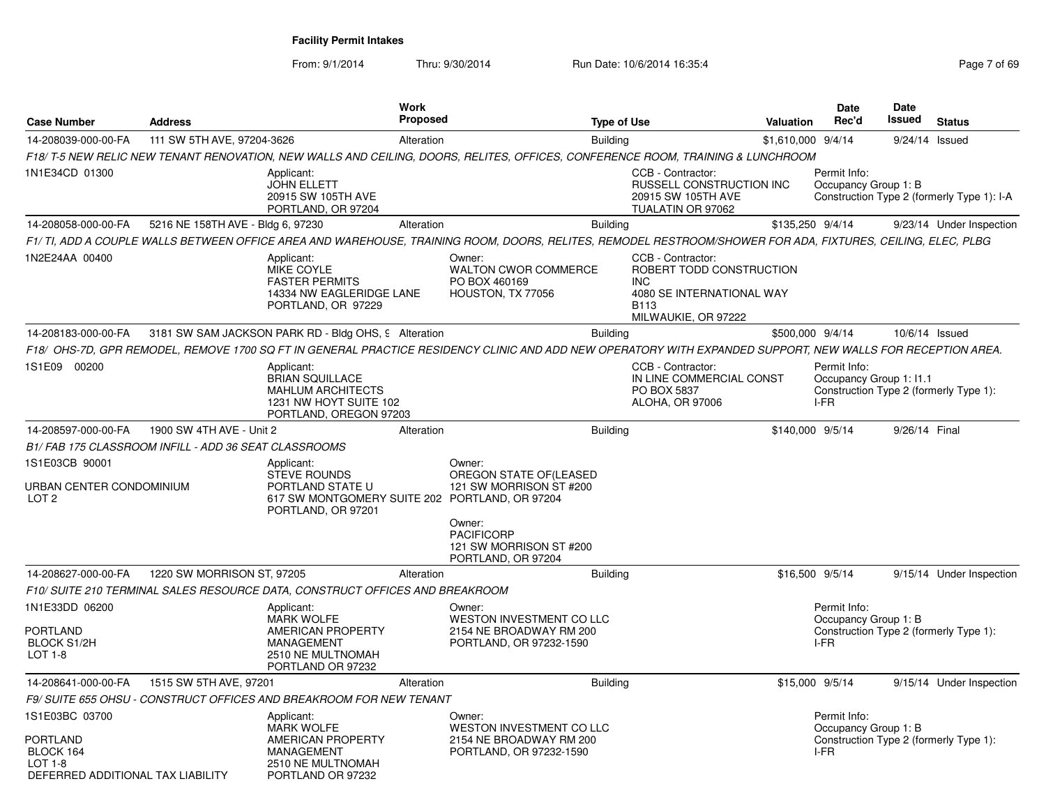**Facility Permit Intakes**

From: 9/1/2014 Thru: 9/30/2014 Run Date: 10/6/2014 16:35:4

| Case Number | Address | Work Proposed | Type of Use | Valuation | Date Rec'd | Date Issued | Status |
|---|---|---|---|---|---|---|---|
| 14-208039-000-00-FA | 111 SW 5TH AVE, 97204-3626 | Alteration | Building | $1,610,000 | 9/4/14 | 9/24/14 | Issued |

*F18/ T-5 NEW RELIC NEW TENANT RENOVATION, NEW WALLS AND CEILING, DOORS, RELITES, OFFICES, CONFERENCE ROOM, TRAINING & LUNCHROOM*

1N1E34CD 01300

Applicant:
JOHN ELLETT
20915 SW 105TH AVE
PORTLAND, OR 97204

CCB - Contractor:
RUSSELL CONSTRUCTION INC
20915 SW 105TH AVE
TUALATIN OR 97062

Permit Info:
Occupancy Group 1: B
Construction Type 2 (formerly Type 1): I-A

| Case Number | Address | Work Proposed | Type of Use | Valuation | Date Rec'd | Date Issued | Status |
|---|---|---|---|---|---|---|---|
| 14-208058-000-00-FA | 5216 NE 158TH AVE - Bldg 6, 97230 | Alteration | Building | $135,250 | 9/4/14 | 9/23/14 | Under Inspection |

*F1/ TI, ADD A COUPLE WALLS BETWEEN OFFICE AREA AND WAREHOUSE, TRAINING ROOM, DOORS, RELITES, REMODEL RESTROOM/SHOWER FOR ADA, FIXTURES, CEILING, ELEC, PLBG*

1N2E24AA 00400

Applicant:
MIKE COYLE
FASTER PERMITS
14334 NW EAGLERIDGE LANE
PORTLAND, OR 97229

Owner:
WALTON CWOR COMMERCE
PO BOX 460169
HOUSTON, TX 77056

CCB - Contractor:
ROBERT TODD CONSTRUCTION INC
4080 SE INTERNATIONAL WAY B113
MILWAUKIE, OR 97222

| Case Number | Address | Work Proposed | Type of Use | Valuation | Date Rec'd | Date Issued | Status |
|---|---|---|---|---|---|---|---|
| 14-208183-000-00-FA | 3181 SW SAM JACKSON PARK RD - Bldg OHS, 9 | Alteration | Building | $500,000 | 9/4/14 | 10/6/14 | Issued |

*F18/ OHS-7D, GPR REMODEL, REMOVE 1700 SQ FT IN GENERAL PRACTICE RESIDENCY CLINIC AND ADD NEW OPERATORY WITH EXPANDED SUPPORT, NEW WALLS FOR RECEPTION AREA.*

1S1E09 00200

Applicant:
BRIAN SQUILLACE
MAHLUM ARCHITECTS
1231 NW HOYT SUITE 102
PORTLAND, OREGON 97203

CCB - Contractor:
IN LINE COMMERCIAL CONST
PO BOX 5837
ALOHA, OR 97006

Permit Info:
Occupancy Group 1: I1.1
Construction Type 2 (formerly Type 1): I-FR

| Case Number | Address | Work Proposed | Type of Use | Valuation | Date Rec'd | Date Issued | Status |
|---|---|---|---|---|---|---|---|
| 14-208597-000-00-FA | 1900 SW 4TH AVE - Unit 2 | Alteration | Building | $140,000 | 9/5/14 | 9/26/14 | Final |

*B1/ FAB 175 CLASSROOM INFILL - ADD 36 SEAT CLASSROOMS*

1S1E03CB 90001

URBAN CENTER CONDOMINIUM
LOT 2

Applicant:
STEVE ROUNDS
PORTLAND STATE U
617 SW MONTGOMERY SUITE 202
PORTLAND, OR 97201

Owner:
OREGON STATE OF(LEASED
121 SW MORRISON ST #200
PORTLAND, OR 97204

Owner:
PACIFICORP
121 SW MORRISON ST #200
PORTLAND, OR 97204

| Case Number | Address | Work Proposed | Type of Use | Valuation | Date Rec'd | Date Issued | Status |
|---|---|---|---|---|---|---|---|
| 14-208627-000-00-FA | 1220 SW MORRISON ST, 97205 | Alteration | Building | $16,500 | 9/5/14 | 9/15/14 | Under Inspection |

*F10/ SUITE 210 TERMINAL SALES RESOURCE DATA, CONSTRUCT OFFICES AND BREAKROOM*

1N1E33DD 06200

PORTLAND
BLOCK S1/2H
LOT 1-8

Applicant:
MARK WOLFE
AMERICAN PROPERTY MANAGEMENT
2510 NE MULTNOMAH
PORTLAND OR 97232

Owner:
WESTON INVESTMENT CO LLC
2154 NE BROADWAY RM 200
PORTLAND, OR 97232-1590

Permit Info:
Occupancy Group 1: B
Construction Type 2 (formerly Type 1): I-FR

| Case Number | Address | Work Proposed | Type of Use | Valuation | Date Rec'd | Date Issued | Status |
|---|---|---|---|---|---|---|---|
| 14-208641-000-00-FA | 1515 SW 5TH AVE, 97201 | Alteration | Building | $15,000 | 9/5/14 | 9/15/14 | Under Inspection |

*F9/ SUITE 655 OHSU - CONSTRUCT OFFICES AND BREAKROOM FOR NEW TENANT*

1S1E03BC 03700

PORTLAND
BLOCK 164
LOT 1-8
DEFERRED ADDITIONAL TAX LIABILITY

Applicant:
MARK WOLFE
AMERICAN PROPERTY MANAGEMENT
2510 NE MULTNOMAH
PORTLAND OR 97232

Owner:
WESTON INVESTMENT CO LLC
2154 NE BROADWAY RM 200
PORTLAND, OR 97232-1590

Permit Info:
Occupancy Group 1: B
Construction Type 2 (formerly Type 1): I-FR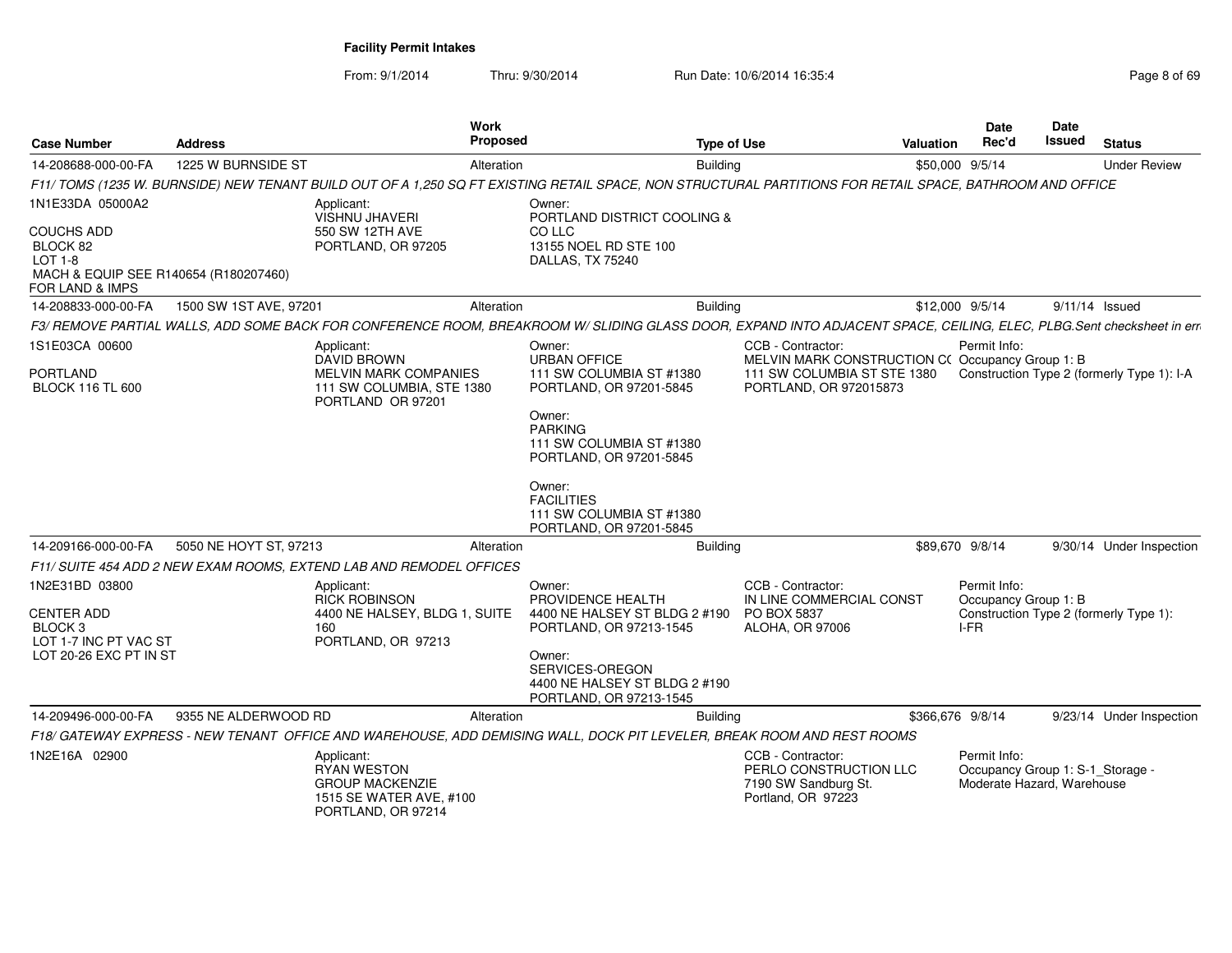**Facility Permit Intakes**

From: 9/1/2014 Thru: 9/30/2014 Run Date: 10/6/2014 16:35:4

| Case Number | Address | Work Proposed | Type of Use | Valuation | Date Rec'd | Date Issued | Status |
|---|---|---|---|---|---|---|---|
| 14-208688-000-00-FA | 1225 W BURNSIDE ST | Alteration | Building | $50,000 | 9/5/14 | | Under Review |

*F11/ TOMS (1235 W. BURNSIDE) NEW TENANT BUILD OUT OF A 1,250 SQ FT EXISTING RETAIL SPACE, NON STRUCTURAL PARTITIONS FOR RETAIL SPACE, BATHROOM AND OFFICE*

1N1E33DA 05000A2
COUCHS ADD
BLOCK 82
LOT 1-8
MACH & EQUIP SEE R140654 (R180207460) FOR LAND & IMPS

Applicant:
VISHNU JHAVERI
550 SW 12TH AVE
PORTLAND, OR 97205

Owner:
PORTLAND DISTRICT COOLING & CO LLC
13155 NOEL RD STE 100
DALLAS, TX 75240

| Case Number | Address | Work Proposed | Type of Use | Valuation | Date Rec'd | Date Issued | Status |
|---|---|---|---|---|---|---|---|
| 14-208833-000-00-FA | 1500 SW 1ST AVE, 97201 | Alteration | Building | $12,000 | 9/5/14 | 9/11/14 | Issued |

*F3/ REMOVE PARTIAL WALLS, ADD SOME BACK FOR CONFERENCE ROOM, BREAKROOM W/ SLIDING GLASS DOOR, EXPAND INTO ADJACENT SPACE, CEILING, ELEC, PLBG.Sent checksheet in err*

1S1E03CA 00600
PORTLAND
BLOCK 116 TL 600

Applicant:
DAVID BROWN
MELVIN MARK COMPANIES
111 SW COLUMBIA, STE 1380
PORTLAND OR 97201

Owner:
URBAN OFFICE
111 SW COLUMBIA ST #1380
PORTLAND, OR 97201-5845

Owner:
PARKING
111 SW COLUMBIA ST #1380
PORTLAND, OR 97201-5845

Owner:
FACILITIES
111 SW COLUMBIA ST #1380
PORTLAND, OR 97201-5845

CCB - Contractor:
MELVIN MARK CONSTRUCTION C(
111 SW COLUMBIA ST STE 1380
PORTLAND, OR 972015873

Permit Info:
Occupancy Group 1: B
Construction Type 2 (formerly Type 1): I-A

| Case Number | Address | Work Proposed | Type of Use | Valuation | Date Rec'd | Date Issued | Status |
|---|---|---|---|---|---|---|---|
| 14-209166-000-00-FA | 5050 NE HOYT ST, 97213 | Alteration | Building | $89,670 | 9/8/14 | 9/30/14 | Under Inspection |

*F11/ SUITE 454 ADD 2 NEW EXAM ROOMS, EXTEND LAB AND REMODEL OFFICES*

1N2E31BD 03800
CENTER ADD
BLOCK 3
LOT 1-7 INC PT VAC ST
LOT 20-26 EXC PT IN ST

Applicant:
RICK ROBINSON
4400 NE HALSEY, BLDG 1, SUITE 160
PORTLAND, OR 97213

Owner:
PROVIDENCE HEALTH
4400 NE HALSEY ST BLDG 2 #190
PORTLAND, OR 97213-1545

Owner:
SERVICES-OREGON
4400 NE HALSEY ST BLDG 2 #190
PORTLAND, OR 97213-1545

CCB - Contractor:
IN LINE COMMERCIAL CONST
PO BOX 5837
ALOHA, OR 97006

Permit Info:
Occupancy Group 1: B
Construction Type 2 (formerly Type 1): I-FR

| Case Number | Address | Work Proposed | Type of Use | Valuation | Date Rec'd | Date Issued | Status |
|---|---|---|---|---|---|---|---|
| 14-209496-000-00-FA | 9355 NE ALDERWOOD RD | Alteration | Building | $366,676 | 9/8/14 | 9/23/14 | Under Inspection |

*F18/ GATEWAY EXPRESS - NEW TENANT OFFICE AND WAREHOUSE, ADD DEMISING WALL, DOCK PIT LEVELER, BREAK ROOM AND REST ROOMS*

1N2E16A 02900

Applicant:
RYAN WESTON
GROUP MACKENZIE
1515 SE WATER AVE, #100
PORTLAND, OR 97214

CCB - Contractor:
PERLO CONSTRUCTION LLC
7190 SW Sandburg St.
Portland, OR 97223

Permit Info:
Occupancy Group 1: S-1_Storage - Moderate Hazard, Warehouse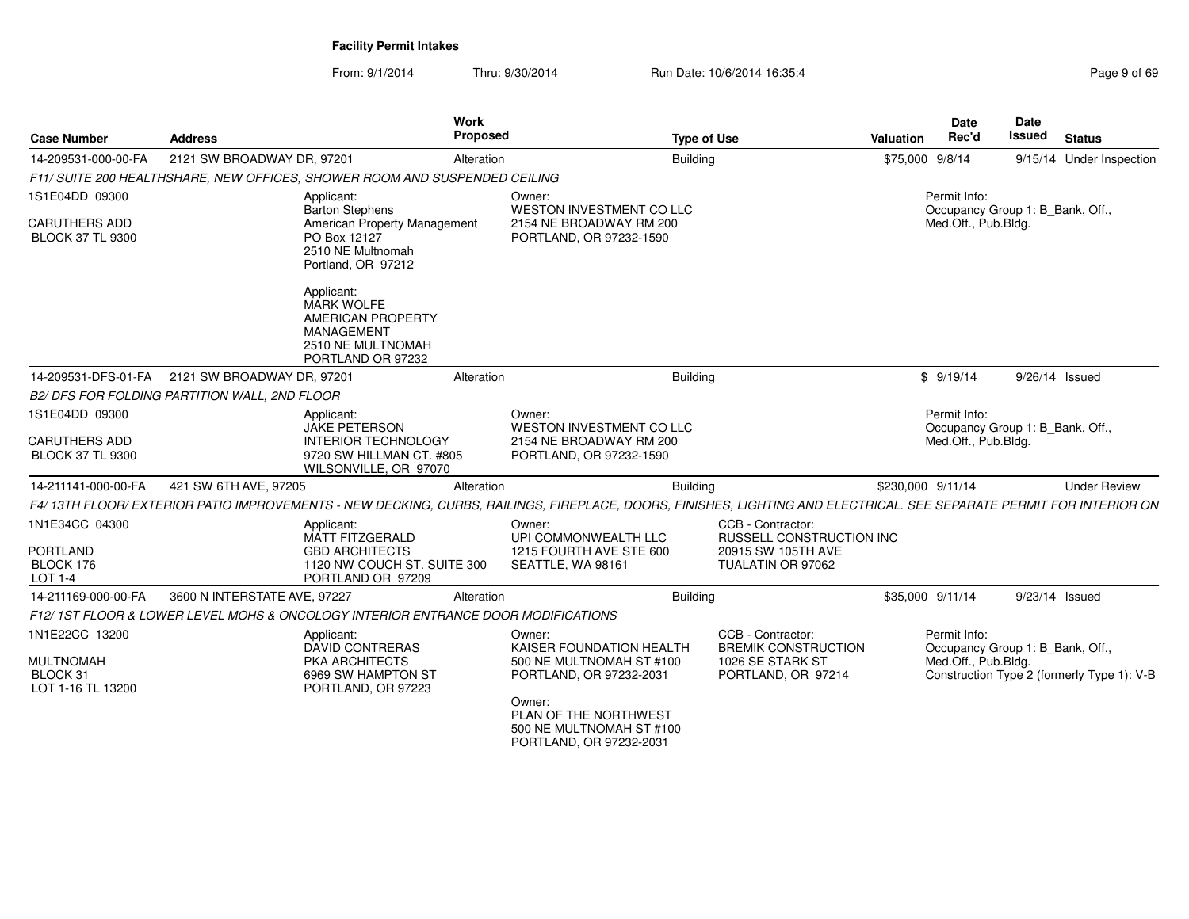**Facility Permit Intakes**

From: 9/1/2014 Thru: 9/30/2014 Run Date: 10/6/2014 16:35:4

| Case Number | Address | Work Proposed | Type of Use | Valuation | Date Rec'd | Date Issued | Status |
|---|---|---|---|---|---|---|---|
| 14-209531-000-00-FA | 2121 SW BROADWAY DR, 97201 | Alteration | Building | $75,000 | 9/8/14 | 9/15/14 | Under Inspection |

*F11/ SUITE 200 HEALTHSHARE, NEW OFFICES, SHOWER ROOM AND SUSPENDED CEILING*

1S1E04DD 09300
CARUTHERS ADD
BLOCK 37 TL 9300

Applicant:
Barton Stephens
American Property Management
PO Box 12127
2510 NE Multnomah
Portland, OR 97212

Applicant:
MARK WOLFE
AMERICAN PROPERTY MANAGEMENT
2510 NE MULTNOMAH
PORTLAND OR 97232

Owner:
WESTON INVESTMENT CO LLC
2154 NE BROADWAY RM 200
PORTLAND, OR 97232-1590

Permit Info:
Occupancy Group 1: B_Bank, Off., Med.Off., Pub.Bldg.

| Case Number | Address | Work Proposed | Type of Use | Valuation | Date Rec'd | Date Issued | Status |
|---|---|---|---|---|---|---|---|
| 14-209531-DFS-01-FA | 2121 SW BROADWAY DR, 97201 | Alteration | Building | $ | 9/19/14 | 9/26/14 | Issued |

*B2/ DFS FOR FOLDING PARTITION WALL, 2ND FLOOR*

1S1E04DD 09300
CARUTHERS ADD
BLOCK 37 TL 9300

Applicant:
JAKE PETERSON
INTERIOR TECHNOLOGY
9720 SW HILLMAN CT. #805
WILSONVILLE, OR 97070

Owner:
WESTON INVESTMENT CO LLC
2154 NE BROADWAY RM 200
PORTLAND, OR 97232-1590

Permit Info:
Occupancy Group 1: B_Bank, Off., Med.Off., Pub.Bldg.

| Case Number | Address | Work Proposed | Type of Use | Valuation | Date Rec'd | Date Issued | Status |
|---|---|---|---|---|---|---|---|
| 14-211141-000-00-FA | 421 SW 6TH AVE, 97205 | Alteration | Building | $230,000 | 9/11/14 | | Under Review |

*F4/ 13TH FLOOR/ EXTERIOR PATIO IMPROVEMENTS - NEW DECKING, CURBS, RAILINGS, FIREPLACE, DOORS, FINISHES, LIGHTING AND ELECTRICAL. SEE SEPARATE PERMIT FOR INTERIOR ON*

1N1E34CC 04300
PORTLAND
BLOCK 176
LOT 1-4

Applicant:
MATT FITZGERALD
GBD ARCHITECTS
1120 NW COUCH ST. SUITE 300
PORTLAND OR 97209

Owner:
UPI COMMONWEALTH LLC
1215 FOURTH AVE STE 600
SEATTLE, WA 98161

CCB - Contractor:
RUSSELL CONSTRUCTION INC
20915 SW 105TH AVE
TUALATIN OR 97062

| Case Number | Address | Work Proposed | Type of Use | Valuation | Date Rec'd | Date Issued | Status |
|---|---|---|---|---|---|---|---|
| 14-211169-000-00-FA | 3600 N INTERSTATE AVE, 97227 | Alteration | Building | $35,000 | 9/11/14 | 9/23/14 | Issued |

*F12/ 1ST FLOOR & LOWER LEVEL MOHS & ONCOLOGY INTERIOR ENTRANCE DOOR MODIFICATIONS*

1N1E22CC 13200
MULTNOMAH
BLOCK 31
LOT 1-16 TL 13200

Applicant:
DAVID CONTRERAS
PKA ARCHITECTS
6969 SW HAMPTON ST
PORTLAND, OR 97223

Owner:
KAISER FOUNDATION HEALTH
500 NE MULTNOMAH ST #100
PORTLAND, OR 97232-2031

Owner:
PLAN OF THE NORTHWEST
500 NE MULTNOMAH ST #100
PORTLAND, OR 97232-2031

CCB - Contractor:
BREMIK CONSTRUCTION
1026 SE STARK ST
PORTLAND, OR 97214

Permit Info:
Occupancy Group 1: B_Bank, Off., Med.Off., Pub.Bldg.
Construction Type 2 (formerly Type 1): V-B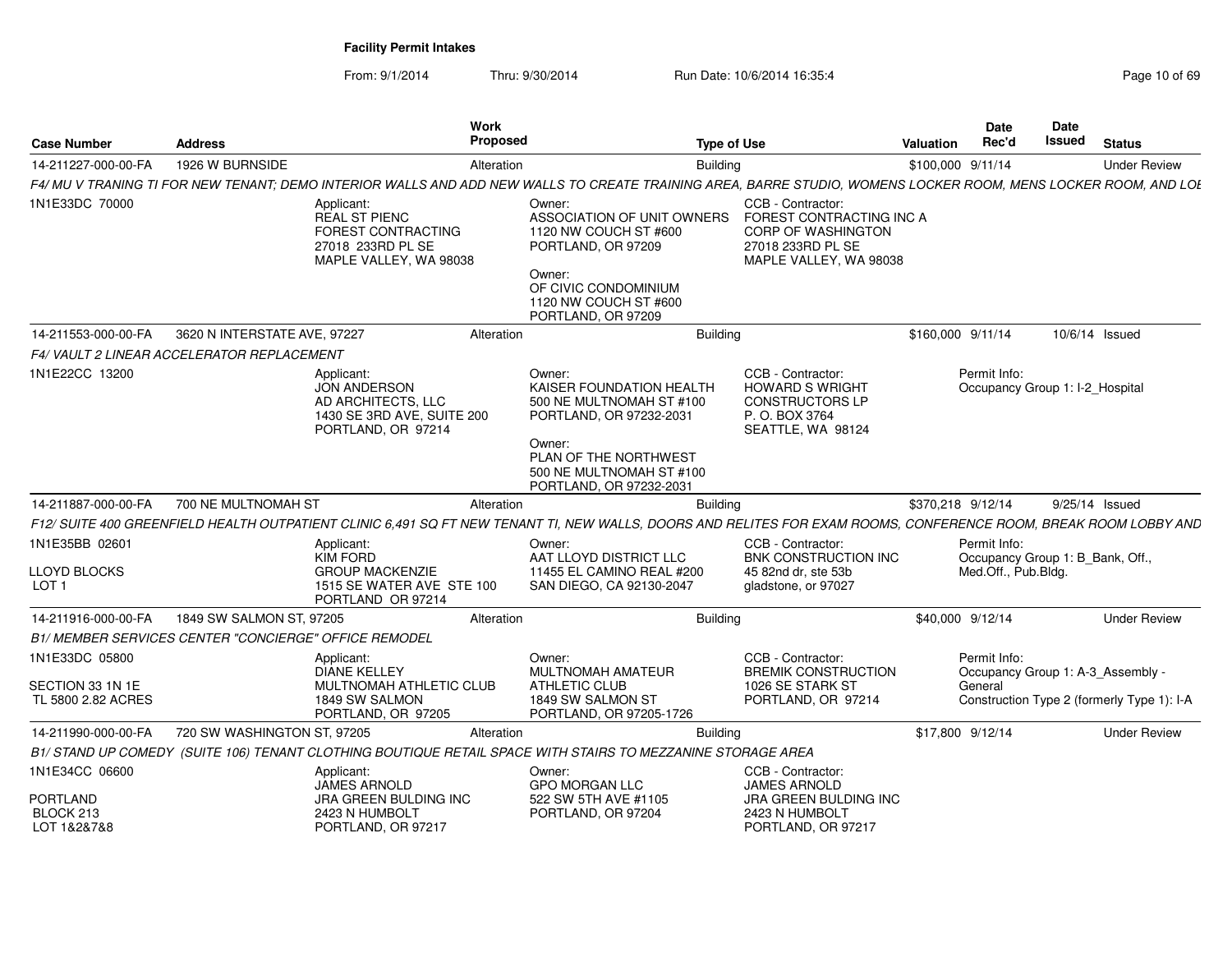# Facility Permit Intakes

From: 9/1/2014 Thru: 9/30/2014 Run Date: 10/6/2014 16:35:4

| Case Number | Address | Work Proposed | Type of Use | Valuation | Date Rec'd | Date Issued | Status |
|---|---|---|---|---|---|---|---|
| 14-211227-000-00-FA | 1926 W BURNSIDE | Alteration | Building | $100,000 | 9/11/14 | | Under Review |

*F4/ MU V TRANING TI FOR NEW TENANT; DEMO INTERIOR WALLS AND ADD NEW WALLS TO CREATE TRAINING AREA, BARRE STUDIO, WOMENS LOCKER ROOM, MENS LOCKER ROOM, AND LOE*

1N1E33DC 70000

Applicant:
REAL ST PIENC
FOREST CONTRACTING
27018 233RD PL SE
MAPLE VALLEY, WA 98038

Owner:
ASSOCIATION OF UNIT OWNERS
1120 NW COUCH ST #600
PORTLAND, OR 97209

Owner:
OF CIVIC CONDOMINIUM
1120 NW COUCH ST #600
PORTLAND, OR 97209

CCB - Contractor:
FOREST CONTRACTING INC A
CORP OF WASHINGTON
27018 233RD PL SE
MAPLE VALLEY, WA 98038

---

| Case Number | Address | Work Proposed | Type of Use | Valuation | Date Rec'd | Date Issued | Status |
|---|---|---|---|---|---|---|---|
| 14-211553-000-00-FA | 3620 N INTERSTATE AVE, 97227 | Alteration | Building | $160,000 | 9/11/14 | 10/6/14 | Issued |

*F4/ VAULT 2 LINEAR ACCELERATOR REPLACEMENT*

1N1E22CC 13200

Applicant:
JON ANDERSON
AD ARCHITECTS, LLC
1430 SE 3RD AVE, SUITE 200
PORTLAND, OR 97214

Owner:
KAISER FOUNDATION HEALTH
500 NE MULTNOMAH ST #100
PORTLAND, OR 97232-2031

Owner:
PLAN OF THE NORTHWEST
500 NE MULTNOMAH ST #100
PORTLAND, OR 97232-2031

CCB - Contractor:
HOWARD S WRIGHT
CONSTRUCTORS LP
P. O. BOX 3764
SEATTLE, WA 98124

Permit Info:
Occupancy Group 1: I-2_Hospital

---

| Case Number | Address | Work Proposed | Type of Use | Valuation | Date Rec'd | Date Issued | Status |
|---|---|---|---|---|---|---|---|
| 14-211887-000-00-FA | 700 NE MULTNOMAH ST | Alteration | Building | $370,218 | 9/12/14 | 9/25/14 | Issued |

*F12/ SUITE 400 GREENFIELD HEALTH OUTPATIENT CLINIC 6,491 SQ FT NEW TENANT TI, NEW WALLS, DOORS AND RELITES FOR EXAM ROOMS, CONFERENCE ROOM, BREAK ROOM LOBBY AND*

1N1E35BB 02601

LLOYD BLOCKS
LOT 1

Applicant:
KIM FORD
GROUP MACKENZIE
1515 SE WATER AVE STE 100
PORTLAND OR 97214

Owner:
AAT LLOYD DISTRICT LLC
11455 EL CAMINO REAL #200
SAN DIEGO, CA 92130-2047

CCB - Contractor:
BNK CONSTRUCTION INC
45 82nd dr, ste 53b
gladstone, or 97027

Permit Info:
Occupancy Group 1: B_Bank, Off., Med.Off., Pub.Bldg.

---

| Case Number | Address | Work Proposed | Type of Use | Valuation | Date Rec'd | Date Issued | Status |
|---|---|---|---|---|---|---|---|
| 14-211916-000-00-FA | 1849 SW SALMON ST, 97205 | Alteration | Building | $40,000 | 9/12/14 | | Under Review |

*B1/ MEMBER SERVICES CENTER "CONCIERGE" OFFICE REMODEL*

1N1E33DC 05800

SECTION 33 1N 1E
TL 5800 2.82 ACRES

Applicant:
DIANE KELLEY
MULTNOMAH ATHLETIC CLUB
1849 SW SALMON
PORTLAND, OR 97205

Owner:
MULTNOMAH AMATEUR
ATHLETIC CLUB
1849 SW SALMON ST
PORTLAND, OR 97205-1726

CCB - Contractor:
BREMIK CONSTRUCTION
1026 SE STARK ST
PORTLAND, OR 97214

Permit Info:
Occupancy Group 1: A-3_Assembly - General
Construction Type 2 (formerly Type 1): I-A

---

| Case Number | Address | Work Proposed | Type of Use | Valuation | Date Rec'd | Date Issued | Status |
|---|---|---|---|---|---|---|---|
| 14-211990-000-00-FA | 720 SW WASHINGTON ST, 97205 | Alteration | Building | $17,800 | 9/12/14 | | Under Review |

*B1/ STAND UP COMEDY (SUITE 106) TENANT CLOTHING BOUTIQUE RETAIL SPACE WITH STAIRS TO MEZZANINE STORAGE AREA*

1N1E34CC 06600

PORTLAND
BLOCK 213
LOT 1&2&7&8

Applicant:
JAMES ARNOLD
JRA GREEN BULDING INC
2423 N HUMBOLT
PORTLAND, OR 97217

Owner:
GPO MORGAN LLC
522 SW 5TH AVE #1105
PORTLAND, OR 97204

CCB - Contractor:
JAMES ARNOLD
JRA GREEN BULDING INC
2423 N HUMBOLT
PORTLAND, OR 97217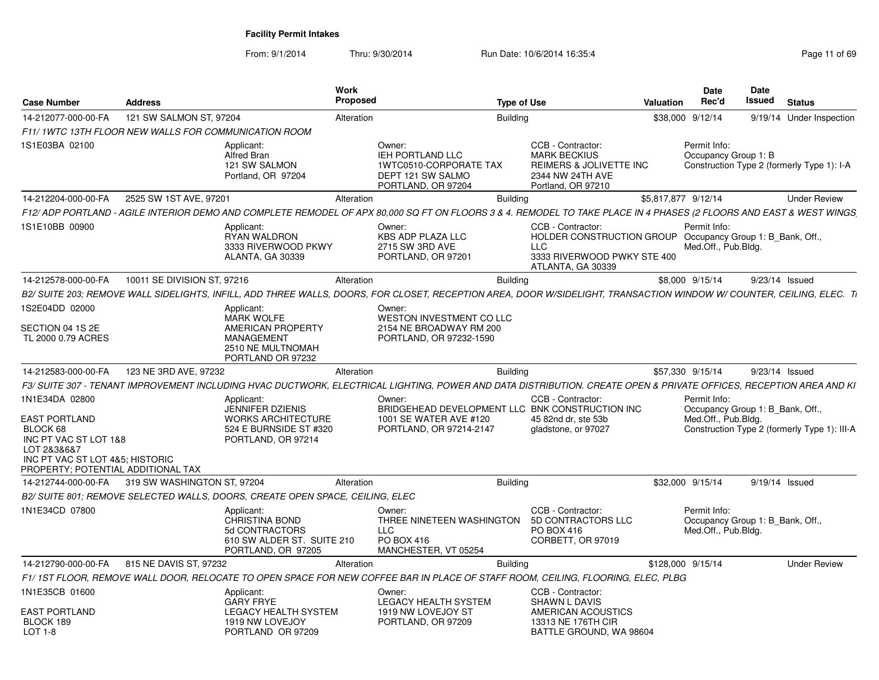**Facility Permit Intakes**

From: 9/1/2014 Thru: 9/30/2014 Run Date: 10/6/2014 16:35:4

| Case Number | Address | Work Proposed | Type of Use | Valuation | Date Rec'd | Date Issued | Status |
|---|---|---|---|---|---|---|---|
| 14-212077-000-00-FA | 121 SW SALMON ST, 97204 | Alteration | Building | $38,000 | 9/12/14 | 9/19/14 | Under Inspection |

*F11/ 1WTC 13TH FLOOR NEW WALLS FOR COMMUNICATION ROOM*

1S1E03BA 02100

Applicant: Alfred Bran, 121 SW SALMON, Portland, OR 97204

Owner: IEH PORTLAND LLC, 1WTC0510-CORPORATE TAX, DEPT 121 SW SALMO, PORTLAND, OR 97204

CCB - Contractor: MARK BECKIUS, REIMERS & JOLIVETTE INC, 2344 NW 24TH AVE, Portland, OR 97210

Permit Info: Occupancy Group 1: B; Construction Type 2 (formerly Type 1): I-A

| Case Number | Address | Work Proposed | Type of Use | Valuation | Date Rec'd | Date Issued | Status |
|---|---|---|---|---|---|---|---|
| 14-212204-000-00-FA | 2525 SW 1ST AVE, 97201 | Alteration | Building | $5,817,877 | 9/12/14 | | Under Review |

*F12/ ADP PORTLAND - AGILE INTERIOR DEMO AND COMPLETE REMODEL OF APX 80,000 SQ FT ON FLOORS 3 & 4. REMODEL TO TAKE PLACE IN 4 PHASES (2 FLOORS AND EAST & WEST WINGS*

1S1E10BB 00900

Applicant: RYAN WALDRON, 3333 RIVERWOOD PKWY, ALANTA, GA 30339

Owner: KBS ADP PLAZA LLC, 2715 SW 3RD AVE, PORTLAND, OR 97201

CCB - Contractor: HOLDER CONSTRUCTION GROUP LLC, 3333 RIVERWOOD PWKY STE 400, ATLANTA, GA 30339

Permit Info: Occupancy Group 1: B_Bank, Off., Med.Off., Pub.Bldg.

| Case Number | Address | Work Proposed | Type of Use | Valuation | Date Rec'd | Date Issued | Status |
|---|---|---|---|---|---|---|---|
| 14-212578-000-00-FA | 10011 SE DIVISION ST, 97216 | Alteration | Building | $8,000 | 9/15/14 | 9/23/14 | Issued |

*B2/ SUITE 203; REMOVE WALL SIDELIGHTS, INFILL, ADD THREE WALLS, DOORS, FOR CLOSET, RECEPTION AREA, DOOR W/SIDELIGHT, TRANSACTION WINDOW W/ COUNTER, CEILING, ELEC. T*

1S2E04DD 02000

SECTION 04 1S 2E
TL 2000 0.79 ACRES

Applicant: MARK WOLFE, AMERICAN PROPERTY MANAGEMENT, 2510 NE MULTNOMAH, PORTLAND OR 97232

Owner: WESTON INVESTMENT CO LLC, 2154 NE BROADWAY RM 200, PORTLAND, OR 97232-1590

| Case Number | Address | Work Proposed | Type of Use | Valuation | Date Rec'd | Date Issued | Status |
|---|---|---|---|---|---|---|---|
| 14-212583-000-00-FA | 123 NE 3RD AVE, 97232 | Alteration | Building | $57,330 | 9/15/14 | 9/23/14 | Issued |

*F3/ SUITE 307 - TENANT IMPROVEMENT INCLUDING HVAC DUCTWORK, ELECTRICAL LIGHTING, POWER AND DATA DISTRIBUTION. CREATE OPEN & PRIVATE OFFICES, RECEPTION AREA AND KI*

1N1E34DA 02800

EAST PORTLAND
BLOCK 68
INC PT VAC ST LOT 1&8
LOT 2&3&6&7
INC PT VAC ST LOT 4&5; HISTORIC PROPERTY; POTENTIAL ADDITIONAL TAX

Applicant: JENNIFER DZIENIS, WORKS ARCHITECTURE, 524 E BURNSIDE ST #320, PORTLAND, OR 97214

Owner: BRIDGEHEAD DEVELOPMENT LLC, 1001 SE WATER AVE #120, PORTLAND, OR 97214-2147

CCB - Contractor: BNK CONSTRUCTION INC, 45 82nd dr, ste 53b, gladstone, or 97027

Permit Info: Occupancy Group 1: B_Bank, Off., Med.Off., Pub.Bldg.; Construction Type 2 (formerly Type 1): III-A

| Case Number | Address | Work Proposed | Type of Use | Valuation | Date Rec'd | Date Issued | Status |
|---|---|---|---|---|---|---|---|
| 14-212744-000-00-FA | 319 SW WASHINGTON ST, 97204 | Alteration | Building | $32,000 | 9/15/14 | 9/19/14 | Issued |

*B2/ SUITE 801; REMOVE SELECTED WALLS, DOORS, CREATE OPEN SPACE, CEILING, ELEC*

1N1E34CD 07800

Applicant: CHRISTINA BOND, 5d CONTRACTORS, 610 SW ALDER ST. SUITE 210, PORTLAND, OR 97205

Owner: THREE NINETEEN WASHINGTON LLC, PO BOX 416, MANCHESTER, VT 05254

CCB - Contractor: 5D CONTRACTORS LLC, PO BOX 416, CORBETT, OR 97019

Permit Info: Occupancy Group 1: B_Bank, Off., Med.Off., Pub.Bldg.

| Case Number | Address | Work Proposed | Type of Use | Valuation | Date Rec'd | Date Issued | Status |
|---|---|---|---|---|---|---|---|
| 14-212790-000-00-FA | 815 NE DAVIS ST, 97232 | Alteration | Building | $128,000 | 9/15/14 | | Under Review |

*F1/ 1ST FLOOR, REMOVE WALL DOOR, RELOCATE TO OPEN SPACE FOR NEW COFFEE BAR IN PLACE OF STAFF ROOM, CEILING, FLOORING, ELEC, PLBG*

1N1E35CB 01600

EAST PORTLAND
BLOCK 189
LOT 1-8

Applicant: GARY FRYE, LEGACY HEALTH SYSTEM, 1919 NW LOVEJOY, PORTLAND OR 97209

Owner: LEGACY HEALTH SYSTEM, 1919 NW LOVEJOY ST, PORTLAND, OR 97209

CCB - Contractor: SHAWN L DAVIS, AMERICAN ACOUSTICS, 13313 NE 176TH CIR, BATTLE GROUND, WA 98604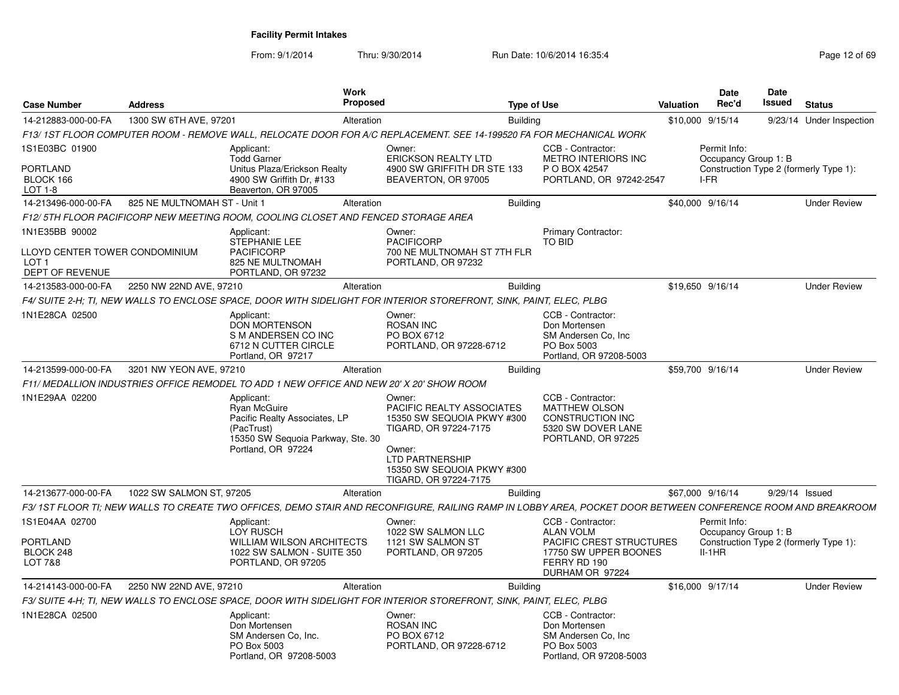# Facility Permit Intakes

From: 9/1/2014 Thru: 9/30/2014 Run Date: 10/6/2014 16:35:4

| Case Number | Address | Work Proposed | Type of Use | Valuation | Date Rec'd | Date Issued | Status |
|---|---|---|---|---|---|---|---|
| 14-212883-000-00-FA | 1300 SW 6TH AVE, 97201 | Alteration | Building | $10,000 | 9/15/14 | 9/23/14 | Under Inspection |

*F13/ 1ST FLOOR COMPUTER ROOM - REMOVE WALL, RELOCATE DOOR FOR A/C REPLACEMENT. SEE 14-199520 FA FOR MECHANICAL WORK*

1S1E03BC 01900
PORTLAND
BLOCK 166
LOT 1-8

Applicant: Todd Garner, Unitus Plaza/Erickson Realty, 4900 SW Griffith Dr, #133, Beaverton, OR 97005

Owner: ERICKSON REALTY LTD, 4900 SW GRIFFITH DR STE 133, BEAVERTON, OR 97005

CCB - Contractor: METRO INTERIORS INC, P O BOX 42547, PORTLAND, OR 97242-2547

Permit Info: Occupancy Group 1: B; Construction Type 2 (formerly Type 1): I-FR

---

| Case Number | Address | Work Proposed | Type of Use | Valuation | Date Rec'd | Date Issued | Status |
|---|---|---|---|---|---|---|---|
| 14-213496-000-00-FA | 825 NE MULTNOMAH ST - Unit 1 | Alteration | Building | $40,000 | 9/16/14 | | Under Review |

*F12/ 5TH FLOOR PACIFICORP NEW MEETING ROOM, COOLING CLOSET AND FENCED STORAGE AREA*

1N1E35BB 90002
LLOYD CENTER TOWER CONDOMINIUM
LOT 1
DEPT OF REVENUE

Applicant: STEPHANIE LEE, PACIFICORP, 825 NE MULTNOMAH, PORTLAND, OR 97232

Owner: PACIFICORP, 700 NE MULTNOMAH ST 7TH FLR, PORTLAND, OR 97232

Primary Contractor: TO BID

---

| Case Number | Address | Work Proposed | Type of Use | Valuation | Date Rec'd | Date Issued | Status |
|---|---|---|---|---|---|---|---|
| 14-213583-000-00-FA | 2250 NW 22ND AVE, 97210 | Alteration | Building | $19,650 | 9/16/14 | | Under Review |

*F4/ SUITE 2-H; TI, NEW WALLS TO ENCLOSE SPACE, DOOR WITH SIDELIGHT FOR INTERIOR STOREFRONT, SINK, PAINT, ELEC, PLBG*

1N1E28CA 02500

Applicant: DON MORTENSON, S M ANDERSEN CO INC, 6712 N CUTTER CIRCLE, Portland, OR 97217

Owner: ROSAN INC, PO BOX 6712, PORTLAND, OR 97228-6712

CCB - Contractor: Don Mortensen, SM Andersen Co, Inc, PO Box 5003, Portland, OR 97208-5003

---

| Case Number | Address | Work Proposed | Type of Use | Valuation | Date Rec'd | Date Issued | Status |
|---|---|---|---|---|---|---|---|
| 14-213599-000-00-FA | 3201 NW YEON AVE, 97210 | Alteration | Building | $59,700 | 9/16/14 | | Under Review |

*F11/ MEDALLION INDUSTRIES OFFICE REMODEL TO ADD 1 NEW OFFICE AND NEW 20' X 20' SHOW ROOM*

1N1E29AA 02200

Applicant: Ryan McGuire, Pacific Realty Associates, LP (PacTrust), 15350 SW Sequoia Parkway, Ste. 30, Portland, OR 97224

Owner: PACIFIC REALTY ASSOCIATES, 15350 SW SEQUOIA PKWY #300, TIGARD, OR 97224-7175

Owner: LTD PARTNERSHIP, 15350 SW SEQUOIA PKWY #300, TIGARD, OR 97224-7175

CCB - Contractor: MATTHEW OLSON, CONSTRUCTION INC, 5320 SW DOVER LANE, PORTLAND, OR 97225

---

| Case Number | Address | Work Proposed | Type of Use | Valuation | Date Rec'd | Date Issued | Status |
|---|---|---|---|---|---|---|---|
| 14-213677-000-00-FA | 1022 SW SALMON ST, 97205 | Alteration | Building | $67,000 | 9/16/14 | 9/29/14 | Issued |

*F3/ 1ST FLOOR TI; NEW WALLS TO CREATE TWO OFFICES, DEMO STAIR AND RECONFIGURE, RAILING RAMP IN LOBBY AREA, POCKET DOOR BETWEEN CONFERENCE ROOM AND BREAKROOM*

1S1E04AA 02700
PORTLAND
BLOCK 248
LOT 7&8

Applicant: LOY RUSCH, WILLIAM WILSON ARCHITECTS, 1022 SW SALMON - SUITE 350, PORTLAND, OR 97205

Owner: 1022 SW SALMON LLC, 1121 SW SALMON ST, PORTLAND, OR 97205

CCB - Contractor: ALAN VOLM, PACIFIC CREST STRUCTURES, 17750 SW UPPER BOONES FERRY RD 190, DURHAM OR 97224

Permit Info: Occupancy Group 1: B; Construction Type 2 (formerly Type 1): II-1HR

---

| Case Number | Address | Work Proposed | Type of Use | Valuation | Date Rec'd | Date Issued | Status |
|---|---|---|---|---|---|---|---|
| 14-214143-000-00-FA | 2250 NW 22ND AVE, 97210 | Alteration | Building | $16,000 | 9/17/14 | | Under Review |

*F3/ SUITE 4-H; TI, NEW WALLS TO ENCLOSE SPACE, DOOR WITH SIDELIGHT FOR INTERIOR STOREFRONT, SINK, PAINT, ELEC, PLBG*

1N1E28CA 02500

Applicant: Don Mortensen, SM Andersen Co, Inc., PO Box 5003, Portland, OR 97208-5003

Owner: ROSAN INC, PO BOX 6712, PORTLAND, OR 97228-6712

CCB - Contractor: Don Mortensen, SM Andersen Co, Inc, PO Box 5003, Portland, OR 97208-5003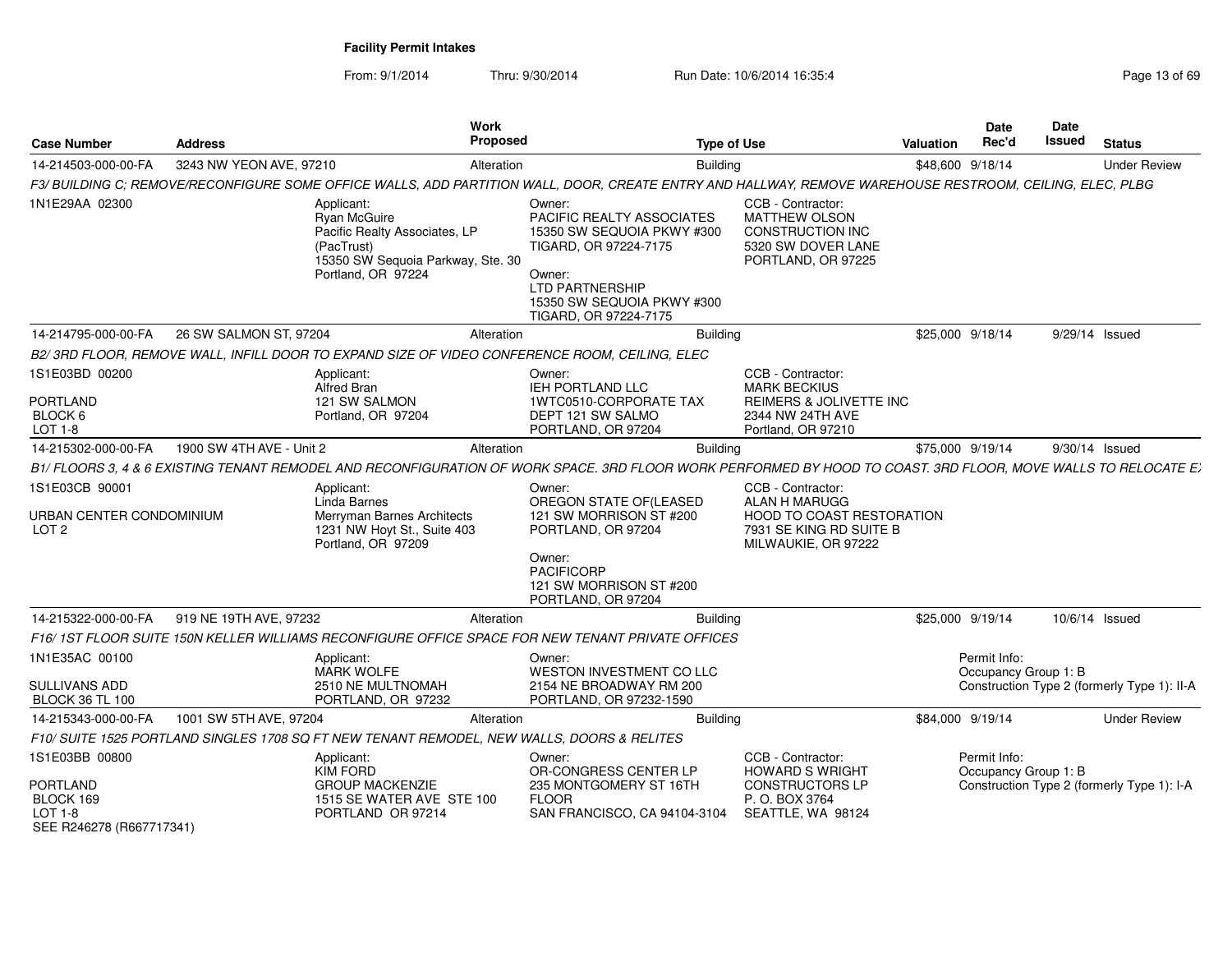**Facility Permit Intakes**

From: 9/1/2014 Thru: 9/30/2014 Run Date: 10/6/2014 16:35:4

| Case Number | Address | Work Proposed | Type of Use | Valuation | Date Rec'd | Date Issued | Status |
|---|---|---|---|---|---|---|---|
| 14-214503-000-00-FA | 3243 NW YEON AVE, 97210 | Alteration | Building | $48,600 | 9/18/14 | | Under Review |

*F3/ BUILDING C; REMOVE/RECONFIGURE SOME OFFICE WALLS, ADD PARTITION WALL, DOOR, CREATE ENTRY AND HALLWAY, REMOVE WAREHOUSE RESTROOM, CEILING, ELEC, PLBG*

1N1E29AA 02300

Applicant:
Ryan McGuire
Pacific Realty Associates, LP (PacTrust)
15350 SW Sequoia Parkway, Ste. 30
Portland, OR 97224

Owner:
PACIFIC REALTY ASSOCIATES
15350 SW SEQUOIA PKWY #300
TIGARD, OR 97224-7175

Owner:
LTD PARTNERSHIP
15350 SW SEQUOIA PKWY #300
TIGARD, OR 97224-7175

CCB - Contractor:
MATTHEW OLSON
CONSTRUCTION INC
5320 SW DOVER LANE
PORTLAND, OR 97225

| Case Number | Address | Work Proposed | Type of Use | Valuation | Date Rec'd | Date Issued | Status |
|---|---|---|---|---|---|---|---|
| 14-214795-000-00-FA | 26 SW SALMON ST, 97204 | Alteration | Building | $25,000 | 9/18/14 | 9/29/14 | Issued |

*B2/ 3RD FLOOR, REMOVE WALL, INFILL DOOR TO EXPAND SIZE OF VIDEO CONFERENCE ROOM, CEILING, ELEC*

1S1E03BD 00200
PORTLAND
BLOCK 6
LOT 1-8

Applicant:
Alfred Bran
121 SW SALMON
Portland, OR 97204

Owner:
IEH PORTLAND LLC
1WTC0510-CORPORATE TAX
DEPT 121 SW SALMO
PORTLAND, OR 97204

CCB - Contractor:
MARK BECKIUS
REIMERS & JOLIVETTE INC
2344 NW 24TH AVE
Portland, OR 97210

| Case Number | Address | Work Proposed | Type of Use | Valuation | Date Rec'd | Date Issued | Status |
|---|---|---|---|---|---|---|---|
| 14-215302-000-00-FA | 1900 SW 4TH AVE - Unit 2 | Alteration | Building | $75,000 | 9/19/14 | 9/30/14 | Issued |

*B1/ FLOORS 3, 4 & 6 EXISTING TENANT REMODEL AND RECONFIGURATION OF WORK SPACE. 3RD FLOOR WORK PERFORMED BY HOOD TO COAST. 3RD FLOOR, MOVE WALLS TO RELOCATE E*

1S1E03CB 90001
URBAN CENTER CONDOMINIUM
LOT 2

Applicant:
Linda Barnes
Merryman Barnes Architects
1231 NW Hoyt St., Suite 403
Portland, OR 97209

Owner:
OREGON STATE OF(LEASED
121 SW MORRISON ST #200
PORTLAND, OR 97204

Owner:
PACIFICORP
121 SW MORRISON ST #200
PORTLAND, OR 97204

CCB - Contractor:
ALAN H MARUGG
HOOD TO COAST RESTORATION
7931 SE KING RD SUITE B
MILWAUKIE, OR 97222

| Case Number | Address | Work Proposed | Type of Use | Valuation | Date Rec'd | Date Issued | Status |
|---|---|---|---|---|---|---|---|
| 14-215322-000-00-FA | 919 NE 19TH AVE, 97232 | Alteration | Building | $25,000 | 9/19/14 | 10/6/14 | Issued |

*F16/ 1ST FLOOR SUITE 150N KELLER WILLIAMS RECONFIGURE OFFICE SPACE FOR NEW TENANT PRIVATE OFFICES*

1N1E35AC 00100
SULLIVANS ADD
BLOCK 36 TL 100

Applicant:
MARK WOLFE
2510 NE MULTNOMAH
PORTLAND, OR 97232

Owner:
WESTON INVESTMENT CO LLC
2154 NE BROADWAY RM 200
PORTLAND, OR 97232-1590

Permit Info:
Occupancy Group 1: B
Construction Type 2 (formerly Type 1): II-A

| Case Number | Address | Work Proposed | Type of Use | Valuation | Date Rec'd | Date Issued | Status |
|---|---|---|---|---|---|---|---|
| 14-215343-000-00-FA | 1001 SW 5TH AVE, 97204 | Alteration | Building | $84,000 | 9/19/14 | | Under Review |

*F10/ SUITE 1525 PORTLAND SINGLES 1708 SQ FT NEW TENANT REMODEL, NEW WALLS, DOORS & RELITES*

1S1E03BB 00800
PORTLAND
BLOCK 169
LOT 1-8
SEE R246278 (R667717341)

Applicant:
KIM FORD
GROUP MACKENZIE
1515 SE WATER AVE STE 100
PORTLAND OR 97214

Owner:
OR-CONGRESS CENTER LP
235 MONTGOMERY ST 16TH
FLOOR
SAN FRANCISCO, CA 94104-3104

CCB - Contractor:
HOWARD S WRIGHT
CONSTRUCTORS LP
P. O. BOX 3764
SEATTLE, WA 98124

Permit Info:
Occupancy Group 1: B
Construction Type 2 (formerly Type 1): I-A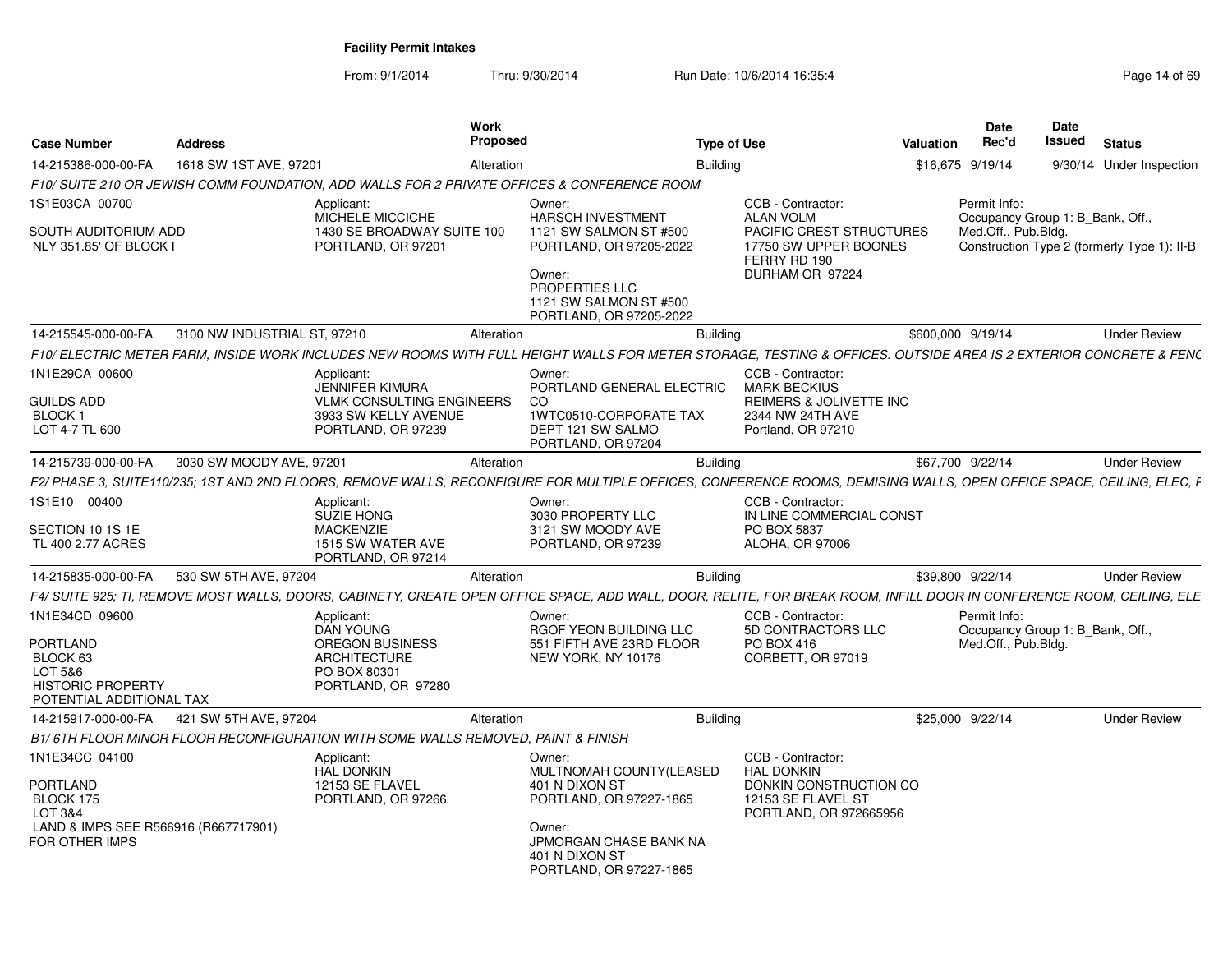# Facility Permit Intakes

From: 9/1/2014 Thru: 9/30/2014 Run Date: 10/6/2014 16:35:4

| Case Number | Address | Work Proposed | Type of Use | Valuation | Date Rec'd | Date Issued | Status |
|---|---|---|---|---|---|---|---|
| 14-215386-000-00-FA | 1618 SW 1ST AVE, 97201 | Alteration | Building | $16,675 | 9/19/14 | 9/30/14 | Under Inspection |

*F10/ SUITE 210 OR JEWISH COMM FOUNDATION, ADD WALLS FOR 2 PRIVATE OFFICES & CONFERENCE ROOM*

1S1E03CA 00700
SOUTH AUDITORIUM ADD
NLY 351.85' OF BLOCK I

Applicant:
MICHELE MICCICHE
1430 SE BROADWAY SUITE 100
PORTLAND, OR 97201

Owner:
HARSCH INVESTMENT
1121 SW SALMON ST #500
PORTLAND, OR 97205-2022

Owner:
PROPERTIES LLC
1121 SW SALMON ST #500
PORTLAND, OR 97205-2022

CCB - Contractor:
ALAN VOLM
PACIFIC CREST STRUCTURES
17750 SW UPPER BOONES FERRY RD 190
DURHAM OR 97224

Permit Info:
Occupancy Group 1: B_Bank, Off., Med.Off., Pub.Bldg.
Construction Type 2 (formerly Type 1): II-B

| Case Number | Address | Work Proposed | Type of Use | Valuation | Date Rec'd | Date Issued | Status |
|---|---|---|---|---|---|---|---|
| 14-215545-000-00-FA | 3100 NW INDUSTRIAL ST, 97210 | Alteration | Building | $600,000 | 9/19/14 | | Under Review |

*F10/ ELECTRIC METER FARM, INSIDE WORK INCLUDES NEW ROOMS WITH FULL HEIGHT WALLS FOR METER STORAGE, TESTING & OFFICES. OUTSIDE AREA IS 2 EXTERIOR CONCRETE & FENC*

1N1E29CA 00600
GUILDS ADD
BLOCK 1
LOT 4-7 TL 600

Applicant:
JENNIFER KIMURA
VLMK CONSULTING ENGINEERS
3933 SW KELLY AVENUE
PORTLAND, OR 97239

Owner:
PORTLAND GENERAL ELECTRIC CO
1WTC0510-CORPORATE TAX
DEPT 121 SW SALMO
PORTLAND, OR 97204

CCB - Contractor:
MARK BECKIUS
REIMERS & JOLIVETTE INC
2344 NW 24TH AVE
Portland, OR 97210

| Case Number | Address | Work Proposed | Type of Use | Valuation | Date Rec'd | Date Issued | Status |
|---|---|---|---|---|---|---|---|
| 14-215739-000-00-FA | 3030 SW MOODY AVE, 97201 | Alteration | Building | $67,700 | 9/22/14 | | Under Review |

*F2/ PHASE 3, SUITE110/235; 1ST AND 2ND FLOORS, REMOVE WALLS, RECONFIGURE FOR MULTIPLE OFFICES, CONFERENCE ROOMS, DEMISING WALLS, OPEN OFFICE SPACE, CEILING, ELEC, F*

1S1E10 00400
SECTION 10 1S 1E
TL 400 2.77 ACRES

Applicant:
SUZIE HONG
MACKENZIE
1515 SW WATER AVE
PORTLAND, OR 97214

Owner:
3030 PROPERTY LLC
3121 SW MOODY AVE
PORTLAND, OR 97239

CCB - Contractor:
IN LINE COMMERCIAL CONST
PO BOX 5837
ALOHA, OR 97006

| Case Number | Address | Work Proposed | Type of Use | Valuation | Date Rec'd | Date Issued | Status |
|---|---|---|---|---|---|---|---|
| 14-215835-000-00-FA | 530 SW 5TH AVE, 97204 | Alteration | Building | $39,800 | 9/22/14 | | Under Review |

*F4/ SUITE 925; TI, REMOVE MOST WALLS, DOORS, CABINETY, CREATE OPEN OFFICE SPACE, ADD WALL, DOOR, RELITE, FOR BREAK ROOM, INFILL DOOR IN CONFERENCE ROOM, CEILING, ELE*

1N1E34CD 09600
PORTLAND
BLOCK 63
LOT 5&6
HISTORIC PROPERTY
POTENTIAL ADDITIONAL TAX

Applicant:
DAN YOUNG
OREGON BUSINESS ARCHITECTURE
PO BOX 80301
PORTLAND, OR 97280

Owner:
RGOF YEON BUILDING LLC
551 FIFTH AVE 23RD FLOOR
NEW YORK, NY 10176

CCB - Contractor:
5D CONTRACTORS LLC
PO BOX 416
CORBETT, OR 97019

Permit Info:
Occupancy Group 1: B_Bank, Off., Med.Off., Pub.Bldg.

| Case Number | Address | Work Proposed | Type of Use | Valuation | Date Rec'd | Date Issued | Status |
|---|---|---|---|---|---|---|---|
| 14-215917-000-00-FA | 421 SW 5TH AVE, 97204 | Alteration | Building | $25,000 | 9/22/14 | | Under Review |

*B1/ 6TH FLOOR MINOR FLOOR RECONFIGURATION WITH SOME WALLS REMOVED, PAINT & FINISH*

1N1E34CC 04100
PORTLAND
BLOCK 175
LOT 3&4
LAND & IMPS SEE R566916 (R667717901) FOR OTHER IMPS

Applicant:
HAL DONKIN
12153 SE FLAVEL
PORTLAND, OR 97266

Owner:
MULTNOMAH COUNTY(LEASED
401 N DIXON ST
PORTLAND, OR 97227-1865

Owner:
JPMORGAN CHASE BANK NA
401 N DIXON ST
PORTLAND, OR 97227-1865

CCB - Contractor:
HAL DONKIN
DONKIN CONSTRUCTION CO
12153 SE FLAVEL ST
PORTLAND, OR 972665956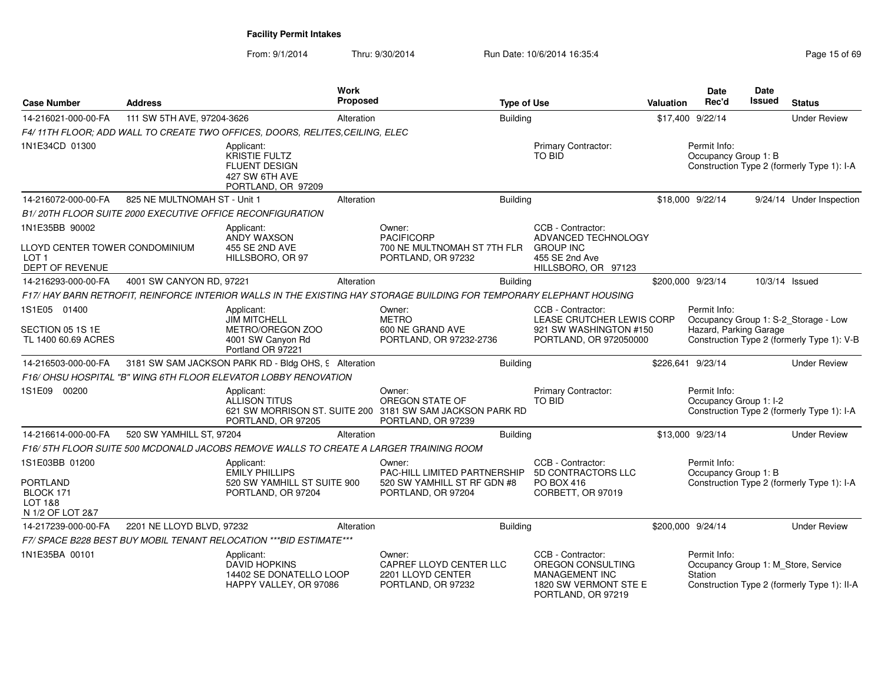# Facility Permit Intakes

From: 9/1/2014 Thru: 9/30/2014 Run Date: 10/6/2014 16:35:4

| Case Number | Address | Work Proposed | Type of Use | Valuation | Date Rec'd | Date Issued | Status |
|---|---|---|---|---|---|---|---|
| 14-216021-000-00-FA | 111 SW 5TH AVE, 97204-3626 | Alteration | Building | $17,400 | 9/22/14 | | Under Review |

F4/ 11TH FLOOR; ADD WALL TO CREATE TWO OFFICES, DOORS, RELITES,CEILING, ELEC

1N1E34CD 01300

Applicant: KRISTIE FULTZ, FLUENT DESIGN, 427 SW 6TH AVE, PORTLAND, OR 97209

Primary Contractor: TO BID

Permit Info: Occupancy Group 1: B; Construction Type 2 (formerly Type 1): I-A

| Case Number | Address | Work Proposed | Type of Use | Valuation | Date Rec'd | Date Issued | Status |
|---|---|---|---|---|---|---|---|
| 14-216072-000-00-FA | 825 NE MULTNOMAH ST - Unit 1 | Alteration | Building | $18,000 | 9/22/14 | 9/24/14 | Under Inspection |

B1/ 20TH FLOOR SUITE 2000 EXECUTIVE OFFICE RECONFIGURATION

1N1E35BB 90002

LLOYD CENTER TOWER CONDOMINIUM, LOT 1, DEPT OF REVENUE

Applicant: ANDY WAXSON, 455 SE 2ND AVE, HILLSBORO, OR 97

Owner: PACIFICORP, 700 NE MULTNOMAH ST 7TH FLR, PORTLAND, OR 97232

CCB - Contractor: ADVANCED TECHNOLOGY GROUP INC, 455 SE 2nd Ave, HILLSBORO, OR 97123

| Case Number | Address | Work Proposed | Type of Use | Valuation | Date Rec'd | Date Issued | Status |
|---|---|---|---|---|---|---|---|
| 14-216293-000-00-FA | 4001 SW CANYON RD, 97221 | Alteration | Building | $200,000 | 9/23/14 | 10/3/14 | Issued |

F17/ HAY BARN RETROFIT, REINFORCE INTERIOR WALLS IN THE EXISTING HAY STORAGE BUILDING FOR TEMPORARY ELEPHANT HOUSING

1S1E05 01400

SECTION 05 1S 1E, TL 1400 60.69 ACRES

Applicant: JIM MITCHELL, METRO/OREGON ZOO, 4001 SW Canyon Rd, Portland OR 97221

Owner: METRO, 600 NE GRAND AVE, PORTLAND, OR 97232-2736

CCB - Contractor: LEASE CRUTCHER LEWIS CORP, 921 SW WASHINGTON #150, PORTLAND, OR 972050000

Permit Info: Occupancy Group 1: S-2_Storage - Low Hazard, Parking Garage; Construction Type 2 (formerly Type 1): V-B

| Case Number | Address | Work Proposed | Type of Use | Valuation | Date Rec'd | Date Issued | Status |
|---|---|---|---|---|---|---|---|
| 14-216503-000-00-FA | 3181 SW SAM JACKSON PARK RD - Bldg OHS, 9 | Alteration | Building | $226,641 | 9/23/14 | | Under Review |

F16/ OHSU HOSPITAL "B" WING 6TH FLOOR ELEVATOR LOBBY RENOVATION

1S1E09 00200

Applicant: ALLISON TITUS, 621 SW MORRISON ST. SUITE 200, PORTLAND, OR 97205

Owner: OREGON STATE OF, 3181 SW SAM JACKSON PARK RD, PORTLAND, OR 97239

Primary Contractor: TO BID

Permit Info: Occupancy Group 1: I-2; Construction Type 2 (formerly Type 1): I-A

| Case Number | Address | Work Proposed | Type of Use | Valuation | Date Rec'd | Date Issued | Status |
|---|---|---|---|---|---|---|---|
| 14-216614-000-00-FA | 520 SW YAMHILL ST, 97204 | Alteration | Building | $13,000 | 9/23/14 | | Under Review |

F16/ 5TH FLOOR SUITE 500 MCDONALD JACOBS REMOVE WALLS TO CREATE A LARGER TRAINING ROOM

1S1E03BB 01200

PORTLAND, BLOCK 171, LOT 1&8, N 1/2 OF LOT 2&7

Applicant: EMILY PHILLIPS, 520 SW YAMHILL ST SUITE 900, PORTLAND, OR 97204

Owner: PAC-HILL LIMITED PARTNERSHIP, 520 SW YAMHILL ST RF GDN #8, PORTLAND, OR 97204

CCB - Contractor: 5D CONTRACTORS LLC, PO BOX 416, CORBETT, OR 97019

Permit Info: Occupancy Group 1: B; Construction Type 2 (formerly Type 1): I-A

| Case Number | Address | Work Proposed | Type of Use | Valuation | Date Rec'd | Date Issued | Status |
|---|---|---|---|---|---|---|---|
| 14-217239-000-00-FA | 2201 NE LLOYD BLVD, 97232 | Alteration | Building | $200,000 | 9/24/14 | | Under Review |

F7/ SPACE B228 BEST BUY MOBIL TENANT RELOCATION ***BID ESTIMATE***

1N1E35BA 00101

Applicant: DAVID HOPKINS, 14402 SE DONATELLO LOOP, HAPPY VALLEY, OR 97086

Owner: CAPREF LLOYD CENTER LLC, 2201 LLOYD CENTER, PORTLAND, OR 97232

CCB - Contractor: OREGON CONSULTING MANAGEMENT INC, 1820 SW VERMONT STE E, PORTLAND, OR 97219

Permit Info: Occupancy Group 1: M_Store, Service Station; Construction Type 2 (formerly Type 1): II-A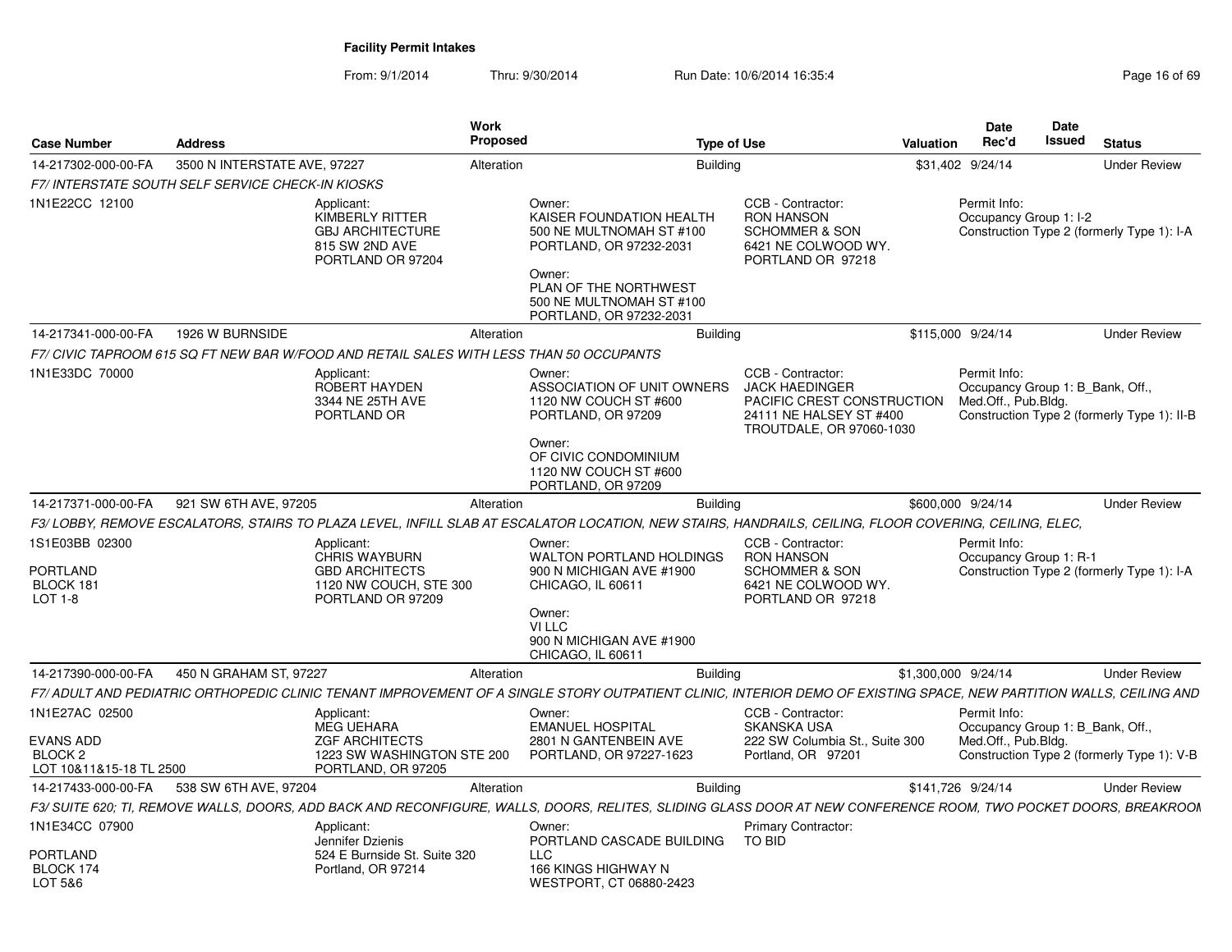**Facility Permit Intakes**

From: 9/1/2014 Thru: 9/30/2014 Run Date: 10/6/2014 16:35:4

| Case Number | Address | Work Proposed | Type of Use | Valuation | Date Rec'd | Date Issued | Status |
|---|---|---|---|---|---|---|---|
| 14-217302-000-00-FA | 3500 N INTERSTATE AVE, 97227 | Alteration | Building | $31,402 | 9/24/14 | | Under Review |

F7/ INTERSTATE SOUTH SELF SERVICE CHECK-IN KIOSKS

1N1E22CC 12100

Applicant:
KIMBERLY RITTER
GBJ ARCHITECTURE
815 SW 2ND AVE
PORTLAND OR 97204

Owner:
KAISER FOUNDATION HEALTH
500 NE MULTNOMAH ST #100
PORTLAND, OR 97232-2031

Owner:
PLAN OF THE NORTHWEST
500 NE MULTNOMAH ST #100
PORTLAND, OR 97232-2031

CCB - Contractor:
RON HANSON
SCHOMMER & SON
6421 NE COLWOOD WY.
PORTLAND OR 97218

Permit Info:
Occupancy Group 1: I-2
Construction Type 2 (formerly Type 1): I-A

| Case Number | Address | Work Proposed | Type of Use | Valuation | Date Rec'd | Date Issued | Status |
|---|---|---|---|---|---|---|---|
| 14-217341-000-00-FA | 1926 W BURNSIDE | Alteration | Building | $115,000 | 9/24/14 | | Under Review |

F7/ CIVIC TAPROOM 615 SQ FT NEW BAR W/FOOD AND RETAIL SALES WITH LESS THAN 50 OCCUPANTS

1N1E33DC 70000

Applicant:
ROBERT HAYDEN
3344 NE 25TH AVE
PORTLAND OR

Owner:
ASSOCIATION OF UNIT OWNERS
1120 NW COUCH ST #600
PORTLAND, OR 97209

Owner:
OF CIVIC CONDOMINIUM
1120 NW COUCH ST #600
PORTLAND, OR 97209

CCB - Contractor:
JACK HAEDINGER
PACIFIC CREST CONSTRUCTION
24111 NE HALSEY ST #400
TROUTDALE, OR 97060-1030

Permit Info:
Occupancy Group 1: B_Bank, Off., Med.Off., Pub.Bldg.
Construction Type 2 (formerly Type 1): II-B

| Case Number | Address | Work Proposed | Type of Use | Valuation | Date Rec'd | Date Issued | Status |
|---|---|---|---|---|---|---|---|
| 14-217371-000-00-FA | 921 SW 6TH AVE, 97205 | Alteration | Building | $600,000 | 9/24/14 | | Under Review |

F3/ LOBBY, REMOVE ESCALATORS, STAIRS TO PLAZA LEVEL, INFILL SLAB AT ESCALATOR LOCATION, NEW STAIRS, HANDRAILS, CEILING, FLOOR COVERING, CEILING, ELEC,

1S1E03BB 02300

PORTLAND
BLOCK 181
LOT 1-8

Applicant:
CHRIS WAYBURN
GBD ARCHITECTS
1120 NW COUCH, STE 300
PORTLAND OR 97209

Owner:
WALTON PORTLAND HOLDINGS
900 N MICHIGAN AVE #1900
CHICAGO, IL 60611

Owner:
VI LLC
900 N MICHIGAN AVE #1900
CHICAGO, IL 60611

CCB - Contractor:
RON HANSON
SCHOMMER & SON
6421 NE COLWOOD WY.
PORTLAND OR 97218

Permit Info:
Occupancy Group 1: R-1
Construction Type 2 (formerly Type 1): I-A

| Case Number | Address | Work Proposed | Type of Use | Valuation | Date Rec'd | Date Issued | Status |
|---|---|---|---|---|---|---|---|
| 14-217390-000-00-FA | 450 N GRAHAM ST, 97227 | Alteration | Building | $1,300,000 | 9/24/14 | | Under Review |

F7/ ADULT AND PEDIATRIC ORTHOPEDIC CLINIC TENANT IMPROVEMENT OF A SINGLE STORY OUTPATIENT CLINIC, INTERIOR DEMO OF EXISTING SPACE, NEW PARTITION WALLS, CEILING AND

1N1E27AC 02500

EVANS ADD
BLOCK 2
LOT 10&11&15-18 TL 2500

Applicant:
MEG UEHARA
ZGF ARCHITECTS
1223 SW WASHINGTON STE 200
PORTLAND, OR 97205

Owner:
EMANUEL HOSPITAL
2801 N GANTENBEIN AVE
PORTLAND, OR 97227-1623

CCB - Contractor:
SKANSKA USA
222 SW Columbia St., Suite 300
Portland, OR 97201

Permit Info:
Occupancy Group 1: B_Bank, Off., Med.Off., Pub.Bldg.
Construction Type 2 (formerly Type 1): V-B

| Case Number | Address | Work Proposed | Type of Use | Valuation | Date Rec'd | Date Issued | Status |
|---|---|---|---|---|---|---|---|
| 14-217433-000-00-FA | 538 SW 6TH AVE, 97204 | Alteration | Building | $141,726 | 9/24/14 | | Under Review |

F3/ SUITE 620; TI, REMOVE WALLS, DOORS, ADD BACK AND RECONFIGURE, WALLS, DOORS, RELITES, SLIDING GLASS DOOR AT NEW CONFERENCE ROOM, TWO POCKET DOORS, BREAKROOM

1N1E34CC 07900

PORTLAND
BLOCK 174
LOT 5&6

Applicant:
Jennifer Dzienis
524 E Burnside St. Suite 320
Portland, OR 97214

Owner:
PORTLAND CASCADE BUILDING LLC
166 KINGS HIGHWAY N
WESTPORT, CT 06880-2423

Primary Contractor:
TO BID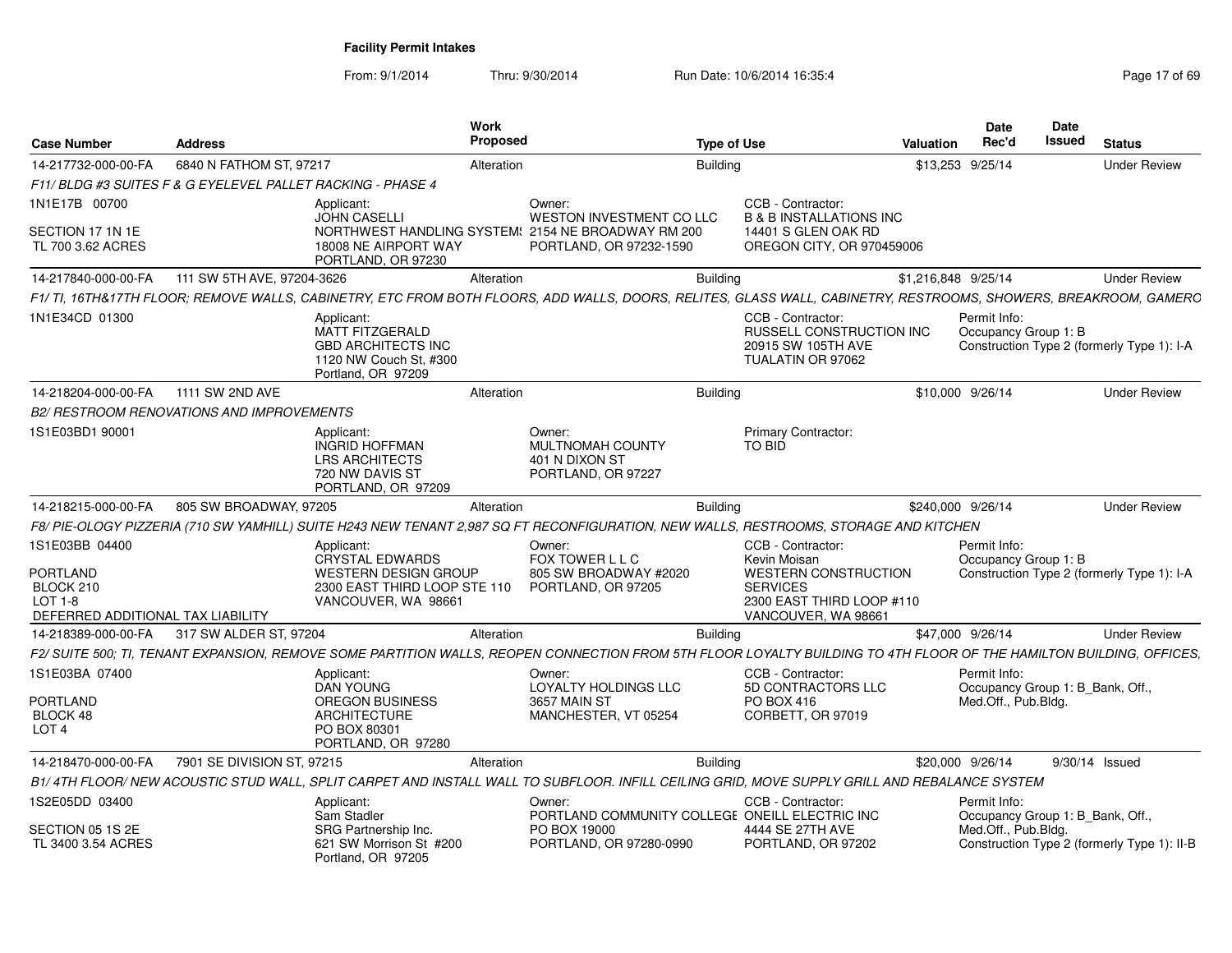# Facility Permit Intakes

From: 9/1/2014 Thru: 9/30/2014 Run Date: 10/6/2014 16:35:4

| Case Number | Address | Work Proposed | Type of Use | Valuation | Date Rec'd | Date Issued | Status |
|---|---|---|---|---|---|---|---|
| 14-217732-000-00-FA | 6840 N FATHOM ST, 97217 | Alteration | Building | $13,253 | 9/25/14 | | Under Review |

*F11/ BLDG #3 SUITES F & G EYELEVEL PALLET RACKING - PHASE 4*

1N1E17B 00700
SECTION 17 1N 1E
TL 700 3.62 ACRES

Applicant: JOHN CASELLI, NORTHWEST HANDLING SYSTEMS, 18008 NE AIRPORT WAY, PORTLAND, OR 97230

Owner: WESTON INVESTMENT CO LLC, 2154 NE BROADWAY RM 200, PORTLAND, OR 97232-1590

CCB - Contractor: B & B INSTALLATIONS INC, 14401 S GLEN OAK RD, OREGON CITY, OR 970459006

| Case Number | Address | Work Proposed | Type of Use | Valuation | Date Rec'd | Date Issued | Status |
|---|---|---|---|---|---|---|---|
| 14-217840-000-00-FA | 111 SW 5TH AVE, 97204-3626 | Alteration | Building | $1,216,848 | 9/25/14 | | Under Review |

*F1/ TI, 16TH&17TH FLOOR; REMOVE WALLS, CABINETRY, ETC FROM BOTH FLOORS, ADD WALLS, DOORS, RELITES, GLASS WALL, CABINETRY, RESTROOMS, SHOWERS, BREAKROOM, GAMERO*

1N1E34CD 01300

Applicant: MATT FITZGERALD, GBD ARCHITECTS INC, 1120 NW Couch St, #300, Portland, OR 97209

CCB - Contractor: RUSSELL CONSTRUCTION INC, 20915 SW 105TH AVE, TUALATIN OR 97062

Permit Info: Occupancy Group 1: B; Construction Type 2 (formerly Type 1): I-A

| Case Number | Address | Work Proposed | Type of Use | Valuation | Date Rec'd | Date Issued | Status |
|---|---|---|---|---|---|---|---|
| 14-218204-000-00-FA | 1111 SW 2ND AVE | Alteration | Building | $10,000 | 9/26/14 | | Under Review |

*B2/ RESTROOM RENOVATIONS AND IMPROVEMENTS*

1S1E03BD1 90001

Applicant: INGRID HOFFMAN, LRS ARCHITECTS, 720 NW DAVIS ST, PORTLAND, OR 97209

Owner: MULTNOMAH COUNTY, 401 N DIXON ST, PORTLAND, OR 97227

Primary Contractor: TO BID

| Case Number | Address | Work Proposed | Type of Use | Valuation | Date Rec'd | Date Issued | Status |
|---|---|---|---|---|---|---|---|
| 14-218215-000-00-FA | 805 SW BROADWAY, 97205 | Alteration | Building | $240,000 | 9/26/14 | | Under Review |

*F8/ PIE-OLOGY PIZZERIA (710 SW YAMHILL) SUITE H243 NEW TENANT 2,987 SQ FT RECONFIGURATION, NEW WALLS, RESTROOMS, STORAGE AND KITCHEN*

1S1E03BB 04400
PORTLAND
BLOCK 210
LOT 1-8
DEFERRED ADDITIONAL TAX LIABILITY

Applicant: CRYSTAL EDWARDS, WESTERN DESIGN GROUP, 2300 EAST THIRD LOOP STE 110, VANCOUVER, WA 98661

Owner: FOX TOWER L L C, 805 SW BROADWAY #2020, PORTLAND, OR 97205

CCB - Contractor: Kevin Moisan, WESTERN CONSTRUCTION SERVICES, 2300 EAST THIRD LOOP #110, VANCOUVER, WA 98661

Permit Info: Occupancy Group 1: B; Construction Type 2 (formerly Type 1): I-A

| Case Number | Address | Work Proposed | Type of Use | Valuation | Date Rec'd | Date Issued | Status |
|---|---|---|---|---|---|---|---|
| 14-218389-000-00-FA | 317 SW ALDER ST, 97204 | Alteration | Building | $47,000 | 9/26/14 | | Under Review |

*F2/ SUITE 500; TI, TENANT EXPANSION, REMOVE SOME PARTITION WALLS, REOPEN CONNECTION FROM 5TH FLOOR LOYALTY BUILDING TO 4TH FLOOR OF THE HAMILTON BUILDING, OFFICES,*

1S1E03BA 07400
PORTLAND
BLOCK 48
LOT 4

Applicant: DAN YOUNG, OREGON BUSINESS ARCHITECTURE, PO BOX 80301, PORTLAND, OR 97280

Owner: LOYALTY HOLDINGS LLC, 3657 MAIN ST, MANCHESTER, VT 05254

CCB - Contractor: 5D CONTRACTORS LLC, PO BOX 416, CORBETT, OR 97019

Permit Info: Occupancy Group 1: B_Bank, Off., Med.Off., Pub.Bldg.

| Case Number | Address | Work Proposed | Type of Use | Valuation | Date Rec'd | Date Issued | Status |
|---|---|---|---|---|---|---|---|
| 14-218470-000-00-FA | 7901 SE DIVISION ST, 97215 | Alteration | Building | $20,000 | 9/26/14 | 9/30/14 | Issued |

*B1/ 4TH FLOOR/ NEW ACOUSTIC STUD WALL, SPLIT CARPET AND INSTALL WALL TO SUBFLOOR. INFILL CEILING GRID, MOVE SUPPLY GRILL AND REBALANCE SYSTEM*

1S2E05DD 03400
SECTION 05 1S 2E
TL 3400 3.54 ACRES

Applicant: Sam Stadler, SRG Partnership Inc., 621 SW Morrison St #200, Portland, OR 97205

Owner: PORTLAND COMMUNITY COLLEGE, PO BOX 19000, PORTLAND, OR 97280-0990

CCB - Contractor: ONEILL ELECTRIC INC, 4444 SE 27TH AVE, PORTLAND, OR 97202

Permit Info: Occupancy Group 1: B_Bank, Off., Med.Off., Pub.Bldg.; Construction Type 2 (formerly Type 1): II-B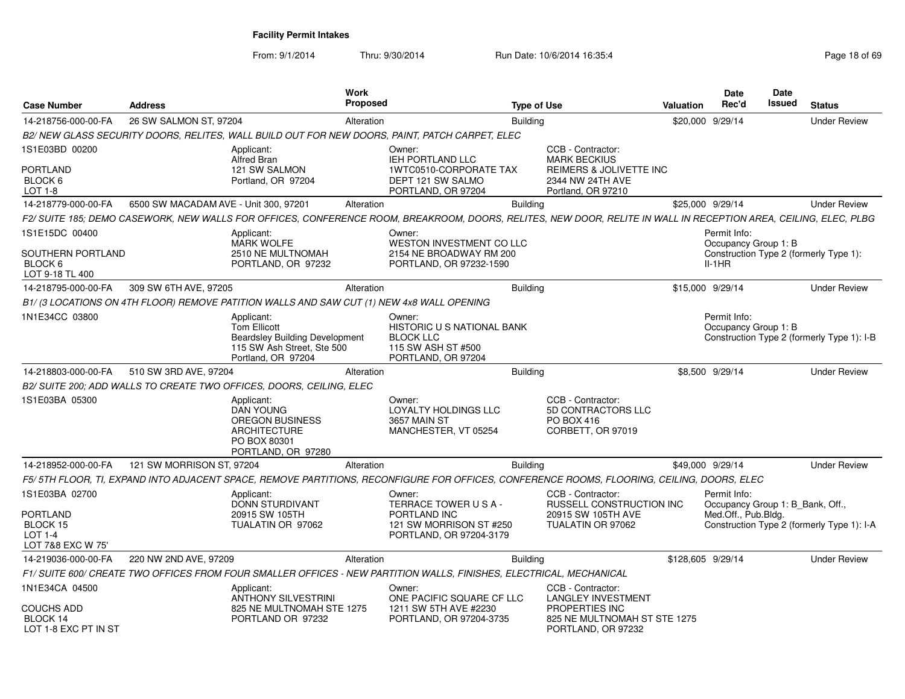# Facility Permit Intakes

From: 9/1/2014 Thru: 9/30/2014 Run Date: 10/6/2014 16:35:4

| Case Number | Address | Work Proposed | Type of Use | Valuation | Date Rec'd | Date Issued | Status |
|---|---|---|---|---|---|---|---|
| 14-218756-000-00-FA | 26 SW SALMON ST, 97204 | Alteration | Building | $20,000 | 9/29/14 | | Under Review |

B2/ NEW GLASS SECURITY DOORS, RELITES, WALL BUILD OUT FOR NEW DOORS, PAINT, PATCH CARPET, ELEC

1S1E03BD 00200
PORTLAND
BLOCK 6
LOT 1-8

Applicant: Alfred Bran, 121 SW SALMON, Portland, OR 97204

Owner: IEH PORTLAND LLC, 1WTC0510-CORPORATE TAX, DEPT 121 SW SALMO, PORTLAND, OR 97204

CCB - Contractor: MARK BECKIUS, REIMERS & JOLIVETTE INC, 2344 NW 24TH AVE, Portland, OR 97210

| Case Number | Address | Work Proposed | Type of Use | Valuation | Date Rec'd | Date Issued | Status |
|---|---|---|---|---|---|---|---|
| 14-218779-000-00-FA | 6500 SW MACADAM AVE - Unit 300, 97201 | Alteration | Building | $25,000 | 9/29/14 | | Under Review |

F2/ SUITE 185; DEMO CASEWORK, NEW WALLS FOR OFFICES, CONFERENCE ROOM, BREAKROOM, DOORS, RELITES, NEW DOOR, RELITE IN WALL IN RECEPTION AREA, CEILING, ELEC, PLBG

1S1E15DC 00400
SOUTHERN PORTLAND
BLOCK 6
LOT 9-18 TL 400

Applicant: MARK WOLFE, 2510 NE MULTNOMAH, PORTLAND, OR 97232

Owner: WESTON INVESTMENT CO LLC, 2154 NE BROADWAY RM 200, PORTLAND, OR 97232-1590

Permit Info: Occupancy Group 1: B; Construction Type 2 (formerly Type 1): II-1HR

| Case Number | Address | Work Proposed | Type of Use | Valuation | Date Rec'd | Date Issued | Status |
|---|---|---|---|---|---|---|---|
| 14-218795-000-00-FA | 309 SW 6TH AVE, 97205 | Alteration | Building | $15,000 | 9/29/14 | | Under Review |

B1/ (3 LOCATIONS ON 4TH FLOOR) REMOVE PATITION WALLS AND SAW CUT (1) NEW 4x8 WALL OPENING

1N1E34CC 03800

Applicant: Tom Ellicott, Beardsley Building Development, 115 SW Ash Street, Ste 500, Portland, OR 97204

Owner: HISTORIC U S NATIONAL BANK BLOCK LLC, 115 SW ASH ST #500, PORTLAND, OR 97204

Permit Info: Occupancy Group 1: B; Construction Type 2 (formerly Type 1): I-B

| Case Number | Address | Work Proposed | Type of Use | Valuation | Date Rec'd | Date Issued | Status |
|---|---|---|---|---|---|---|---|
| 14-218803-000-00-FA | 510 SW 3RD AVE, 97204 | Alteration | Building | $8,500 | 9/29/14 | | Under Review |

B2/ SUITE 200; ADD WALLS TO CREATE TWO OFFICES, DOORS, CEILING, ELEC

1S1E03BA 05300

Applicant: DAN YOUNG, OREGON BUSINESS ARCHITECTURE, PO BOX 80301, PORTLAND, OR 97280

Owner: LOYALTY HOLDINGS LLC, 3657 MAIN ST, MANCHESTER, VT 05254

CCB - Contractor: 5D CONTRACTORS LLC, PO BOX 416, CORBETT, OR 97019

| Case Number | Address | Work Proposed | Type of Use | Valuation | Date Rec'd | Date Issued | Status |
|---|---|---|---|---|---|---|---|
| 14-218952-000-00-FA | 121 SW MORRISON ST, 97204 | Alteration | Building | $49,000 | 9/29/14 | | Under Review |

F5/ 5TH FLOOR, TI, EXPAND INTO ADJACENT SPACE, REMOVE PARTITIONS, RECONFIGURE FOR OFFICES, CONFERENCE ROOMS, FLOORING, CEILING, DOORS, ELEC

1S1E03BA 02700
PORTLAND
BLOCK 15
LOT 1-4
LOT 7&8 EXC W 75'

Applicant: DONN STURDIVANT, 20915 SW 105TH, TUALATIN OR 97062

Owner: TERRACE TOWER U S A - PORTLAND INC, 121 SW MORRISON ST #250, PORTLAND, OR 97204-3179

CCB - Contractor: RUSSELL CONSTRUCTION INC, 20915 SW 105TH AVE, TUALATIN OR 97062

Permit Info: Occupancy Group 1: B_Bank, Off., Med.Off., Pub.Bldg.; Construction Type 2 (formerly Type 1): I-A

| Case Number | Address | Work Proposed | Type of Use | Valuation | Date Rec'd | Date Issued | Status |
|---|---|---|---|---|---|---|---|
| 14-219036-000-00-FA | 220 NW 2ND AVE, 97209 | Alteration | Building | $128,605 | 9/29/14 | | Under Review |

F1/ SUITE 600/ CREATE TWO OFFICES FROM FOUR SMALLER OFFICES - NEW PARTITION WALLS, FINISHES, ELECTRICAL, MECHANICAL

1N1E34CA 04500
COUCHS ADD
BLOCK 14
LOT 1-8 EXC PT IN ST

Applicant: ANTHONY SILVESTRINI, 825 NE MULTNOMAH STE 1275, PORTLAND OR 97232

Owner: ONE PACIFIC SQUARE CF LLC, 1211 SW 5TH AVE #2230, PORTLAND, OR 97204-3735

CCB - Contractor: LANGLEY INVESTMENT PROPERTIES INC, 825 NE MULTNOMAH ST STE 1275, PORTLAND, OR 97232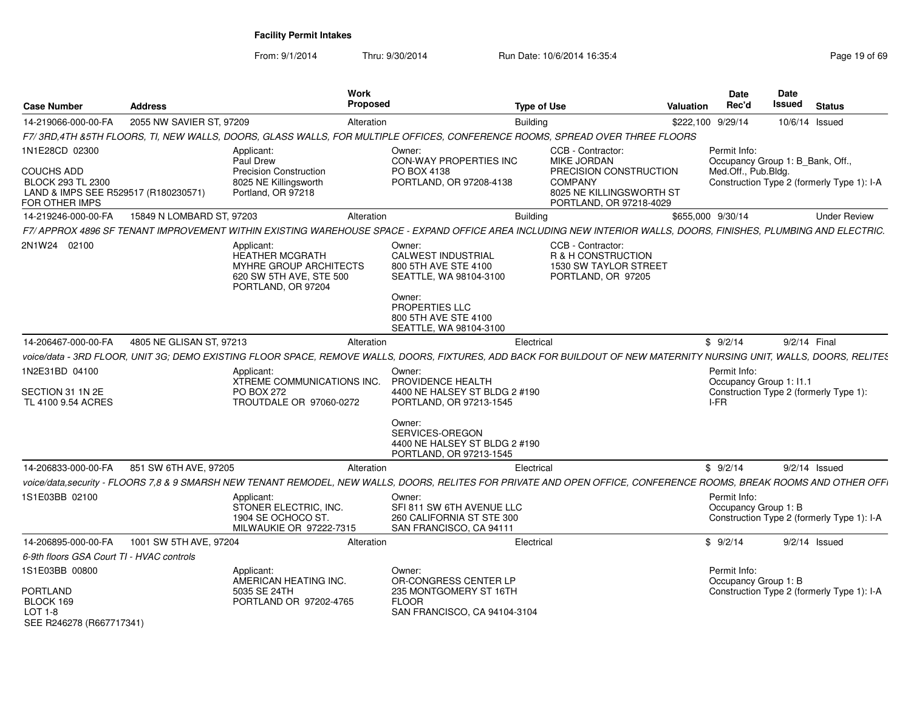**Facility Permit Intakes**

From: 9/1/2014 Thru: 9/30/2014 Run Date: 10/6/2014 16:35:4

| Case Number | Address | Work Proposed | Type of Use | Valuation | Date Rec'd | Date Issued | Status |
|---|---|---|---|---|---|---|---|
| 14-219066-000-00-FA | 2055 NW SAVIER ST, 97209 | Alteration | Building | $222,100 | 9/29/14 | 10/6/14 | Issued |
| 14-219246-000-00-FA | 15849 N LOMBARD ST, 97203 | Alteration | Building | $655,000 | 9/30/14 | | Under Review |
| 14-206467-000-00-FA | 4805 NE GLISAN ST, 97213 | Alteration | Electrical | $ | 9/2/14 | 9/2/14 | Final |
| 14-206833-000-00-FA | 851 SW 6TH AVE, 97205 | Alteration | Electrical | $ | 9/2/14 | 9/2/14 | Issued |
| 14-206895-000-00-FA | 1001 SW 5TH AVE, 97204 | Alteration | Electrical | $ | 9/2/14 | 9/2/14 | Issued |

**14-219066-000-00-FA** — 2055 NW SAVIER ST, 97209

*F7/ 3RD,4TH &5TH FLOORS, TI, NEW WALLS, DOORS, GLASS WALLS, FOR MULTIPLE OFFICES, CONFERENCE ROOMS, SPREAD OVER THREE FLOORS*

1N1E28CD 02300
COUCHS ADD
BLOCK 293 TL 2300
LAND & IMPS SEE R529517 (R180230571) FOR OTHER IMPS

Applicant: Paul Drew, Precision Construction, 8025 NE Killingsworth, Portland, OR 97218

Owner: CON-WAY PROPERTIES INC, PO BOX 4138, PORTLAND, OR 97208-4138

CCB - Contractor: MIKE JORDAN, PRECISION CONSTRUCTION COMPANY, 8025 NE KILLINGSWORTH ST, PORTLAND, OR 97218-4029

Permit Info: Occupancy Group 1: B_Bank, Off., Med.Off., Pub.Bldg. Construction Type 2 (formerly Type 1): I-A

**14-219246-000-00-FA** — 15849 N LOMBARD ST, 97203

*F7/ APPROX 4896 SF TENANT IMPROVEMENT WITHIN EXISTING WAREHOUSE SPACE - EXPAND OFFICE AREA INCLUDING NEW INTERIOR WALLS, DOORS, FINISHES, PLUMBING AND ELECTRIC.*

2N1W24 02100

Applicant: HEATHER MCGRATH, MYHRE GROUP ARCHITECTS, 620 SW 5TH AVE, STE 500, PORTLAND, OR 97204

Owner: CALWEST INDUSTRIAL, 800 5TH AVE STE 4100, SEATTLE, WA 98104-3100

Owner: PROPERTIES LLC, 800 5TH AVE STE 4100, SEATTLE, WA 98104-3100

CCB - Contractor: R & H CONSTRUCTION, 1530 SW TAYLOR STREET, PORTLAND, OR 97205

**14-206467-000-00-FA** — 4805 NE GLISAN ST, 97213

*voice/data - 3RD FLOOR, UNIT 3G; DEMO EXISTING FLOOR SPACE, REMOVE WALLS, DOORS, FIXTURES, ADD BACK FOR BUILDOUT OF NEW MATERNITY NURSING UNIT, WALLS, DOORS, RELITES*

1N2E31BD 04100
SECTION 31 1N 2E
TL 4100 9.54 ACRES

Applicant: XTREME COMMUNICATIONS INC., PO BOX 272, TROUTDALE OR 97060-0272

Owner: PROVIDENCE HEALTH, 4400 NE HALSEY ST BLDG 2 #190, PORTLAND, OR 97213-1545

Owner: SERVICES-OREGON, 4400 NE HALSEY ST BLDG 2 #190, PORTLAND, OR 97213-1545

Permit Info: Occupancy Group 1: I1.1 Construction Type 2 (formerly Type 1): I-FR

**14-206833-000-00-FA** — 851 SW 6TH AVE, 97205

*voice/data,security - FLOORS 7,8 & 9 SMARSH NEW TENANT REMODEL, NEW WALLS, DOORS, RELITES FOR PRIVATE AND OPEN OFFICE, CONFERENCE ROOMS, BREAK ROOMS AND OTHER OFFI*

1S1E03BB 02100

Applicant: STONER ELECTRIC, INC., 1904 SE OCHOCO ST., MILWAUKIE OR 97222-7315

Owner: SFI 811 SW 6TH AVENUE LLC, 260 CALIFORNIA ST STE 300, SAN FRANCISCO, CA 94111

Permit Info: Occupancy Group 1: B Construction Type 2 (formerly Type 1): I-A

**14-206895-000-00-FA** — 1001 SW 5TH AVE, 97204

*6-9th floors GSA Court TI - HVAC controls*

1S1E03BB 00800
PORTLAND
BLOCK 169
LOT 1-8
SEE R246278 (R667717341)

Applicant: AMERICAN HEATING INC., 5035 SE 24TH, PORTLAND OR 97202-4765

Owner: OR-CONGRESS CENTER LP, 235 MONTGOMERY ST 16TH FLOOR, SAN FRANCISCO, CA 94104-3104

Permit Info: Occupancy Group 1: B Construction Type 2 (formerly Type 1): I-A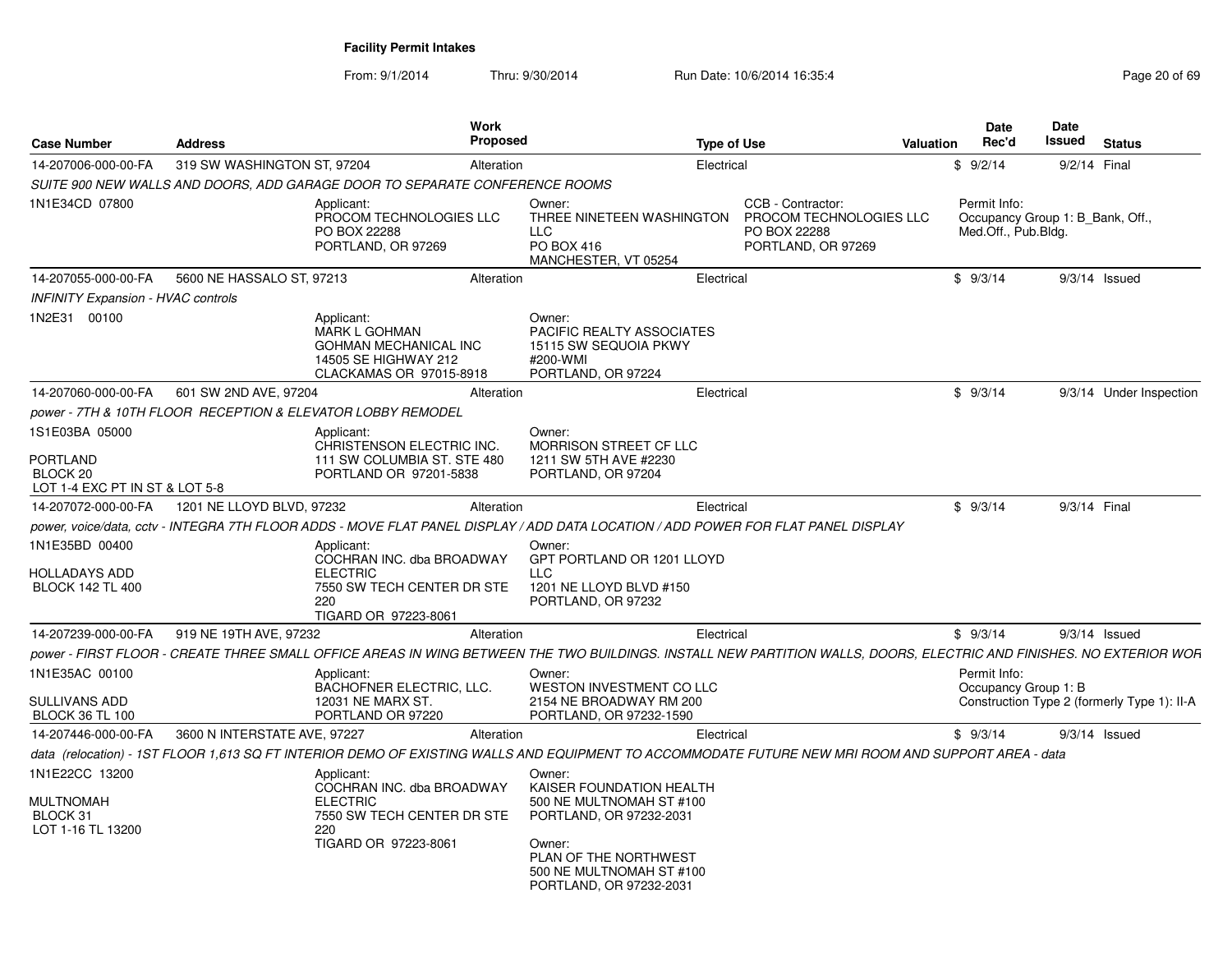**Facility Permit Intakes**

From: 9/1/2014 Thru: 9/30/2014 Run Date: 10/6/2014 16:35:4

| Case Number | Address | Work Proposed | Type of Use | Valuation | Date Rec'd | Date Issued | Status |
|---|---|---|---|---|---|---|---|
| 14-207006-000-00-FA | 319 SW WASHINGTON ST, 97204 | Alteration | Electrical | $ | 9/2/14 | 9/2/14 | Final |

*SUITE 900 NEW WALLS AND DOORS, ADD GARAGE DOOR TO SEPARATE CONFERENCE ROOMS*

1N1E34CD 07800

Applicant: PROCOM TECHNOLOGIES LLC, PO BOX 22288, PORTLAND, OR 97269

Owner: THREE NINETEEN WASHINGTON LLC, PO BOX 416, MANCHESTER, VT 05254

CCB - Contractor: PROCOM TECHNOLOGIES LLC, PO BOX 22288, PORTLAND, OR 97269

Permit Info: Occupancy Group 1: B_Bank, Off., Med.Off., Pub.Bldg.

---

| Case Number | Address | Work Proposed | Type of Use | Valuation | Date Rec'd | Date Issued | Status |
|---|---|---|---|---|---|---|---|
| 14-207055-000-00-FA | 5600 NE HASSALO ST, 97213 | Alteration | Electrical | $ | 9/3/14 | 9/3/14 | Issued |

*INFINITY Expansion - HVAC controls*

1N2E31 00100

Applicant: MARK L GOHMAN, GOHMAN MECHANICAL INC, 14505 SE HIGHWAY 212, CLACKAMAS OR 97015-8918

Owner: PACIFIC REALTY ASSOCIATES, 15115 SW SEQUOIA PKWY #200-WMI, PORTLAND, OR 97224

---

| Case Number | Address | Work Proposed | Type of Use | Valuation | Date Rec'd | Date Issued | Status |
|---|---|---|---|---|---|---|---|
| 14-207060-000-00-FA | 601 SW 2ND AVE, 97204 | Alteration | Electrical | $ | 9/3/14 | 9/3/14 | Under Inspection |

*power - 7TH & 10TH FLOOR RECEPTION & ELEVATOR LOBBY REMODEL*

1S1E03BA 05000

PORTLAND
BLOCK 20
LOT 1-4 EXC PT IN ST & LOT 5-8

Applicant: CHRISTENSON ELECTRIC INC., 111 SW COLUMBIA ST. STE 480, PORTLAND OR 97201-5838

Owner: MORRISON STREET CF LLC, 1211 SW 5TH AVE #2230, PORTLAND, OR 97204

---

| Case Number | Address | Work Proposed | Type of Use | Valuation | Date Rec'd | Date Issued | Status |
|---|---|---|---|---|---|---|---|
| 14-207072-000-00-FA | 1201 NE LLOYD BLVD, 97232 | Alteration | Electrical | $ | 9/3/14 | 9/3/14 | Final |

*power, voice/data, cctv - INTEGRA 7TH FLOOR ADDS - MOVE FLAT PANEL DISPLAY / ADD DATA LOCATION / ADD POWER FOR FLAT PANEL DISPLAY*

1N1E35BD 00400

HOLLADAYS ADD
BLOCK 142 TL 400

Applicant: COCHRAN INC. dba BROADWAY ELECTRIC, 7550 SW TECH CENTER DR STE 220, TIGARD OR 97223-8061

Owner: GPT PORTLAND OR 1201 LLOYD LLC, 1201 NE LLOYD BLVD #150, PORTLAND, OR 97232

---

| Case Number | Address | Work Proposed | Type of Use | Valuation | Date Rec'd | Date Issued | Status |
|---|---|---|---|---|---|---|---|
| 14-207239-000-00-FA | 919 NE 19TH AVE, 97232 | Alteration | Electrical | $ | 9/3/14 | 9/3/14 | Issued |

*power - FIRST FLOOR - CREATE THREE SMALL OFFICE AREAS IN WING BETWEEN THE TWO BUILDINGS. INSTALL NEW PARTITION WALLS, DOORS, ELECTRIC AND FINISHES. NO EXTERIOR WOR*

1N1E35AC 00100

SULLIVANS ADD
BLOCK 36 TL 100

Applicant: BACHOFNER ELECTRIC, LLC., 12031 NE MARX ST., PORTLAND OR 97220

Owner: WESTON INVESTMENT CO LLC, 2154 NE BROADWAY RM 200, PORTLAND, OR 97232-1590

Permit Info: Occupancy Group 1: B, Construction Type 2 (formerly Type 1): II-A

---

| Case Number | Address | Work Proposed | Type of Use | Valuation | Date Rec'd | Date Issued | Status |
|---|---|---|---|---|---|---|---|
| 14-207446-000-00-FA | 3600 N INTERSTATE AVE, 97227 | Alteration | Electrical | $ | 9/3/14 | 9/3/14 | Issued |

*data (relocation) - 1ST FLOOR 1,613 SQ FT INTERIOR DEMO OF EXISTING WALLS AND EQUIPMENT TO ACCOMMODATE FUTURE NEW MRI ROOM AND SUPPORT AREA - data*

1N1E22CC 13200

MULTNOMAH
BLOCK 31
LOT 1-16 TL 13200

Applicant: COCHRAN INC. dba BROADWAY ELECTRIC, 7550 SW TECH CENTER DR STE 220, TIGARD OR 97223-8061

Owner: KAISER FOUNDATION HEALTH, 500 NE MULTNOMAH ST #100, PORTLAND, OR 97232-2031

Owner: PLAN OF THE NORTHWEST, 500 NE MULTNOMAH ST #100, PORTLAND, OR 97232-2031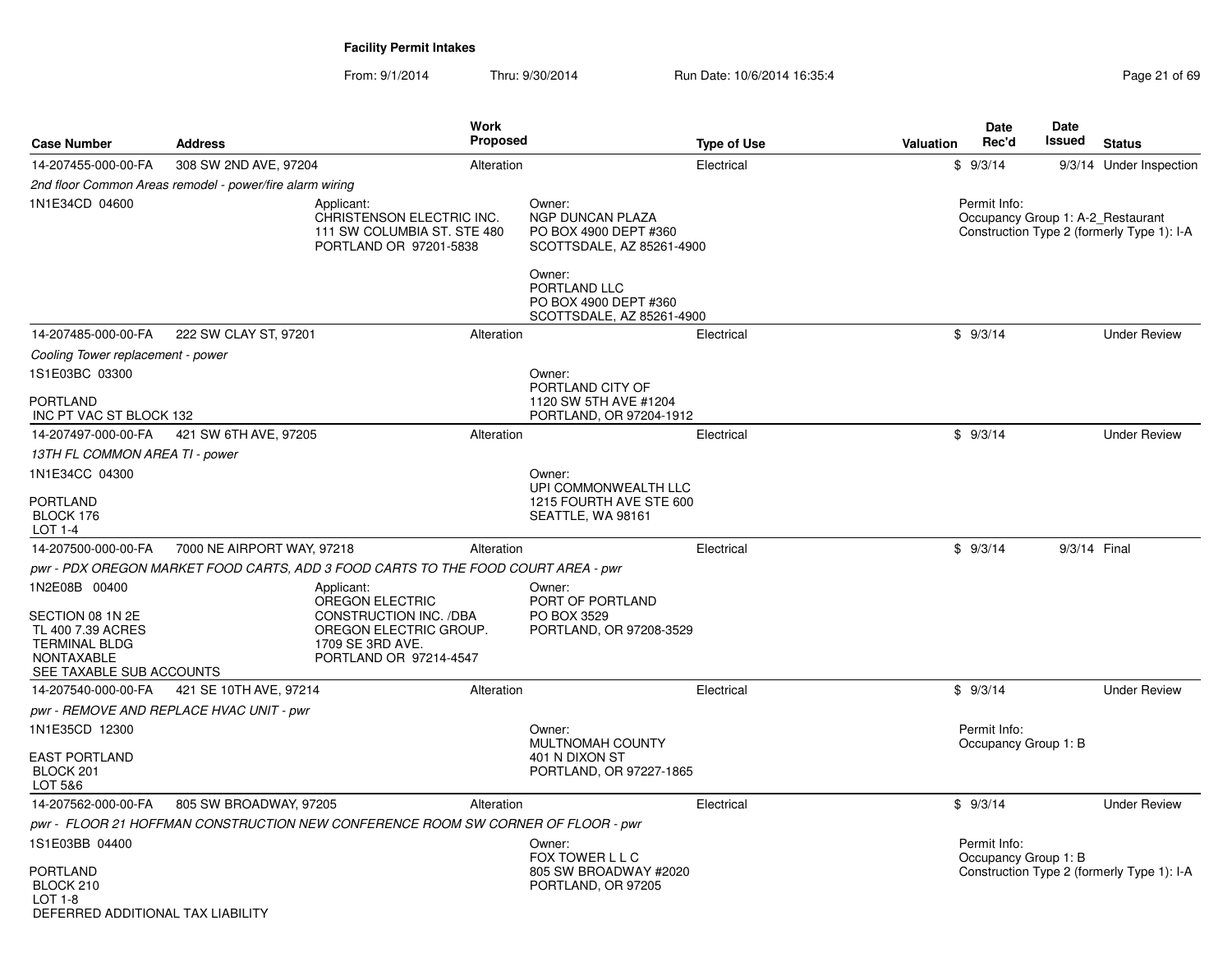# Facility Permit Intakes

From: 9/1/2014 Thru: 9/30/2014 Run Date: 10/6/2014 16:35:4

| Case Number | Address | Work Proposed | Type of Use | Valuation | Date Rec'd | Date Issued | Status |
|---|---|---|---|---|---|---|---|
| 14-207455-000-00-FA | 308 SW 2ND AVE, 97204 | Alteration | Electrical | $ | 9/3/14 | 9/3/14 | Under Inspection |
| 14-207485-000-00-FA | 222 SW CLAY ST, 97201 | Alteration | Electrical | $ | 9/3/14 | | Under Review |
| 14-207497-000-00-FA | 421 SW 6TH AVE, 97205 | Alteration | Electrical | $ | 9/3/14 | | Under Review |
| 14-207500-000-00-FA | 7000 NE AIRPORT WAY, 97218 | Alteration | Electrical | $ | 9/3/14 | 9/3/14 | Final |
| 14-207540-000-00-FA | 421 SE 10TH AVE, 97214 | Alteration | Electrical | $ | 9/3/14 | | Under Review |
| 14-207562-000-00-FA | 805 SW BROADWAY, 97205 | Alteration | Electrical | $ | 9/3/14 | | Under Review |

**14-207455-000-00-FA** — 308 SW 2ND AVE, 97204

*2nd floor Common Areas remodel - power/fire alarm wiring*

1N1E34CD 04600

Applicant:
CHRISTENSON ELECTRIC INC.
111 SW COLUMBIA ST. STE 480
PORTLAND OR 97201-5838

Owner:
NGP DUNCAN PLAZA
PO BOX 4900 DEPT #360
SCOTTSDALE, AZ 85261-4900

Owner:
PORTLAND LLC
PO BOX 4900 DEPT #360
SCOTTSDALE, AZ 85261-4900

Permit Info:
Occupancy Group 1: A-2_Restaurant
Construction Type 2 (formerly Type 1): I-A

**14-207485-000-00-FA** — 222 SW CLAY ST, 97201

*Cooling Tower replacement - power*

1S1E03BC 03300

PORTLAND
INC PT VAC ST BLOCK 132

Owner:
PORTLAND CITY OF
1120 SW 5TH AVE #1204
PORTLAND, OR 97204-1912

**14-207497-000-00-FA** — 421 SW 6TH AVE, 97205

*13TH FL COMMON AREA TI - power*

1N1E34CC 04300

PORTLAND
BLOCK 176
LOT 1-4

Owner:
UPI COMMONWEALTH LLC
1215 FOURTH AVE STE 600
SEATTLE, WA 98161

**14-207500-000-00-FA** — 7000 NE AIRPORT WAY, 97218

*pwr - PDX OREGON MARKET FOOD CARTS, ADD 3 FOOD CARTS TO THE FOOD COURT AREA - pwr*

1N2E08B 00400

SECTION 08 1N 2E
TL 400 7.39 ACRES
TERMINAL BLDG
NONTAXABLE
SEE TAXABLE SUB ACCOUNTS

Applicant:
OREGON ELECTRIC
CONSTRUCTION INC. /DBA
OREGON ELECTRIC GROUP.
1709 SE 3RD AVE.
PORTLAND OR 97214-4547

Owner:
PORT OF PORTLAND
PO BOX 3529
PORTLAND, OR 97208-3529

**14-207540-000-00-FA** — 421 SE 10TH AVE, 97214

*pwr - REMOVE AND REPLACE HVAC UNIT - pwr*

1N1E35CD 12300

EAST PORTLAND
BLOCK 201
LOT 5&6

Owner:
MULTNOMAH COUNTY
401 N DIXON ST
PORTLAND, OR 97227-1865

Permit Info:
Occupancy Group 1: B

**14-207562-000-00-FA** — 805 SW BROADWAY, 97205

*pwr - FLOOR 21 HOFFMAN CONSTRUCTION NEW CONFERENCE ROOM SW CORNER OF FLOOR - pwr*

1S1E03BB 04400

PORTLAND
BLOCK 210
LOT 1-8
DEFERRED ADDITIONAL TAX LIABILITY

Owner:
FOX TOWER L L C
805 SW BROADWAY #2020
PORTLAND, OR 97205

Permit Info:
Occupancy Group 1: B
Construction Type 2 (formerly Type 1): I-A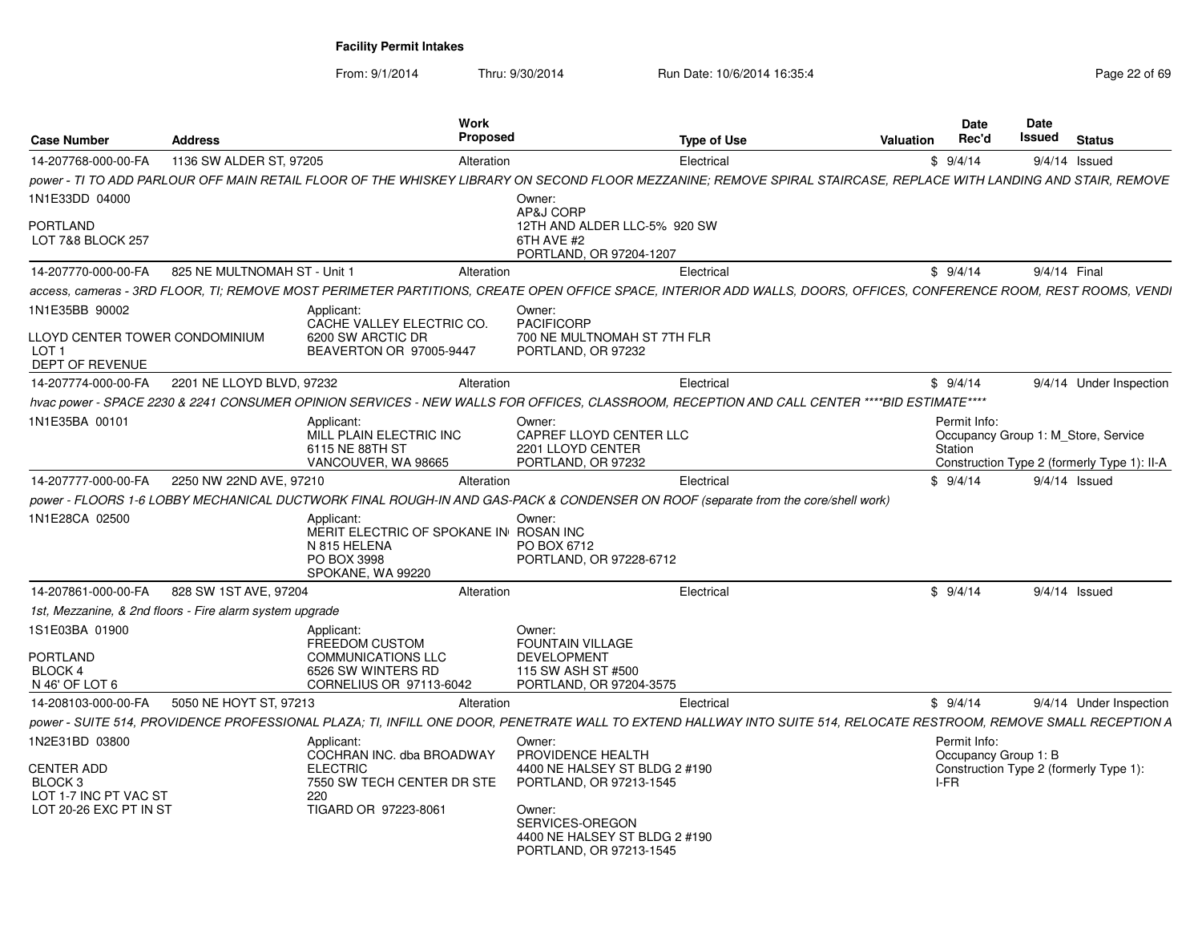**Facility Permit Intakes**

From: 9/1/2014 Thru: 9/30/2014 Run Date: 10/6/2014 16:35:4

| Case Number | Address | Work Proposed | Type of Use | Valuation | Date Rec'd | Date Issued | Status |
|---|---|---|---|---|---|---|---|
| 14-207768-000-00-FA | 1136 SW ALDER ST, 97205 | Alteration | Electrical | $ | 9/4/14 | 9/4/14 | Issued |

*power - TI TO ADD PARLOUR OFF MAIN RETAIL FLOOR OF THE WHISKEY LIBRARY ON SECOND FLOOR MEZZANINE; REMOVE SPIRAL STAIRCASE, REPLACE WITH LANDING AND STAIR, REMOVE*

1N1E33DD 04000
PORTLAND
LOT 7&8 BLOCK 257

Owner:
AP&J CORP
12TH AND ALDER LLC-5% 920 SW 6TH AVE #2
PORTLAND, OR 97204-1207

| Case Number | Address | Work Proposed | Type of Use | Valuation | Date Rec'd | Date Issued | Status |
|---|---|---|---|---|---|---|---|
| 14-207770-000-00-FA | 825 NE MULTNOMAH ST - Unit 1 | Alteration | Electrical | $ | 9/4/14 | 9/4/14 | Final |

*access, cameras - 3RD FLOOR, TI; REMOVE MOST PERIMETER PARTITIONS, CREATE OPEN OFFICE SPACE, INTERIOR ADD WALLS, DOORS, OFFICES, CONFERENCE ROOM, REST ROOMS, VENDI*

1N1E35BB 90002
LLOYD CENTER TOWER CONDOMINIUM
LOT 1
DEPT OF REVENUE

Applicant:
CACHE VALLEY ELECTRIC CO.
6200 SW ARCTIC DR
BEAVERTON OR 97005-9447

Owner:
PACIFICORP
700 NE MULTNOMAH ST 7TH FLR
PORTLAND, OR 97232

| Case Number | Address | Work Proposed | Type of Use | Valuation | Date Rec'd | Date Issued | Status |
|---|---|---|---|---|---|---|---|
| 14-207774-000-00-FA | 2201 NE LLOYD BLVD, 97232 | Alteration | Electrical | $ | 9/4/14 | 9/4/14 | Under Inspection |

*hvac power - SPACE 2230 & 2241 CONSUMER OPINION SERVICES - NEW WALLS FOR OFFICES, CLASSROOM, RECEPTION AND CALL CENTER ****BID ESTIMATE*****

1N1E35BA 00101

Applicant:
MILL PLAIN ELECTRIC INC
6115 NE 88TH ST
VANCOUVER, WA 98665

Owner:
CAPREF LLOYD CENTER LLC
2201 LLOYD CENTER
PORTLAND, OR 97232

Permit Info:
Occupancy Group 1: M_Store, Service Station
Construction Type 2 (formerly Type 1): II-A

| Case Number | Address | Work Proposed | Type of Use | Valuation | Date Rec'd | Date Issued | Status |
|---|---|---|---|---|---|---|---|
| 14-207777-000-00-FA | 2250 NW 22ND AVE, 97210 | Alteration | Electrical | $ | 9/4/14 | 9/4/14 | Issued |

*power - FLOORS 1-6 LOBBY MECHANICAL DUCTWORK FINAL ROUGH-IN AND GAS-PACK & CONDENSER ON ROOF (separate from the core/shell work)*

1N1E28CA 02500

Applicant:
MERIT ELECTRIC OF SPOKANE IN
N 815 HELENA
PO BOX 3998
SPOKANE, WA 99220

Owner:
ROSAN INC
PO BOX 6712
PORTLAND, OR 97228-6712

| Case Number | Address | Work Proposed | Type of Use | Valuation | Date Rec'd | Date Issued | Status |
|---|---|---|---|---|---|---|---|
| 14-207861-000-00-FA | 828 SW 1ST AVE, 97204 | Alteration | Electrical | $ | 9/4/14 | 9/4/14 | Issued |

*1st, Mezzanine, & 2nd floors - Fire alarm system upgrade*

1S1E03BA 01900
PORTLAND
BLOCK 4
N 46' OF LOT 6

Applicant:
FREEDOM CUSTOM COMMUNICATIONS LLC
6526 SW WINTERS RD
CORNELIUS OR 97113-6042

Owner:
FOUNTAIN VILLAGE DEVELOPMENT
115 SW ASH ST #500
PORTLAND, OR 97204-3575

| Case Number | Address | Work Proposed | Type of Use | Valuation | Date Rec'd | Date Issued | Status |
|---|---|---|---|---|---|---|---|
| 14-208103-000-00-FA | 5050 NE HOYT ST, 97213 | Alteration | Electrical | $ | 9/4/14 | 9/4/14 | Under Inspection |

*power - SUITE 514, PROVIDENCE PROFESSIONAL PLAZA; TI, INFILL ONE DOOR, PENETRATE WALL TO EXTEND HALLWAY INTO SUITE 514, RELOCATE RESTROOM, REMOVE SMALL RECEPTION A*

1N2E31BD 03800
CENTER ADD
BLOCK 3
LOT 1-7 INC PT VAC ST
LOT 20-26 EXC PT IN ST

Applicant:
COCHRAN INC. dba BROADWAY ELECTRIC
7550 SW TECH CENTER DR STE 220
TIGARD OR 97223-8061

Owner:
PROVIDENCE HEALTH
4400 NE HALSEY ST BLDG 2 #190
PORTLAND, OR 97213-1545

Owner:
SERVICES-OREGON
4400 NE HALSEY ST BLDG 2 #190
PORTLAND, OR 97213-1545

Permit Info:
Occupancy Group 1: B
Construction Type 2 (formerly Type 1): I-FR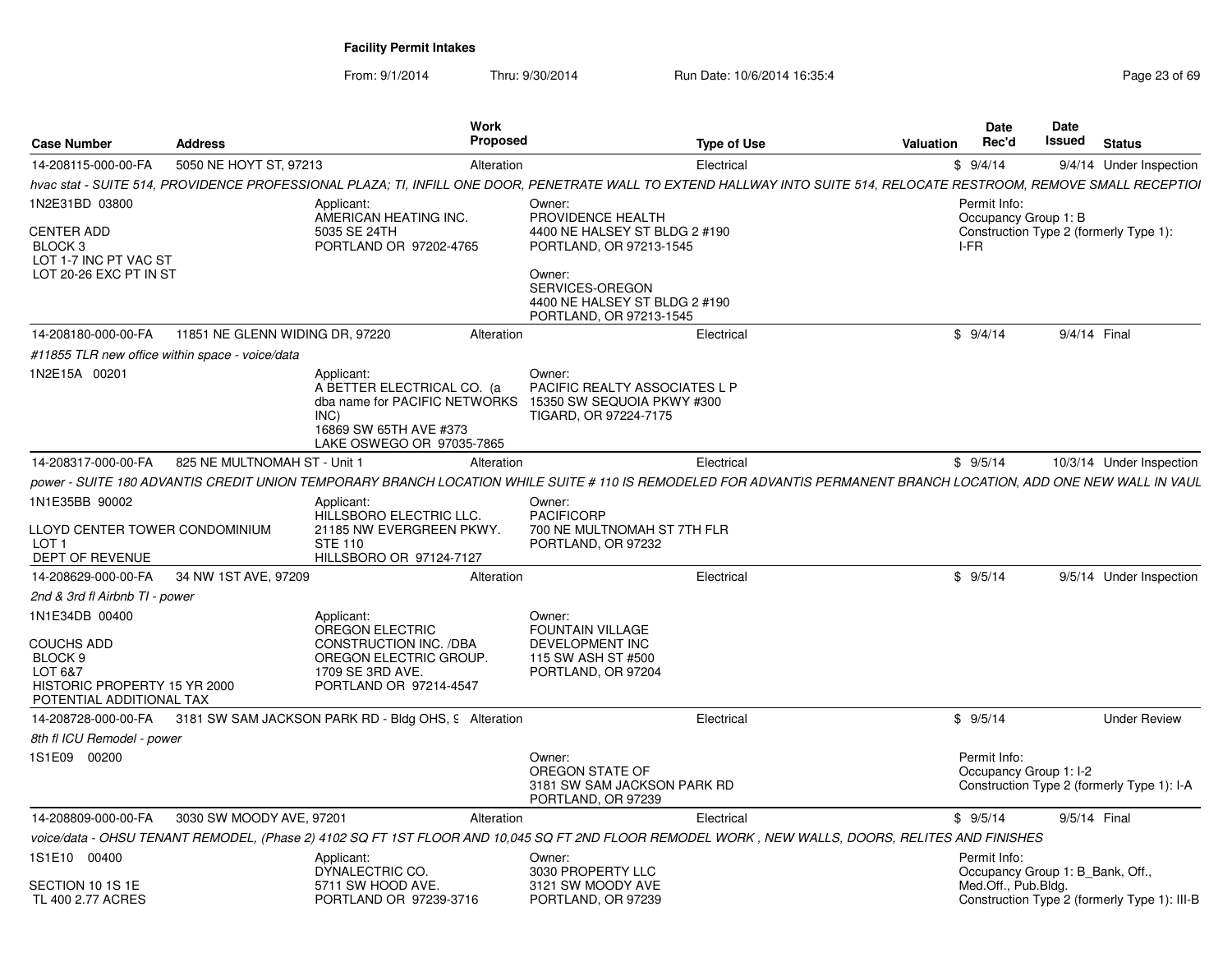**Facility Permit Intakes**

From: 9/1/2014 Thru: 9/30/2014 Run Date: 10/6/2014 16:35:4

| Case Number | Address | Work Proposed | Type of Use | Valuation | Date Rec'd | Date Issued | Status |
|---|---|---|---|---|---|---|---|
| 14-208115-000-00-FA | 5050 NE HOYT ST, 97213 | Alteration | Electrical | $ | 9/4/14 | 9/4/14 | Under Inspection |

*hvac stat - SUITE 514, PROVIDENCE PROFESSIONAL PLAZA; TI, INFILL ONE DOOR, PENETRATE WALL TO EXTEND HALLWAY INTO SUITE 514, RELOCATE RESTROOM, REMOVE SMALL RECEPTIOI*

1N2E31BD 03800

CENTER ADD
BLOCK 3
LOT 1-7 INC PT VAC ST
LOT 20-26 EXC PT IN ST

Applicant:
AMERICAN HEATING INC.
5035 SE 24TH
PORTLAND OR 97202-4765

Owner:
PROVIDENCE HEALTH
4400 NE HALSEY ST BLDG 2 #190
PORTLAND, OR 97213-1545

Owner:
SERVICES-OREGON
4400 NE HALSEY ST BLDG 2 #190
PORTLAND, OR 97213-1545

Permit Info:
Occupancy Group 1: B
Construction Type 2 (formerly Type 1): I-FR

| Case Number | Address | Work Proposed | Type of Use | Valuation | Date Rec'd | Date Issued | Status |
|---|---|---|---|---|---|---|---|
| 14-208180-000-00-FA | 11851 NE GLENN WIDING DR, 97220 | Alteration | Electrical | $ | 9/4/14 | 9/4/14 | Final |

*#11855 TLR new office within space - voice/data*

1N2E15A 00201

Applicant:
A BETTER ELECTRICAL CO. (a dba name for PACIFIC NETWORKS INC)
16869 SW 65TH AVE #373
LAKE OSWEGO OR 97035-7865

Owner:
PACIFIC REALTY ASSOCIATES L P
15350 SW SEQUOIA PKWY #300
TIGARD, OR 97224-7175

| Case Number | Address | Work Proposed | Type of Use | Valuation | Date Rec'd | Date Issued | Status |
|---|---|---|---|---|---|---|---|
| 14-208317-000-00-FA | 825 NE MULTNOMAH ST - Unit 1 | Alteration | Electrical | $ | 9/5/14 | 10/3/14 | Under Inspection |

*power - SUITE 180 ADVANTIS CREDIT UNION TEMPORARY BRANCH LOCATION WHILE SUITE # 110 IS REMODELED FOR ADVANTIS PERMANENT BRANCH LOCATION, ADD ONE NEW WALL IN VAUL*

1N1E35BB 90002

LLOYD CENTER TOWER CONDOMINIUM
LOT 1
DEPT OF REVENUE

Applicant:
HILLSBORO ELECTRIC LLC.
21185 NW EVERGREEN PKWY. STE 110
HILLSBORO OR 97124-7127

Owner:
PACIFICORP
700 NE MULTNOMAH ST 7TH FLR
PORTLAND, OR 97232

| Case Number | Address | Work Proposed | Type of Use | Valuation | Date Rec'd | Date Issued | Status |
|---|---|---|---|---|---|---|---|
| 14-208629-000-00-FA | 34 NW 1ST AVE, 97209 | Alteration | Electrical | $ | 9/5/14 | 9/5/14 | Under Inspection |

*2nd & 3rd fl Airbnb TI - power*

1N1E34DB 00400

COUCHS ADD
BLOCK 9
LOT 6&7
HISTORIC PROPERTY 15 YR 2000
POTENTIAL ADDITIONAL TAX

Applicant:
OREGON ELECTRIC CONSTRUCTION INC. /DBA OREGON ELECTRIC GROUP.
1709 SE 3RD AVE.
PORTLAND OR 97214-4547

Owner:
FOUNTAIN VILLAGE DEVELOPMENT INC
115 SW ASH ST #500
PORTLAND, OR 97204

| Case Number | Address | Work Proposed | Type of Use | Valuation | Date Rec'd | Date Issued | Status |
|---|---|---|---|---|---|---|---|
| 14-208728-000-00-FA | 3181 SW SAM JACKSON PARK RD - Bldg OHS, 9 | Alteration | Electrical | $ | 9/5/14 | | Under Review |

*8th fl ICU Remodel - power*

1S1E09 00200

Owner:
OREGON STATE OF
3181 SW SAM JACKSON PARK RD
PORTLAND, OR 97239

Permit Info:
Occupancy Group 1: I-2
Construction Type 2 (formerly Type 1): I-A

| Case Number | Address | Work Proposed | Type of Use | Valuation | Date Rec'd | Date Issued | Status |
|---|---|---|---|---|---|---|---|
| 14-208809-000-00-FA | 3030 SW MOODY AVE, 97201 | Alteration | Electrical | $ | 9/5/14 | 9/5/14 | Final |

*voice/data - OHSU TENANT REMODEL, (Phase 2) 4102 SQ FT 1ST FLOOR AND 10,045 SQ FT 2ND FLOOR REMODEL WORK , NEW WALLS, DOORS, RELITES AND FINISHES*

1S1E10 00400

SECTION 10 1S 1E
TL 400 2.77 ACRES

Applicant:
DYNALECTRIC CO.
5711 SW HOOD AVE.
PORTLAND OR 97239-3716

Owner:
3030 PROPERTY LLC
3121 SW MOODY AVE
PORTLAND, OR 97239

Permit Info:
Occupancy Group 1: B_Bank, Off., Med.Off., Pub.Bldg.
Construction Type 2 (formerly Type 1): III-B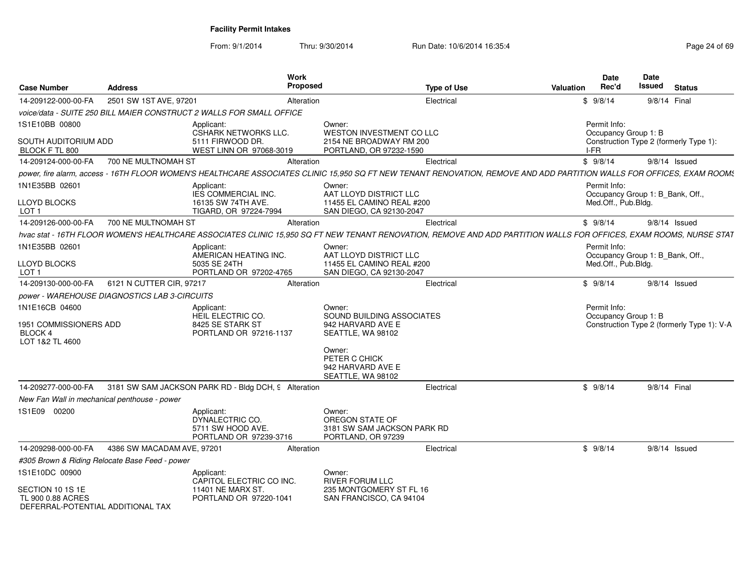**Facility Permit Intakes**

From: 9/1/2014 Thru: 9/30/2014 Run Date: 10/6/2014 16:35:4

| Case Number | Address | Work Proposed | Type of Use | Valuation | Date Rec'd | Date Issued | Status |
|---|---|---|---|---|---|---|---|
| 14-209122-000-00-FA | 2501 SW 1ST AVE, 97201 | Alteration | Electrical | $ | 9/8/14 | 9/8/14 | Final |

*voice/data - SUITE 250 BILL MAIER CONSTRUCT 2 WALLS FOR SMALL OFFICE*

1S1E10BB 00800
SOUTH AUDITORIUM ADD
BLOCK F TL 800

Applicant: CSHARK NETWORKS LLC. 5111 FIRWOOD DR. WEST LINN OR 97068-3019

Owner: WESTON INVESTMENT CO LLC 2154 NE BROADWAY RM 200 PORTLAND, OR 97232-1590

Permit Info: Occupancy Group 1: B; Construction Type 2 (formerly Type 1): I-FR

| Case Number | Address | Work Proposed | Type of Use | Valuation | Date Rec'd | Date Issued | Status |
|---|---|---|---|---|---|---|---|
| 14-209124-000-00-FA | 700 NE MULTNOMAH ST | Alteration | Electrical | $ | 9/8/14 | 9/8/14 | Issued |

*power, fire alarm, access - 16TH FLOOR WOMEN'S HEALTHCARE ASSOCIATES CLINIC 15,950 SQ FT NEW TENANT RENOVATION, REMOVE AND ADD PARTITION WALLS FOR OFFICES, EXAM ROOMS*

1N1E35BB 02601
LLOYD BLOCKS
LOT 1

Applicant: IES COMMERCIAL INC. 16135 SW 74TH AVE. TIGARD, OR 97224-7994

Owner: AAT LLOYD DISTRICT LLC 11455 EL CAMINO REAL #200 SAN DIEGO, CA 92130-2047

Permit Info: Occupancy Group 1: B_Bank, Off., Med.Off., Pub.Bldg.

| Case Number | Address | Work Proposed | Type of Use | Valuation | Date Rec'd | Date Issued | Status |
|---|---|---|---|---|---|---|---|
| 14-209126-000-00-FA | 700 NE MULTNOMAH ST | Alteration | Electrical | $ | 9/8/14 | 9/8/14 | Issued |

*hvac stat - 16TH FLOOR WOMEN'S HEALTHCARE ASSOCIATES CLINIC 15,950 SQ FT NEW TENANT RENOVATION, REMOVE AND ADD PARTITION WALLS FOR OFFICES, EXAM ROOMS, NURSE STAT*

1N1E35BB 02601
LLOYD BLOCKS
LOT 1

Applicant: AMERICAN HEATING INC. 5035 SE 24TH PORTLAND OR 97202-4765

Owner: AAT LLOYD DISTRICT LLC 11455 EL CAMINO REAL #200 SAN DIEGO, CA 92130-2047

Permit Info: Occupancy Group 1: B_Bank, Off., Med.Off., Pub.Bldg.

| Case Number | Address | Work Proposed | Type of Use | Valuation | Date Rec'd | Date Issued | Status |
|---|---|---|---|---|---|---|---|
| 14-209130-000-00-FA | 6121 N CUTTER CIR, 97217 | Alteration | Electrical | $ | 9/8/14 | 9/8/14 | Issued |

*power - WAREHOUSE DIAGNOSTICS LAB 3-CIRCUITS*

1N1E16CB 04600
1951 COMMISSIONERS ADD
BLOCK 4
LOT 1&2 TL 4600

Applicant: HEIL ELECTRIC CO. 8425 SE STARK ST PORTLAND OR 97216-1137

Owner: SOUND BUILDING ASSOCIATES 942 HARVARD AVE E SEATTLE, WA 98102

Owner: PETER C CHICK 942 HARVARD AVE E SEATTLE, WA 98102

Permit Info: Occupancy Group 1: B; Construction Type 2 (formerly Type 1): V-A

| Case Number | Address | Work Proposed | Type of Use | Valuation | Date Rec'd | Date Issued | Status |
|---|---|---|---|---|---|---|---|
| 14-209277-000-00-FA | 3181 SW SAM JACKSON PARK RD - Bldg DCH, 9 | Alteration | Electrical | $ | 9/8/14 | 9/8/14 | Final |

*New Fan Wall in mechanical penthouse - power*

1S1E09 00200

Applicant: DYNALECTRIC CO. 5711 SW HOOD AVE. PORTLAND OR 97239-3716

Owner: OREGON STATE OF 3181 SW SAM JACKSON PARK RD PORTLAND, OR 97239

| Case Number | Address | Work Proposed | Type of Use | Valuation | Date Rec'd | Date Issued | Status |
|---|---|---|---|---|---|---|---|
| 14-209298-000-00-FA | 4386 SW MACADAM AVE, 97201 | Alteration | Electrical | $ | 9/8/14 | 9/8/14 | Issued |

*#305 Brown & Riding Relocate Base Feed - power*

1S1E10DC 00900
SECTION 10 1S 1E
TL 900 0.88 ACRES
DEFERRAL-POTENTIAL ADDITIONAL TAX

Applicant: CAPITOL ELECTRIC CO INC. 11401 NE MARX ST. PORTLAND OR 97220-1041

Owner: RIVER FORUM LLC 235 MONTGOMERY ST FL 16 SAN FRANCISCO, CA 94104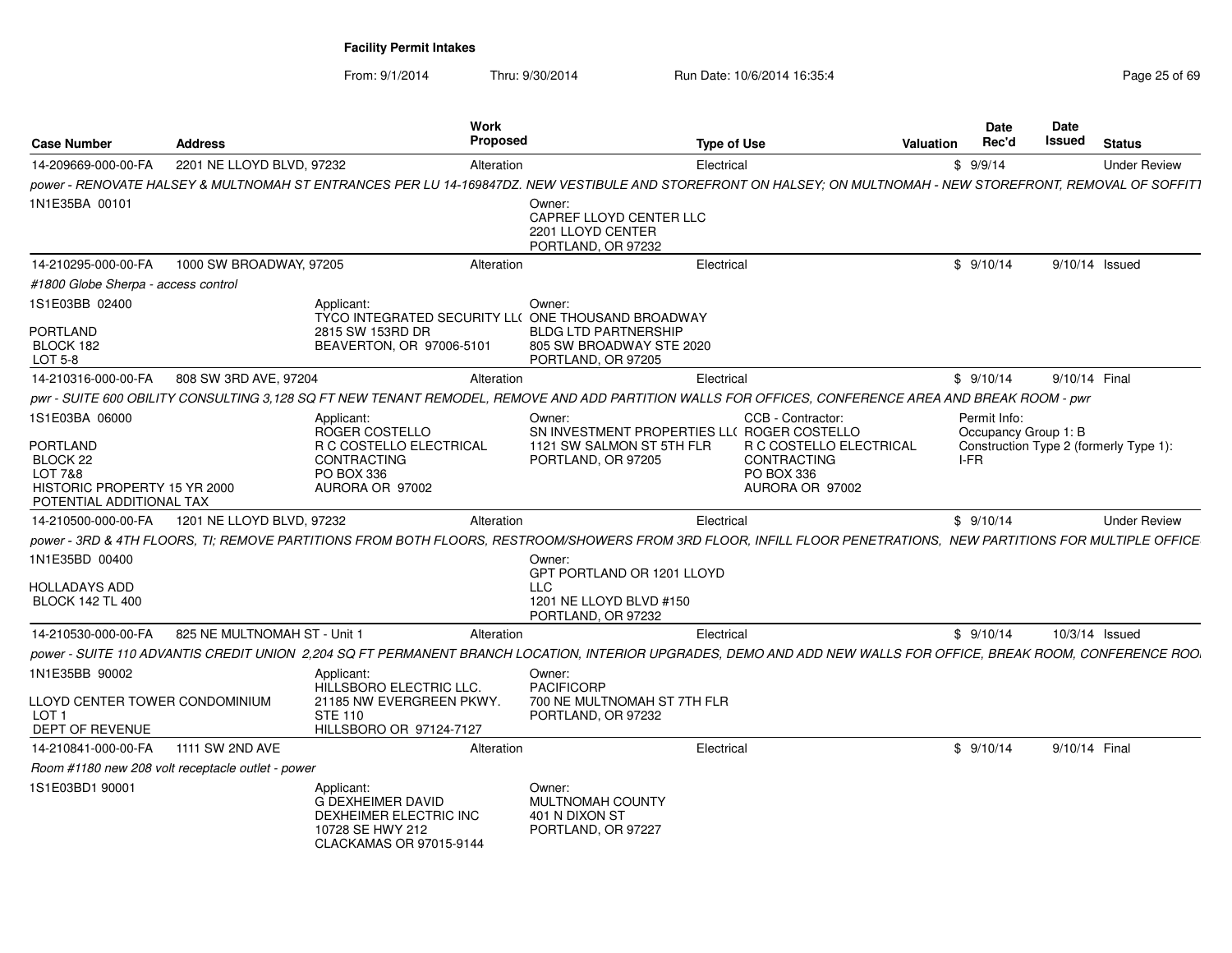**Facility Permit Intakes**

From: 9/1/2014 Thru: 9/30/2014 Run Date: 10/6/2014 16:35:4

| Case Number | Address | Work Proposed | Type of Use | Valuation | Date Rec'd | Date Issued | Status |
|---|---|---|---|---|---|---|---|
| 14-209669-000-00-FA | 2201 NE LLOYD BLVD, 97232 | Alteration | Electrical | $ | 9/9/14 | | Under Review |

*power - RENOVATE HALSEY & MULTNOMAH ST ENTRANCES PER LU 14-169847DZ. NEW VESTIBULE AND STOREFRONT ON HALSEY; ON MULTNOMAH - NEW STOREFRONT, REMOVAL OF SOFFITT*

1N1E35BA 00101

Owner:
CAPREF LLOYD CENTER LLC
2201 LLOYD CENTER
PORTLAND, OR 97232

---

| Case Number | Address | Work Proposed | Type of Use | Valuation | Date Rec'd | Date Issued | Status |
|---|---|---|---|---|---|---|---|
| 14-210295-000-00-FA | 1000 SW BROADWAY, 97205 | Alteration | Electrical | $ | 9/10/14 | 9/10/14 | Issued |

*#1800 Globe Sherpa - access control*

1S1E03BB 02400

PORTLAND
BLOCK 182
LOT 5-8

Applicant:
TYCO INTEGRATED SECURITY LL(
2815 SW 153RD DR
BEAVERTON, OR 97006-5101

Owner:
ONE THOUSAND BROADWAY
BLDG LTD PARTNERSHIP
805 SW BROADWAY STE 2020
PORTLAND, OR 97205

---

| Case Number | Address | Work Proposed | Type of Use | Valuation | Date Rec'd | Date Issued | Status |
|---|---|---|---|---|---|---|---|
| 14-210316-000-00-FA | 808 SW 3RD AVE, 97204 | Alteration | Electrical | $ | 9/10/14 | 9/10/14 | Final |

*pwr - SUITE 600 OBILITY CONSULTING 3,128 SQ FT NEW TENANT REMODEL, REMOVE AND ADD PARTITION WALLS FOR OFFICES, CONFERENCE AREA AND BREAK ROOM - pwr*

1S1E03BA 06000

PORTLAND
BLOCK 22
LOT 7&8
HISTORIC PROPERTY 15 YR 2000
POTENTIAL ADDITIONAL TAX

Applicant:
ROGER COSTELLO
R C COSTELLO ELECTRICAL
CONTRACTING
PO BOX 336
AURORA OR 97002

Owner:
SN INVESTMENT PROPERTIES LL(
1121 SW SALMON ST 5TH FLR
PORTLAND, OR 97205

CCB - Contractor:
ROGER COSTELLO
R C COSTELLO ELECTRICAL
CONTRACTING
PO BOX 336
AURORA OR 97002

Permit Info:
Occupancy Group 1: B
Construction Type 2 (formerly Type 1): I-FR

---

| Case Number | Address | Work Proposed | Type of Use | Valuation | Date Rec'd | Date Issued | Status |
|---|---|---|---|---|---|---|---|
| 14-210500-000-00-FA | 1201 NE LLOYD BLVD, 97232 | Alteration | Electrical | $ | 9/10/14 | | Under Review |

*power - 3RD & 4TH FLOORS, TI; REMOVE PARTITIONS FROM BOTH FLOORS, RESTROOM/SHOWERS FROM 3RD FLOOR, INFILL FLOOR PENETRATIONS, NEW PARTITIONS FOR MULTIPLE OFFICE*

1N1E35BD 00400

HOLLADAYS ADD
BLOCK 142 TL 400

Owner:
GPT PORTLAND OR 1201 LLOYD
LLC
1201 NE LLOYD BLVD #150
PORTLAND, OR 97232

---

| Case Number | Address | Work Proposed | Type of Use | Valuation | Date Rec'd | Date Issued | Status |
|---|---|---|---|---|---|---|---|
| 14-210530-000-00-FA | 825 NE MULTNOMAH ST - Unit 1 | Alteration | Electrical | $ | 9/10/14 | 10/3/14 | Issued |

*power - SUITE 110 ADVANTIS CREDIT UNION 2,204 SQ FT PERMANENT BRANCH LOCATION, INTERIOR UPGRADES, DEMO AND ADD NEW WALLS FOR OFFICE, BREAK ROOM, CONFERENCE ROO*

1N1E35BB 90002

LLOYD CENTER TOWER CONDOMINIUM
LOT 1
DEPT OF REVENUE

Applicant:
HILLSBORO ELECTRIC LLC.
21185 NW EVERGREEN PKWY.
STE 110
HILLSBORO OR 97124-7127

Owner:
PACIFICORP
700 NE MULTNOMAH ST 7TH FLR
PORTLAND, OR 97232

---

| Case Number | Address | Work Proposed | Type of Use | Valuation | Date Rec'd | Date Issued | Status |
|---|---|---|---|---|---|---|---|
| 14-210841-000-00-FA | 1111 SW 2ND AVE | Alteration | Electrical | $ | 9/10/14 | 9/10/14 | Final |

*Room #1180 new 208 volt receptacle outlet - power*

1S1E03BD1 90001

Applicant:
G DEXHEIMER DAVID
DEXHEIMER ELECTRIC INC
10728 SE HWY 212
CLACKAMAS OR 97015-9144

Owner:
MULTNOMAH COUNTY
401 N DIXON ST
PORTLAND, OR 97227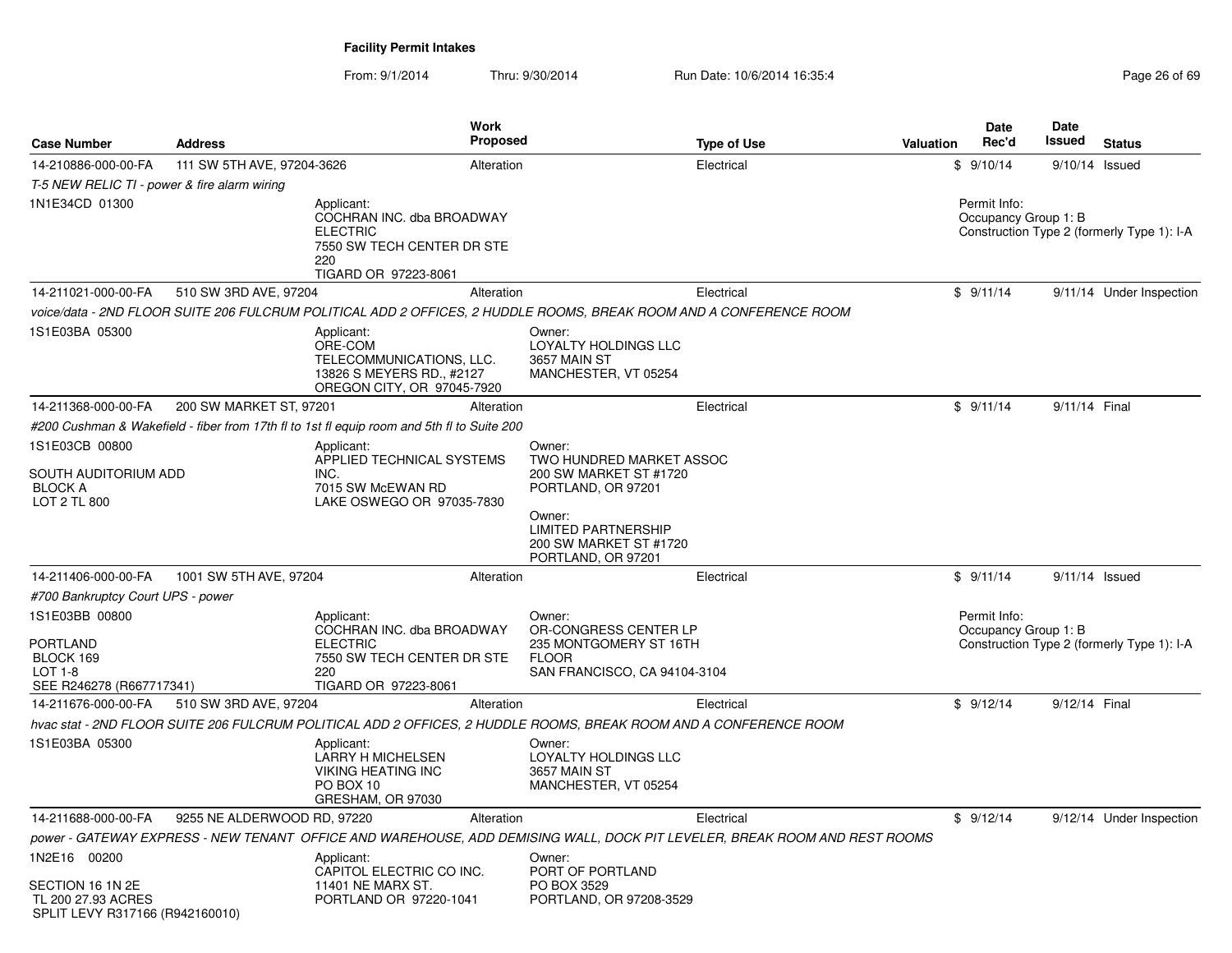**Facility Permit Intakes**

From: 9/1/2014 Thru: 9/30/2014 Run Date: 10/6/2014 16:35:4

| Case Number | Address | Work Proposed | Type of Use | Valuation | Date Rec'd | Date Issued | Status |
|---|---|---|---|---|---|---|---|
| 14-210886-000-00-FA | 111 SW 5TH AVE, 97204-3626 | Alteration | Electrical | $ | 9/10/14 | 9/10/14 | Issued |

*T-5 NEW RELIC TI - power & fire alarm wiring*

1N1E34CD 01300

Applicant:
COCHRAN INC. dba BROADWAY ELECTRIC
7550 SW TECH CENTER DR STE 220
TIGARD OR 97223-8061

Permit Info:
Occupancy Group 1: B
Construction Type 2 (formerly Type 1): I-A

---

| Case Number | Address | Work Proposed | Type of Use | Valuation | Date Rec'd | Date Issued | Status |
|---|---|---|---|---|---|---|---|
| 14-211021-000-00-FA | 510 SW 3RD AVE, 97204 | Alteration | Electrical | $ | 9/11/14 | 9/11/14 | Under Inspection |

*voice/data - 2ND FLOOR SUITE 206 FULCRUM POLITICAL ADD 2 OFFICES, 2 HUDDLE ROOMS, BREAK ROOM AND A CONFERENCE ROOM*

1S1E03BA 05300

Applicant:
ORE-COM TELECOMMUNICATIONS, LLC.
13826 S MEYERS RD., #2127
OREGON CITY, OR 97045-7920

Owner:
LOYALTY HOLDINGS LLC
3657 MAIN ST
MANCHESTER, VT 05254

---

| Case Number | Address | Work Proposed | Type of Use | Valuation | Date Rec'd | Date Issued | Status |
|---|---|---|---|---|---|---|---|
| 14-211368-000-00-FA | 200 SW MARKET ST, 97201 | Alteration | Electrical | $ | 9/11/14 | 9/11/14 | Final |

*#200 Cushman & Wakefield - fiber from 17th fl to 1st fl equip room and 5th fl to Suite 200*

1S1E03CB 00800

SOUTH AUDITORIUM ADD
BLOCK A
LOT 2 TL 800

Applicant:
APPLIED TECHNICAL SYSTEMS INC.
7015 SW McEWAN RD
LAKE OSWEGO OR 97035-7830

Owner:
TWO HUNDRED MARKET ASSOC
200 SW MARKET ST #1720
PORTLAND, OR 97201

Owner:
LIMITED PARTNERSHIP
200 SW MARKET ST #1720
PORTLAND, OR 97201

---

| Case Number | Address | Work Proposed | Type of Use | Valuation | Date Rec'd | Date Issued | Status |
|---|---|---|---|---|---|---|---|
| 14-211406-000-00-FA | 1001 SW 5TH AVE, 97204 | Alteration | Electrical | $ | 9/11/14 | 9/11/14 | Issued |

*#700 Bankruptcy Court UPS - power*

1S1E03BB 00800

PORTLAND
BLOCK 169
LOT 1-8
SEE R246278 (R667717341)

Applicant:
COCHRAN INC. dba BROADWAY ELECTRIC
7550 SW TECH CENTER DR STE 220
TIGARD OR 97223-8061

Owner:
OR-CONGRESS CENTER LP
235 MONTGOMERY ST 16TH FLOOR
SAN FRANCISCO, CA 94104-3104

Permit Info:
Occupancy Group 1: B
Construction Type 2 (formerly Type 1): I-A

---

| Case Number | Address | Work Proposed | Type of Use | Valuation | Date Rec'd | Date Issued | Status |
|---|---|---|---|---|---|---|---|
| 14-211676-000-00-FA | 510 SW 3RD AVE, 97204 | Alteration | Electrical | $ | 9/12/14 | 9/12/14 | Final |

*hvac stat - 2ND FLOOR SUITE 206 FULCRUM POLITICAL ADD 2 OFFICES, 2 HUDDLE ROOMS, BREAK ROOM AND A CONFERENCE ROOM*

1S1E03BA 05300

Applicant:
LARRY H MICHELSEN
VIKING HEATING INC
PO BOX 10
GRESHAM, OR 97030

Owner:
LOYALTY HOLDINGS LLC
3657 MAIN ST
MANCHESTER, VT 05254

---

| Case Number | Address | Work Proposed | Type of Use | Valuation | Date Rec'd | Date Issued | Status |
|---|---|---|---|---|---|---|---|
| 14-211688-000-00-FA | 9255 NE ALDERWOOD RD, 97220 | Alteration | Electrical | $ | 9/12/14 | 9/12/14 | Under Inspection |

*power - GATEWAY EXPRESS - NEW TENANT OFFICE AND WAREHOUSE, ADD DEMISING WALL, DOCK PIT LEVELER, BREAK ROOM AND REST ROOMS*

1N2E16 00200

SECTION 16 1N 2E
TL 200 27.93 ACRES
SPLIT LEVY R317166 (R942160010)

Applicant:
CAPITOL ELECTRIC CO INC.
11401 NE MARX ST.
PORTLAND OR 97220-1041

Owner:
PORT OF PORTLAND
PO BOX 3529
PORTLAND, OR 97208-3529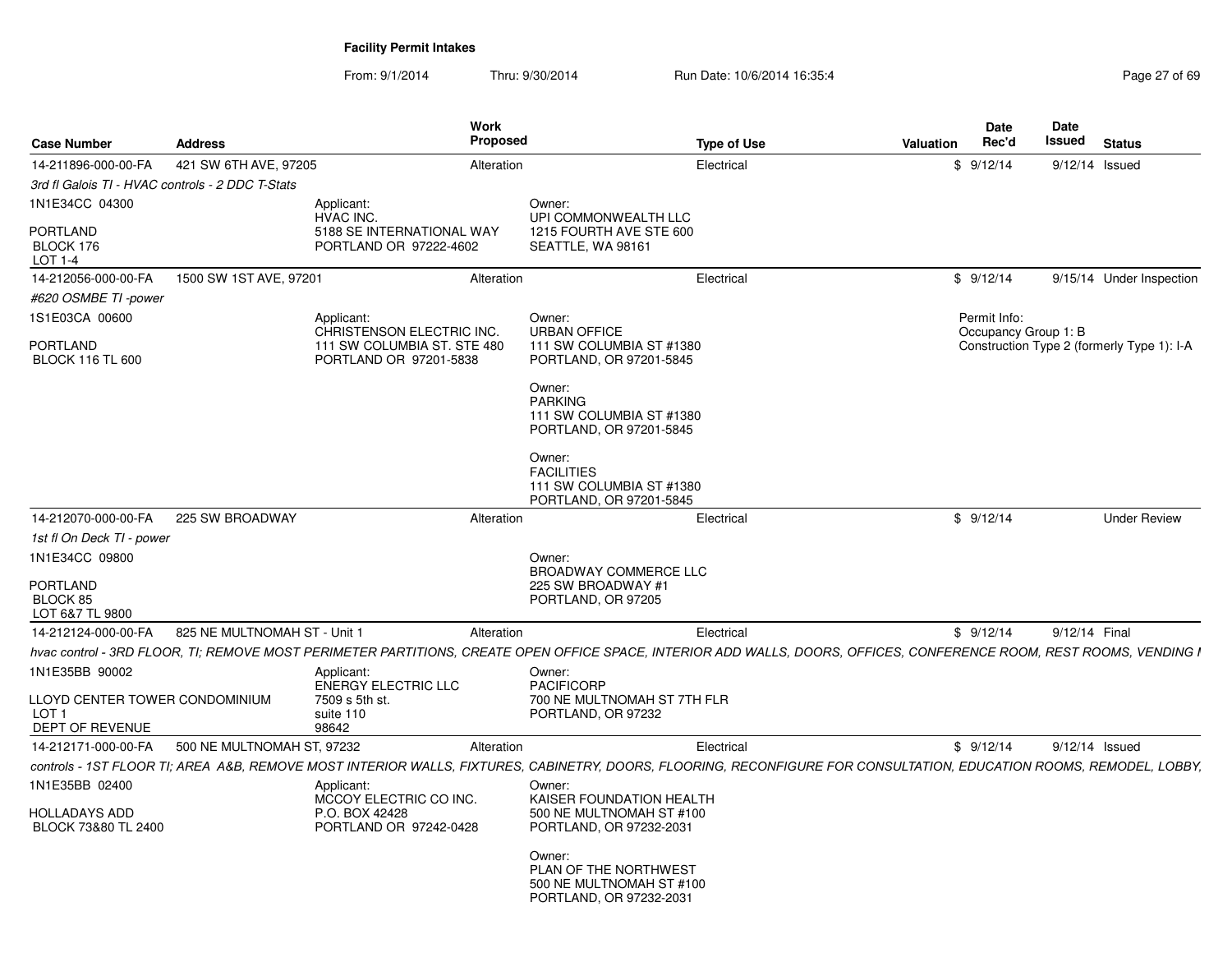## Facility Permit Intakes

From: 9/1/2014 Thru: 9/30/2014 Run Date: 10/6/2014 16:35:4

| Case Number | Address | Work Proposed | Type of Use | Valuation | Date Rec'd | Date Issued | Status |
|---|---|---|---|---|---|---|---|
| 14-211896-000-00-FA | 421 SW 6TH AVE, 97205 | Alteration | Electrical | $ | 9/12/14 | 9/12/14 | Issued |
| 14-212056-000-00-FA | 1500 SW 1ST AVE, 97201 | Alteration | Electrical | $ | 9/12/14 | 9/15/14 | Under Inspection |
| 14-212070-000-00-FA | 225 SW BROADWAY | Alteration | Electrical | $ | 9/12/14 | | Under Review |
| 14-212124-000-00-FA | 825 NE MULTNOMAH ST - Unit 1 | Alteration | Electrical | $ | 9/12/14 | 9/12/14 | Final |
| 14-212171-000-00-FA | 500 NE MULTNOMAH ST, 97232 | Alteration | Electrical | $ | 9/12/14 | 9/12/14 | Issued |

**14-211896-000-00-FA** — 421 SW 6TH AVE, 97205

*3rd fl Galois TI - HVAC controls - 2 DDC T-Stats*

1N1E34CC 04300
PORTLAND
BLOCK 176
LOT 1-4

Applicant:
HVAC INC.
5188 SE INTERNATIONAL WAY
PORTLAND OR 97222-4602

Owner:
UPI COMMONWEALTH LLC
1215 FOURTH AVE STE 600
SEATTLE, WA 98161

**14-212056-000-00-FA** — 1500 SW 1ST AVE, 97201

*#620 OSMBE TI -power*

1S1E03CA 00600
PORTLAND
BLOCK 116 TL 600

Applicant:
CHRISTENSON ELECTRIC INC.
111 SW COLUMBIA ST. STE 480
PORTLAND OR 97201-5838

Owner:
URBAN OFFICE
111 SW COLUMBIA ST #1380
PORTLAND, OR 97201-5845

Owner:
PARKING
111 SW COLUMBIA ST #1380
PORTLAND, OR 97201-5845

Owner:
FACILITIES
111 SW COLUMBIA ST #1380
PORTLAND, OR 97201-5845

Permit Info:
Occupancy Group 1: B
Construction Type 2 (formerly Type 1): I-A

**14-212070-000-00-FA** — 225 SW BROADWAY

*1st fl On Deck TI - power*

1N1E34CC 09800
PORTLAND
BLOCK 85
LOT 6&7 TL 9800

Owner:
BROADWAY COMMERCE LLC
225 SW BROADWAY #1
PORTLAND, OR 97205

**14-212124-000-00-FA** — 825 NE MULTNOMAH ST - Unit 1

*hvac control - 3RD FLOOR, TI; REMOVE MOST PERIMETER PARTITIONS, CREATE OPEN OFFICE SPACE, INTERIOR ADD WALLS, DOORS, OFFICES, CONFERENCE ROOM, REST ROOMS, VENDING I*

1N1E35BB 90002
LLOYD CENTER TOWER CONDOMINIUM
LOT 1
DEPT OF REVENUE

Applicant:
ENERGY ELECTRIC LLC
7509 s 5th st.
suite 110
98642

Owner:
PACIFICORP
700 NE MULTNOMAH ST 7TH FLR
PORTLAND, OR 97232

**14-212171-000-00-FA** — 500 NE MULTNOMAH ST, 97232

*controls - 1ST FLOOR TI; AREA A&B, REMOVE MOST INTERIOR WALLS, FIXTURES, CABINETRY, DOORS, FLOORING, RECONFIGURE FOR CONSULTATION, EDUCATION ROOMS, REMODEL, LOBBY,*

1N1E35BB 02400
HOLLADAYS ADD
BLOCK 73&80 TL 2400

Applicant:
MCCOY ELECTRIC CO INC.
P.O. BOX 42428
PORTLAND OR 97242-0428

Owner:
KAISER FOUNDATION HEALTH
500 NE MULTNOMAH ST #100
PORTLAND, OR 97232-2031

Owner:
PLAN OF THE NORTHWEST
500 NE MULTNOMAH ST #100
PORTLAND, OR 97232-2031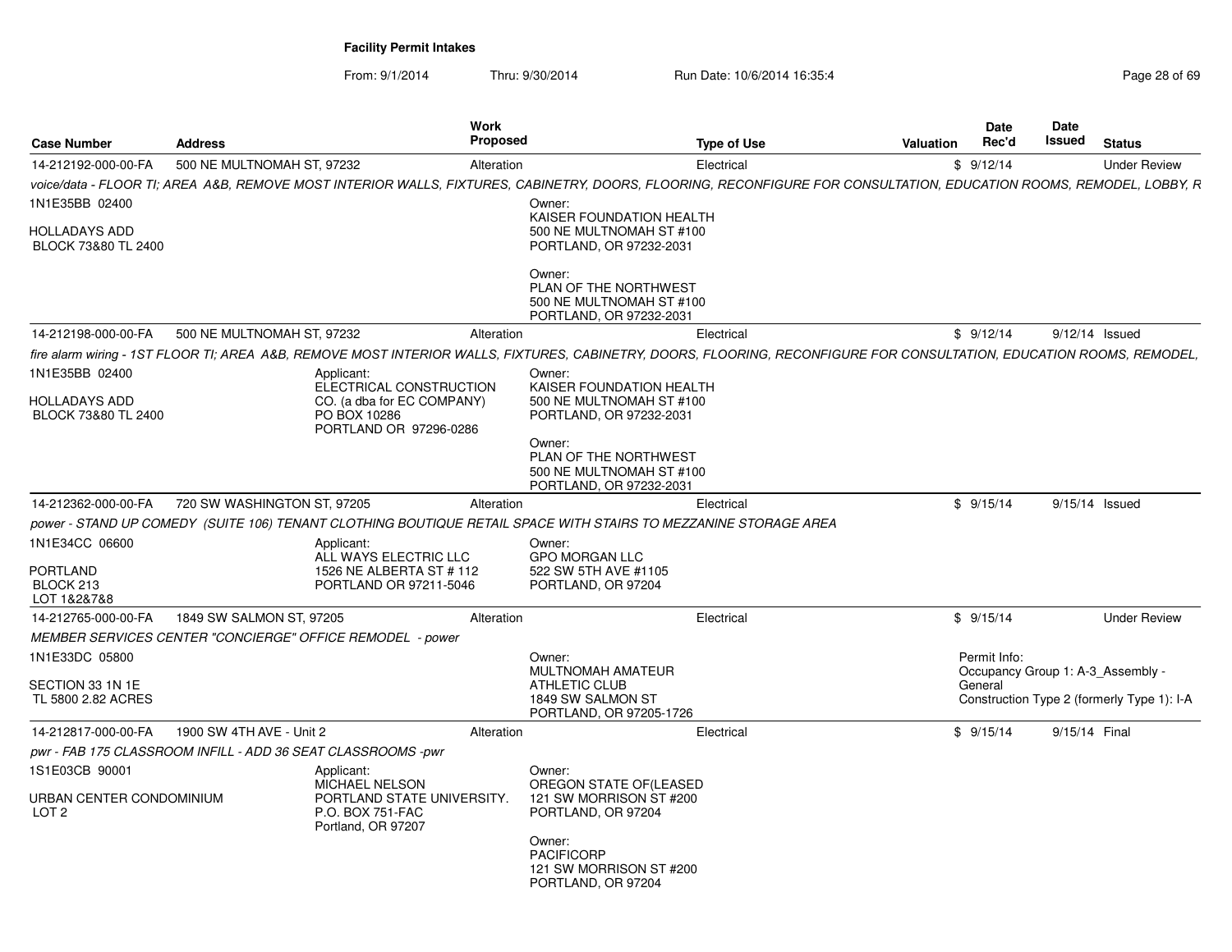**Facility Permit Intakes**

From: 9/1/2014 Thru: 9/30/2014 Run Date: 10/6/2014 16:35:4

| Case Number | Address | Work Proposed | Type of Use | Valuation | Date Rec'd | Date Issued | Status |
|---|---|---|---|---|---|---|---|
| 14-212192-000-00-FA | 500 NE MULTNOMAH ST, 97232 | Alteration | Electrical | $ | 9/12/14 | | Under Review |

*voice/data - FLOOR TI; AREA A&B, REMOVE MOST INTERIOR WALLS, FIXTURES, CABINETRY, DOORS, FLOORING, RECONFIGURE FOR CONSULTATION, EDUCATION ROOMS, REMODEL, LOBBY, R*

1N1E35BB 02400

HOLLADAYS ADD
BLOCK 73&80 TL 2400

Owner:
KAISER FOUNDATION HEALTH
500 NE MULTNOMAH ST #100
PORTLAND, OR 97232-2031

Owner:
PLAN OF THE NORTHWEST
500 NE MULTNOMAH ST #100
PORTLAND, OR 97232-2031

---

| Case Number | Address | Work Proposed | Type of Use | Valuation | Date Rec'd | Date Issued | Status |
|---|---|---|---|---|---|---|---|
| 14-212198-000-00-FA | 500 NE MULTNOMAH ST, 97232 | Alteration | Electrical | $ | 9/12/14 | 9/12/14 | Issued |

*fire alarm wiring - 1ST FLOOR TI; AREA A&B, REMOVE MOST INTERIOR WALLS, FIXTURES, CABINETRY, DOORS, FLOORING, RECONFIGURE FOR CONSULTATION, EDUCATION ROOMS, REMODEL,*

1N1E35BB 02400

HOLLADAYS ADD
BLOCK 73&80 TL 2400

Applicant:
ELECTRICAL CONSTRUCTION CO. (a dba for EC COMPANY)
PO BOX 10286
PORTLAND OR 97296-0286

Owner:
KAISER FOUNDATION HEALTH
500 NE MULTNOMAH ST #100
PORTLAND, OR 97232-2031

Owner:
PLAN OF THE NORTHWEST
500 NE MULTNOMAH ST #100
PORTLAND, OR 97232-2031

---

| Case Number | Address | Work Proposed | Type of Use | Valuation | Date Rec'd | Date Issued | Status |
|---|---|---|---|---|---|---|---|
| 14-212362-000-00-FA | 720 SW WASHINGTON ST, 97205 | Alteration | Electrical | $ | 9/15/14 | 9/15/14 | Issued |

*power - STAND UP COMEDY (SUITE 106) TENANT CLOTHING BOUTIQUE RETAIL SPACE WITH STAIRS TO MEZZANINE STORAGE AREA*

1N1E34CC 06600

PORTLAND
BLOCK 213
LOT 1&2&7&8

Applicant:
ALL WAYS ELECTRIC LLC
1526 NE ALBERTA ST # 112
PORTLAND OR 97211-5046

Owner:
GPO MORGAN LLC
522 SW 5TH AVE #1105
PORTLAND, OR 97204

---

| Case Number | Address | Work Proposed | Type of Use | Valuation | Date Rec'd | Date Issued | Status |
|---|---|---|---|---|---|---|---|
| 14-212765-000-00-FA | 1849 SW SALMON ST, 97205 | Alteration | Electrical | $ | 9/15/14 | | Under Review |

*MEMBER SERVICES CENTER "CONCIERGE" OFFICE REMODEL - power*

1N1E33DC 05800

SECTION 33 1N 1E
TL 5800 2.82 ACRES

Owner:
MULTNOMAH AMATEUR ATHLETIC CLUB
1849 SW SALMON ST
PORTLAND, OR 97205-1726

Permit Info:
Occupancy Group 1: A-3_Assembly - General
Construction Type 2 (formerly Type 1): I-A

---

| Case Number | Address | Work Proposed | Type of Use | Valuation | Date Rec'd | Date Issued | Status |
|---|---|---|---|---|---|---|---|
| 14-212817-000-00-FA | 1900 SW 4TH AVE - Unit 2 | Alteration | Electrical | $ | 9/15/14 | 9/15/14 | Final |

*pwr - FAB 175 CLASSROOM INFILL - ADD 36 SEAT CLASSROOMS -pwr*

1S1E03CB 90001

URBAN CENTER CONDOMINIUM
LOT 2

Applicant:
MICHAEL NELSON
PORTLAND STATE UNIVERSITY.
P.O. BOX 751-FAC
Portland, OR 97207

Owner:
OREGON STATE OF(LEASED
121 SW MORRISON ST #200
PORTLAND, OR 97204

Owner:
PACIFICORP
121 SW MORRISON ST #200
PORTLAND, OR 97204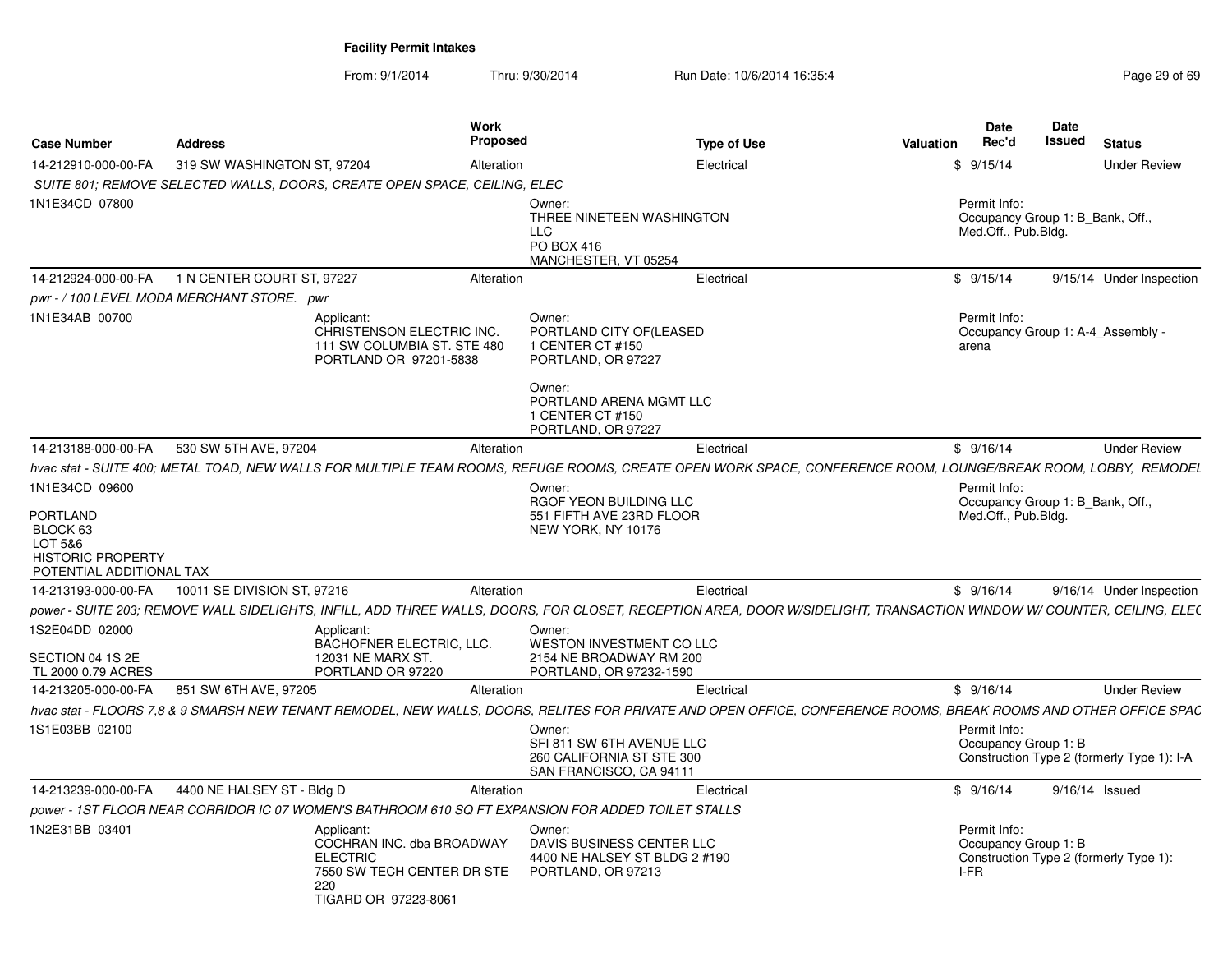**Facility Permit Intakes**

From: 9/1/2014 Thru: 9/30/2014 Run Date: 10/6/2014 16:35:4

| Case Number | Address | Work Proposed | Type of Use | Valuation | Date Rec'd | Date Issued | Status |
|---|---|---|---|---|---|---|---|
| 14-212910-000-00-FA | 319 SW WASHINGTON ST, 97204 | Alteration | Electrical | $ | 9/15/14 | | Under Review |
| SUITE 801; REMOVE SELECTED WALLS, DOORS, CREATE OPEN SPACE, CEILING, ELEC | | | | | | | |
| 1N1E34CD 07800 | | Owner: THREE NINETEEN WASHINGTON LLC PO BOX 416 MANCHESTER, VT 05254 | | | Permit Info: Occupancy Group 1: B_Bank, Off., Med.Off., Pub.Bldg. | | |
| 14-212924-000-00-FA | 1 N CENTER COURT ST, 97227 | Alteration | Electrical | $ | 9/15/14 | 9/15/14 | Under Inspection |
| pwr - / 100 LEVEL MODA MERCHANT STORE. pwr | | | | | | | |
| 1N1E34AB 00700 | Applicant: CHRISTENSON ELECTRIC INC. 111 SW COLUMBIA ST. STE 480 PORTLAND OR 97201-5838 | Owner: PORTLAND CITY OF(LEASED 1 CENTER CT #150 PORTLAND, OR 97227; Owner: PORTLAND ARENA MGMT LLC 1 CENTER CT #150 PORTLAND, OR 97227 | | | Permit Info: Occupancy Group 1: A-4_Assembly - arena | | |
| 14-213188-000-00-FA | 530 SW 5TH AVE, 97204 | Alteration | Electrical | $ | 9/16/14 | | Under Review |
| hvac stat - SUITE 400; METAL TOAD, NEW WALLS FOR MULTIPLE TEAM ROOMS, REFUGE ROOMS, CREATE OPEN WORK SPACE, CONFERENCE ROOM, LOUNGE/BREAK ROOM, LOBBY, REMODEL | | | | | | | |
| 1N1E34CD 09600 PORTLAND BLOCK 63 LOT 5&6 HISTORIC PROPERTY POTENTIAL ADDITIONAL TAX | | Owner: RGOF YEON BUILDING LLC 551 FIFTH AVE 23RD FLOOR NEW YORK, NY 10176 | | | Permit Info: Occupancy Group 1: B_Bank, Off., Med.Off., Pub.Bldg. | | |
| 14-213193-000-00-FA | 10011 SE DIVISION ST, 97216 | Alteration | Electrical | $ | 9/16/14 | 9/16/14 | Under Inspection |
| power - SUITE 203; REMOVE WALL SIDELIGHTS, INFILL, ADD THREE WALLS, DOORS, FOR CLOSET, RECEPTION AREA, DOOR W/SIDELIGHT, TRANSACTION WINDOW W/ COUNTER, CEILING, ELEC | | | | | | | |
| 1S2E04DD 02000 SECTION 04 1S 2E TL 2000 0.79 ACRES | Applicant: BACHOFNER ELECTRIC, LLC. 12031 NE MARX ST. PORTLAND OR 97220 | Owner: WESTON INVESTMENT CO LLC 2154 NE BROADWAY RM 200 PORTLAND, OR 97232-1590 | | | | | |
| 14-213205-000-00-FA | 851 SW 6TH AVE, 97205 | Alteration | Electrical | $ | 9/16/14 | | Under Review |
| hvac stat - FLOORS 7,8 & 9 SMARSH NEW TENANT REMODEL, NEW WALLS, DOORS, RELITES FOR PRIVATE AND OPEN OFFICE, CONFERENCE ROOMS, BREAK ROOMS AND OTHER OFFICE SPAC | | | | | | | |
| 1S1E03BB 02100 | | Owner: SFI 811 SW 6TH AVENUE LLC 260 CALIFORNIA ST STE 300 SAN FRANCISCO, CA 94111 | | | Permit Info: Occupancy Group 1: B Construction Type 2 (formerly Type 1): I-A | | |
| 14-213239-000-00-FA | 4400 NE HALSEY ST - Bldg D | Alteration | Electrical | $ | 9/16/14 | 9/16/14 | Issued |
| power - 1ST FLOOR NEAR CORRIDOR IC 07 WOMEN'S BATHROOM 610 SQ FT EXPANSION FOR ADDED TOILET STALLS | | | | | | | |
| 1N2E31BB 03401 | Applicant: COCHRAN INC. dba BROADWAY ELECTRIC 7550 SW TECH CENTER DR STE 220 TIGARD OR 97223-8061 | Owner: DAVIS BUSINESS CENTER LLC 4400 NE HALSEY ST BLDG 2 #190 PORTLAND, OR 97213 | | | Permit Info: Occupancy Group 1: B Construction Type 2 (formerly Type 1): I-FR | | |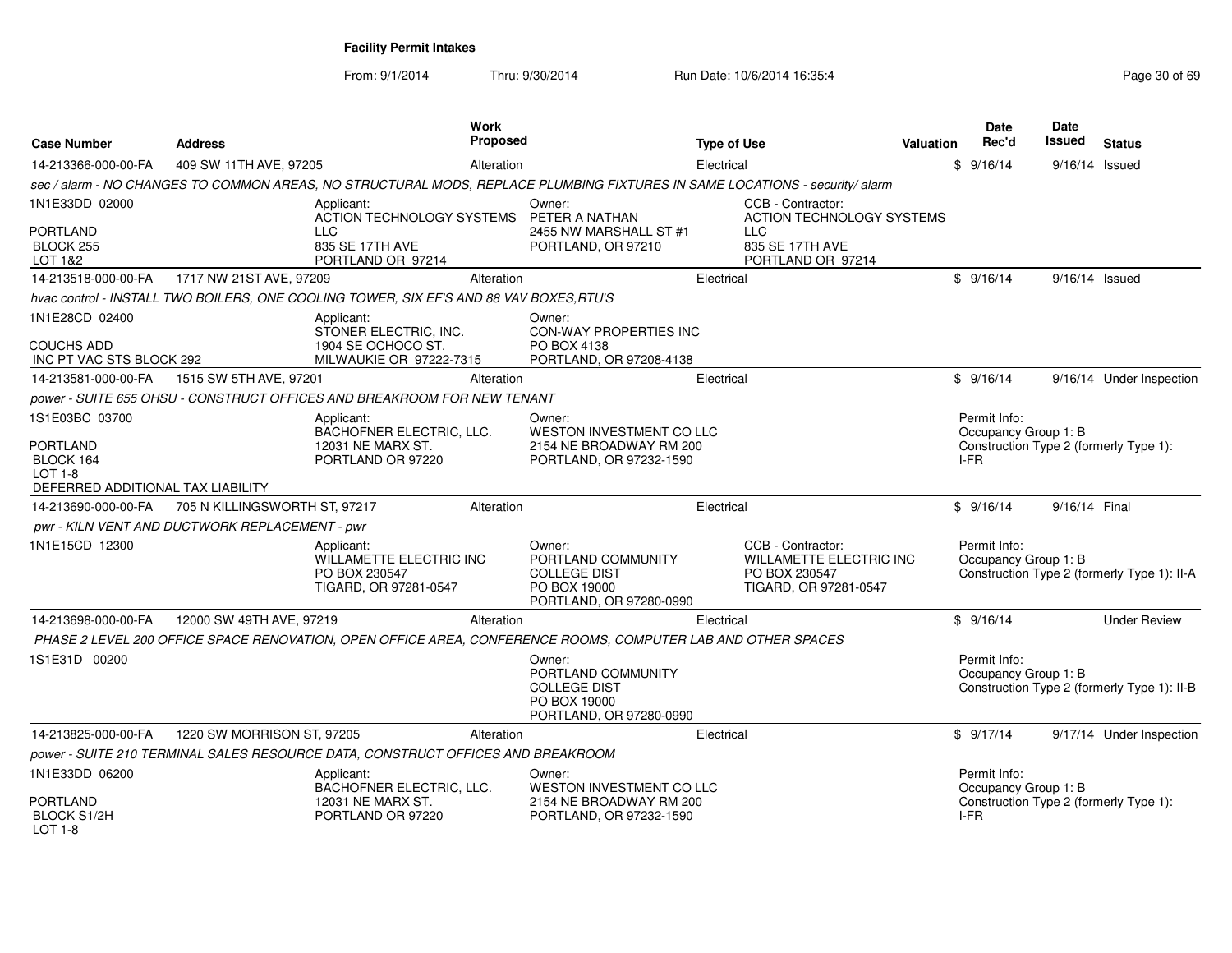# Facility Permit Intakes

From: 9/1/2014 Thru: 9/30/2014 Run Date: 10/6/2014 16:35:4

| Case Number | Address | Work Proposed | Type of Use | Valuation | Date Rec'd | Date Issued | Status |
|---|---|---|---|---|---|---|---|
| 14-213366-000-00-FA | 409 SW 11TH AVE, 97205 | Alteration | Electrical | $ | 9/16/14 | 9/16/14 | Issued |

*sec / alarm - NO CHANGES TO COMMON AREAS, NO STRUCTURAL MODS, REPLACE PLUMBING FIXTURES IN SAME LOCATIONS - security/ alarm*

1N1E33DD 02000
PORTLAND
BLOCK 255
LOT 1&2

Applicant:
ACTION TECHNOLOGY SYSTEMS LLC
835 SE 17TH AVE
PORTLAND OR 97214

Owner:
PETER A NATHAN
2455 NW MARSHALL ST #1
PORTLAND, OR 97210

CCB - Contractor:
ACTION TECHNOLOGY SYSTEMS LLC
835 SE 17TH AVE
PORTLAND OR 97214

---

| Case Number | Address | Work Proposed | Type of Use | Valuation | Date Rec'd | Date Issued | Status |
|---|---|---|---|---|---|---|---|
| 14-213518-000-00-FA | 1717 NW 21ST AVE, 97209 | Alteration | Electrical | $ | 9/16/14 | 9/16/14 | Issued |

*hvac control - INSTALL TWO BOILERS, ONE COOLING TOWER, SIX EF'S AND 88 VAV BOXES,RTU'S*

1N1E28CD 02400
COUCHS ADD
INC PT VAC STS BLOCK 292

Applicant:
STONER ELECTRIC, INC.
1904 SE OCHOCO ST.
MILWAUKIE OR 97222-7315

Owner:
CON-WAY PROPERTIES INC
PO BOX 4138
PORTLAND, OR 97208-4138

---

| Case Number | Address | Work Proposed | Type of Use | Valuation | Date Rec'd | Date Issued | Status |
|---|---|---|---|---|---|---|---|
| 14-213581-000-00-FA | 1515 SW 5TH AVE, 97201 | Alteration | Electrical | $ | 9/16/14 | 9/16/14 | Under Inspection |

*power - SUITE 655 OHSU - CONSTRUCT OFFICES AND BREAKROOM FOR NEW TENANT*

1S1E03BC 03700
PORTLAND
BLOCK 164
LOT 1-8
DEFERRED ADDITIONAL TAX LIABILITY

Applicant:
BACHOFNER ELECTRIC, LLC.
12031 NE MARX ST.
PORTLAND OR 97220

Owner:
WESTON INVESTMENT CO LLC
2154 NE BROADWAY RM 200
PORTLAND, OR 97232-1590

Permit Info:
Occupancy Group 1: B
Construction Type 2 (formerly Type 1): I-FR

---

| Case Number | Address | Work Proposed | Type of Use | Valuation | Date Rec'd | Date Issued | Status |
|---|---|---|---|---|---|---|---|
| 14-213690-000-00-FA | 705 N KILLINGSWORTH ST, 97217 | Alteration | Electrical | $ | 9/16/14 | 9/16/14 | Final |

*pwr - KILN VENT AND DUCTWORK REPLACEMENT - pwr*

1N1E15CD 12300

Applicant:
WILLAMETTE ELECTRIC INC
PO BOX 230547
TIGARD, OR 97281-0547

Owner:
PORTLAND COMMUNITY COLLEGE DIST
PO BOX 19000
PORTLAND, OR 97280-0990

CCB - Contractor:
WILLAMETTE ELECTRIC INC
PO BOX 230547
TIGARD, OR 97281-0547

Permit Info:
Occupancy Group 1: B
Construction Type 2 (formerly Type 1): II-A

---

| Case Number | Address | Work Proposed | Type of Use | Valuation | Date Rec'd | Date Issued | Status |
|---|---|---|---|---|---|---|---|
| 14-213698-000-00-FA | 12000 SW 49TH AVE, 97219 | Alteration | Electrical | $ | 9/16/14 | | Under Review |

*PHASE 2 LEVEL 200 OFFICE SPACE RENOVATION, OPEN OFFICE AREA, CONFERENCE ROOMS, COMPUTER LAB AND OTHER SPACES*

1S1E31D 00200

Owner:
PORTLAND COMMUNITY COLLEGE DIST
PO BOX 19000
PORTLAND, OR 97280-0990

Permit Info:
Occupancy Group 1: B
Construction Type 2 (formerly Type 1): II-B

---

| Case Number | Address | Work Proposed | Type of Use | Valuation | Date Rec'd | Date Issued | Status |
|---|---|---|---|---|---|---|---|
| 14-213825-000-00-FA | 1220 SW MORRISON ST, 97205 | Alteration | Electrical | $ | 9/17/14 | 9/17/14 | Under Inspection |

*power - SUITE 210 TERMINAL SALES RESOURCE DATA, CONSTRUCT OFFICES AND BREAKROOM*

1N1E33DD 06200
PORTLAND
BLOCK S1/2H
LOT 1-8

Applicant:
BACHOFNER ELECTRIC, LLC.
12031 NE MARX ST.
PORTLAND OR 97220

Owner:
WESTON INVESTMENT CO LLC
2154 NE BROADWAY RM 200
PORTLAND, OR 97232-1590

Permit Info:
Occupancy Group 1: B
Construction Type 2 (formerly Type 1): I-FR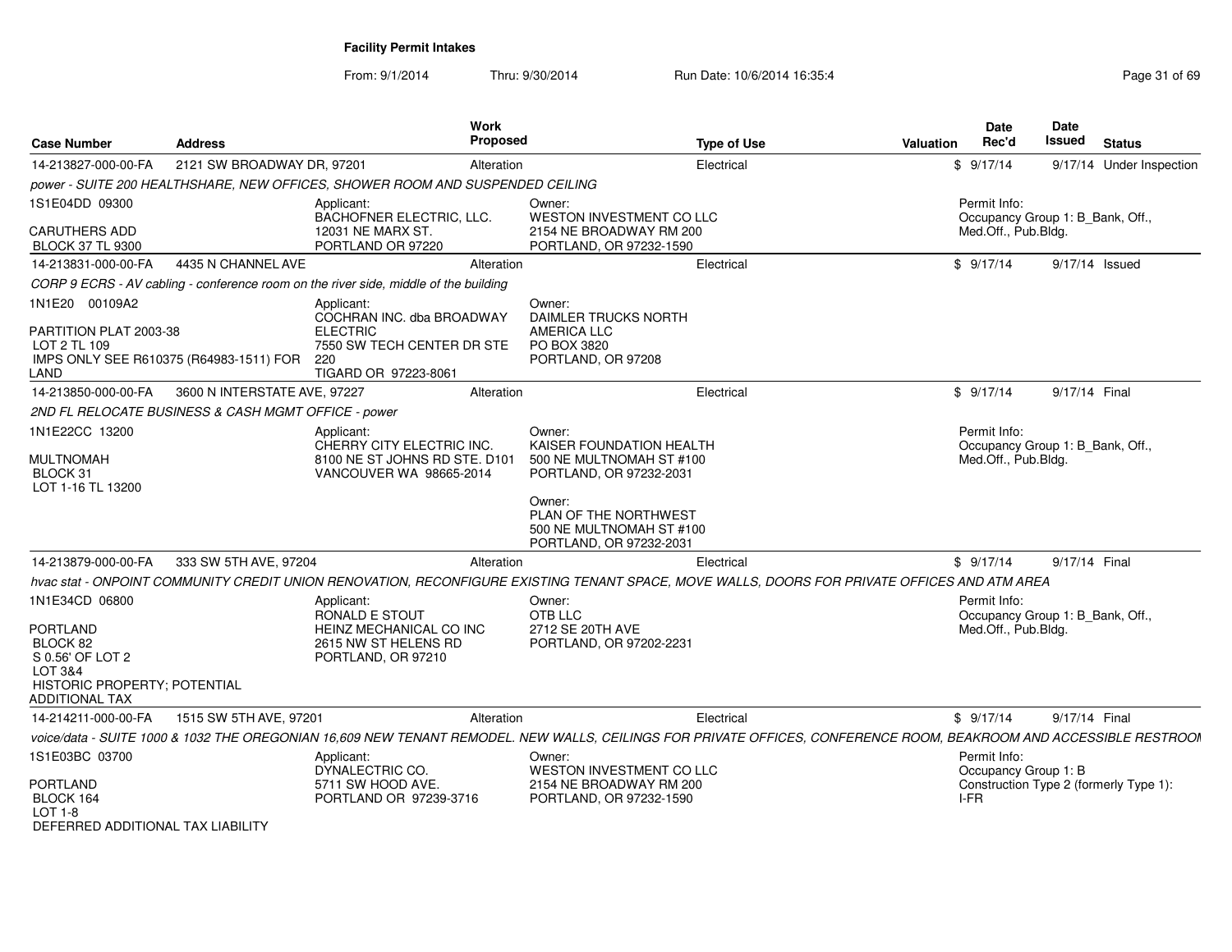**Facility Permit Intakes**

From: 9/1/2014 Thru: 9/30/2014 Run Date: 10/6/2014 16:35:4

| Case Number | Address | Work Proposed | Type of Use | Valuation | Date Rec'd | Date Issued | Status |
|---|---|---|---|---|---|---|---|
| 14-213827-000-00-FA | 2121 SW BROADWAY DR, 97201 | Alteration | Electrical | $ | 9/17/14 | 9/17/14 | Under Inspection |

*power - SUITE 200 HEALTHSHARE, NEW OFFICES, SHOWER ROOM AND SUSPENDED CEILING*

1S1E04DD 09300
CARUTHERS ADD
BLOCK 37 TL 9300

Applicant: BACHOFNER ELECTRIC, LLC. 12031 NE MARX ST. PORTLAND OR 97220

Owner: WESTON INVESTMENT CO LLC 2154 NE BROADWAY RM 200 PORTLAND, OR 97232-1590

Permit Info: Occupancy Group 1: B_Bank, Off., Med.Off., Pub.Bldg.

| Case Number | Address | Work Proposed | Type of Use | Valuation | Date Rec'd | Date Issued | Status |
|---|---|---|---|---|---|---|---|
| 14-213831-000-00-FA | 4435 N CHANNEL AVE | Alteration | Electrical | $ | 9/17/14 | 9/17/14 | Issued |

*CORP 9 ECRS - AV cabling - conference room on the river side, middle of the building*

1N1E20 00109A2
PARTITION PLAT 2003-38
LOT 2 TL 109
IMPS ONLY SEE R610375 (R64983-1511) FOR LAND

Applicant: COCHRAN INC. dba BROADWAY ELECTRIC 7550 SW TECH CENTER DR STE 220 TIGARD OR 97223-8061

Owner: DAIMLER TRUCKS NORTH AMERICA LLC PO BOX 3820 PORTLAND, OR 97208

| Case Number | Address | Work Proposed | Type of Use | Valuation | Date Rec'd | Date Issued | Status |
|---|---|---|---|---|---|---|---|
| 14-213850-000-00-FA | 3600 N INTERSTATE AVE, 97227 | Alteration | Electrical | $ | 9/17/14 | 9/17/14 | Final |

*2ND FL RELOCATE BUSINESS & CASH MGMT OFFICE - power*

1N1E22CC 13200
MULTNOMAH
BLOCK 31
LOT 1-16 TL 13200

Applicant: CHERRY CITY ELECTRIC INC. 8100 NE ST JOHNS RD STE. D101 VANCOUVER WA 98665-2014

Owner: KAISER FOUNDATION HEALTH 500 NE MULTNOMAH ST #100 PORTLAND, OR 97232-2031

Owner: PLAN OF THE NORTHWEST 500 NE MULTNOMAH ST #100 PORTLAND, OR 97232-2031

Permit Info: Occupancy Group 1: B_Bank, Off., Med.Off., Pub.Bldg.

| Case Number | Address | Work Proposed | Type of Use | Valuation | Date Rec'd | Date Issued | Status |
|---|---|---|---|---|---|---|---|
| 14-213879-000-00-FA | 333 SW 5TH AVE, 97204 | Alteration | Electrical | $ | 9/17/14 | 9/17/14 | Final |

*hvac stat - ONPOINT COMMUNITY CREDIT UNION RENOVATION, RECONFIGURE EXISTING TENANT SPACE, MOVE WALLS, DOORS FOR PRIVATE OFFICES AND ATM AREA*

1N1E34CD 06800
PORTLAND
BLOCK 82
S 0.56' OF LOT 2
LOT 3&4
HISTORIC PROPERTY; POTENTIAL ADDITIONAL TAX

Applicant: RONALD E STOUT HEINZ MECHANICAL CO INC 2615 NW ST HELENS RD PORTLAND, OR 97210

Owner: OTB LLC 2712 SE 20TH AVE PORTLAND, OR 97202-2231

Permit Info: Occupancy Group 1: B_Bank, Off., Med.Off., Pub.Bldg.

| Case Number | Address | Work Proposed | Type of Use | Valuation | Date Rec'd | Date Issued | Status |
|---|---|---|---|---|---|---|---|
| 14-214211-000-00-FA | 1515 SW 5TH AVE, 97201 | Alteration | Electrical | $ | 9/17/14 | 9/17/14 | Final |

*voice/data - SUITE 1000 & 1032 THE OREGONIAN 16,609 NEW TENANT REMODEL. NEW WALLS, CEILINGS FOR PRIVATE OFFICES, CONFERENCE ROOM, BEAKROOM AND ACCESSIBLE RESTROOM*

1S1E03BC 03700
PORTLAND
BLOCK 164
LOT 1-8
DEFERRED ADDITIONAL TAX LIABILITY

Applicant: DYNALECTRIC CO. 5711 SW HOOD AVE. PORTLAND OR 97239-3716

Owner: WESTON INVESTMENT CO LLC 2154 NE BROADWAY RM 200 PORTLAND, OR 97232-1590

Permit Info: Occupancy Group 1: B Construction Type 2 (formerly Type 1): I-FR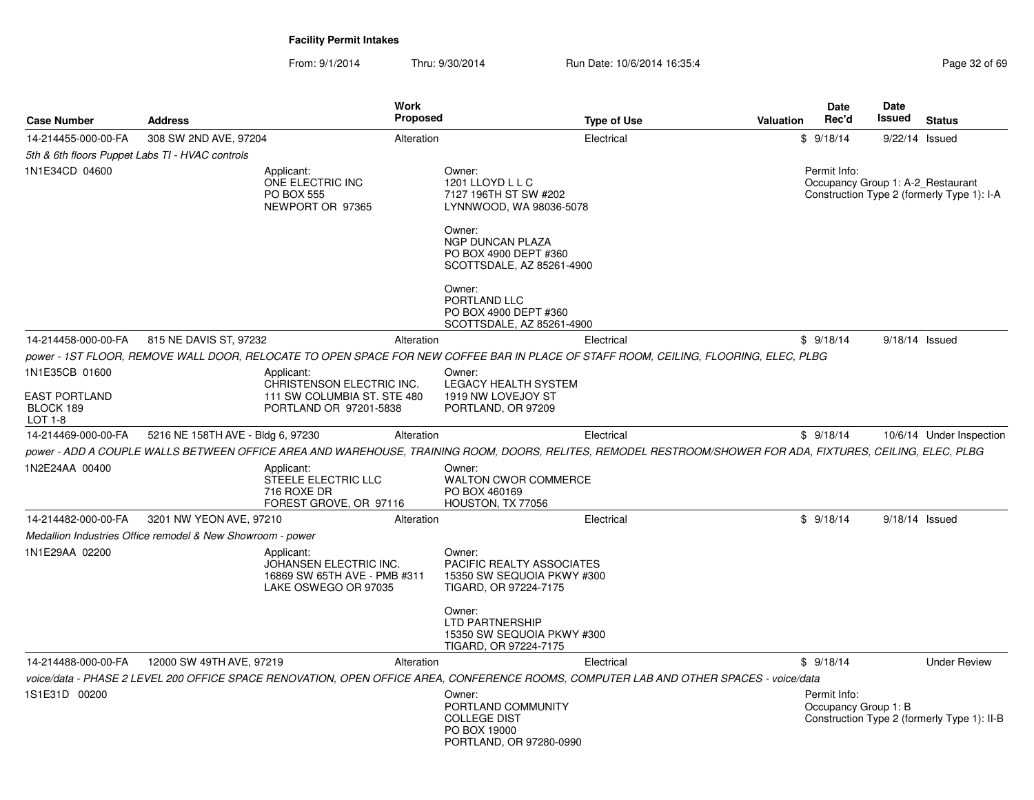**Facility Permit Intakes**

From: 9/1/2014 Thru: 9/30/2014 Run Date: 10/6/2014 16:35:4

| Case Number | Address | Work Proposed | Type of Use | Valuation | Date Rec'd | Date Issued | Status |
|---|---|---|---|---|---|---|---|
| 14-214455-000-00-FA | 308 SW 2ND AVE, 97204 | Alteration | Electrical | $ | 9/18/14 | 9/22/14 | Issued |

*5th & 6th floors Puppet Labs TI - HVAC controls*

1N1E34CD 04600

Applicant:
ONE ELECTRIC INC
PO BOX 555
NEWPORT OR 97365

Owner:
1201 LLOYD L L C
7127 196TH ST SW #202
LYNNWOOD, WA 98036-5078

Owner:
NGP DUNCAN PLAZA
PO BOX 4900 DEPT #360
SCOTTSDALE, AZ 85261-4900

Owner:
PORTLAND LLC
PO BOX 4900 DEPT #360
SCOTTSDALE, AZ 85261-4900

Permit Info:
Occupancy Group 1: A-2_Restaurant
Construction Type 2 (formerly Type 1): I-A

| Case Number | Address | Work Proposed | Type of Use | Valuation | Date Rec'd | Date Issued | Status |
|---|---|---|---|---|---|---|---|
| 14-214458-000-00-FA | 815 NE DAVIS ST, 97232 | Alteration | Electrical | $ | 9/18/14 | 9/18/14 | Issued |

*power - 1ST FLOOR, REMOVE WALL DOOR, RELOCATE TO OPEN SPACE FOR NEW COFFEE BAR IN PLACE OF STAFF ROOM, CEILING, FLOORING, ELEC, PLBG*

1N1E35CB 01600

EAST PORTLAND
BLOCK 189
LOT 1-8

Applicant:
CHRISTENSON ELECTRIC INC.
111 SW COLUMBIA ST. STE 480
PORTLAND OR 97201-5838

Owner:
LEGACY HEALTH SYSTEM
1919 NW LOVEJOY ST
PORTLAND, OR 97209

| Case Number | Address | Work Proposed | Type of Use | Valuation | Date Rec'd | Date Issued | Status |
|---|---|---|---|---|---|---|---|
| 14-214469-000-00-FA | 5216 NE 158TH AVE - Bldg 6, 97230 | Alteration | Electrical | $ | 9/18/14 | 10/6/14 | Under Inspection |

*power - ADD A COUPLE WALLS BETWEEN OFFICE AREA AND WAREHOUSE, TRAINING ROOM, DOORS, RELITES, REMODEL RESTROOM/SHOWER FOR ADA, FIXTURES, CEILING, ELEC, PLBG*

1N2E24AA 00400

Applicant:
STEELE ELECTRIC LLC
716 ROXE DR
FOREST GROVE, OR 97116

Owner:
WALTON CWOR COMMERCE
PO BOX 460169
HOUSTON, TX 77056

| Case Number | Address | Work Proposed | Type of Use | Valuation | Date Rec'd | Date Issued | Status |
|---|---|---|---|---|---|---|---|
| 14-214482-000-00-FA | 3201 NW YEON AVE, 97210 | Alteration | Electrical | $ | 9/18/14 | 9/18/14 | Issued |

*Medallion Industries Office remodel & New Showroom - power*

1N1E29AA 02200

Applicant:
JOHANSEN ELECTRIC INC.
16869 SW 65TH AVE - PMB #311
LAKE OSWEGO OR 97035

Owner:
PACIFIC REALTY ASSOCIATES
15350 SW SEQUOIA PKWY #300
TIGARD, OR 97224-7175

Owner:
LTD PARTNERSHIP
15350 SW SEQUOIA PKWY #300
TIGARD, OR 97224-7175

| Case Number | Address | Work Proposed | Type of Use | Valuation | Date Rec'd | Date Issued | Status |
|---|---|---|---|---|---|---|---|
| 14-214488-000-00-FA | 12000 SW 49TH AVE, 97219 | Alteration | Electrical | $ | 9/18/14 | | Under Review |

*voice/data - PHASE 2 LEVEL 200 OFFICE SPACE RENOVATION, OPEN OFFICE AREA, CONFERENCE ROOMS, COMPUTER LAB AND OTHER SPACES - voice/data*

1S1E31D 00200

Owner:
PORTLAND COMMUNITY
COLLEGE DIST
PO BOX 19000
PORTLAND, OR 97280-0990

Permit Info:
Occupancy Group 1: B
Construction Type 2 (formerly Type 1): II-B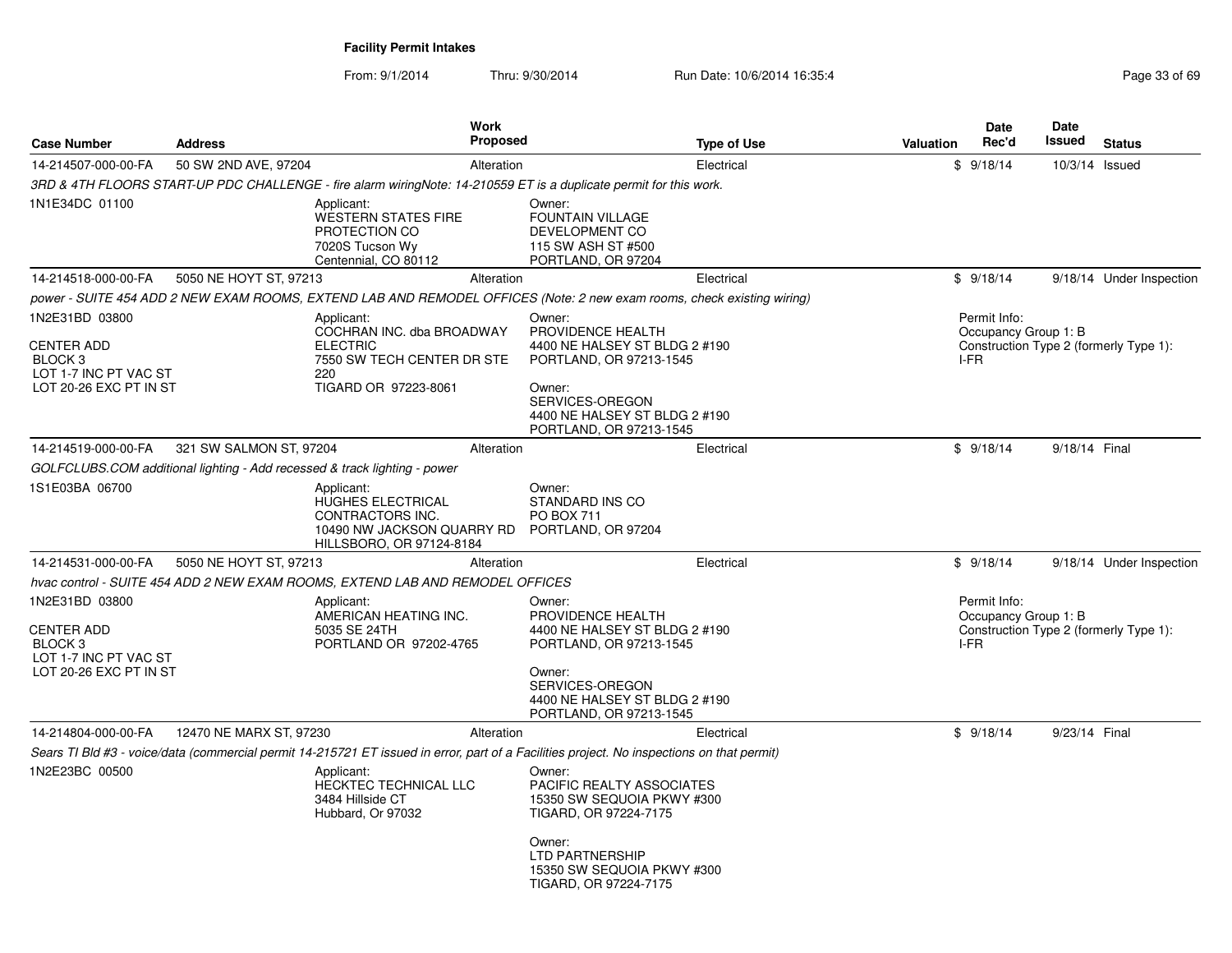**Facility Permit Intakes**

From: 9/1/2014 Thru: 9/30/2014 Run Date: 10/6/2014 16:35:4

| Case Number | Address | Work Proposed | Type of Use | Valuation | Date Rec'd | Date Issued | Status |
|---|---|---|---|---|---|---|---|
| 14-214507-000-00-FA | 50 SW 2ND AVE, 97204 | Alteration | Electrical | $ | 9/18/14 | 10/3/14 | Issued |

*3RD & 4TH FLOORS START-UP PDC CHALLENGE - fire alarm wiringNote: 14-210559 ET is a duplicate permit for this work.*

1N1E34DC 01100

Applicant: WESTERN STATES FIRE PROTECTION CO, 7020S Tucson Wy, Centennial, CO 80112

Owner: FOUNTAIN VILLAGE DEVELOPMENT CO, 115 SW ASH ST #500, PORTLAND, OR 97204

| Case Number | Address | Work Proposed | Type of Use | Valuation | Date Rec'd | Date Issued | Status |
|---|---|---|---|---|---|---|---|
| 14-214518-000-00-FA | 5050 NE HOYT ST, 97213 | Alteration | Electrical | $ | 9/18/14 | 9/18/14 | Under Inspection |

*power - SUITE 454 ADD 2 NEW EXAM ROOMS, EXTEND LAB AND REMODEL OFFICES (Note: 2 new exam rooms, check existing wiring)*

1N2E31BD 03800

CENTER ADD
BLOCK 3
LOT 1-7 INC PT VAC ST
LOT 20-26 EXC PT IN ST

Applicant: COCHRAN INC. dba BROADWAY ELECTRIC, 7550 SW TECH CENTER DR STE 220, TIGARD OR 97223-8061

Owner: PROVIDENCE HEALTH, 4400 NE HALSEY ST BLDG 2 #190, PORTLAND, OR 97213-1545

Owner: SERVICES-OREGON, 4400 NE HALSEY ST BLDG 2 #190, PORTLAND, OR 97213-1545

Permit Info:
Occupancy Group 1: B
Construction Type 2 (formerly Type 1): I-FR

| Case Number | Address | Work Proposed | Type of Use | Valuation | Date Rec'd | Date Issued | Status |
|---|---|---|---|---|---|---|---|
| 14-214519-000-00-FA | 321 SW SALMON ST, 97204 | Alteration | Electrical | $ | 9/18/14 | 9/18/14 | Final |

*GOLFCLUBS.COM additional lighting - Add recessed & track lighting - power*

1S1E03BA 06700

Applicant: HUGHES ELECTRICAL CONTRACTORS INC., 10490 NW JACKSON QUARRY RD, HILLSBORO, OR 97124-8184

Owner: STANDARD INS CO, PO BOX 711, PORTLAND, OR 97204

| Case Number | Address | Work Proposed | Type of Use | Valuation | Date Rec'd | Date Issued | Status |
|---|---|---|---|---|---|---|---|
| 14-214531-000-00-FA | 5050 NE HOYT ST, 97213 | Alteration | Electrical | $ | 9/18/14 | 9/18/14 | Under Inspection |

*hvac control - SUITE 454 ADD 2 NEW EXAM ROOMS, EXTEND LAB AND REMODEL OFFICES*

1N2E31BD 03800

CENTER ADD
BLOCK 3
LOT 1-7 INC PT VAC ST
LOT 20-26 EXC PT IN ST

Applicant: AMERICAN HEATING INC., 5035 SE 24TH, PORTLAND OR 97202-4765

Owner: PROVIDENCE HEALTH, 4400 NE HALSEY ST BLDG 2 #190, PORTLAND, OR 97213-1545

Owner: SERVICES-OREGON, 4400 NE HALSEY ST BLDG 2 #190, PORTLAND, OR 97213-1545

Permit Info:
Occupancy Group 1: B
Construction Type 2 (formerly Type 1): I-FR

| Case Number | Address | Work Proposed | Type of Use | Valuation | Date Rec'd | Date Issued | Status |
|---|---|---|---|---|---|---|---|
| 14-214804-000-00-FA | 12470 NE MARX ST, 97230 | Alteration | Electrical | $ | 9/18/14 | 9/23/14 | Final |

*Sears TI Bld #3 - voice/data (commercial permit 14-215721 ET issued in error, part of a Facilities project. No inspections on that permit)*

1N2E23BC 00500

Applicant: HECKTEC TECHNICAL LLC, 3484 Hillside CT, Hubbard, Or 97032

Owner: PACIFIC REALTY ASSOCIATES, 15350 SW SEQUOIA PKWY #300, TIGARD, OR 97224-7175

Owner: LTD PARTNERSHIP, 15350 SW SEQUOIA PKWY #300, TIGARD, OR 97224-7175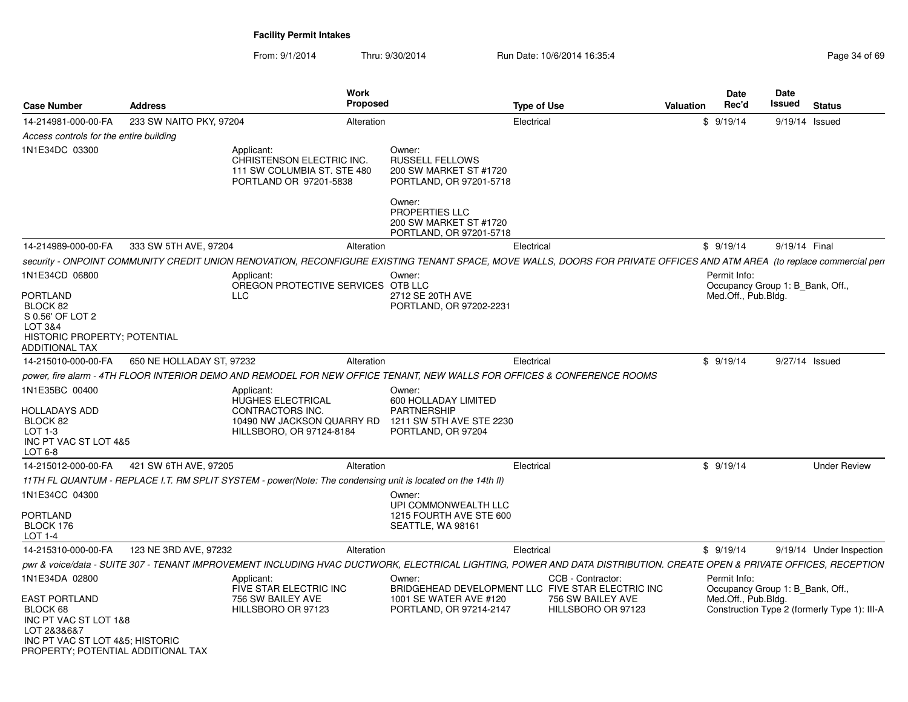**Facility Permit Intakes**

From: 9/1/2014 Thru: 9/30/2014 Run Date: 10/6/2014 16:35:4

| Case Number | Address | Work Proposed | Type of Use | Valuation | Date Rec'd | Date Issued | Status |
|---|---|---|---|---|---|---|---|
| 14-214981-000-00-FA | 233 SW NAITO PKY, 97204 | Alteration | Electrical | $ | 9/19/14 | 9/19/14 | Issued |

*Access controls for the entire building*

1N1E34DC 03300

Applicant:
CHRISTENSON ELECTRIC INC.
111 SW COLUMBIA ST. STE 480
PORTLAND OR 97201-5838

Owner:
RUSSELL FELLOWS
200 SW MARKET ST #1720
PORTLAND, OR 97201-5718

Owner:
PROPERTIES LLC
200 SW MARKET ST #1720
PORTLAND, OR 97201-5718

| Case Number | Address | Work Proposed | Type of Use | Valuation | Date Rec'd | Date Issued | Status |
|---|---|---|---|---|---|---|---|
| 14-214989-000-00-FA | 333 SW 5TH AVE, 97204 | Alteration | Electrical | $ | 9/19/14 | 9/19/14 | Final |

*security - ONPOINT COMMUNITY CREDIT UNION RENOVATION, RECONFIGURE EXISTING TENANT SPACE, MOVE WALLS, DOORS FOR PRIVATE OFFICES AND ATM AREA (to replace commercial perr*

1N1E34CD 06800

PORTLAND
BLOCK 82
S 0.56' OF LOT 2
LOT 3&4
HISTORIC PROPERTY; POTENTIAL
ADDITIONAL TAX

Applicant:
OREGON PROTECTIVE SERVICES
LLC

Owner:
OTB LLC
2712 SE 20TH AVE
PORTLAND, OR 97202-2231

Permit Info:
Occupancy Group 1: B_Bank, Off., Med.Off., Pub.Bldg.

| Case Number | Address | Work Proposed | Type of Use | Valuation | Date Rec'd | Date Issued | Status |
|---|---|---|---|---|---|---|---|
| 14-215010-000-00-FA | 650 NE HOLLADAY ST, 97232 | Alteration | Electrical | $ | 9/19/14 | 9/27/14 | Issued |

*power, fire alarm - 4TH FLOOR INTERIOR DEMO AND REMODEL FOR NEW OFFICE TENANT, NEW WALLS FOR OFFICES & CONFERENCE ROOMS*

1N1E35BC 00400

HOLLADAYS ADD
BLOCK 82
LOT 1-3
INC PT VAC ST LOT 4&5
LOT 6-8

Applicant:
HUGHES ELECTRICAL
CONTRACTORS INC.
10490 NW JACKSON QUARRY RD
HILLSBORO, OR 97124-8184

Owner:
600 HOLLADAY LIMITED
PARTNERSHIP
1211 SW 5TH AVE STE 2230
PORTLAND, OR 97204

| Case Number | Address | Work Proposed | Type of Use | Valuation | Date Rec'd | Date Issued | Status |
|---|---|---|---|---|---|---|---|
| 14-215012-000-00-FA | 421 SW 6TH AVE, 97205 | Alteration | Electrical | $ | 9/19/14 | | Under Review |

*11TH FL QUANTUM - REPLACE I.T. RM SPLIT SYSTEM - power(Note: The condensing unit is located on the 14th fl)*

1N1E34CC 04300

PORTLAND
BLOCK 176
LOT 1-4

Owner:
UPI COMMONWEALTH LLC
1215 FOURTH AVE STE 600
SEATTLE, WA 98161

| Case Number | Address | Work Proposed | Type of Use | Valuation | Date Rec'd | Date Issued | Status |
|---|---|---|---|---|---|---|---|
| 14-215310-000-00-FA | 123 NE 3RD AVE, 97232 | Alteration | Electrical | $ | 9/19/14 | 9/19/14 | Under Inspection |

*pwr & voice/data - SUITE 307 - TENANT IMPROVEMENT INCLUDING HVAC DUCTWORK, ELECTRICAL LIGHTING, POWER AND DATA DISTRIBUTION. CREATE OPEN & PRIVATE OFFICES, RECEPTION*

1N1E34DA 02800

EAST PORTLAND
BLOCK 68
INC PT VAC ST LOT 1&8
LOT 2&3&6&7
INC PT VAC ST LOT 4&5; HISTORIC
PROPERTY; POTENTIAL ADDITIONAL TAX

Applicant:
FIVE STAR ELECTRIC INC
756 SW BAILEY AVE
HILLSBORO OR 97123

Owner:
BRIDGEHEAD DEVELOPMENT LLC
1001 SE WATER AVE #120
PORTLAND, OR 97214-2147

CCB - Contractor:
FIVE STAR ELECTRIC INC
756 SW BAILEY AVE
HILLSBORO OR 97123

Permit Info:
Occupancy Group 1: B_Bank, Off., Med.Off., Pub.Bldg.
Construction Type 2 (formerly Type 1): III-A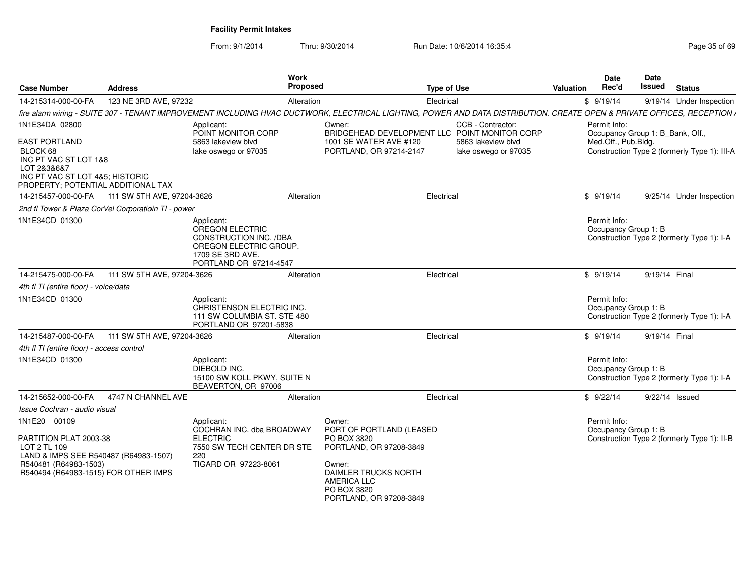**Facility Permit Intakes**

From: 9/1/2014 Thru: 9/30/2014 Run Date: 10/6/2014 16:35:4

| Case Number | Address | Work Proposed | Type of Use | Valuation | Date Rec'd | Date Issued | Status |
|---|---|---|---|---|---|---|---|
| 14-215314-000-00-FA | 123 NE 3RD AVE, 97232 | Alteration | Electrical | $ | 9/19/14 | 9/19/14 | Under Inspection |

*fire alarm wiring - SUITE 307 - TENANT IMPROVEMENT INCLUDING HVAC DUCTWORK, ELECTRICAL LIGHTING, POWER AND DATA DISTRIBUTION. CREATE OPEN & PRIVATE OFFICES, RECEPTION /*

1N1E34DA 02800

EAST PORTLAND
BLOCK 68
INC PT VAC ST LOT 1&8
LOT 2&3&6&7
INC PT VAC ST LOT 4&5; HISTORIC
PROPERTY; POTENTIAL ADDITIONAL TAX

Applicant:
POINT MONITOR CORP
5863 lakeview blvd
lake oswego or 97035

Owner:
BRIDGEHEAD DEVELOPMENT LLC
1001 SE WATER AVE #120
PORTLAND, OR 97214-2147

CCB - Contractor:
POINT MONITOR CORP
5863 lakeview blvd
lake oswego or 97035

Permit Info:
Occupancy Group 1: B_Bank, Off., Med.Off., Pub.Bldg.
Construction Type 2 (formerly Type 1): III-A

| Case Number | Address | Work Proposed | Type of Use | Valuation | Date Rec'd | Date Issued | Status |
|---|---|---|---|---|---|---|---|
| 14-215457-000-00-FA | 111 SW 5TH AVE, 97204-3626 | Alteration | Electrical | $ | 9/19/14 | 9/25/14 | Under Inspection |

*2nd fl Tower & Plaza CorVel Corporatioin TI - power*

1N1E34CD 01300

Applicant:
OREGON ELECTRIC CONSTRUCTION INC. /DBA OREGON ELECTRIC GROUP.
1709 SE 3RD AVE.
PORTLAND OR 97214-4547

Permit Info:
Occupancy Group 1: B
Construction Type 2 (formerly Type 1): I-A

| Case Number | Address | Work Proposed | Type of Use | Valuation | Date Rec'd | Date Issued | Status |
|---|---|---|---|---|---|---|---|
| 14-215475-000-00-FA | 111 SW 5TH AVE, 97204-3626 | Alteration | Electrical | $ | 9/19/14 | 9/19/14 | Final |

*4th fl TI (entire floor) - voice/data*

1N1E34CD 01300

Applicant:
CHRISTENSON ELECTRIC INC.
111 SW COLUMBIA ST. STE 480
PORTLAND OR 97201-5838

Permit Info:
Occupancy Group 1: B
Construction Type 2 (formerly Type 1): I-A

| Case Number | Address | Work Proposed | Type of Use | Valuation | Date Rec'd | Date Issued | Status |
|---|---|---|---|---|---|---|---|
| 14-215487-000-00-FA | 111 SW 5TH AVE, 97204-3626 | Alteration | Electrical | $ | 9/19/14 | 9/19/14 | Final |

*4th fl TI (entire floor) - access control*

1N1E34CD 01300

Applicant:
DIEBOLD INC.
15100 SW KOLL PKWY, SUITE N
BEAVERTON, OR 97006

Permit Info:
Occupancy Group 1: B
Construction Type 2 (formerly Type 1): I-A

| Case Number | Address | Work Proposed | Type of Use | Valuation | Date Rec'd | Date Issued | Status |
|---|---|---|---|---|---|---|---|
| 14-215652-000-00-FA | 4747 N CHANNEL AVE | Alteration | Electrical | $ | 9/22/14 | 9/22/14 | Issued |

*Issue Cochran - audio visual*

1N1E20 00109

PARTITION PLAT 2003-38
LOT 2 TL 109
LAND & IMPS SEE R540487 (R64983-1507)
R540481 (R64983-1503)
R540494 (R64983-1515) FOR OTHER IMPS

Applicant:
COCHRAN INC. dba BROADWAY ELECTRIC
7550 SW TECH CENTER DR STE 220
TIGARD OR 97223-8061

Owner:
PORT OF PORTLAND (LEASED
PO BOX 3820
PORTLAND, OR 97208-3849

Owner:
DAIMLER TRUCKS NORTH AMERICA LLC
PO BOX 3820
PORTLAND, OR 97208-3849

Permit Info:
Occupancy Group 1: B
Construction Type 2 (formerly Type 1): II-B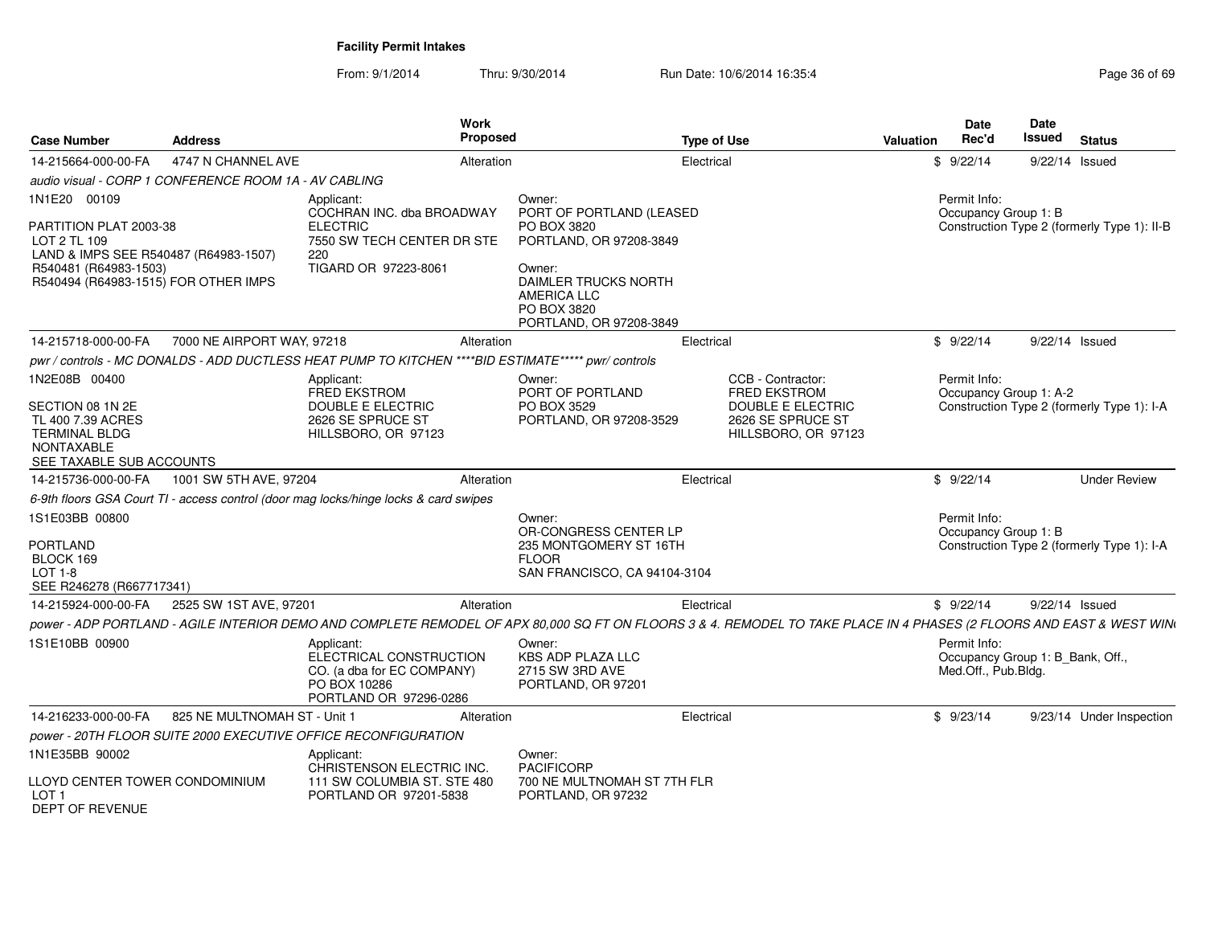**Facility Permit Intakes**

From: 9/1/2014 Thru: 9/30/2014 Run Date: 10/6/2014 16:35:4

| Case Number | Address | Work Proposed | Type of Use | Valuation | Date Rec'd | Date Issued | Status |
|---|---|---|---|---|---|---|---|
| 14-215664-000-00-FA | 4747 N CHANNEL AVE | Alteration | Electrical | $ | 9/22/14 | 9/22/14 | Issued |

*audio visual - CORP 1 CONFERENCE ROOM 1A - AV CABLING*

1N1E20 00109

PARTITION PLAT 2003-38
LOT 2 TL 109
LAND & IMPS SEE R540487 (R64983-1507)
R540481 (R64983-1503)
R540494 (R64983-1515) FOR OTHER IMPS

Applicant:
COCHRAN INC. dba BROADWAY ELECTRIC
7550 SW TECH CENTER DR STE 220
TIGARD OR 97223-8061

Owner:
PORT OF PORTLAND (LEASED
PO BOX 3820
PORTLAND, OR 97208-3849

Owner:
DAIMLER TRUCKS NORTH AMERICA LLC
PO BOX 3820
PORTLAND, OR 97208-3849

Permit Info:
Occupancy Group 1: B
Construction Type 2 (formerly Type 1): II-B

---

| Case Number | Address | Work Proposed | Type of Use | Valuation | Date Rec'd | Date Issued | Status |
|---|---|---|---|---|---|---|---|
| 14-215718-000-00-FA | 7000 NE AIRPORT WAY, 97218 | Alteration | Electrical | $ | 9/22/14 | 9/22/14 | Issued |

*pwr / controls - MC DONALDS - ADD DUCTLESS HEAT PUMP TO KITCHEN ****BID ESTIMATE***** pwr/ controls*

1N2E08B 00400

SECTION 08 1N 2E
TL 400 7.39 ACRES
TERMINAL BLDG
NONTAXABLE
SEE TAXABLE SUB ACCOUNTS

Applicant:
FRED EKSTROM
DOUBLE E ELECTRIC
2626 SE SPRUCE ST
HILLSBORO, OR 97123

Owner:
PORT OF PORTLAND
PO BOX 3529
PORTLAND, OR 97208-3529

CCB - Contractor:
FRED EKSTROM
DOUBLE E ELECTRIC
2626 SE SPRUCE ST
HILLSBORO, OR 97123

Permit Info:
Occupancy Group 1: A-2
Construction Type 2 (formerly Type 1): I-A

---

| Case Number | Address | Work Proposed | Type of Use | Valuation | Date Rec'd | Date Issued | Status |
|---|---|---|---|---|---|---|---|
| 14-215736-000-00-FA | 1001 SW 5TH AVE, 97204 | Alteration | Electrical | $ | 9/22/14 | | Under Review |

*6-9th floors GSA Court TI - access control (door mag locks/hinge locks & card swipes*

1S1E03BB 00800

PORTLAND
BLOCK 169
LOT 1-8
SEE R246278 (R667717341)

Owner:
OR-CONGRESS CENTER LP
235 MONTGOMERY ST 16TH FLOOR
SAN FRANCISCO, CA 94104-3104

Permit Info:
Occupancy Group 1: B
Construction Type 2 (formerly Type 1): I-A

---

| Case Number | Address | Work Proposed | Type of Use | Valuation | Date Rec'd | Date Issued | Status |
|---|---|---|---|---|---|---|---|
| 14-215924-000-00-FA | 2525 SW 1ST AVE, 97201 | Alteration | Electrical | $ | 9/22/14 | 9/22/14 | Issued |

*power - ADP PORTLAND - AGILE INTERIOR DEMO AND COMPLETE REMODEL OF APX 80,000 SQ FT ON FLOORS 3 & 4. REMODEL TO TAKE PLACE IN 4 PHASES (2 FLOORS AND EAST & WEST WIN*

1S1E10BB 00900

Applicant:
ELECTRICAL CONSTRUCTION CO. (a dba for EC COMPANY)
PO BOX 10286
PORTLAND OR 97296-0286

Owner:
KBS ADP PLAZA LLC
2715 SW 3RD AVE
PORTLAND, OR 97201

Permit Info:
Occupancy Group 1: B_Bank, Off., Med.Off., Pub.Bldg.

---

| Case Number | Address | Work Proposed | Type of Use | Valuation | Date Rec'd | Date Issued | Status |
|---|---|---|---|---|---|---|---|
| 14-216233-000-00-FA | 825 NE MULTNOMAH ST - Unit 1 | Alteration | Electrical | $ | 9/23/14 | 9/23/14 | Under Inspection |

*power - 20TH FLOOR SUITE 2000 EXECUTIVE OFFICE RECONFIGURATION*

1N1E35BB 90002

LLOYD CENTER TOWER CONDOMINIUM
LOT 1
DEPT OF REVENUE

Applicant:
CHRISTENSON ELECTRIC INC.
111 SW COLUMBIA ST. STE 480
PORTLAND OR 97201-5838

Owner:
PACIFICORP
700 NE MULTNOMAH ST 7TH FLR
PORTLAND, OR 97232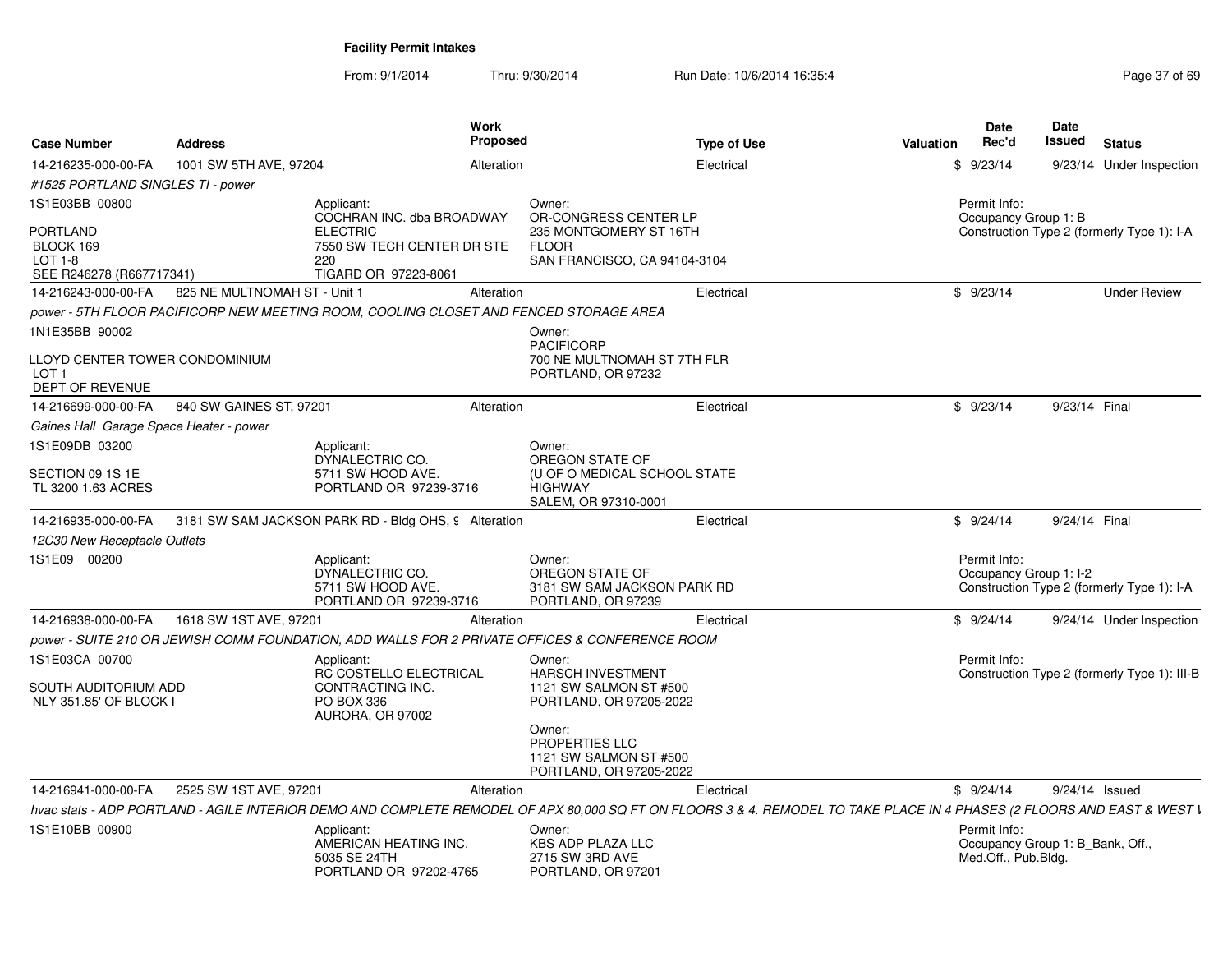**Facility Permit Intakes**

From: 9/1/2014 Thru: 9/30/2014 Run Date: 10/6/2014 16:35:4

| Case Number | Address | Work Proposed | Type of Use | Valuation | Date Rec'd | Date Issued | Status |
|---|---|---|---|---|---|---|---|
| 14-216235-000-00-FA | 1001 SW 5TH AVE, 97204 | Alteration | Electrical | $ | 9/23/14 | 9/23/14 | Under Inspection |

*#1525 PORTLAND SINGLES TI - power*

1S1E03BB 00800

PORTLAND
BLOCK 169
LOT 1-8
SEE R246278 (R667717341)

Applicant:
COCHRAN INC. dba BROADWAY ELECTRIC
7550 SW TECH CENTER DR STE 220
TIGARD OR 97223-8061

Owner:
OR-CONGRESS CENTER LP
235 MONTGOMERY ST 16TH FLOOR
SAN FRANCISCO, CA 94104-3104

Permit Info:
Occupancy Group 1: B
Construction Type 2 (formerly Type 1): I-A

| Case Number | Address | Work Proposed | Type of Use | Valuation | Date Rec'd | Date Issued | Status |
|---|---|---|---|---|---|---|---|
| 14-216243-000-00-FA | 825 NE MULTNOMAH ST - Unit 1 | Alteration | Electrical | $ | 9/23/14 | | Under Review |

*power - 5TH FLOOR PACIFICORP NEW MEETING ROOM, COOLING CLOSET AND FENCED STORAGE AREA*

1N1E35BB 90002

LLOYD CENTER TOWER CONDOMINIUM
LOT 1
DEPT OF REVENUE

Owner:
PACIFICORP
700 NE MULTNOMAH ST 7TH FLR
PORTLAND, OR 97232

| Case Number | Address | Work Proposed | Type of Use | Valuation | Date Rec'd | Date Issued | Status |
|---|---|---|---|---|---|---|---|
| 14-216699-000-00-FA | 840 SW GAINES ST, 97201 | Alteration | Electrical | $ | 9/23/14 | 9/23/14 | Final |

*Gaines Hall Garage Space Heater - power*

1S1E09DB 03200

SECTION 09 1S 1E
TL 3200 1.63 ACRES

Applicant:
DYNALECTRIC CO.
5711 SW HOOD AVE.
PORTLAND OR 97239-3716

Owner:
OREGON STATE OF
(U OF O MEDICAL SCHOOL STATE HIGHWAY
SALEM, OR 97310-0001

| Case Number | Address | Work Proposed | Type of Use | Valuation | Date Rec'd | Date Issued | Status |
|---|---|---|---|---|---|---|---|
| 14-216935-000-00-FA | 3181 SW SAM JACKSON PARK RD - Bldg OHS, 9 | Alteration | Electrical | $ | 9/24/14 | 9/24/14 | Final |

*12C30 New Receptacle Outlets*

1S1E09 00200

Applicant:
DYNALECTRIC CO.
5711 SW HOOD AVE.
PORTLAND OR 97239-3716

Owner:
OREGON STATE OF
3181 SW SAM JACKSON PARK RD
PORTLAND, OR 97239

Permit Info:
Occupancy Group 1: I-2
Construction Type 2 (formerly Type 1): I-A

| Case Number | Address | Work Proposed | Type of Use | Valuation | Date Rec'd | Date Issued | Status |
|---|---|---|---|---|---|---|---|
| 14-216938-000-00-FA | 1618 SW 1ST AVE, 97201 | Alteration | Electrical | $ | 9/24/14 | 9/24/14 | Under Inspection |

*power - SUITE 210 OR JEWISH COMM FOUNDATION, ADD WALLS FOR 2 PRIVATE OFFICES & CONFERENCE ROOM*

1S1E03CA 00700

SOUTH AUDITORIUM ADD
NLY 351.85' OF BLOCK I

Applicant:
RC COSTELLO ELECTRICAL CONTRACTING INC.
PO BOX 336
AURORA, OR 97002

Owner:
HARSCH INVESTMENT
1121 SW SALMON ST #500
PORTLAND, OR 97205-2022

Owner:
PROPERTIES LLC
1121 SW SALMON ST #500
PORTLAND, OR 97205-2022

Permit Info:
Construction Type 2 (formerly Type 1): III-B

| Case Number | Address | Work Proposed | Type of Use | Valuation | Date Rec'd | Date Issued | Status |
|---|---|---|---|---|---|---|---|
| 14-216941-000-00-FA | 2525 SW 1ST AVE, 97201 | Alteration | Electrical | $ | 9/24/14 | 9/24/14 | Issued |

*hvac stats - ADP PORTLAND - AGILE INTERIOR DEMO AND COMPLETE REMODEL OF APX 80,000 SQ FT ON FLOORS 3 & 4. REMODEL TO TAKE PLACE IN 4 PHASES (2 FLOORS AND EAST & WEST I*

1S1E10BB 00900

Applicant:
AMERICAN HEATING INC.
5035 SE 24TH
PORTLAND OR 97202-4765

Owner:
KBS ADP PLAZA LLC
2715 SW 3RD AVE
PORTLAND, OR 97201

Permit Info:
Occupancy Group 1: B_Bank, Off., Med.Off., Pub.Bldg.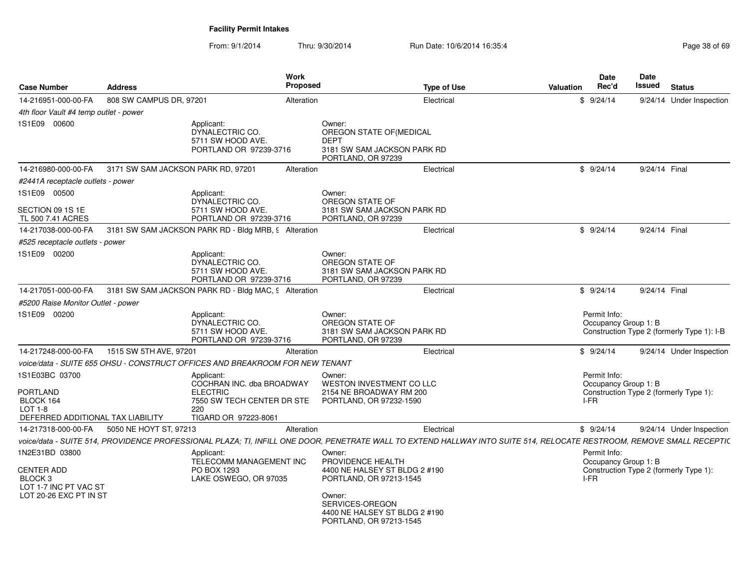**Facility Permit Intakes**

From: 9/1/2014 Thru: 9/30/2014 Run Date: 10/6/2014 16:35:4

| Case Number | Address | Work Proposed | Type of Use | Valuation | Date Rec'd | Date Issued | Status |
|---|---|---|---|---|---|---|---|
| 14-216951-000-00-FA | 808 SW CAMPUS DR, 97201 | Alteration | Electrical | $ | 9/24/14 | 9/24/14 | Under Inspection |
| *4th floor Vault #4 temp outlet - power* | | | | | | | |
| 1S1E09 00600 | Applicant: DYNALECTRIC CO. 5711 SW HOOD AVE. PORTLAND OR 97239-3716 | | Owner: OREGON STATE OF(MEDICAL DEPT 3181 SW SAM JACKSON PARK RD PORTLAND, OR 97239 | | | | |
| 14-216980-000-00-FA | 3171 SW SAM JACKSON PARK RD, 97201 | Alteration | Electrical | $ | 9/24/14 | 9/24/14 | Final |
| *#2441A receptacle outlets - power* | | | | | | | |
| 1S1E09 00500 SECTION 09 1S 1E TL 500 7.41 ACRES | Applicant: DYNALECTRIC CO. 5711 SW HOOD AVE. PORTLAND OR 97239-3716 | | Owner: OREGON STATE OF 3181 SW SAM JACKSON PARK RD PORTLAND, OR 97239 | | | | |
| 14-217038-000-00-FA | 3181 SW SAM JACKSON PARK RD - Bldg MRB, 9 | Alteration | Electrical | $ | 9/24/14 | 9/24/14 | Final |
| *#525 receptacle outlets - power* | | | | | | | |
| 1S1E09 00200 | Applicant: DYNALECTRIC CO. 5711 SW HOOD AVE. PORTLAND OR 97239-3716 | | Owner: OREGON STATE OF 3181 SW SAM JACKSON PARK RD PORTLAND, OR 97239 | | | | |
| 14-217051-000-00-FA | 3181 SW SAM JACKSON PARK RD - Bldg MAC, 9 | Alteration | Electrical | $ | 9/24/14 | 9/24/14 | Final |
| *#5200 Raise Monitor Outlet - power* | | | | | | | |
| 1S1E09 00200 | Applicant: DYNALECTRIC CO. 5711 SW HOOD AVE. PORTLAND OR 97239-3716 | | Owner: OREGON STATE OF 3181 SW SAM JACKSON PARK RD PORTLAND, OR 97239 | Permit Info: Occupancy Group 1: B Construction Type 2 (formerly Type 1): I-B | | | |
| 14-217248-000-00-FA | 1515 SW 5TH AVE, 97201 | Alteration | Electrical | $ | 9/24/14 | 9/24/14 | Under Inspection |
| *voice/data - SUITE 655 OHSU - CONSTRUCT OFFICES AND BREAKROOM FOR NEW TENANT* | | | | | | | |
| 1S1E03BC 03700 PORTLAND BLOCK 164 LOT 1-8 DEFERRED ADDITIONAL TAX LIABILITY | Applicant: COCHRAN INC. dba BROADWAY ELECTRIC 7550 SW TECH CENTER DR STE 220 TIGARD OR 97223-8061 | | Owner: WESTON INVESTMENT CO LLC 2154 NE BROADWAY RM 200 PORTLAND, OR 97232-1590 | Permit Info: Occupancy Group 1: B Construction Type 2 (formerly Type 1): I-FR | | | |
| 14-217318-000-00-FA | 5050 NE HOYT ST, 97213 | Alteration | Electrical | $ | 9/24/14 | 9/24/14 | Under Inspection |
| *voice/data - SUITE 514, PROVIDENCE PROFESSIONAL PLAZA; TI, INFILL ONE DOOR, PENETRATE WALL TO EXTEND HALLWAY INTO SUITE 514, RELOCATE RESTROOM, REMOVE SMALL RECEPTIC* | | | | | | | |
| 1N2E31BD 03800 CENTER ADD BLOCK 3 LOT 1-7 INC PT VAC ST LOT 20-26 EXC PT IN ST | Applicant: TELECOMM MANAGEMENT INC PO BOX 1293 LAKE OSWEGO, OR 97035 | | Owner: PROVIDENCE HEALTH 4400 NE HALSEY ST BLDG 2 #190 PORTLAND, OR 97213-1545 Owner: SERVICES-OREGON 4400 NE HALSEY ST BLDG 2 #190 PORTLAND, OR 97213-1545 | Permit Info: Occupancy Group 1: B Construction Type 2 (formerly Type 1): I-FR | | | |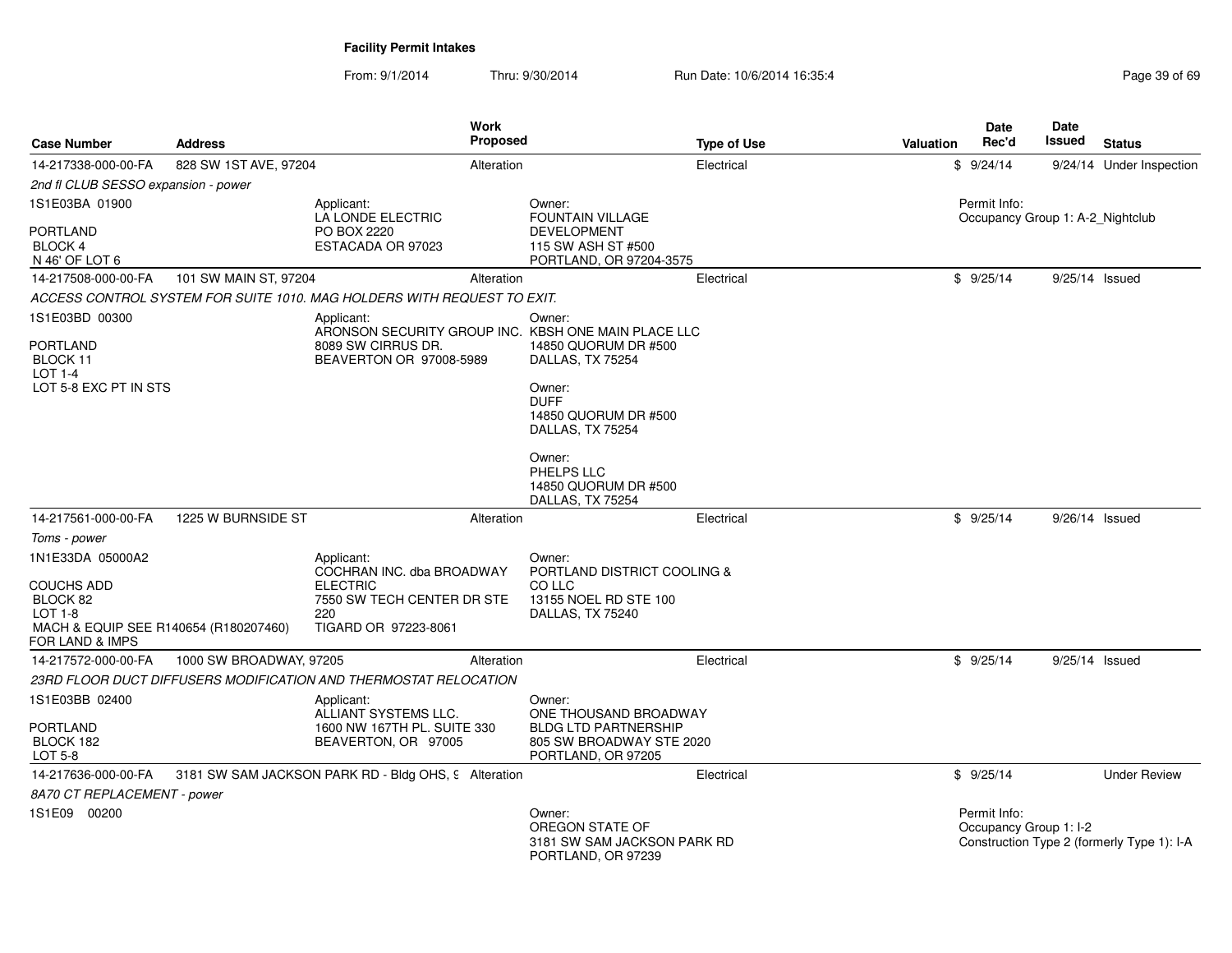# Facility Permit Intakes

From: 9/1/2014 Thru: 9/30/2014 Run Date: 10/6/2014 16:35:4

| Case Number | Address | Work Proposed | Type of Use | Valuation | Date Rec'd | Date Issued | Status |
|---|---|---|---|---|---|---|---|
| 14-217338-000-00-FA | 828 SW 1ST AVE, 97204 | Alteration | Electrical | $ | 9/24/14 | 9/24/14 | Under Inspection |

*2nd fl CLUB SESSO expansion - power*

1S1E03BA 01900

PORTLAND
BLOCK 4
N 46' OF LOT 6

Applicant:
LA LONDE ELECTRIC
PO BOX 2220
ESTACADA OR 97023

Owner:
FOUNTAIN VILLAGE DEVELOPMENT
115 SW ASH ST #500
PORTLAND, OR 97204-3575

Permit Info:
Occupancy Group 1: A-2_Nightclub

| Case Number | Address | Work Proposed | Type of Use | Valuation | Date Rec'd | Date Issued | Status |
|---|---|---|---|---|---|---|---|
| 14-217508-000-00-FA | 101 SW MAIN ST, 97204 | Alteration | Electrical | $ | 9/25/14 | 9/25/14 | Issued |

*ACCESS CONTROL SYSTEM FOR SUITE 1010. MAG HOLDERS WITH REQUEST TO EXIT.*

1S1E03BD 00300

PORTLAND
BLOCK 11
LOT 1-4
LOT 5-8 EXC PT IN STS

Applicant:
ARONSON SECURITY GROUP INC.
8089 SW CIRRUS DR.
BEAVERTON OR 97008-5989

Owner:
KBSH ONE MAIN PLACE LLC
14850 QUORUM DR #500
DALLAS, TX 75254

Owner:
DUFF
14850 QUORUM DR #500
DALLAS, TX 75254

Owner:
PHELPS LLC
14850 QUORUM DR #500
DALLAS, TX 75254

| Case Number | Address | Work Proposed | Type of Use | Valuation | Date Rec'd | Date Issued | Status |
|---|---|---|---|---|---|---|---|
| 14-217561-000-00-FA | 1225 W BURNSIDE ST | Alteration | Electrical | $ | 9/25/14 | 9/26/14 | Issued |

*Toms - power*

1N1E33DA 05000A2

COUCHS ADD
BLOCK 82
LOT 1-8
MACH & EQUIP SEE R140654 (R180207460) FOR LAND & IMPS

Applicant:
COCHRAN INC. dba BROADWAY ELECTRIC
7550 SW TECH CENTER DR STE 220
TIGARD OR 97223-8061

Owner:
PORTLAND DISTRICT COOLING & CO LLC
13155 NOEL RD STE 100
DALLAS, TX 75240

| Case Number | Address | Work Proposed | Type of Use | Valuation | Date Rec'd | Date Issued | Status |
|---|---|---|---|---|---|---|---|
| 14-217572-000-00-FA | 1000 SW BROADWAY, 97205 | Alteration | Electrical | $ | 9/25/14 | 9/25/14 | Issued |

*23RD FLOOR DUCT DIFFUSERS MODIFICATION AND THERMOSTAT RELOCATION*

1S1E03BB 02400

PORTLAND
BLOCK 182
LOT 5-8

Applicant:
ALLIANT SYSTEMS LLC.
1600 NW 167TH PL. SUITE 330
BEAVERTON, OR 97005

Owner:
ONE THOUSAND BROADWAY BLDG LTD PARTNERSHIP
805 SW BROADWAY STE 2020
PORTLAND, OR 97205

| Case Number | Address | Work Proposed | Type of Use | Valuation | Date Rec'd | Date Issued | Status |
|---|---|---|---|---|---|---|---|
| 14-217636-000-00-FA | 3181 SW SAM JACKSON PARK RD - Bldg OHS, 9 | Alteration | Electrical | $ | 9/25/14 | | Under Review |

*8A70 CT REPLACEMENT - power*

1S1E09 00200

Owner:
OREGON STATE OF
3181 SW SAM JACKSON PARK RD
PORTLAND, OR 97239

Permit Info:
Occupancy Group 1: I-2
Construction Type 2 (formerly Type 1): I-A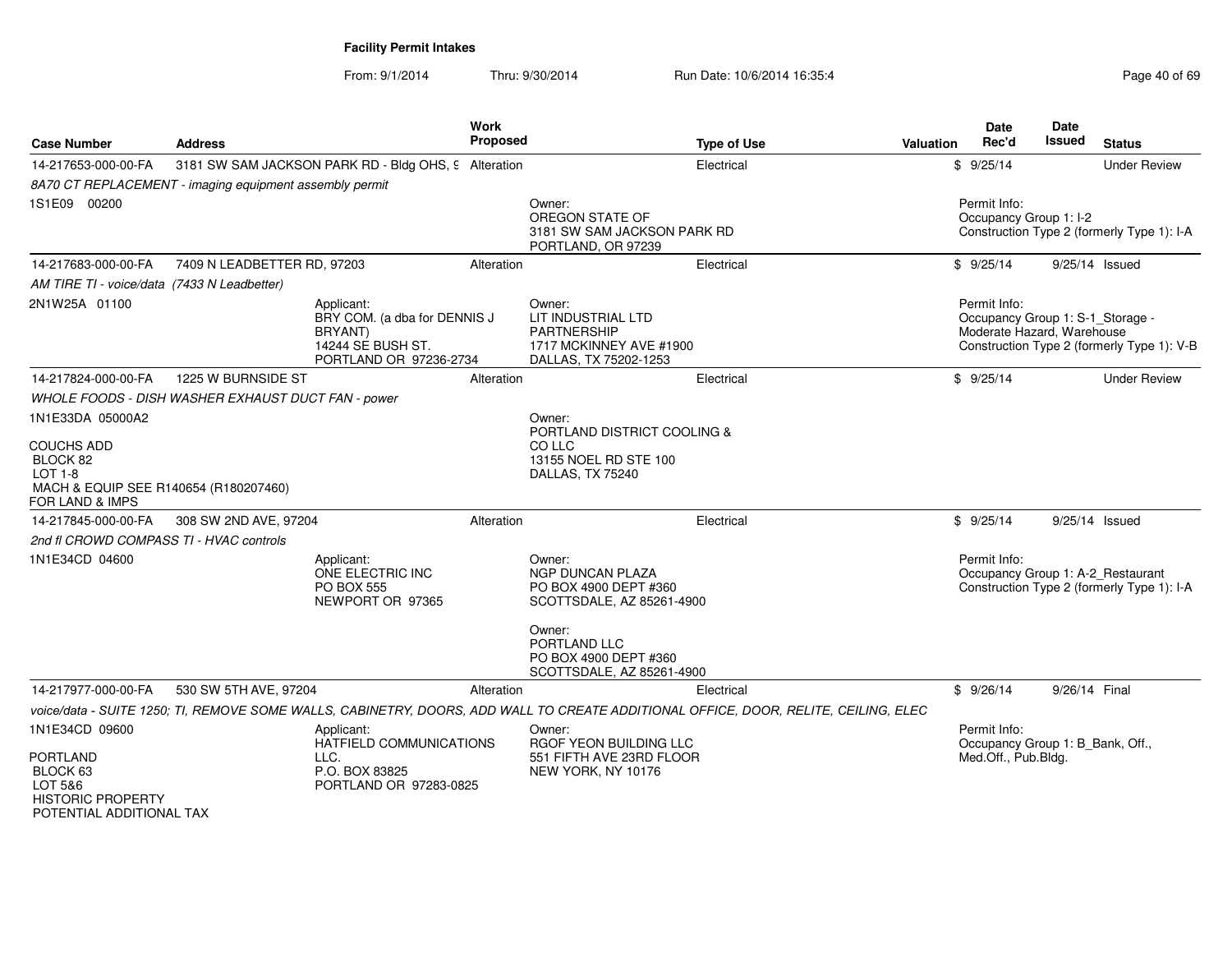**Facility Permit Intakes**

From: 9/1/2014 Thru: 9/30/2014 Run Date: 10/6/2014 16:35:4

| Case Number | Address | Work Proposed | Type of Use | Valuation | Date Rec'd | Date Issued | Status |
|---|---|---|---|---|---|---|---|
| 14-217653-000-00-FA | 3181 SW SAM JACKSON PARK RD - Bldg OHS, 9 | Alteration | Electrical | $ | 9/25/14 | | Under Review |
| *8A70 CT REPLACEMENT - imaging equipment assembly permit* | | | | | | | |
| 1S1E09 00200 | | | Owner: OREGON STATE OF 3181 SW SAM JACKSON PARK RD PORTLAND, OR 97239 | | Permit Info: Occupancy Group 1: I-2 Construction Type 2 (formerly Type 1): I-A | | |
| 14-217683-000-00-FA | 7409 N LEADBETTER RD, 97203 | Alteration | Electrical | $ | 9/25/14 | 9/25/14 | Issued |
| *AM TIRE TI - voice/data (7433 N Leadbetter)* | | | | | | | |
| 2N1W25A 01100 | Applicant: BRY COM. (a dba for DENNIS J BRYANT) 14244 SE BUSH ST. PORTLAND OR 97236-2734 | | Owner: LIT INDUSTRIAL LTD PARTNERSHIP 1717 MCKINNEY AVE #1900 DALLAS, TX 75202-1253 | | Permit Info: Occupancy Group 1: S-1_Storage - Moderate Hazard, Warehouse Construction Type 2 (formerly Type 1): V-B | | |
| 14-217824-000-00-FA | 1225 W BURNSIDE ST | Alteration | Electrical | $ | 9/25/14 | | Under Review |
| *WHOLE FOODS - DISH WASHER EXHAUST DUCT FAN - power* | | | | | | | |
| 1N1E33DA 05000A2<br>COUCHS ADD<br>BLOCK 82<br>LOT 1-8<br>MACH & EQUIP SEE R140654 (R180207460) FOR LAND & IMPS | | | Owner: PORTLAND DISTRICT COOLING & CO LLC 13155 NOEL RD STE 100 DALLAS, TX 75240 | | | | |
| 14-217845-000-00-FA | 308 SW 2ND AVE, 97204 | Alteration | Electrical | $ | 9/25/14 | 9/25/14 | Issued |
| *2nd fl CROWD COMPASS TI - HVAC controls* | | | | | | | |
| 1N1E34CD 04600 | Applicant: ONE ELECTRIC INC PO BOX 555 NEWPORT OR 97365 | | Owner: NGP DUNCAN PLAZA PO BOX 4900 DEPT #360 SCOTTSDALE, AZ 85261-4900<br>Owner: PORTLAND LLC PO BOX 4900 DEPT #360 SCOTTSDALE, AZ 85261-4900 | | Permit Info: Occupancy Group 1: A-2_Restaurant Construction Type 2 (formerly Type 1): I-A | | |
| 14-217977-000-00-FA | 530 SW 5TH AVE, 97204 | Alteration | Electrical | $ | 9/26/14 | 9/26/14 | Final |
| *voice/data - SUITE 1250; TI, REMOVE SOME WALLS, CABINETRY, DOORS, ADD WALL TO CREATE ADDITIONAL OFFICE, DOOR, RELITE, CEILING, ELEC* | | | | | | | |
| 1N1E34CD 09600<br>PORTLAND<br>BLOCK 63<br>LOT 5&6<br>HISTORIC PROPERTY<br>POTENTIAL ADDITIONAL TAX | Applicant: HATFIELD COMMUNICATIONS LLC. P.O. BOX 83825 PORTLAND OR 97283-0825 | | Owner: RGOF YEON BUILDING LLC 551 FIFTH AVE 23RD FLOOR NEW YORK, NY 10176 | | Permit Info: Occupancy Group 1: B_Bank, Off., Med.Off., Pub.Bldg. | | |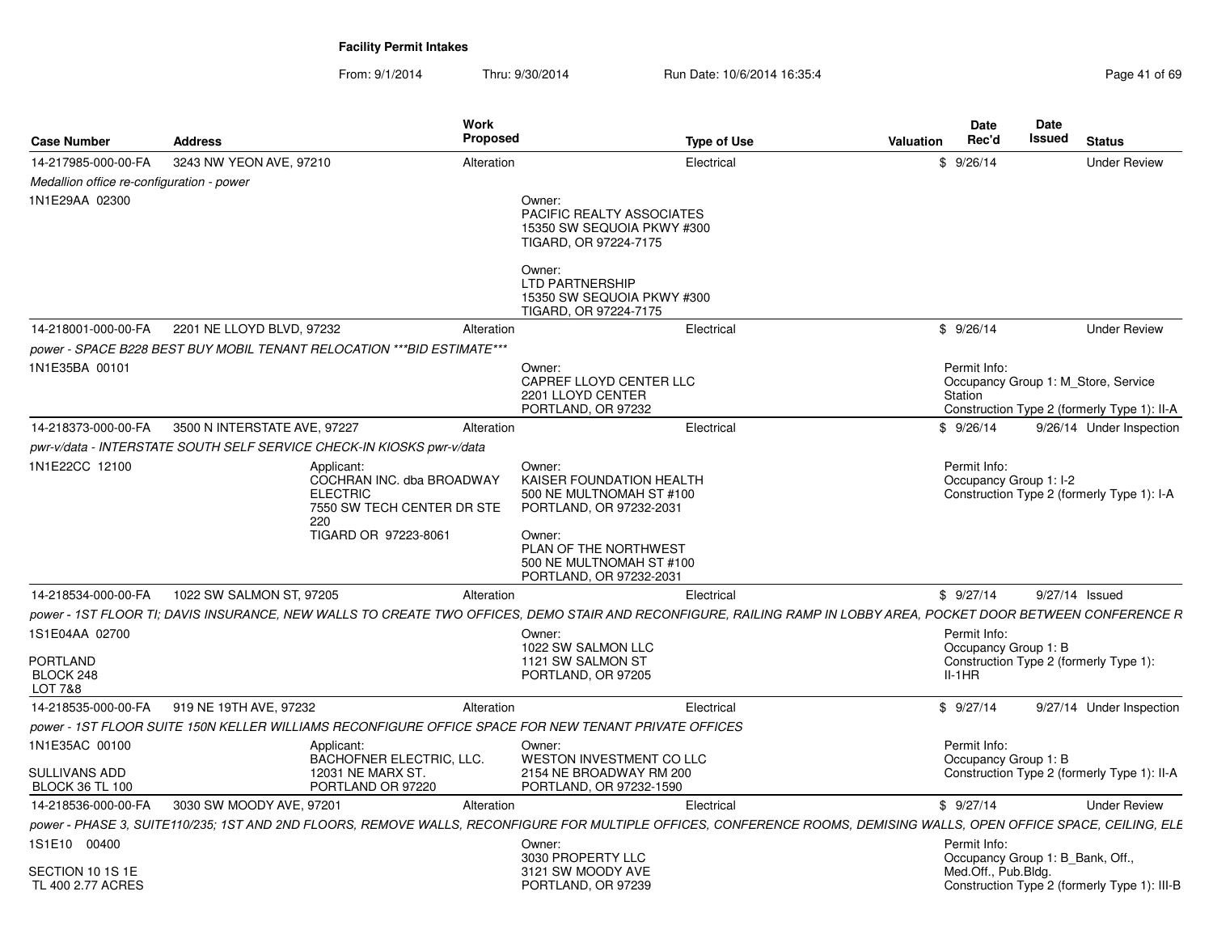# Facility Permit Intakes

From: 9/1/2014 Thru: 9/30/2014 Run Date: 10/6/2014 16:35:4

| Case Number | Address | Work Proposed | Type of Use | Valuation | Date Rec'd | Date Issued | Status |
|---|---|---|---|---|---|---|---|
| 14-217985-000-00-FA | 3243 NW YEON AVE, 97210 | Alteration | Electrical | $ | 9/26/14 | | Under Review |

*Medallion office re-configuration - power*

1N1E29AA 02300

Owner:
PACIFIC REALTY ASSOCIATES
15350 SW SEQUOIA PKWY #300
TIGARD, OR 97224-7175

Owner:
LTD PARTNERSHIP
15350 SW SEQUOIA PKWY #300
TIGARD, OR 97224-7175

| Case Number | Address | Work Proposed | Type of Use | Valuation | Date Rec'd | Date Issued | Status |
|---|---|---|---|---|---|---|---|
| 14-218001-000-00-FA | 2201 NE LLOYD BLVD, 97232 | Alteration | Electrical | $ | 9/26/14 | | Under Review |

*power - SPACE B228 BEST BUY MOBIL TENANT RELOCATION ***BID ESTIMATE****

1N1E35BA 00101

Owner:
CAPREF LLOYD CENTER LLC
2201 LLOYD CENTER
PORTLAND, OR 97232

Permit Info:
Occupancy Group 1: M_Store, Service Station
Construction Type 2 (formerly Type 1): II-A

| Case Number | Address | Work Proposed | Type of Use | Valuation | Date Rec'd | Date Issued | Status |
|---|---|---|---|---|---|---|---|
| 14-218373-000-00-FA | 3500 N INTERSTATE AVE, 97227 | Alteration | Electrical | $ | 9/26/14 | 9/26/14 | Under Inspection |

*pwr-v/data - INTERSTATE SOUTH SELF SERVICE CHECK-IN KIOSKS pwr-v/data*

1N1E22CC 12100

Applicant:
COCHRAN INC. dba BROADWAY ELECTRIC
7550 SW TECH CENTER DR STE 220
TIGARD OR 97223-8061

Owner:
KAISER FOUNDATION HEALTH
500 NE MULTNOMAH ST #100
PORTLAND, OR 97232-2031

Owner:
PLAN OF THE NORTHWEST
500 NE MULTNOMAH ST #100
PORTLAND, OR 97232-2031

Permit Info:
Occupancy Group 1: I-2
Construction Type 2 (formerly Type 1): I-A

| Case Number | Address | Work Proposed | Type of Use | Valuation | Date Rec'd | Date Issued | Status |
|---|---|---|---|---|---|---|---|
| 14-218534-000-00-FA | 1022 SW SALMON ST, 97205 | Alteration | Electrical | $ | 9/27/14 | 9/27/14 | Issued |

*power - 1ST FLOOR TI; DAVIS INSURANCE, NEW WALLS TO CREATE TWO OFFICES, DEMO STAIR AND RECONFIGURE, RAILING RAMP IN LOBBY AREA, POCKET DOOR BETWEEN CONFERENCE R*

1S1E04AA 02700

PORTLAND
BLOCK 248
LOT 7&8

Owner:
1022 SW SALMON LLC
1121 SW SALMON ST
PORTLAND, OR 97205

Permit Info:
Occupancy Group 1: B
Construction Type 2 (formerly Type 1): II-1HR

| Case Number | Address | Work Proposed | Type of Use | Valuation | Date Rec'd | Date Issued | Status |
|---|---|---|---|---|---|---|---|
| 14-218535-000-00-FA | 919 NE 19TH AVE, 97232 | Alteration | Electrical | $ | 9/27/14 | 9/27/14 | Under Inspection |

*power - 1ST FLOOR SUITE 150N KELLER WILLIAMS RECONFIGURE OFFICE SPACE FOR NEW TENANT PRIVATE OFFICES*

1N1E35AC 00100

SULLIVANS ADD
BLOCK 36 TL 100

Applicant:
BACHOFNER ELECTRIC, LLC.
12031 NE MARX ST.
PORTLAND OR 97220

Owner:
WESTON INVESTMENT CO LLC
2154 NE BROADWAY RM 200
PORTLAND, OR 97232-1590

Permit Info:
Occupancy Group 1: B
Construction Type 2 (formerly Type 1): II-A

| Case Number | Address | Work Proposed | Type of Use | Valuation | Date Rec'd | Date Issued | Status |
|---|---|---|---|---|---|---|---|
| 14-218536-000-00-FA | 3030 SW MOODY AVE, 97201 | Alteration | Electrical | $ | 9/27/14 | | Under Review |

*power - PHASE 3, SUITE110/235; 1ST AND 2ND FLOORS, REMOVE WALLS, RECONFIGURE FOR MULTIPLE OFFICES, CONFERENCE ROOMS, DEMISING WALLS, OPEN OFFICE SPACE, CEILING, ELE*

1S1E10 00400

SECTION 10 1S 1E
TL 400 2.77 ACRES

Owner:
3030 PROPERTY LLC
3121 SW MOODY AVE
PORTLAND, OR 97239

Permit Info:
Occupancy Group 1: B_Bank, Off., Med.Off., Pub.Bldg.
Construction Type 2 (formerly Type 1): III-B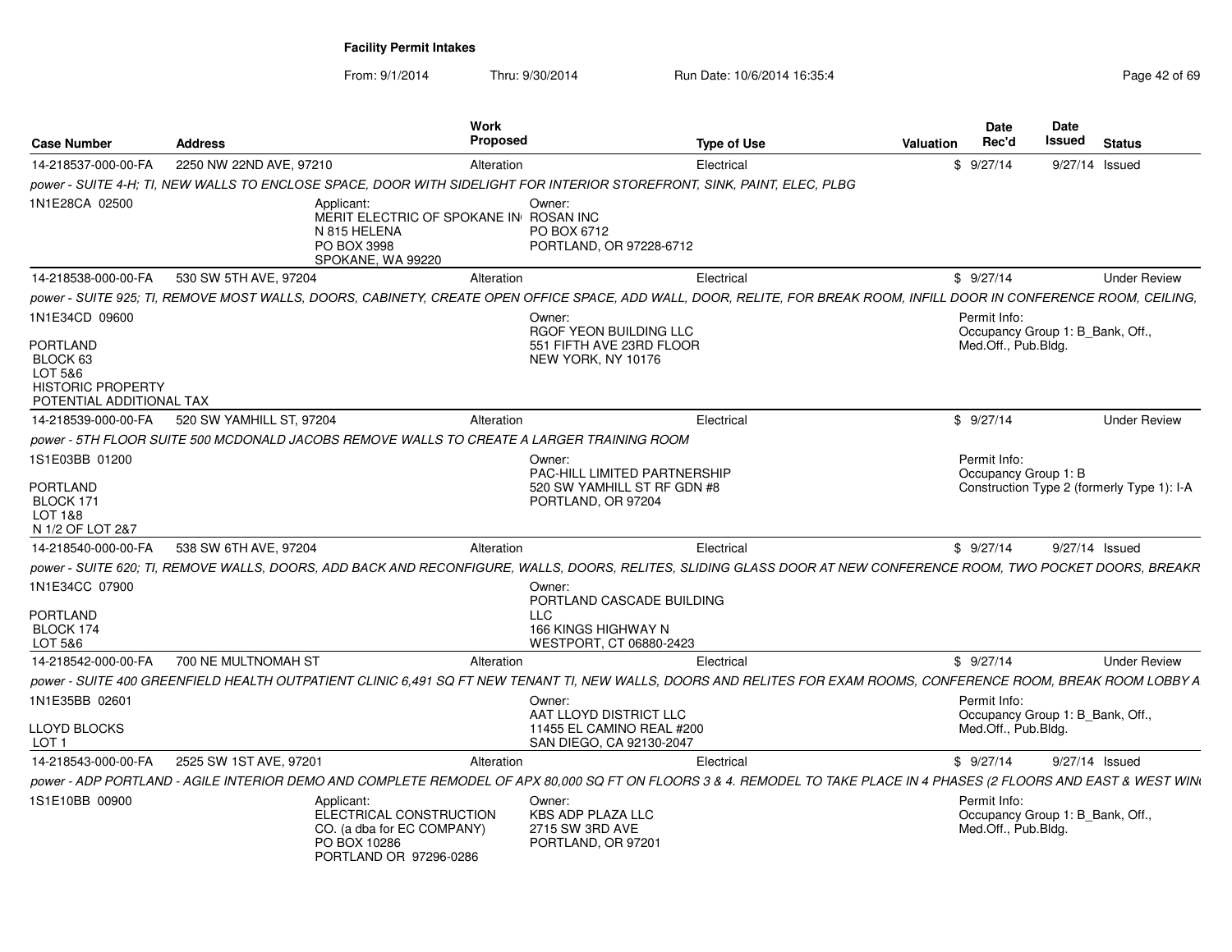**Facility Permit Intakes**

From: 9/1/2014 Thru: 9/30/2014 Run Date: 10/6/2014 16:35:4

| Case Number | Address | Work Proposed | Type of Use | Valuation | Date Rec'd | Date Issued | Status |
|---|---|---|---|---|---|---|---|
| 14-218537-000-00-FA | 2250 NW 22ND AVE, 97210 | Alteration | Electrical | $ | 9/27/14 | 9/27/14 | Issued |

*power - SUITE 4-H; TI, NEW WALLS TO ENCLOSE SPACE, DOOR WITH SIDELIGHT FOR INTERIOR STOREFRONT, SINK, PAINT, ELEC, PLBG*

1N1E28CA 02500

Applicant: MERIT ELECTRIC OF SPOKANE IN N 815 HELENA PO BOX 3998 SPOKANE, WA 99220

Owner: ROSAN INC PO BOX 6712 PORTLAND, OR 97228-6712

| Case Number | Address | Work Proposed | Type of Use | Valuation | Date Rec'd | Date Issued | Status |
|---|---|---|---|---|---|---|---|
| 14-218538-000-00-FA | 530 SW 5TH AVE, 97204 | Alteration | Electrical | $ | 9/27/14 | | Under Review |

*power - SUITE 925; TI, REMOVE MOST WALLS, DOORS, CABINETY, CREATE OPEN OFFICE SPACE, ADD WALL, DOOR, RELITE, FOR BREAK ROOM, INFILL DOOR IN CONFERENCE ROOM, CEILING,*

1N1E34CD 09600

PORTLAND BLOCK 63 LOT 5&6 HISTORIC PROPERTY POTENTIAL ADDITIONAL TAX

Owner: RGOF YEON BUILDING LLC 551 FIFTH AVE 23RD FLOOR NEW YORK, NY 10176

Permit Info: Occupancy Group 1: B_Bank, Off., Med.Off., Pub.Bldg.

| Case Number | Address | Work Proposed | Type of Use | Valuation | Date Rec'd | Date Issued | Status |
|---|---|---|---|---|---|---|---|
| 14-218539-000-00-FA | 520 SW YAMHILL ST, 97204 | Alteration | Electrical | $ | 9/27/14 | | Under Review |

*power - 5TH FLOOR SUITE 500 MCDONALD JACOBS REMOVE WALLS TO CREATE A LARGER TRAINING ROOM*

1S1E03BB 01200

PORTLAND BLOCK 171 LOT 1&8 N 1/2 OF LOT 2&7

Owner: PAC-HILL LIMITED PARTNERSHIP 520 SW YAMHILL ST RF GDN #8 PORTLAND, OR 97204

Permit Info: Occupancy Group 1: B Construction Type 2 (formerly Type 1): I-A

| Case Number | Address | Work Proposed | Type of Use | Valuation | Date Rec'd | Date Issued | Status |
|---|---|---|---|---|---|---|---|
| 14-218540-000-00-FA | 538 SW 6TH AVE, 97204 | Alteration | Electrical | $ | 9/27/14 | 9/27/14 | Issued |

*power - SUITE 620; TI, REMOVE WALLS, DOORS, ADD BACK AND RECONFIGURE, WALLS, DOORS, RELITES, SLIDING GLASS DOOR AT NEW CONFERENCE ROOM, TWO POCKET DOORS, BREAKR*

1N1E34CC 07900

PORTLAND BLOCK 174 LOT 5&6

Owner: PORTLAND CASCADE BUILDING LLC 166 KINGS HIGHWAY N WESTPORT, CT 06880-2423

| Case Number | Address | Work Proposed | Type of Use | Valuation | Date Rec'd | Date Issued | Status |
|---|---|---|---|---|---|---|---|
| 14-218542-000-00-FA | 700 NE MULTNOMAH ST | Alteration | Electrical | $ | 9/27/14 | | Under Review |

*power - SUITE 400 GREENFIELD HEALTH OUTPATIENT CLINIC 6,491 SQ FT NEW TENANT TI, NEW WALLS, DOORS AND RELITES FOR EXAM ROOMS, CONFERENCE ROOM, BREAK ROOM LOBBY A*

1N1E35BB 02601

LLOYD BLOCKS LOT 1

Owner: AAT LLOYD DISTRICT LLC 11455 EL CAMINO REAL #200 SAN DIEGO, CA 92130-2047

Permit Info: Occupancy Group 1: B_Bank, Off., Med.Off., Pub.Bldg.

| Case Number | Address | Work Proposed | Type of Use | Valuation | Date Rec'd | Date Issued | Status |
|---|---|---|---|---|---|---|---|
| 14-218543-000-00-FA | 2525 SW 1ST AVE, 97201 | Alteration | Electrical | $ | 9/27/14 | 9/27/14 | Issued |

*power - ADP PORTLAND - AGILE INTERIOR DEMO AND COMPLETE REMODEL OF APX 80,000 SQ FT ON FLOORS 3 & 4. REMODEL TO TAKE PLACE IN 4 PHASES (2 FLOORS AND EAST & WEST WIN*

1S1E10BB 00900

Applicant: ELECTRICAL CONSTRUCTION CO. (a dba for EC COMPANY) PO BOX 10286 PORTLAND OR 97296-0286

Owner: KBS ADP PLAZA LLC 2715 SW 3RD AVE PORTLAND, OR 97201

Permit Info: Occupancy Group 1: B_Bank, Off., Med.Off., Pub.Bldg.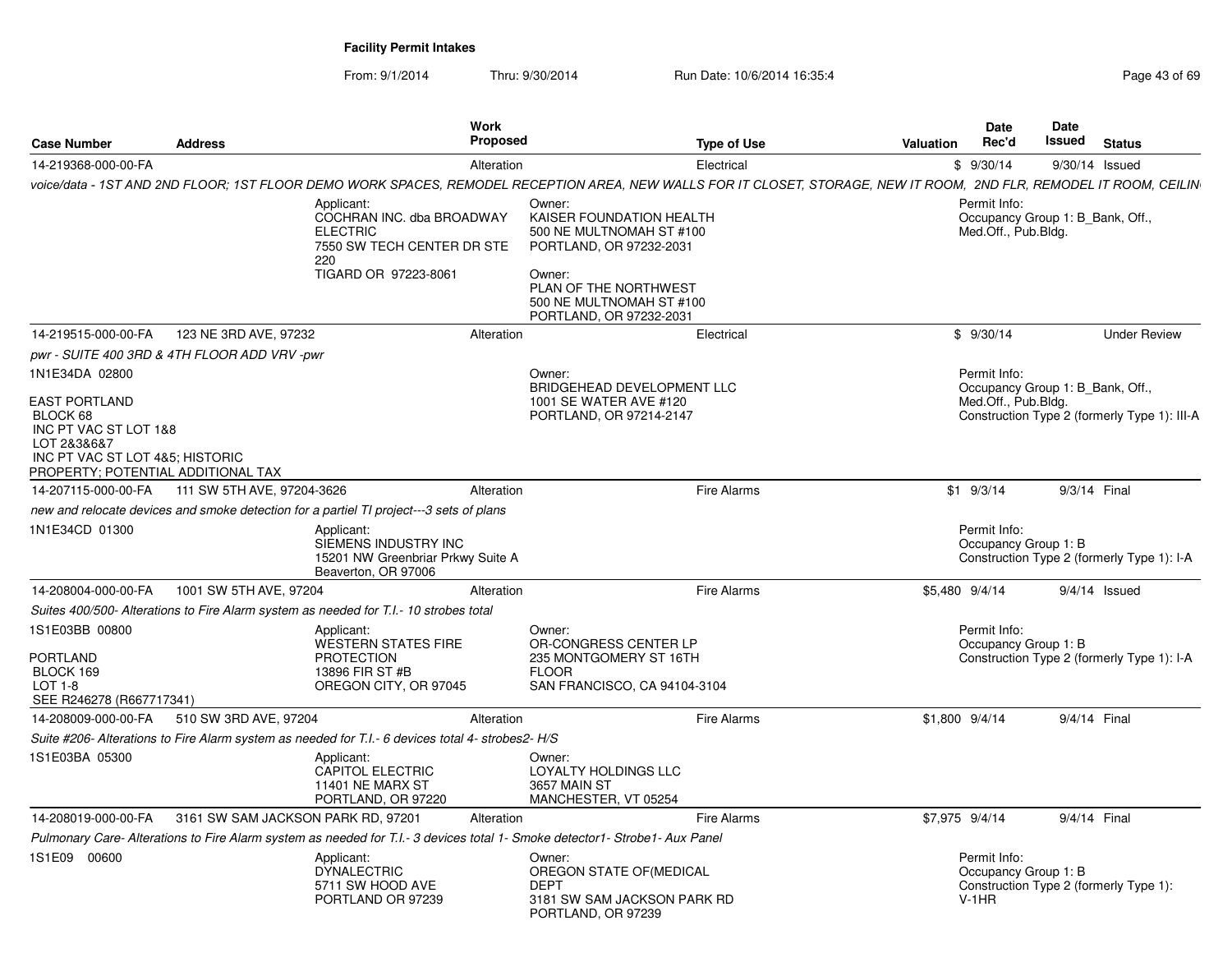**Facility Permit Intakes**

From: 9/1/2014 Thru: 9/30/2014 Run Date: 10/6/2014 16:35:4

| Case Number | Address | Work Proposed | Type of Use | Valuation | Date Rec'd | Date Issued | Status |
|---|---|---|---|---|---|---|---|
| 14-219368-000-00-FA | | Alteration | Electrical | $ | 9/30/14 | 9/30/14 | Issued |

*voice/data - 1ST AND 2ND FLOOR; 1ST FLOOR DEMO WORK SPACES, REMODEL RECEPTION AREA, NEW WALLS FOR IT CLOSET, STORAGE, NEW IT ROOM, 2ND FLR, REMODEL IT ROOM, CEILIN*

Applicant:
COCHRAN INC. dba BROADWAY ELECTRIC
7550 SW TECH CENTER DR STE 220
TIGARD OR 97223-8061

Owner:
KAISER FOUNDATION HEALTH
500 NE MULTNOMAH ST #100
PORTLAND, OR 97232-2031

Owner:
PLAN OF THE NORTHWEST
500 NE MULTNOMAH ST #100
PORTLAND, OR 97232-2031

Permit Info:
Occupancy Group 1: B_Bank, Off., Med.Off., Pub.Bldg.

---

| Case Number | Address | Work Proposed | Type of Use | Valuation | Date Rec'd | Date Issued | Status |
|---|---|---|---|---|---|---|---|
| 14-219515-000-00-FA | 123 NE 3RD AVE, 97232 | Alteration | Electrical | $ | 9/30/14 | | Under Review |

*pwr - SUITE 400 3RD & 4TH FLOOR ADD VRV -pwr*

1N1E34DA 02800

EAST PORTLAND
BLOCK 68
INC PT VAC ST LOT 1&8
LOT 2&3&6&7
INC PT VAC ST LOT 4&5; HISTORIC PROPERTY; POTENTIAL ADDITIONAL TAX

Owner:
BRIDGEHEAD DEVELOPMENT LLC
1001 SE WATER AVE #120
PORTLAND, OR 97214-2147

Permit Info:
Occupancy Group 1: B_Bank, Off., Med.Off., Pub.Bldg.
Construction Type 2 (formerly Type 1): III-A

---

| Case Number | Address | Work Proposed | Type of Use | Valuation | Date Rec'd | Date Issued | Status |
|---|---|---|---|---|---|---|---|
| 14-207115-000-00-FA | 111 SW 5TH AVE, 97204-3626 | Alteration | Fire Alarms | $1 | 9/3/14 | 9/3/14 | Final |

*new and relocate devices and smoke detection for a partiel TI project---3 sets of plans*

1N1E34CD 01300

Applicant:
SIEMENS INDUSTRY INC
15201 NW Greenbriar Prkwy Suite A
Beaverton, OR 97006

Permit Info:
Occupancy Group 1: B
Construction Type 2 (formerly Type 1): I-A

---

| Case Number | Address | Work Proposed | Type of Use | Valuation | Date Rec'd | Date Issued | Status |
|---|---|---|---|---|---|---|---|
| 14-208004-000-00-FA | 1001 SW 5TH AVE, 97204 | Alteration | Fire Alarms | $5,480 | 9/4/14 | 9/4/14 | Issued |

*Suites 400/500- Alterations to Fire Alarm system as needed for T.I.- 10 strobes total*

1S1E03BB 00800

PORTLAND
BLOCK 169
LOT 1-8
SEE R246278 (R667717341)

Applicant:
WESTERN STATES FIRE PROTECTION
13896 FIR ST #B
OREGON CITY, OR 97045

Owner:
OR-CONGRESS CENTER LP
235 MONTGOMERY ST 16TH FLOOR
SAN FRANCISCO, CA 94104-3104

Permit Info:
Occupancy Group 1: B
Construction Type 2 (formerly Type 1): I-A

---

| Case Number | Address | Work Proposed | Type of Use | Valuation | Date Rec'd | Date Issued | Status |
|---|---|---|---|---|---|---|---|
| 14-208009-000-00-FA | 510 SW 3RD AVE, 97204 | Alteration | Fire Alarms | $1,800 | 9/4/14 | 9/4/14 | Final |

*Suite #206- Alterations to Fire Alarm system as needed for T.I.- 6 devices total 4- strobes2- H/S*

1S1E03BA 05300

Applicant:
CAPITOL ELECTRIC
11401 NE MARX ST
PORTLAND, OR 97220

Owner:
LOYALTY HOLDINGS LLC
3657 MAIN ST
MANCHESTER, VT 05254

---

| Case Number | Address | Work Proposed | Type of Use | Valuation | Date Rec'd | Date Issued | Status |
|---|---|---|---|---|---|---|---|
| 14-208019-000-00-FA | 3161 SW SAM JACKSON PARK RD, 97201 | Alteration | Fire Alarms | $7,975 | 9/4/14 | 9/4/14 | Final |

*Pulmonary Care- Alterations to Fire Alarm system as needed for T.I.- 3 devices total 1- Smoke detector1- Strobe1- Aux Panel*

1S1E09 00600

Applicant:
DYNALECTRIC
5711 SW HOOD AVE
PORTLAND OR 97239

Owner:
OREGON STATE OF(MEDICAL DEPT
3181 SW SAM JACKSON PARK RD
PORTLAND, OR 97239

Permit Info:
Occupancy Group 1: B
Construction Type 2 (formerly Type 1): V-1HR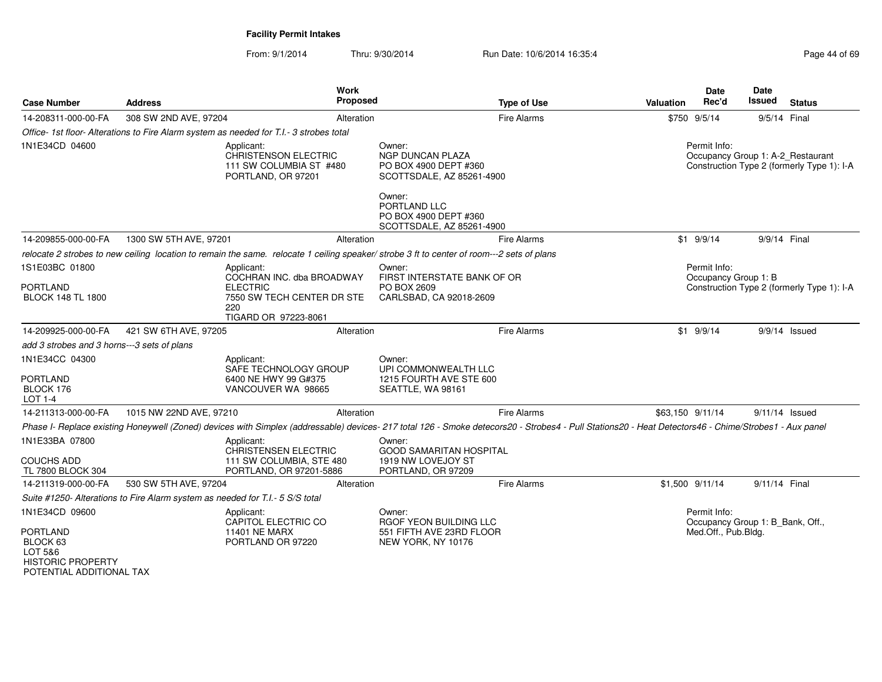## Facility Permit Intakes

From: 9/1/2014 Thru: 9/30/2014 Run Date: 10/6/2014 16:35:4

| Case Number | Address | Work Proposed | Type of Use | Valuation | Date Rec'd | Date Issued | Status |
|---|---|---|---|---|---|---|---|
| 14-208311-000-00-FA | 308 SW 2ND AVE, 97204 | Alteration | Fire Alarms | $750 | 9/5/14 | 9/5/14 | Final |

*Office- 1st floor- Alterations to Fire Alarm system as needed for T.I.- 3 strobes total*

1N1E34CD 04600

Applicant:
CHRISTENSON ELECTRIC
111 SW COLUMBIA ST #480
PORTLAND, OR 97201

Owner:
NGP DUNCAN PLAZA
PO BOX 4900 DEPT #360
SCOTTSDALE, AZ 85261-4900

Owner:
PORTLAND LLC
PO BOX 4900 DEPT #360
SCOTTSDALE, AZ 85261-4900

Permit Info:
Occupancy Group 1: A-2_Restaurant
Construction Type 2 (formerly Type 1): I-A

| Case Number | Address | Work Proposed | Type of Use | Valuation | Date Rec'd | Date Issued | Status |
|---|---|---|---|---|---|---|---|
| 14-209855-000-00-FA | 1300 SW 5TH AVE, 97201 | Alteration | Fire Alarms | $1 | 9/9/14 | 9/9/14 | Final |

*relocate 2 strobes to new ceiling location to remain the same. relocate 1 ceiling speaker/ strobe 3 ft to center of room---2 sets of plans*

1S1E03BC 01800

PORTLAND
BLOCK 148 TL 1800

Applicant:
COCHRAN INC. dba BROADWAY ELECTRIC
7550 SW TECH CENTER DR STE 220
TIGARD OR 97223-8061

Owner:
FIRST INTERSTATE BANK OF OR
PO BOX 2609
CARLSBAD, CA 92018-2609

Permit Info:
Occupancy Group 1: B
Construction Type 2 (formerly Type 1): I-A

| Case Number | Address | Work Proposed | Type of Use | Valuation | Date Rec'd | Date Issued | Status |
|---|---|---|---|---|---|---|---|
| 14-209925-000-00-FA | 421 SW 6TH AVE, 97205 | Alteration | Fire Alarms | $1 | 9/9/14 | 9/9/14 | Issued |

*add 3 strobes and 3 horns---3 sets of plans*

1N1E34CC 04300

PORTLAND
BLOCK 176
LOT 1-4

Applicant:
SAFE TECHNOLOGY GROUP
6400 NE HWY 99 G#375
VANCOUVER WA 98665

Owner:
UPI COMMONWEALTH LLC
1215 FOURTH AVE STE 600
SEATTLE, WA 98161

| Case Number | Address | Work Proposed | Type of Use | Valuation | Date Rec'd | Date Issued | Status |
|---|---|---|---|---|---|---|---|
| 14-211313-000-00-FA | 1015 NW 22ND AVE, 97210 | Alteration | Fire Alarms | $63,150 | 9/11/14 | 9/11/14 | Issued |

*Phase I- Replace existing Honeywell (Zoned) devices with Simplex (addressable) devices- 217 total 126 - Smoke detecors20 - Strobes4 - Pull Stations20 - Heat Detectors46 - Chime/Strobes1 - Aux panel*

1N1E33BA 07800

COUCHS ADD
TL 7800 BLOCK 304

Applicant:
CHRISTENSEN ELECTRIC
111 SW COLUMBIA, STE 480
PORTLAND, OR 97201-5886

Owner:
GOOD SAMARITAN HOSPITAL
1919 NW LOVEJOY ST
PORTLAND, OR 97209

| Case Number | Address | Work Proposed | Type of Use | Valuation | Date Rec'd | Date Issued | Status |
|---|---|---|---|---|---|---|---|
| 14-211319-000-00-FA | 530 SW 5TH AVE, 97204 | Alteration | Fire Alarms | $1,500 | 9/11/14 | 9/11/14 | Final |

*Suite #1250- Alterations to Fire Alarm system as needed for T.I.- 5 S/S total*

1N1E34CD 09600

PORTLAND
BLOCK 63
LOT 5&6
HISTORIC PROPERTY
POTENTIAL ADDITIONAL TAX

Applicant:
CAPITOL ELECTRIC CO
11401 NE MARX
PORTLAND OR 97220

Owner:
RGOF YEON BUILDING LLC
551 FIFTH AVE 23RD FLOOR
NEW YORK, NY 10176

Permit Info:
Occupancy Group 1: B_Bank, Off., Med.Off., Pub.Bldg.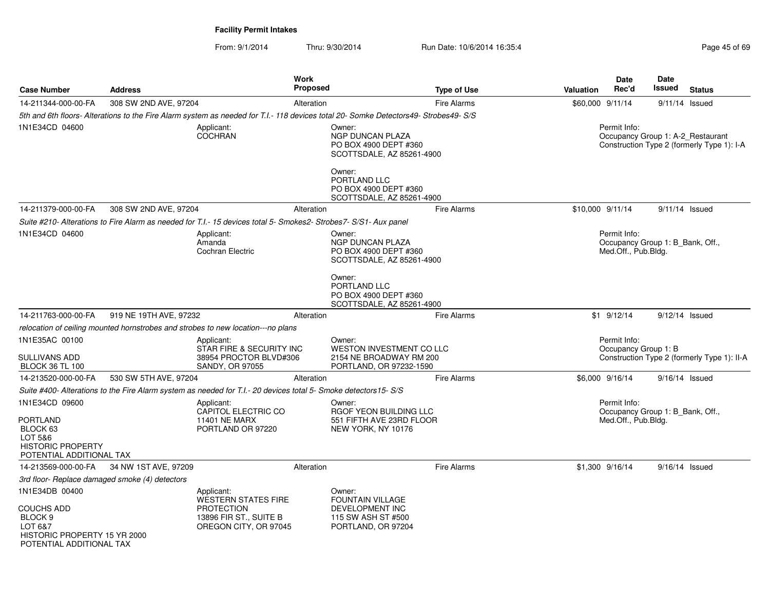**Facility Permit Intakes**

From: 9/1/2014 Thru: 9/30/2014 Run Date: 10/6/2014 16:35:4

| Case Number | Address | Work Proposed | Type of Use | Valuation | Date Rec'd | Date Issued | Status |
|---|---|---|---|---|---|---|---|
| 14-211344-000-00-FA | 308 SW 2ND AVE, 97204 | Alteration | Fire Alarms | $60,000 | 9/11/14 | 9/11/14 | Issued |

*5th and 6th floors- Alterations to the Fire Alarm system as needed for T.I.- 118 devices total 20- Somke Detectors49- Strobes49- S/S*

1N1E34CD 04600

Applicant:
COCHRAN

Owner:
NGP DUNCAN PLAZA
PO BOX 4900 DEPT #360
SCOTTSDALE, AZ 85261-4900

Owner:
PORTLAND LLC
PO BOX 4900 DEPT #360
SCOTTSDALE, AZ 85261-4900

Permit Info:
Occupancy Group 1: A-2_Restaurant
Construction Type 2 (formerly Type 1): I-A

| Case Number | Address | Work Proposed | Type of Use | Valuation | Date Rec'd | Date Issued | Status |
|---|---|---|---|---|---|---|---|
| 14-211379-000-00-FA | 308 SW 2ND AVE, 97204 | Alteration | Fire Alarms | $10,000 | 9/11/14 | 9/11/14 | Issued |

*Suite #210- Alterations to Fire Alarm as needed for T.I.- 15 devices total 5- Smokes2- Strobes7- S/S1- Aux panel*

1N1E34CD 04600

Applicant:
Amanda
Cochran Electric

Owner:
NGP DUNCAN PLAZA
PO BOX 4900 DEPT #360
SCOTTSDALE, AZ 85261-4900

Owner:
PORTLAND LLC
PO BOX 4900 DEPT #360
SCOTTSDALE, AZ 85261-4900

Permit Info:
Occupancy Group 1: B_Bank, Off., Med.Off., Pub.Bldg.

| Case Number | Address | Work Proposed | Type of Use | Valuation | Date Rec'd | Date Issued | Status |
|---|---|---|---|---|---|---|---|
| 14-211763-000-00-FA | 919 NE 19TH AVE, 97232 | Alteration | Fire Alarms | $1 | 9/12/14 | 9/12/14 | Issued |

*relocation of ceiling mounted hornstrobes and strobes to new location---no plans*

1N1E35AC 00100

SULLIVANS ADD
BLOCK 36 TL 100

Applicant:
STAR FIRE & SECURITY INC
38954 PROCTOR BLVD#306
SANDY, OR 97055

Owner:
WESTON INVESTMENT CO LLC
2154 NE BROADWAY RM 200
PORTLAND, OR 97232-1590

Permit Info:
Occupancy Group 1: B
Construction Type 2 (formerly Type 1): II-A

| Case Number | Address | Work Proposed | Type of Use | Valuation | Date Rec'd | Date Issued | Status |
|---|---|---|---|---|---|---|---|
| 14-213520-000-00-FA | 530 SW 5TH AVE, 97204 | Alteration | Fire Alarms | $6,000 | 9/16/14 | 9/16/14 | Issued |

*Suite #400- Alterations to the Fire Alarm system as needed for T.I.- 20 devices total 5- Smoke detectors15- S/S*

1N1E34CD 09600

PORTLAND
BLOCK 63
LOT 5&6
HISTORIC PROPERTY
POTENTIAL ADDITIONAL TAX

Applicant:
CAPITOL ELECTRIC CO
11401 NE MARX
PORTLAND OR 97220

Owner:
RGOF YEON BUILDING LLC
551 FIFTH AVE 23RD FLOOR
NEW YORK, NY 10176

Permit Info:
Occupancy Group 1: B_Bank, Off., Med.Off., Pub.Bldg.

| Case Number | Address | Work Proposed | Type of Use | Valuation | Date Rec'd | Date Issued | Status |
|---|---|---|---|---|---|---|---|
| 14-213569-000-00-FA | 34 NW 1ST AVE, 97209 | Alteration | Fire Alarms | $1,300 | 9/16/14 | 9/16/14 | Issued |

*3rd floor- Replace damaged smoke (4) detectors*

1N1E34DB 00400

COUCHS ADD
BLOCK 9
LOT 6&7
HISTORIC PROPERTY 15 YR 2000
POTENTIAL ADDITIONAL TAX

Applicant:
WESTERN STATES FIRE PROTECTION
13896 FIR ST., SUITE B
OREGON CITY, OR 97045

Owner:
FOUNTAIN VILLAGE DEVELOPMENT INC
115 SW ASH ST #500
PORTLAND, OR 97204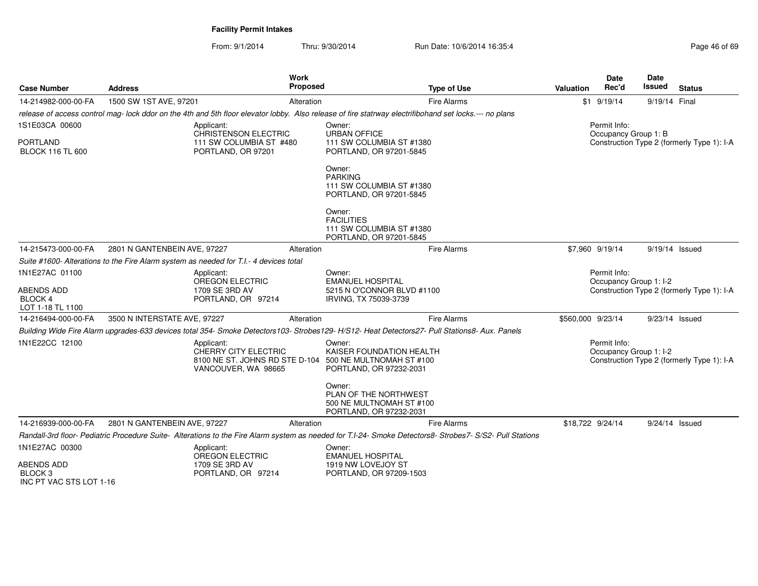**Facility Permit Intakes**

From: 9/1/2014 Thru: 9/30/2014 Run Date: 10/6/2014 16:35:4

| Case Number | Address | Work Proposed | Type of Use | Valuation | Date Rec'd | Date Issued | Status |
|---|---|---|---|---|---|---|---|
| 14-214982-000-00-FA | 1500 SW 1ST AVE, 97201 | Alteration | Fire Alarms | $1 | 9/19/14 | 9/19/14 | Final |

*release of access control mag- lock ddor on the 4th and 5th floor elevator lobby. Also release of fire statrway electrifibohand set locks.--- no plans*

1S1E03CA 00600

PORTLAND
BLOCK 116 TL 600

Applicant:
CHRISTENSON ELECTRIC
111 SW COLUMBIA ST #480
PORTLAND, OR 97201

Owner:
URBAN OFFICE
111 SW COLUMBIA ST #1380
PORTLAND, OR 97201-5845

Owner:
PARKING
111 SW COLUMBIA ST #1380
PORTLAND, OR 97201-5845

Owner:
FACILITIES
111 SW COLUMBIA ST #1380
PORTLAND, OR 97201-5845

Permit Info:
Occupancy Group 1: B
Construction Type 2 (formerly Type 1): I-A

| Case Number | Address | Work Proposed | Type of Use | Valuation | Date Rec'd | Date Issued | Status |
|---|---|---|---|---|---|---|---|
| 14-215473-000-00-FA | 2801 N GANTENBEIN AVE, 97227 | Alteration | Fire Alarms | $7,960 | 9/19/14 | 9/19/14 | Issued |

*Suite #1600- Alterations to the Fire Alarm system as needed for T.I.- 4 devices total*

1N1E27AC 01100

ABENDS ADD
BLOCK 4
LOT 1-18 TL 1100

Applicant:
OREGON ELECTRIC
1709 SE 3RD AV
PORTLAND, OR 97214

Owner:
EMANUEL HOSPITAL
5215 N O'CONNOR BLVD #1100
IRVING, TX 75039-3739

Permit Info:
Occupancy Group 1: I-2
Construction Type 2 (formerly Type 1): I-A

| Case Number | Address | Work Proposed | Type of Use | Valuation | Date Rec'd | Date Issued | Status |
|---|---|---|---|---|---|---|---|
| 14-216494-000-00-FA | 3500 N INTERSTATE AVE, 97227 | Alteration | Fire Alarms | $560,000 | 9/23/14 | 9/23/14 | Issued |

*Building Wide Fire Alarm upgrades-633 devices total 354- Smoke Detectors103- Strobes129- H/S12- Heat Detectors27- Pull Stations8- Aux. Panels*

1N1E22CC 12100

Applicant:
CHERRY CITY ELECTRIC
8100 NE ST. JOHNS RD STE D-104
VANCOUVER, WA 98665

Owner:
KAISER FOUNDATION HEALTH
500 NE MULTNOMAH ST #100
PORTLAND, OR 97232-2031

Owner:
PLAN OF THE NORTHWEST
500 NE MULTNOMAH ST #100
PORTLAND, OR 97232-2031

Permit Info:
Occupancy Group 1: I-2
Construction Type 2 (formerly Type 1): I-A

| Case Number | Address | Work Proposed | Type of Use | Valuation | Date Rec'd | Date Issued | Status |
|---|---|---|---|---|---|---|---|
| 14-216939-000-00-FA | 2801 N GANTENBEIN AVE, 97227 | Alteration | Fire Alarms | $18,722 | 9/24/14 | 9/24/14 | Issued |

*Randall-3rd floor- Pediatric Procedure Suite- Alterations to the Fire Alarm system as needed for T.I-24- Smoke Detectors8- Strobes7- S/S2- Pull Stations*

1N1E27AC 00300

ABENDS ADD
BLOCK 3
INC PT VAC STS LOT 1-16

Applicant:
OREGON ELECTRIC
1709 SE 3RD AV
PORTLAND, OR 97214

Owner:
EMANUEL HOSPITAL
1919 NW LOVEJOY ST
PORTLAND, OR 97209-1503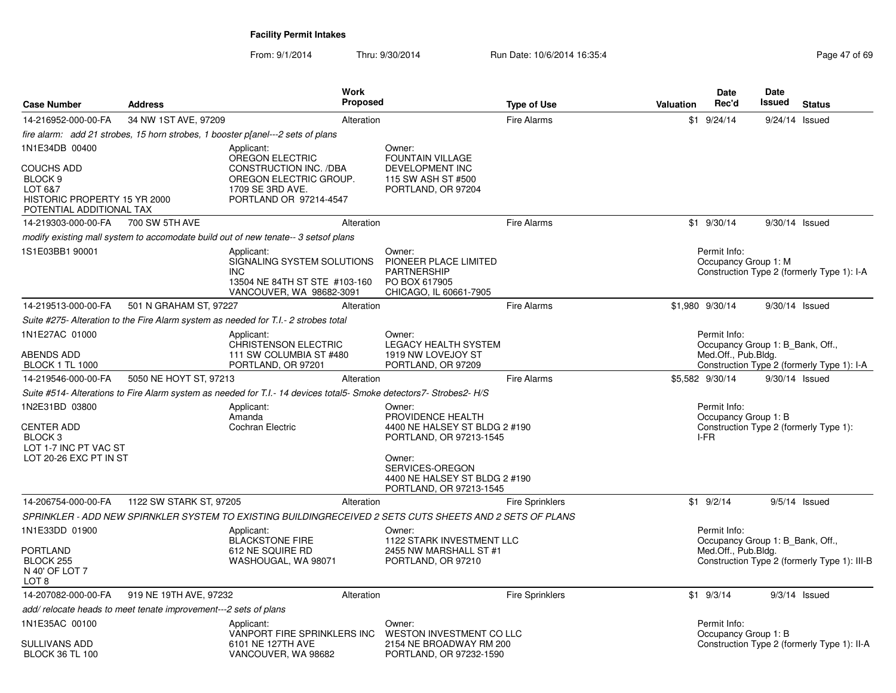**Facility Permit Intakes**

From: 9/1/2014 Thru: 9/30/2014 Run Date: 10/6/2014 16:35:4

| Case Number | Address | Work Proposed | Type of Use | Valuation | Date Rec'd | Date Issued | Status |
|---|---|---|---|---|---|---|---|
| 14-216952-000-00-FA | 34 NW 1ST AVE, 97209 | Alteration | Fire Alarms | $1 | 9/24/14 | 9/24/14 | Issued |

fire alarm: add 21 strobes, 15 horn strobes, 1 booster p[anel---2 sets of plans

1N1E34DB 00400

COUCHS ADD
BLOCK 9
LOT 6&7
HISTORIC PROPERTY 15 YR 2000
POTENTIAL ADDITIONAL TAX

Applicant:
OREGON ELECTRIC CONSTRUCTION INC. /DBA OREGON ELECTRIC GROUP.
1709 SE 3RD AVE.
PORTLAND OR 97214-4547

Owner:
FOUNTAIN VILLAGE DEVELOPMENT INC
115 SW ASH ST #500
PORTLAND, OR 97204

---

| Case Number | Address | Work Proposed | Type of Use | Valuation | Date Rec'd | Date Issued | Status |
|---|---|---|---|---|---|---|---|
| 14-219303-000-00-FA | 700 SW 5TH AVE | Alteration | Fire Alarms | $1 | 9/30/14 | 9/30/14 | Issued |

modify existing mall system to accomodate build out of new tenate-- 3 setsof plans

1S1E03BB1 90001

Applicant:
SIGNALING SYSTEM SOLUTIONS INC
13504 NE 84TH ST STE #103-160
VANCOUVER, WA 98682-3091

Owner:
PIONEER PLACE LIMITED PARTNERSHIP
PO BOX 617905
CHICAGO, IL 60661-7905

Permit Info:
Occupancy Group 1: M
Construction Type 2 (formerly Type 1): I-A

---

| Case Number | Address | Work Proposed | Type of Use | Valuation | Date Rec'd | Date Issued | Status |
|---|---|---|---|---|---|---|---|
| 14-219513-000-00-FA | 501 N GRAHAM ST, 97227 | Alteration | Fire Alarms | $1,980 | 9/30/14 | 9/30/14 | Issued |

Suite #275- Alteration to the Fire Alarm system as needed for T.I.- 2 strobes total

1N1E27AC 01000

ABENDS ADD
BLOCK 1 TL 1000

Applicant:
CHRISTENSON ELECTRIC
111 SW COLUMBIA ST #480
PORTLAND, OR 97201

Owner:
LEGACY HEALTH SYSTEM
1919 NW LOVEJOY ST
PORTLAND, OR 97209

Permit Info:
Occupancy Group 1: B_Bank, Off., Med.Off., Pub.Bldg.
Construction Type 2 (formerly Type 1): I-A

---

| Case Number | Address | Work Proposed | Type of Use | Valuation | Date Rec'd | Date Issued | Status |
|---|---|---|---|---|---|---|---|
| 14-219546-000-00-FA | 5050 NE HOYT ST, 97213 | Alteration | Fire Alarms | $5,582 | 9/30/14 | 9/30/14 | Issued |

Suite #514- Alterations to Fire Alarm system as needed for T.I.- 14 devices total5- Smoke detectors7- Strobes2- H/S

1N2E31BD 03800

CENTER ADD
BLOCK 3
LOT 1-7 INC PT VAC ST
LOT 20-26 EXC PT IN ST

Applicant:
Amanda
Cochran Electric

Owner:
PROVIDENCE HEALTH
4400 NE HALSEY ST BLDG 2 #190
PORTLAND, OR 97213-1545

Owner:
SERVICES-OREGON
4400 NE HALSEY ST BLDG 2 #190
PORTLAND, OR 97213-1545

Permit Info:
Occupancy Group 1: B
Construction Type 2 (formerly Type 1): I-FR

---

| Case Number | Address | Work Proposed | Type of Use | Valuation | Date Rec'd | Date Issued | Status |
|---|---|---|---|---|---|---|---|
| 14-206754-000-00-FA | 1122 SW STARK ST, 97205 | Alteration | Fire Sprinklers | $1 | 9/2/14 | 9/5/14 | Issued |

SPRINKLER - ADD NEW SPIRNKLER SYSTEM TO EXISTING BUILDINGRECEIVED 2 SETS CUTS SHEETS AND 2 SETS OF PLANS

1N1E33DD 01900

PORTLAND
BLOCK 255
N 40' OF LOT 7
LOT 8

Applicant:
BLACKSTONE FIRE
612 NE SQUIRE RD
WASHOUGAL, WA 98071

Owner:
1122 STARK INVESTMENT LLC
2455 NW MARSHALL ST #1
PORTLAND, OR 97210

Permit Info:
Occupancy Group 1: B_Bank, Off., Med.Off., Pub.Bldg.
Construction Type 2 (formerly Type 1): III-B

---

| Case Number | Address | Work Proposed | Type of Use | Valuation | Date Rec'd | Date Issued | Status |
|---|---|---|---|---|---|---|---|
| 14-207082-000-00-FA | 919 NE 19TH AVE, 97232 | Alteration | Fire Sprinklers | $1 | 9/3/14 | 9/3/14 | Issued |

add/ relocate heads to meet tenate improvement---2 sets of plans

1N1E35AC 00100

SULLIVANS ADD
BLOCK 36 TL 100

Applicant:
VANPORT FIRE SPRINKLERS INC
6101 NE 127TH AVE
VANCOUVER, WA 98682

Owner:
WESTON INVESTMENT CO LLC
2154 NE BROADWAY RM 200
PORTLAND, OR 97232-1590

Permit Info:
Occupancy Group 1: B
Construction Type 2 (formerly Type 1): II-A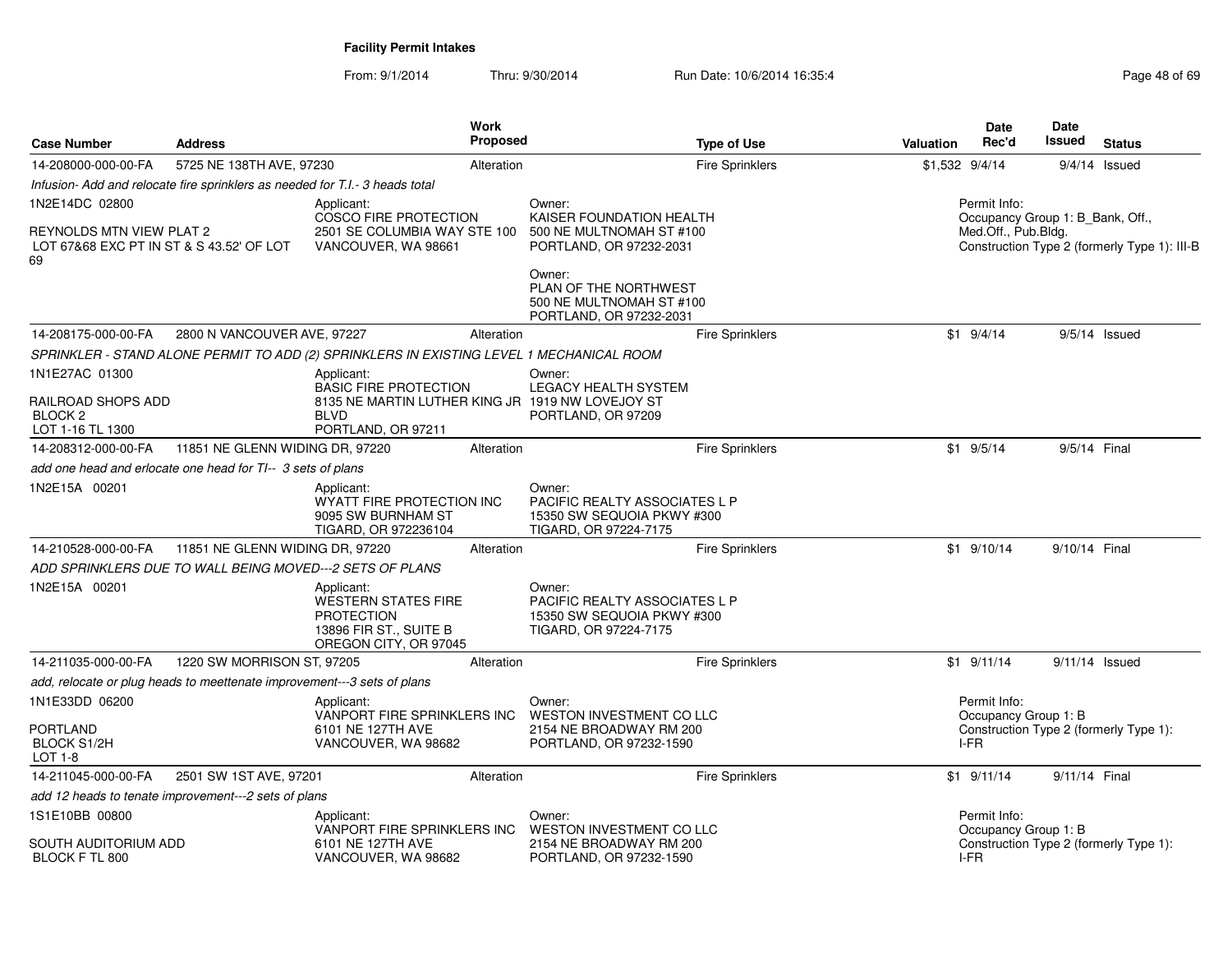**Facility Permit Intakes**

From: 9/1/2014 Thru: 9/30/2014 Run Date: 10/6/2014 16:35:4

| Case Number | Address | Work Proposed | Type of Use | Valuation | Date Rec'd | Date Issued | Status |
|---|---|---|---|---|---|---|---|
| 14-208000-000-00-FA | 5725 NE 138TH AVE, 97230 | Alteration | Fire Sprinklers | $1,532 | 9/4/14 | 9/4/14 | Issued |

*Infusion- Add and relocate fire sprinklers as needed for T.I.- 3 heads total*

1N2E14DC 02800

REYNOLDS MTN VIEW PLAT 2
LOT 67&68 EXC PT IN ST & S 43.52' OF LOT 69

Applicant:
COSCO FIRE PROTECTION
2501 SE COLUMBIA WAY STE 100
VANCOUVER, WA 98661

Owner:
KAISER FOUNDATION HEALTH
500 NE MULTNOMAH ST #100
PORTLAND, OR 97232-2031

Owner:
PLAN OF THE NORTHWEST
500 NE MULTNOMAH ST #100
PORTLAND, OR 97232-2031

Permit Info:
Occupancy Group 1: B_Bank, Off., Med.Off., Pub.Bldg.
Construction Type 2 (formerly Type 1): III-B

| Case Number | Address | Work Proposed | Type of Use | Valuation | Date Rec'd | Date Issued | Status |
|---|---|---|---|---|---|---|---|
| 14-208175-000-00-FA | 2800 N VANCOUVER AVE, 97227 | Alteration | Fire Sprinklers | $1 | 9/4/14 | 9/5/14 | Issued |

*SPRINKLER - STAND ALONE PERMIT TO ADD (2) SPRINKLERS IN EXISTING LEVEL 1 MECHANICAL ROOM*

1N1E27AC 01300

RAILROAD SHOPS ADD
BLOCK 2
LOT 1-16 TL 1300

Applicant:
BASIC FIRE PROTECTION
8135 NE MARTIN LUTHER KING JR BLVD
PORTLAND, OR 97211

Owner:
LEGACY HEALTH SYSTEM
1919 NW LOVEJOY ST
PORTLAND, OR 97209

| Case Number | Address | Work Proposed | Type of Use | Valuation | Date Rec'd | Date Issued | Status |
|---|---|---|---|---|---|---|---|
| 14-208312-000-00-FA | 11851 NE GLENN WIDING DR, 97220 | Alteration | Fire Sprinklers | $1 | 9/5/14 | 9/5/14 | Final |

*add one head and erlocate one head for TI-- 3 sets of plans*

1N2E15A 00201

Applicant:
WYATT FIRE PROTECTION INC
9095 SW BURNHAM ST
TIGARD, OR 972236104

Owner:
PACIFIC REALTY ASSOCIATES L P
15350 SW SEQUOIA PKWY #300
TIGARD, OR 97224-7175

| Case Number | Address | Work Proposed | Type of Use | Valuation | Date Rec'd | Date Issued | Status |
|---|---|---|---|---|---|---|---|
| 14-210528-000-00-FA | 11851 NE GLENN WIDING DR, 97220 | Alteration | Fire Sprinklers | $1 | 9/10/14 | 9/10/14 | Final |

*ADD SPRINKLERS DUE TO WALL BEING MOVED---2 SETS OF PLANS*

1N2E15A 00201

Applicant:
WESTERN STATES FIRE PROTECTION
13896 FIR ST., SUITE B
OREGON CITY, OR 97045

Owner:
PACIFIC REALTY ASSOCIATES L P
15350 SW SEQUOIA PKWY #300
TIGARD, OR 97224-7175

| Case Number | Address | Work Proposed | Type of Use | Valuation | Date Rec'd | Date Issued | Status |
|---|---|---|---|---|---|---|---|
| 14-211035-000-00-FA | 1220 SW MORRISON ST, 97205 | Alteration | Fire Sprinklers | $1 | 9/11/14 | 9/11/14 | Issued |

*add, relocate or plug heads to meettenate improvement---3 sets of plans*

1N1E33DD 06200

PORTLAND
BLOCK S1/2H
LOT 1-8

Applicant:
VANPORT FIRE SPRINKLERS INC
6101 NE 127TH AVE
VANCOUVER, WA 98682

Owner:
WESTON INVESTMENT CO LLC
2154 NE BROADWAY RM 200
PORTLAND, OR 97232-1590

Permit Info:
Occupancy Group 1: B
Construction Type 2 (formerly Type 1): I-FR

| Case Number | Address | Work Proposed | Type of Use | Valuation | Date Rec'd | Date Issued | Status |
|---|---|---|---|---|---|---|---|
| 14-211045-000-00-FA | 2501 SW 1ST AVE, 97201 | Alteration | Fire Sprinklers | $1 | 9/11/14 | 9/11/14 | Final |

*add 12 heads to tenate improvement---2 sets of plans*

1S1E10BB 00800

SOUTH AUDITORIUM ADD
BLOCK F TL 800

Applicant:
VANPORT FIRE SPRINKLERS INC
6101 NE 127TH AVE
VANCOUVER, WA 98682

Owner:
WESTON INVESTMENT CO LLC
2154 NE BROADWAY RM 200
PORTLAND, OR 97232-1590

Permit Info:
Occupancy Group 1: B
Construction Type 2 (formerly Type 1): I-FR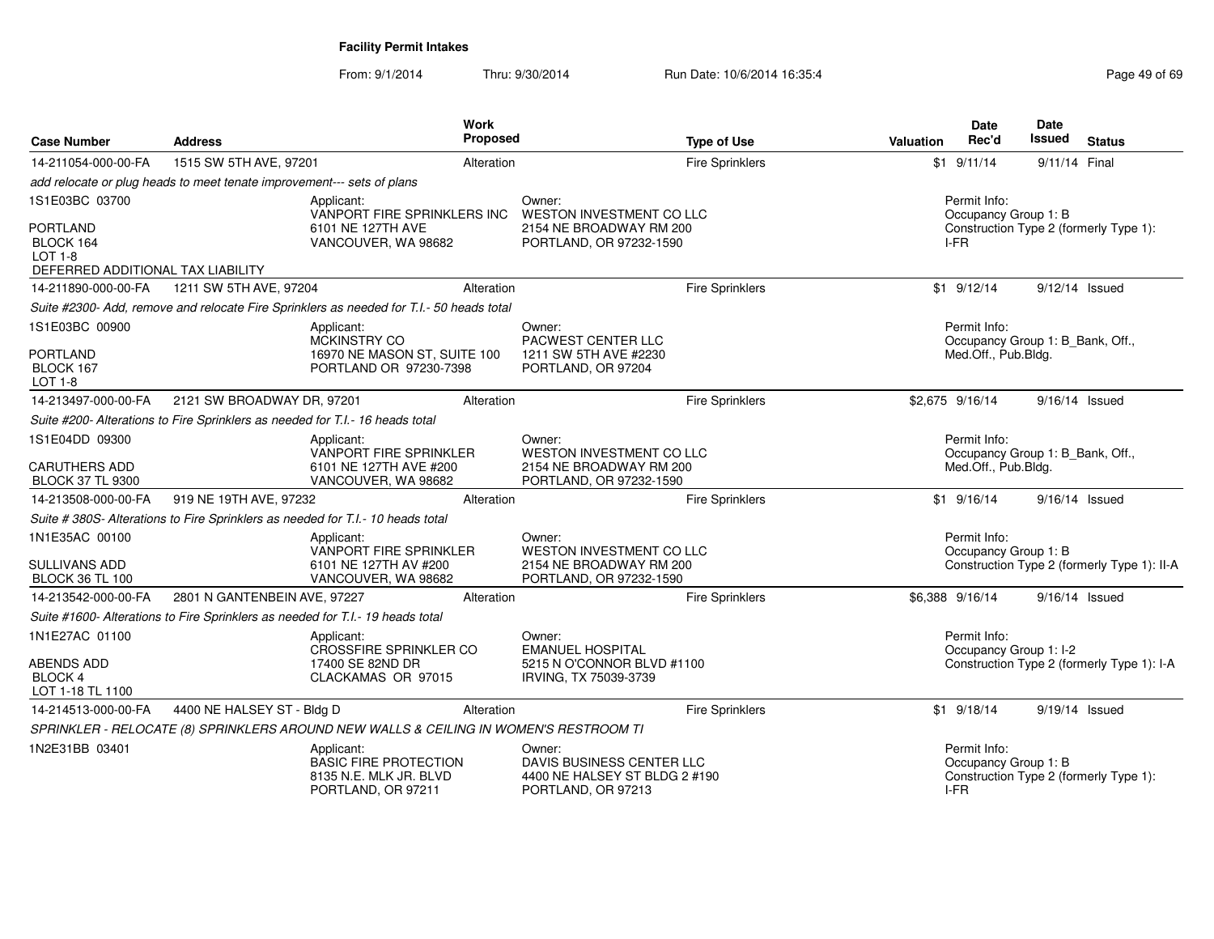**Facility Permit Intakes**

From: 9/1/2014 Thru: 9/30/2014 Run Date: 10/6/2014 16:35:4

| Case Number | Address | Work Proposed | Type of Use | Valuation | Date Rec'd | Date Issued | Status |
|---|---|---|---|---|---|---|---|
| 14-211054-000-00-FA | 1515 SW 5TH AVE, 97201 | Alteration | Fire Sprinklers | $1 | 9/11/14 | 9/11/14 | Final |
| *add relocate or plug heads to meet tenate improvement--- sets of plans* | | | | | | | |
| 1S1E03BC 03700<br><br>PORTLAND<br>BLOCK 164<br>LOT 1-8<br>DEFERRED ADDITIONAL TAX LIABILITY | Applicant:<br>VANPORT FIRE SPRINKLERS INC<br>6101 NE 127TH AVE<br>VANCOUVER, WA 98682 | | Owner:<br>WESTON INVESTMENT CO LLC<br>2154 NE BROADWAY RM 200<br>PORTLAND, OR 97232-1590 | | Permit Info:<br>Occupancy Group 1: B<br>Construction Type 2 (formerly Type 1): I-FR | | |
| 14-211890-000-00-FA | 1211 SW 5TH AVE, 97204 | Alteration | Fire Sprinklers | $1 | 9/12/14 | 9/12/14 | Issued |
| *Suite #2300- Add, remove and relocate Fire Sprinklers as needed for T.I.- 50 heads total* | | | | | | | |
| 1S1E03BC 00900<br><br>PORTLAND<br>BLOCK 167<br>LOT 1-8 | Applicant:<br>MCKINSTRY CO<br>16970 NE MASON ST, SUITE 100<br>PORTLAND OR 97230-7398 | | Owner:<br>PACWEST CENTER LLC<br>1211 SW 5TH AVE #2230<br>PORTLAND, OR 97204 | | Permit Info:<br>Occupancy Group 1: B_Bank, Off., Med.Off., Pub.Bldg. | | |
| 14-213497-000-00-FA | 2121 SW BROADWAY DR, 97201 | Alteration | Fire Sprinklers | $2,675 | 9/16/14 | 9/16/14 | Issued |
| *Suite #200- Alterations to Fire Sprinklers as needed for T.I.- 16 heads total* | | | | | | | |
| 1S1E04DD 09300<br><br>CARUTHERS ADD<br>BLOCK 37 TL 9300 | Applicant:<br>VANPORT FIRE SPRINKLER<br>6101 NE 127TH AVE #200<br>VANCOUVER, WA 98682 | | Owner:<br>WESTON INVESTMENT CO LLC<br>2154 NE BROADWAY RM 200<br>PORTLAND, OR 97232-1590 | | Permit Info:<br>Occupancy Group 1: B_Bank, Off., Med.Off., Pub.Bldg. | | |
| 14-213508-000-00-FA | 919 NE 19TH AVE, 97232 | Alteration | Fire Sprinklers | $1 | 9/16/14 | 9/16/14 | Issued |
| *Suite # 380S- Alterations to Fire Sprinklers as needed for T.I.- 10 heads total* | | | | | | | |
| 1N1E35AC 00100<br><br>SULLIVANS ADD<br>BLOCK 36 TL 100 | Applicant:<br>VANPORT FIRE SPRINKLER<br>6101 NE 127TH AV #200<br>VANCOUVER, WA 98682 | | Owner:<br>WESTON INVESTMENT CO LLC<br>2154 NE BROADWAY RM 200<br>PORTLAND, OR 97232-1590 | | Permit Info:<br>Occupancy Group 1: B<br>Construction Type 2 (formerly Type 1): II-A | | |
| 14-213542-000-00-FA | 2801 N GANTENBEIN AVE, 97227 | Alteration | Fire Sprinklers | $6,388 | 9/16/14 | 9/16/14 | Issued |
| *Suite #1600- Alterations to Fire Sprinklers as needed for T.I.- 19 heads total* | | | | | | | |
| 1N1E27AC 01100<br><br>ABENDS ADD<br>BLOCK 4<br>LOT 1-18 TL 1100 | Applicant:<br>CROSSFIRE SPRINKLER CO<br>17400 SE 82ND DR<br>CLACKAMAS OR 97015 | | Owner:<br>EMANUEL HOSPITAL<br>5215 N O'CONNOR BLVD #1100<br>IRVING, TX 75039-3739 | | Permit Info:<br>Occupancy Group 1: I-2<br>Construction Type 2 (formerly Type 1): I-A | | |
| 14-214513-000-00-FA | 4400 NE HALSEY ST - Bldg D | Alteration | Fire Sprinklers | $1 | 9/18/14 | 9/19/14 | Issued |
| *SPRINKLER - RELOCATE (8) SPRINKLERS AROUND NEW WALLS & CEILING IN WOMEN'S RESTROOM TI* | | | | | | | |
| 1N2E31BB 03401 | Applicant:<br>BASIC FIRE PROTECTION<br>8135 N.E. MLK JR. BLVD<br>PORTLAND, OR 97211 | | Owner:<br>DAVIS BUSINESS CENTER LLC<br>4400 NE HALSEY ST BLDG 2 #190<br>PORTLAND, OR 97213 | | Permit Info:<br>Occupancy Group 1: B<br>Construction Type 2 (formerly Type 1): I-FR | | |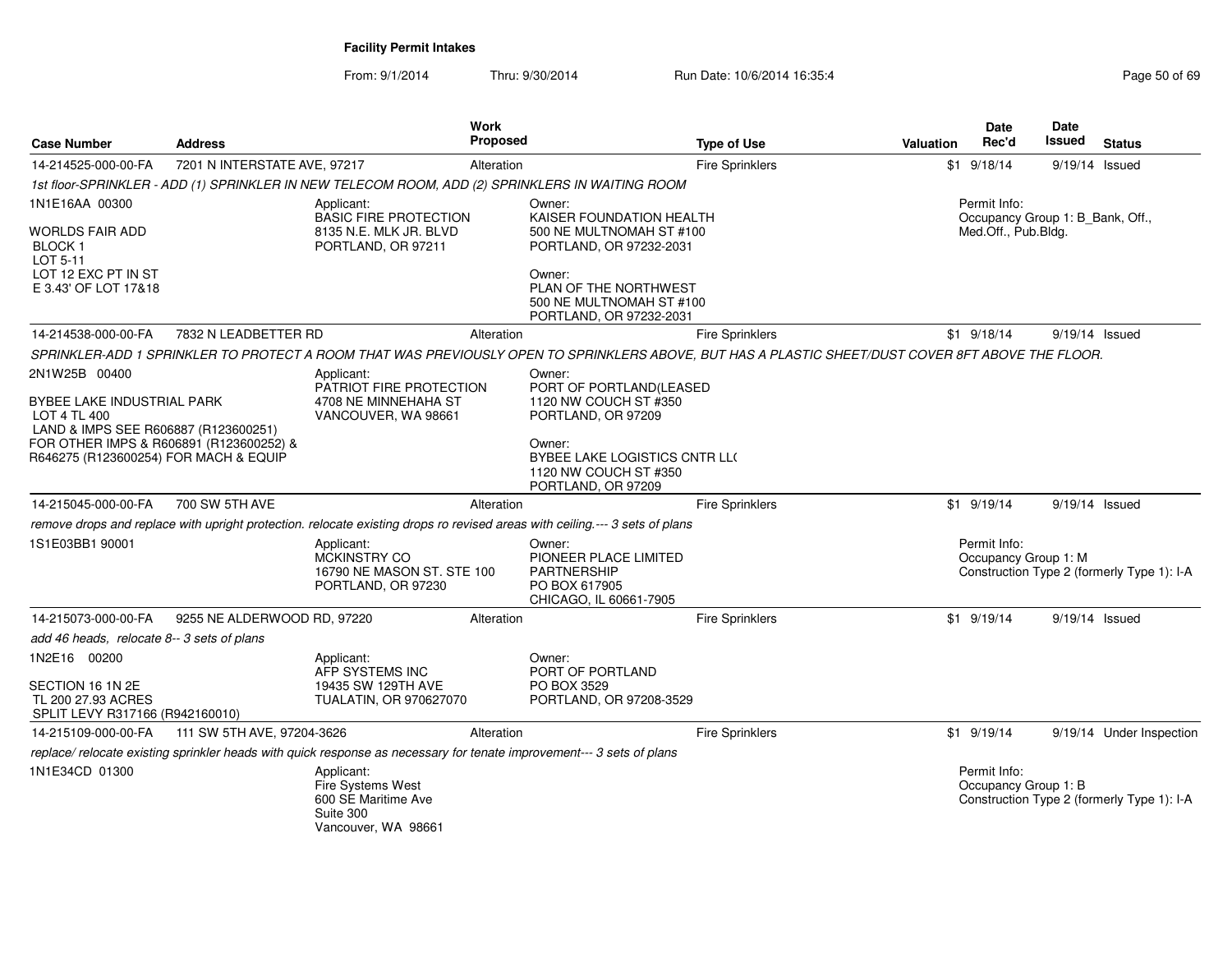**Facility Permit Intakes**

From: 9/1/2014 Thru: 9/30/2014 Run Date: 10/6/2014 16:35:4

| Case Number | Address | Work Proposed | Type of Use | Valuation | Date Rec'd | Date Issued | Status |
|---|---|---|---|---|---|---|---|
| 14-214525-000-00-FA | 7201 N INTERSTATE AVE, 97217 | Alteration | Fire Sprinklers | $1 | 9/18/14 | 9/19/14 | Issued |

*1st floor-SPRINKLER - ADD (1) SPRINKLER IN NEW TELECOM ROOM, ADD (2) SPRINKLERS IN WAITING ROOM*

1N1E16AA 00300

WORLDS FAIR ADD
BLOCK 1
LOT 5-11
LOT 12 EXC PT IN ST
E 3.43' OF LOT 17&18

Applicant:
BASIC FIRE PROTECTION
8135 N.E. MLK JR. BLVD
PORTLAND, OR 97211

Owner:
KAISER FOUNDATION HEALTH
500 NE MULTNOMAH ST #100
PORTLAND, OR 97232-2031

Owner:
PLAN OF THE NORTHWEST
500 NE MULTNOMAH ST #100
PORTLAND, OR 97232-2031

Permit Info:
Occupancy Group 1: B_Bank, Off., Med.Off., Pub.Bldg.

| Case Number | Address | Work Proposed | Type of Use | Valuation | Date Rec'd | Date Issued | Status |
|---|---|---|---|---|---|---|---|
| 14-214538-000-00-FA | 7832 N LEADBETTER RD | Alteration | Fire Sprinklers | $1 | 9/18/14 | 9/19/14 | Issued |

*SPRINKLER-ADD 1 SPRINKLER TO PROTECT A ROOM THAT WAS PREVIOUSLY OPEN TO SPRINKLERS ABOVE, BUT HAS A PLASTIC SHEET/DUST COVER 8FT ABOVE THE FLOOR.*

2N1W25B 00400

BYBEE LAKE INDUSTRIAL PARK
LOT 4 TL 400
LAND & IMPS SEE R606887 (R123600251)
FOR OTHER IMPS & R606891 (R123600252) &
R646275 (R123600254) FOR MACH & EQUIP

Applicant:
PATRIOT FIRE PROTECTION
4708 NE MINNEHAHA ST
VANCOUVER, WA 98661

Owner:
PORT OF PORTLAND(LEASED
1120 NW COUCH ST #350
PORTLAND, OR 97209

Owner:
BYBEE LAKE LOGISTICS CNTR LL(
1120 NW COUCH ST #350
PORTLAND, OR 97209

| Case Number | Address | Work Proposed | Type of Use | Valuation | Date Rec'd | Date Issued | Status |
|---|---|---|---|---|---|---|---|
| 14-215045-000-00-FA | 700 SW 5TH AVE | Alteration | Fire Sprinklers | $1 | 9/19/14 | 9/19/14 | Issued |

*remove drops and replace with upright protection. relocate existing drops ro revised areas with ceiling.--- 3 sets of plans*

1S1E03BB1 90001

Applicant:
MCKINSTRY CO
16790 NE MASON ST. STE 100
PORTLAND, OR 97230

Owner:
PIONEER PLACE LIMITED
PARTNERSHIP
PO BOX 617905
CHICAGO, IL 60661-7905

Permit Info:
Occupancy Group 1: M
Construction Type 2 (formerly Type 1): I-A

| Case Number | Address | Work Proposed | Type of Use | Valuation | Date Rec'd | Date Issued | Status |
|---|---|---|---|---|---|---|---|
| 14-215073-000-00-FA | 9255 NE ALDERWOOD RD, 97220 | Alteration | Fire Sprinklers | $1 | 9/19/14 | 9/19/14 | Issued |

*add 46 heads, relocate 8-- 3 sets of plans*

1N2E16 00200

SECTION 16 1N 2E
TL 200 27.93 ACRES
SPLIT LEVY R317166 (R942160010)

Applicant:
AFP SYSTEMS INC
19435 SW 129TH AVE
TUALATIN, OR 970627070

Owner:
PORT OF PORTLAND
PO BOX 3529
PORTLAND, OR 97208-3529

| Case Number | Address | Work Proposed | Type of Use | Valuation | Date Rec'd | Date Issued | Status |
|---|---|---|---|---|---|---|---|
| 14-215109-000-00-FA | 111 SW 5TH AVE, 97204-3626 | Alteration | Fire Sprinklers | $1 | 9/19/14 | 9/19/14 | Under Inspection |

*replace/ relocate existing sprinkler heads with quick response as necessary for tenate improvement--- 3 sets of plans*

1N1E34CD 01300

Applicant:
Fire Systems West
600 SE Maritime Ave
Suite 300
Vancouver, WA 98661

Permit Info:
Occupancy Group 1: B
Construction Type 2 (formerly Type 1): I-A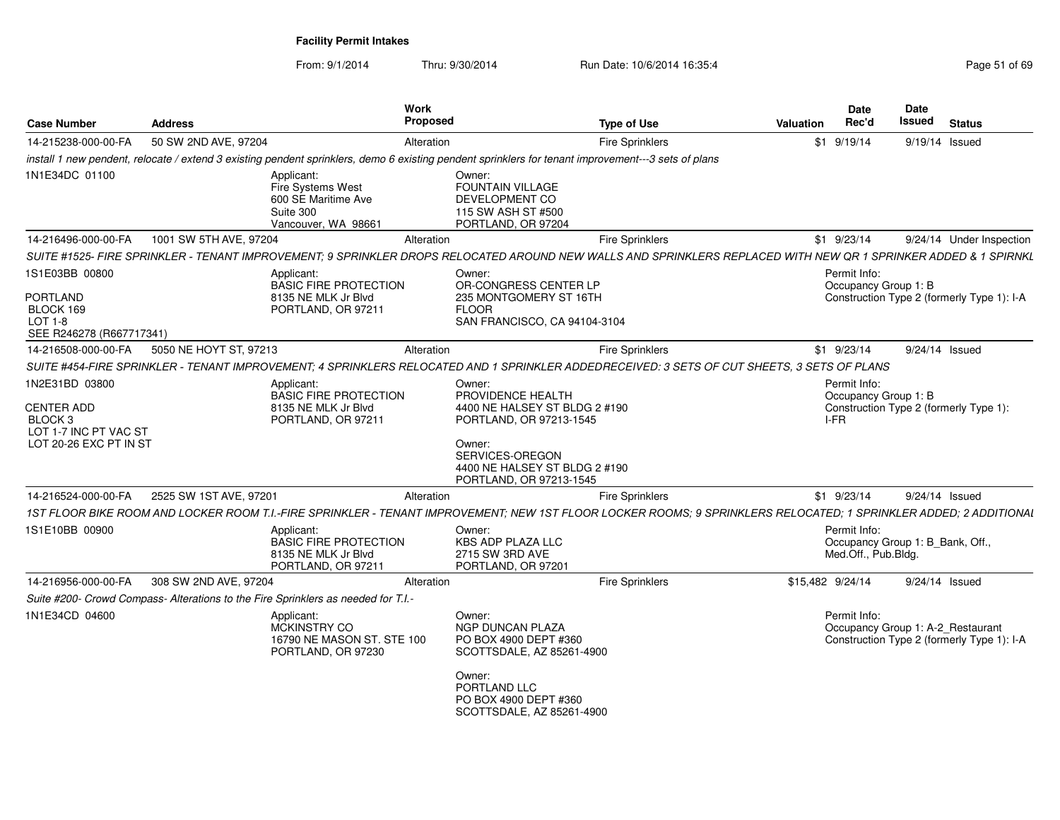**Facility Permit Intakes**

From: 9/1/2014 Thru: 9/30/2014 Run Date: 10/6/2014 16:35:4

| Case Number | Address | Work Proposed | Type of Use | Valuation | Date Rec'd | Date Issued | Status |
|---|---|---|---|---|---|---|---|
| 14-215238-000-00-FA | 50 SW 2ND AVE, 97204 | Alteration | Fire Sprinklers | $1 | 9/19/14 | 9/19/14 | Issued |

*install 1 new pendent, relocate / extend 3 existing pendent sprinklers, demo 6 existing pendent sprinklers for tenant improvement---3 sets of plans*

1N1E34DC 01100

Applicant:
Fire Systems West
600 SE Maritime Ave
Suite 300
Vancouver, WA 98661

Owner:
FOUNTAIN VILLAGE
DEVELOPMENT CO
115 SW ASH ST #500
PORTLAND, OR 97204

| Case Number | Address | Work Proposed | Type of Use | Valuation | Date Rec'd | Date Issued | Status |
|---|---|---|---|---|---|---|---|
| 14-216496-000-00-FA | 1001 SW 5TH AVE, 97204 | Alteration | Fire Sprinklers | $1 | 9/23/14 | 9/24/14 | Under Inspection |

*SUITE #1525- FIRE SPRINKLER - TENANT IMPROVEMENT; 9 SPRINKLER DROPS RELOCATED AROUND NEW WALLS AND SPRINKLERS REPLACED WITH NEW QR 1 SPRINKER ADDED & 1 SPIRNKL*

1S1E03BB 00800

PORTLAND
BLOCK 169
LOT 1-8
SEE R246278 (R667717341)

Applicant:
BASIC FIRE PROTECTION
8135 NE MLK Jr Blvd
PORTLAND, OR 97211

Owner:
OR-CONGRESS CENTER LP
235 MONTGOMERY ST 16TH
FLOOR
SAN FRANCISCO, CA 94104-3104

Permit Info:
Occupancy Group 1: B
Construction Type 2 (formerly Type 1): I-A

| Case Number | Address | Work Proposed | Type of Use | Valuation | Date Rec'd | Date Issued | Status |
|---|---|---|---|---|---|---|---|
| 14-216508-000-00-FA | 5050 NE HOYT ST, 97213 | Alteration | Fire Sprinklers | $1 | 9/23/14 | 9/24/14 | Issued |

*SUITE #454-FIRE SPRINKLER - TENANT IMPROVEMENT; 4 SPRINKLERS RELOCATED AND 1 SPRINKLER ADDEDRECEIVED: 3 SETS OF CUT SHEETS, 3 SETS OF PLANS*

1N2E31BD 03800

CENTER ADD
BLOCK 3
LOT 1-7 INC PT VAC ST
LOT 20-26 EXC PT IN ST

Applicant:
BASIC FIRE PROTECTION
8135 NE MLK Jr Blvd
PORTLAND, OR 97211

Owner:
PROVIDENCE HEALTH
4400 NE HALSEY ST BLDG 2 #190
PORTLAND, OR 97213-1545

Owner:
SERVICES-OREGON
4400 NE HALSEY ST BLDG 2 #190
PORTLAND, OR 97213-1545

Permit Info:
Occupancy Group 1: B
Construction Type 2 (formerly Type 1): I-FR

| Case Number | Address | Work Proposed | Type of Use | Valuation | Date Rec'd | Date Issued | Status |
|---|---|---|---|---|---|---|---|
| 14-216524-000-00-FA | 2525 SW 1ST AVE, 97201 | Alteration | Fire Sprinklers | $1 | 9/23/14 | 9/24/14 | Issued |

*1ST FLOOR BIKE ROOM AND LOCKER ROOM T.I.-FIRE SPRINKLER - TENANT IMPROVEMENT; NEW 1ST FLOOR LOCKER ROOMS; 9 SPRINKLERS RELOCATED; 1 SPRINKLER ADDED; 2 ADDITIONAL*

1S1E10BB 00900

Applicant:
BASIC FIRE PROTECTION
8135 NE MLK Jr Blvd
PORTLAND, OR 97211

Owner:
KBS ADP PLAZA LLC
2715 SW 3RD AVE
PORTLAND, OR 97201

Permit Info:
Occupancy Group 1: B_Bank, Off., Med.Off., Pub.Bldg.

| Case Number | Address | Work Proposed | Type of Use | Valuation | Date Rec'd | Date Issued | Status |
|---|---|---|---|---|---|---|---|
| 14-216956-000-00-FA | 308 SW 2ND AVE, 97204 | Alteration | Fire Sprinklers | $15,482 | 9/24/14 | 9/24/14 | Issued |

*Suite #200- Crowd Compass- Alterations to the Fire Sprinklers as needed for T.I.-*

1N1E34CD 04600

Applicant:
MCKINSTRY CO
16790 NE MASON ST. STE 100
PORTLAND, OR 97230

Owner:
NGP DUNCAN PLAZA
PO BOX 4900 DEPT #360
SCOTTSDALE, AZ 85261-4900

Owner:
PORTLAND LLC
PO BOX 4900 DEPT #360
SCOTTSDALE, AZ 85261-4900

Permit Info:
Occupancy Group 1: A-2_Restaurant
Construction Type 2 (formerly Type 1): I-A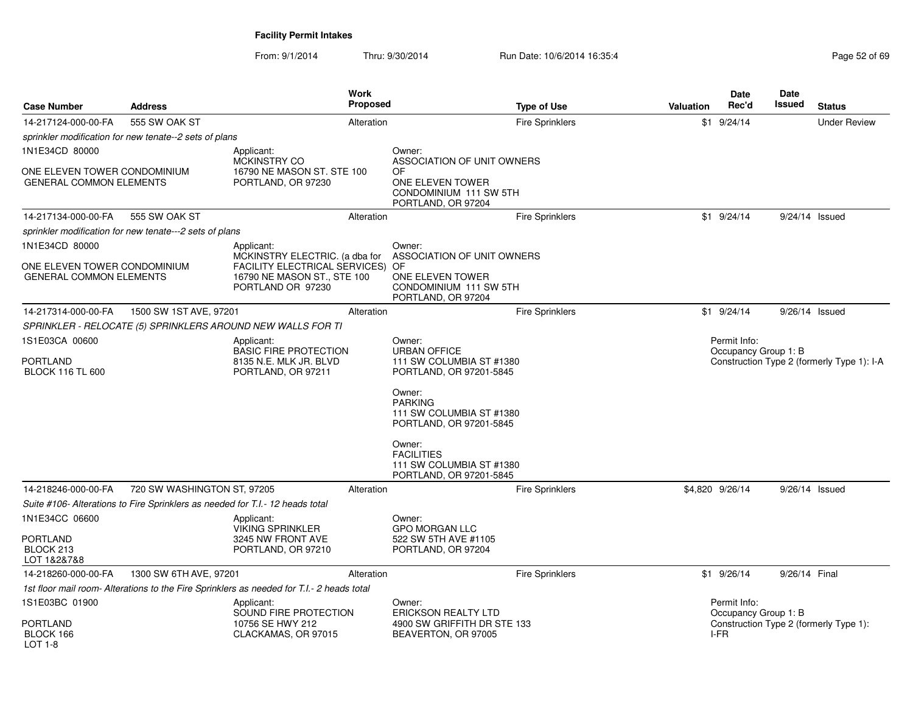**Facility Permit Intakes**

From: 9/1/2014 Thru: 9/30/2014 Run Date: 10/6/2014 16:35:4

| Case Number | Address | Work Proposed | Type of Use | Valuation | Date Rec'd | Date Issued | Status |
|---|---|---|---|---|---|---|---|
| 14-217124-000-00-FA | 555 SW OAK ST | Alteration | Fire Sprinklers | $1 | 9/24/14 | | Under Review |
| *sprinkler modification for new tenate--2 sets of plans* | | | | | | | |
| 1N1E34CD 80000<br><br>ONE ELEVEN TOWER CONDOMINIUM<br>GENERAL COMMON ELEMENTS | Applicant:<br>MCKINSTRY CO<br>16790 NE MASON ST. STE 100<br>PORTLAND, OR 97230 | Owner:<br>ASSOCIATION OF UNIT OWNERS OF<br>ONE ELEVEN TOWER CONDOMINIUM 111 SW 5TH<br>PORTLAND, OR 97204 | | | | | |
| 14-217134-000-00-FA | 555 SW OAK ST | Alteration | Fire Sprinklers | $1 | 9/24/14 | 9/24/14 | Issued |
| *sprinkler modification for new tenate---2 sets of plans* | | | | | | | |
| 1N1E34CD 80000<br><br>ONE ELEVEN TOWER CONDOMINIUM<br>GENERAL COMMON ELEMENTS | Applicant:<br>MCKINSTRY ELECTRIC. (a dba for FACILITY ELECTRICAL SERVICES)<br>16790 NE MASON ST., STE 100<br>PORTLAND OR 97230 | Owner:<br>ASSOCIATION OF UNIT OWNERS OF<br>ONE ELEVEN TOWER CONDOMINIUM 111 SW 5TH<br>PORTLAND, OR 97204 | | | | | |
| 14-217314-000-00-FA | 1500 SW 1ST AVE, 97201 | Alteration | Fire Sprinklers | $1 | 9/24/14 | 9/26/14 | Issued |
| *SPRINKLER - RELOCATE (5) SPRINKLERS AROUND NEW WALLS FOR TI* | | | | | | | |
| 1S1E03CA 00600<br><br>PORTLAND<br>BLOCK 116 TL 600 | Applicant:<br>BASIC FIRE PROTECTION<br>8135 N.E. MLK JR. BLVD<br>PORTLAND, OR 97211 | Owner:<br>URBAN OFFICE<br>111 SW COLUMBIA ST #1380<br>PORTLAND, OR 97201-5845<br><br>Owner:<br>PARKING<br>111 SW COLUMBIA ST #1380<br>PORTLAND, OR 97201-5845<br><br>Owner:<br>FACILITIES<br>111 SW COLUMBIA ST #1380<br>PORTLAND, OR 97201-5845 | | Permit Info:<br>Occupancy Group 1: B<br>Construction Type 2 (formerly Type 1): I-A | | | |
| 14-218246-000-00-FA | 720 SW WASHINGTON ST, 97205 | Alteration | Fire Sprinklers | $4,820 | 9/26/14 | 9/26/14 | Issued |
| *Suite #106- Alterations to Fire Sprinklers as needed for T.I.- 12 heads total* | | | | | | | |
| 1N1E34CC 06600<br><br>PORTLAND<br>BLOCK 213<br>LOT 1&2&7&8 | Applicant:<br>VIKING SPRINKLER<br>3245 NW FRONT AVE<br>PORTLAND, OR 97210 | Owner:<br>GPO MORGAN LLC<br>522 SW 5TH AVE #1105<br>PORTLAND, OR 97204 | | | | | |
| 14-218260-000-00-FA | 1300 SW 6TH AVE, 97201 | Alteration | Fire Sprinklers | $1 | 9/26/14 | 9/26/14 | Final |
| *1st floor mail room- Alterations to the Fire Sprinklers as needed for T.I.- 2 heads total* | | | | | | | |
| 1S1E03BC 01900<br><br>PORTLAND<br>BLOCK 166<br>LOT 1-8 | Applicant:<br>SOUND FIRE PROTECTION<br>10756 SE HWY 212<br>CLACKAMAS, OR 97015 | Owner:<br>ERICKSON REALTY LTD<br>4900 SW GRIFFITH DR STE 133<br>BEAVERTON, OR 97005 | | Permit Info:<br>Occupancy Group 1: B<br>Construction Type 2 (formerly Type 1): I-FR | | | |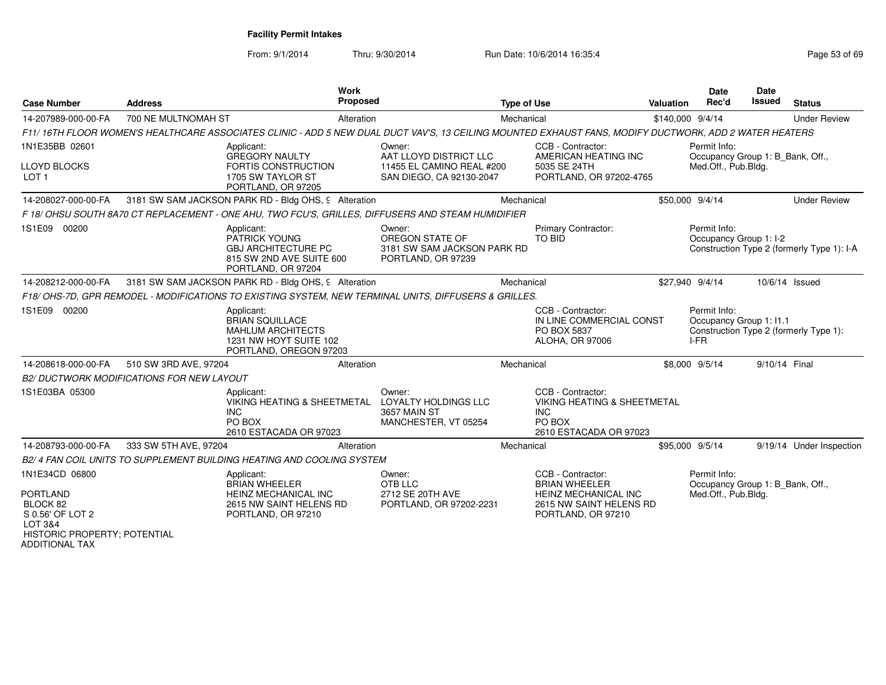**Facility Permit Intakes**

From: 9/1/2014 Thru: 9/30/2014 Run Date: 10/6/2014 16:35:4

| Case Number | Address | Work Proposed | Type of Use | Valuation | Date Rec'd | Date Issued | Status |
|---|---|---|---|---|---|---|---|
| 14-207989-000-00-FA | 700 NE MULTNOMAH ST | Alteration | Mechanical | $140,000 | 9/4/14 | | Under Review |

*F11/ 16TH FLOOR WOMEN'S HEALTHCARE ASSOCIATES CLINIC - ADD 5 NEW DUAL DUCT VAV'S, 13 CEILING MOUNTED EXHAUST FANS, MODIFY DUCTWORK, ADD 2 WATER HEATERS*

1N1E35BB 02601
LLOYD BLOCKS
LOT 1

Applicant: GREGORY NAULTY, FORTIS CONSTRUCTION, 1705 SW TAYLOR ST, PORTLAND, OR 97205
Owner: AAT LLOYD DISTRICT LLC, 11455 EL CAMINO REAL #200, SAN DIEGO, CA 92130-2047
CCB - Contractor: AMERICAN HEATING INC, 5035 SE 24TH, PORTLAND, OR 97202-4765
Permit Info: Occupancy Group 1: B_Bank, Off., Med.Off., Pub.Bldg.

| Case Number | Address | Work Proposed | Type of Use | Valuation | Date Rec'd | Date Issued | Status |
|---|---|---|---|---|---|---|---|
| 14-208027-000-00-FA | 3181 SW SAM JACKSON PARK RD - Bldg OHS, 9 | Alteration | Mechanical | $50,000 | 9/4/14 | | Under Review |

*F 18/ OHSU SOUTH 8A70 CT REPLACEMENT - ONE AHU, TWO FCU'S, GRILLES, DIFFUSERS AND STEAM HUMIDIFIER*

1S1E09 00200

Applicant: PATRICK YOUNG, GBJ ARCHITECTURE PC, 815 SW 2ND AVE SUITE 600, PORTLAND, OR 97204
Owner: OREGON STATE OF, 3181 SW SAM JACKSON PARK RD, PORTLAND, OR 97239
Primary Contractor: TO BID
Permit Info: Occupancy Group 1: I-2, Construction Type 2 (formerly Type 1): I-A

| Case Number | Address | Work Proposed | Type of Use | Valuation | Date Rec'd | Date Issued | Status |
|---|---|---|---|---|---|---|---|
| 14-208212-000-00-FA | 3181 SW SAM JACKSON PARK RD - Bldg OHS, 9 | Alteration | Mechanical | $27,940 | 9/4/14 | 10/6/14 | Issued |

*F18/ OHS-7D, GPR REMODEL - MODIFICATIONS TO EXISTING SYSTEM, NEW TERMINAL UNITS, DIFFUSERS & GRILLES.*

1S1E09 00200

Applicant: BRIAN SQUILLACE, MAHLUM ARCHITECTS, 1231 NW HOYT SUITE 102, PORTLAND, OREGON 97203
CCB - Contractor: IN LINE COMMERCIAL CONST, PO BOX 5837, ALOHA, OR 97006
Permit Info: Occupancy Group 1: I1.1, Construction Type 2 (formerly Type 1): I-FR

| Case Number | Address | Work Proposed | Type of Use | Valuation | Date Rec'd | Date Issued | Status |
|---|---|---|---|---|---|---|---|
| 14-208618-000-00-FA | 510 SW 3RD AVE, 97204 | Alteration | Mechanical | $8,000 | 9/5/14 | 9/10/14 | Final |

*B2/ DUCTWORK MODIFICATIONS FOR NEW LAYOUT*

1S1E03BA 05300

Applicant: VIKING HEATING & SHEETMETAL INC, PO BOX, 2610 ESTACADA OR 97023
Owner: LOYALTY HOLDINGS LLC, 3657 MAIN ST, MANCHESTER, VT 05254
CCB - Contractor: VIKING HEATING & SHEETMETAL INC, PO BOX, 2610 ESTACADA OR 97023

| Case Number | Address | Work Proposed | Type of Use | Valuation | Date Rec'd | Date Issued | Status |
|---|---|---|---|---|---|---|---|
| 14-208793-000-00-FA | 333 SW 5TH AVE, 97204 | Alteration | Mechanical | $95,000 | 9/5/14 | 9/19/14 | Under Inspection |

*B2/ 4 FAN COIL UNITS TO SUPPLEMENT BUILDING HEATING AND COOLING SYSTEM*

1N1E34CD 06800
PORTLAND
BLOCK 82
S 0.56' OF LOT 2
LOT 3&4
HISTORIC PROPERTY; POTENTIAL ADDITIONAL TAX

Applicant: BRIAN WHEELER, HEINZ MECHANICAL INC, 2615 NW SAINT HELENS RD, PORTLAND, OR 97210
Owner: OTB LLC, 2712 SE 20TH AVE, PORTLAND, OR 97202-2231
CCB - Contractor: BRIAN WHEELER, HEINZ MECHANICAL INC, 2615 NW SAINT HELENS RD, PORTLAND, OR 97210
Permit Info: Occupancy Group 1: B_Bank, Off., Med.Off., Pub.Bldg.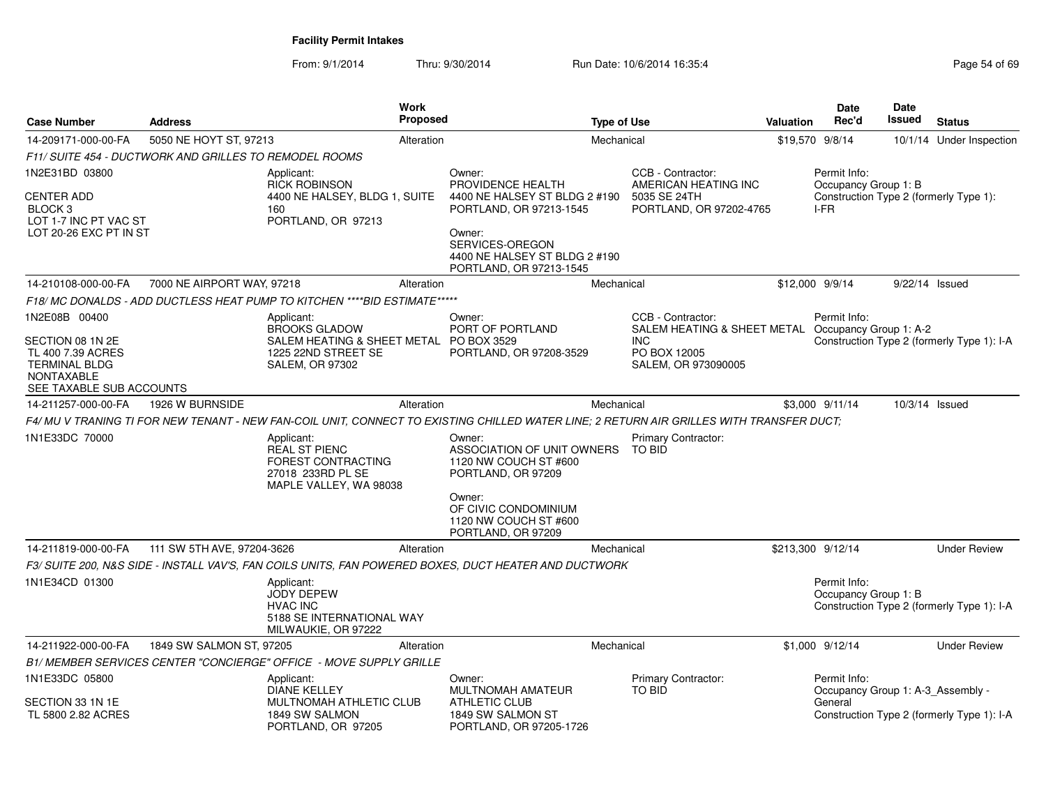**Facility Permit Intakes**

From: 9/1/2014 Thru: 9/30/2014 Run Date: 10/6/2014 16:35:4

| Case Number | Address | Work Proposed | Type of Use | Valuation | Date Rec'd | Date Issued | Status |
|---|---|---|---|---|---|---|---|
| 14-209171-000-00-FA | 5050 NE HOYT ST, 97213 | Alteration | Mechanical | $19,570 | 9/8/14 | 10/1/14 | Under Inspection |

*F11/ SUITE 454 - DUCTWORK AND GRILLES TO REMODEL ROOMS*

1N2E31BD 03800

CENTER ADD
BLOCK 3
LOT 1-7 INC PT VAC ST
LOT 20-26 EXC PT IN ST

Applicant:
RICK ROBINSON
4400 NE HALSEY, BLDG 1, SUITE 160
PORTLAND, OR 97213

Owner:
PROVIDENCE HEALTH
4400 NE HALSEY ST BLDG 2 #190
PORTLAND, OR 97213-1545

Owner:
SERVICES-OREGON
4400 NE HALSEY ST BLDG 2 #190
PORTLAND, OR 97213-1545

CCB - Contractor:
AMERICAN HEATING INC
5035 SE 24TH
PORTLAND, OR 97202-4765

Permit Info:
Occupancy Group 1: B
Construction Type 2 (formerly Type 1): I-FR

| Case Number | Address | Work Proposed | Type of Use | Valuation | Date Rec'd | Date Issued | Status |
|---|---|---|---|---|---|---|---|
| 14-210108-000-00-FA | 7000 NE AIRPORT WAY, 97218 | Alteration | Mechanical | $12,000 | 9/9/14 | 9/22/14 | Issued |

*F18/ MC DONALDS - ADD DUCTLESS HEAT PUMP TO KITCHEN ****BID ESTIMATE******

1N2E08B 00400

SECTION 08 1N 2E
TL 400 7.39 ACRES
TERMINAL BLDG
NONTAXABLE
SEE TAXABLE SUB ACCOUNTS

Applicant:
BROOKS GLADOW
SALEM HEATING & SHEET METAL
1225 22ND STREET SE
SALEM, OR 97302

Owner:
PORT OF PORTLAND
PO BOX 3529
PORTLAND, OR 97208-3529

CCB - Contractor:
SALEM HEATING & SHEET METAL INC
PO BOX 12005
SALEM, OR 973090005

Permit Info:
Occupancy Group 1: A-2
Construction Type 2 (formerly Type 1): I-A

| Case Number | Address | Work Proposed | Type of Use | Valuation | Date Rec'd | Date Issued | Status |
|---|---|---|---|---|---|---|---|
| 14-211257-000-00-FA | 1926 W BURNSIDE | Alteration | Mechanical | $3,000 | 9/11/14 | 10/3/14 | Issued |

*F4/ MU V TRANING TI FOR NEW TENANT - NEW FAN-COIL UNIT, CONNECT TO EXISTING CHILLED WATER LINE; 2 RETURN AIR GRILLES WITH TRANSFER DUCT;*

1N1E33DC 70000

Applicant:
REAL ST PIENC
FOREST CONTRACTING
27018 233RD PL SE
MAPLE VALLEY, WA 98038

Owner:
ASSOCIATION OF UNIT OWNERS
1120 NW COUCH ST #600
PORTLAND, OR 97209

Owner:
OF CIVIC CONDOMINIUM
1120 NW COUCH ST #600
PORTLAND, OR 97209

Primary Contractor:
TO BID

| Case Number | Address | Work Proposed | Type of Use | Valuation | Date Rec'd | Date Issued | Status |
|---|---|---|---|---|---|---|---|
| 14-211819-000-00-FA | 111 SW 5TH AVE, 97204-3626 | Alteration | Mechanical | $213,300 | 9/12/14 | | Under Review |

*F3/ SUITE 200, N&S SIDE - INSTALL VAV'S, FAN COILS UNITS, FAN POWERED BOXES, DUCT HEATER AND DUCTWORK*

1N1E34CD 01300

Applicant:
JODY DEPEW
HVAC INC
5188 SE INTERNATIONAL WAY
MILWAUKIE, OR 97222

Permit Info:
Occupancy Group 1: B
Construction Type 2 (formerly Type 1): I-A

| Case Number | Address | Work Proposed | Type of Use | Valuation | Date Rec'd | Date Issued | Status |
|---|---|---|---|---|---|---|---|
| 14-211922-000-00-FA | 1849 SW SALMON ST, 97205 | Alteration | Mechanical | $1,000 | 9/12/14 | | Under Review |

*B1/ MEMBER SERVICES CENTER "CONCIERGE" OFFICE - MOVE SUPPLY GRILLE*

1N1E33DC 05800

SECTION 33 1N 1E
TL 5800 2.82 ACRES

Applicant:
DIANE KELLEY
MULTNOMAH ATHLETIC CLUB
1849 SW SALMON
PORTLAND, OR 97205

Owner:
MULTNOMAH AMATEUR ATHLETIC CLUB
1849 SW SALMON ST
PORTLAND, OR 97205-1726

Primary Contractor:
TO BID

Permit Info:
Occupancy Group 1: A-3_Assembly - General
Construction Type 2 (formerly Type 1): I-A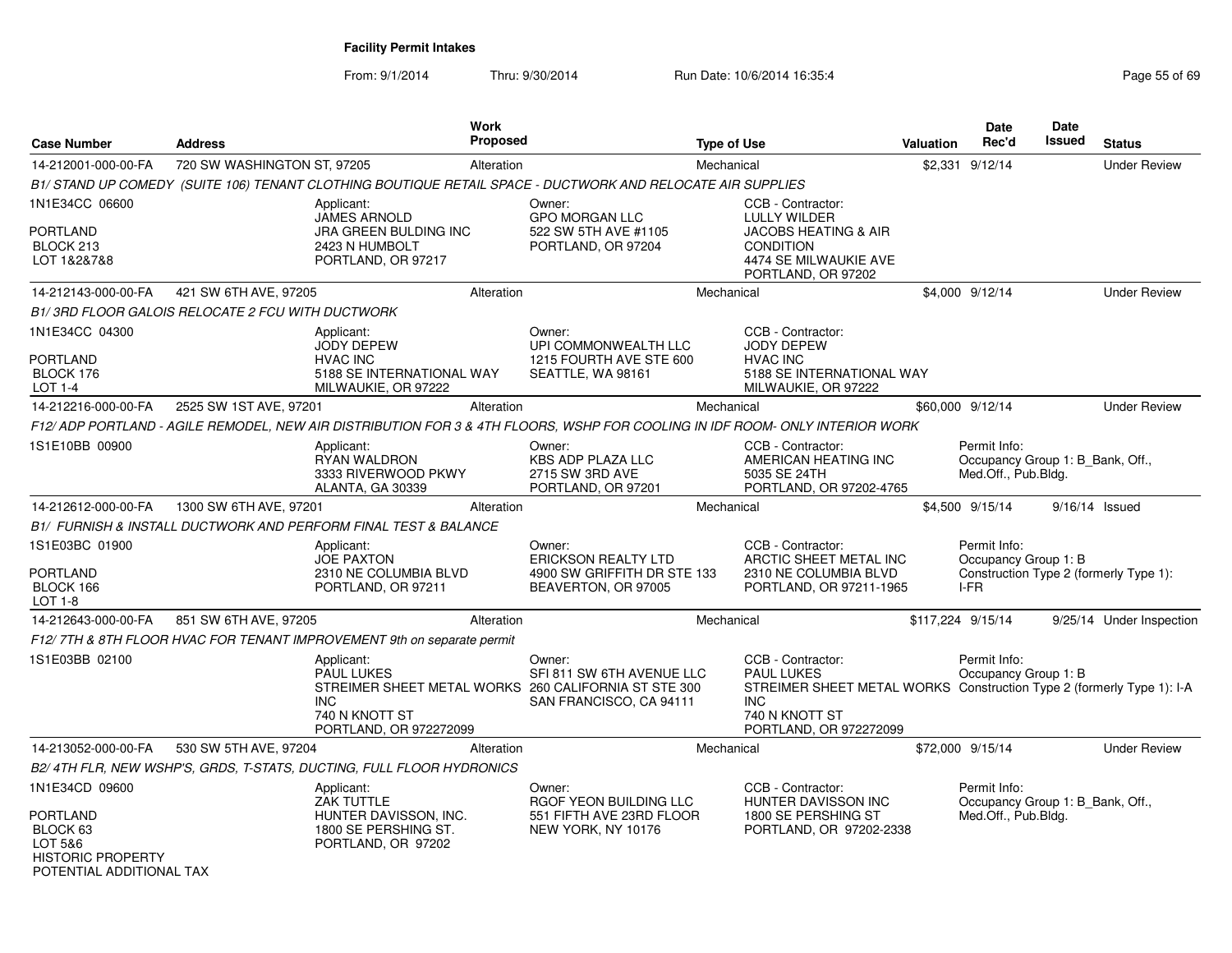# Facility Permit Intakes

From: 9/1/2014 Thru: 9/30/2014 Run Date: 10/6/2014 16:35:4

| Case Number | Address | Work Proposed | Type of Use | Valuation | Date Rec'd | Date Issued | Status |
|---|---|---|---|---|---|---|---|
| 14-212001-000-00-FA | 720 SW WASHINGTON ST, 97205 | Alteration | Mechanical | $2,331 | 9/12/14 | | Under Review |

*B1/ STAND UP COMEDY (SUITE 106) TENANT CLOTHING BOUTIQUE RETAIL SPACE - DUCTWORK AND RELOCATE AIR SUPPLIES*

1N1E34CC 06600
PORTLAND
BLOCK 213
LOT 1&2&7&8

Applicant: JAMES ARNOLD, JRA GREEN BULDING INC, 2423 N HUMBOLT, PORTLAND, OR 97217

Owner: GPO MORGAN LLC, 522 SW 5TH AVE #1105, PORTLAND, OR 97204

CCB - Contractor: LULLY WILDER, JACOBS HEATING & AIR CONDITION, 4474 SE MILWAUKIE AVE, PORTLAND, OR 97202

| Case Number | Address | Work Proposed | Type of Use | Valuation | Date Rec'd | Date Issued | Status |
|---|---|---|---|---|---|---|---|
| 14-212143-000-00-FA | 421 SW 6TH AVE, 97205 | Alteration | Mechanical | $4,000 | 9/12/14 | | Under Review |

*B1/ 3RD FLOOR GALOIS RELOCATE 2 FCU WITH DUCTWORK*

1N1E34CC 04300
PORTLAND
BLOCK 176
LOT 1-4

Applicant: JODY DEPEW, HVAC INC, 5188 SE INTERNATIONAL WAY, MILWAUKIE, OR 97222

Owner: UPI COMMONWEALTH LLC, 1215 FOURTH AVE STE 600, SEATTLE, WA 98161

CCB - Contractor: JODY DEPEW, HVAC INC, 5188 SE INTERNATIONAL WAY, MILWAUKIE, OR 97222

| Case Number | Address | Work Proposed | Type of Use | Valuation | Date Rec'd | Date Issued | Status |
|---|---|---|---|---|---|---|---|
| 14-212216-000-00-FA | 2525 SW 1ST AVE, 97201 | Alteration | Mechanical | $60,000 | 9/12/14 | | Under Review |

*F12/ ADP PORTLAND - AGILE REMODEL, NEW AIR DISTRIBUTION FOR 3 & 4TH FLOORS, WSHP FOR COOLING IN IDF ROOM- ONLY INTERIOR WORK*

1S1E10BB 00900

Applicant: RYAN WALDRON, 3333 RIVERWOOD PKWY, ALANTA, GA 30339

Owner: KBS ADP PLAZA LLC, 2715 SW 3RD AVE, PORTLAND, OR 97201

CCB - Contractor: AMERICAN HEATING INC, 5035 SE 24TH, PORTLAND, OR 97202-4765

Permit Info: Occupancy Group 1: B_Bank, Off., Med.Off., Pub.Bldg.

| Case Number | Address | Work Proposed | Type of Use | Valuation | Date Rec'd | Date Issued | Status |
|---|---|---|---|---|---|---|---|
| 14-212612-000-00-FA | 1300 SW 6TH AVE, 97201 | Alteration | Mechanical | $4,500 | 9/15/14 | 9/16/14 | Issued |

*B1/ FURNISH & INSTALL DUCTWORK AND PERFORM FINAL TEST & BALANCE*

1S1E03BC 01900
PORTLAND
BLOCK 166
LOT 1-8

Applicant: JOE PAXTON, 2310 NE COLUMBIA BLVD, PORTLAND, OR 97211

Owner: ERICKSON REALTY LTD, 4900 SW GRIFFITH DR STE 133, BEAVERTON, OR 97005

CCB - Contractor: ARCTIC SHEET METAL INC, 2310 NE COLUMBIA BLVD, PORTLAND, OR 97211-1965

Permit Info: Occupancy Group 1: B, Construction Type 2 (formerly Type 1): I-FR

| Case Number | Address | Work Proposed | Type of Use | Valuation | Date Rec'd | Date Issued | Status |
|---|---|---|---|---|---|---|---|
| 14-212643-000-00-FA | 851 SW 6TH AVE, 97205 | Alteration | Mechanical | $117,224 | 9/15/14 | 9/25/14 | Under Inspection |

*F12/ 7TH & 8TH FLOOR HVAC FOR TENANT IMPROVEMENT 9th on separate permit*

1S1E03BB 02100

Applicant: PAUL LUKES, STREIMER SHEET METAL WORKS INC, 740 N KNOTT ST, PORTLAND, OR 972272099

Owner: SFI 811 SW 6TH AVENUE LLC, 260 CALIFORNIA ST STE 300, SAN FRANCISCO, CA 94111

CCB - Contractor: PAUL LUKES, STREIMER SHEET METAL WORKS INC, 740 N KNOTT ST, PORTLAND, OR 972272099

Permit Info: Occupancy Group 1: B, Construction Type 2 (formerly Type 1): I-A

| Case Number | Address | Work Proposed | Type of Use | Valuation | Date Rec'd | Date Issued | Status |
|---|---|---|---|---|---|---|---|
| 14-213052-000-00-FA | 530 SW 5TH AVE, 97204 | Alteration | Mechanical | $72,000 | 9/15/14 | | Under Review |

*B2/ 4TH FLR, NEW WSHP'S, GRDS, T-STATS, DUCTING, FULL FLOOR HYDRONICS*

1N1E34CD 09600
PORTLAND
BLOCK 63
LOT 5&6
HISTORIC PROPERTY
POTENTIAL ADDITIONAL TAX

Applicant: ZAK TUTTLE, HUNTER DAVISSON, INC., 1800 SE PERSHING ST., PORTLAND, OR 97202

Owner: RGOF YEON BUILDING LLC, 551 FIFTH AVE 23RD FLOOR, NEW YORK, NY 10176

CCB - Contractor: HUNTER DAVISSON INC, 1800 SE PERSHING ST, PORTLAND, OR 97202-2338

Permit Info: Occupancy Group 1: B_Bank, Off., Med.Off., Pub.Bldg.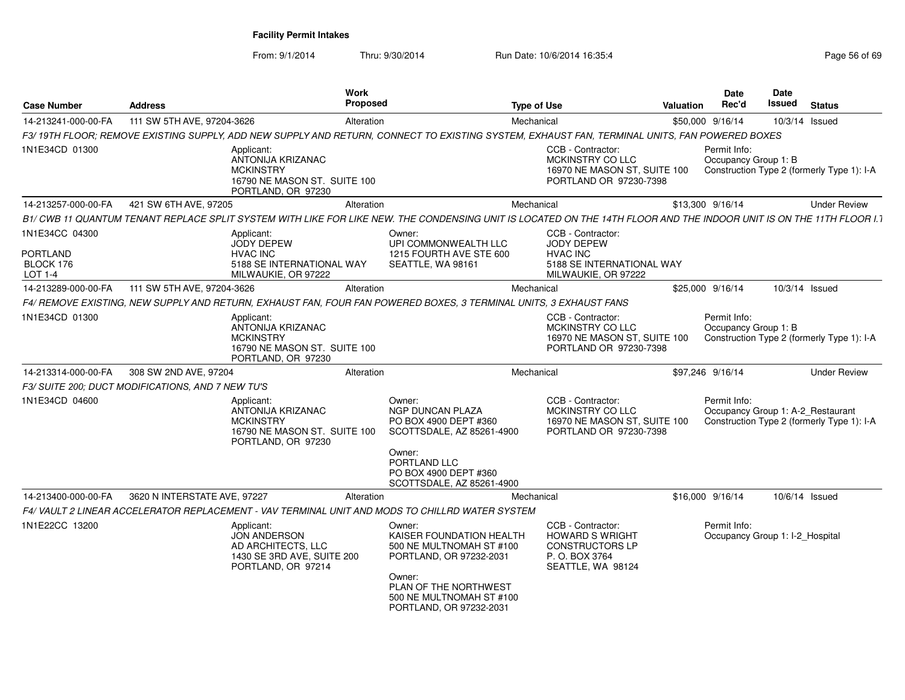**Facility Permit Intakes**

From: 9/1/2014 Thru: 9/30/2014 Run Date: 10/6/2014 16:35:4

| Case Number | Address | Work Proposed | Type of Use | Valuation | Date Rec'd | Date Issued | Status |
|---|---|---|---|---|---|---|---|
| 14-213241-000-00-FA | 111 SW 5TH AVE, 97204-3626 | Alteration | Mechanical | $50,000 | 9/16/14 | 10/3/14 | Issued |

*F3/ 19TH FLOOR; REMOVE EXISTING SUPPLY, ADD NEW SUPPLY AND RETURN, CONNECT TO EXISTING SYSTEM, EXHAUST FAN, TERMINAL UNITS, FAN POWERED BOXES*

1N1E34CD 01300

Applicant: ANTONIJA KRIZANAC, MCKINSTRY, 16790 NE MASON ST. SUITE 100, PORTLAND, OR 97230

CCB - Contractor: MCKINSTRY CO LLC, 16970 NE MASON ST, SUITE 100, PORTLAND OR 97230-7398

Permit Info: Occupancy Group 1: B; Construction Type 2 (formerly Type 1): I-A

| Case Number | Address | Work Proposed | Type of Use | Valuation | Date Rec'd | Date Issued | Status |
|---|---|---|---|---|---|---|---|
| 14-213257-000-00-FA | 421 SW 6TH AVE, 97205 | Alteration | Mechanical | $13,300 | 9/16/14 | | Under Review |

*B1/ CWB 11 QUANTUM TENANT REPLACE SPLIT SYSTEM WITH LIKE FOR LIKE NEW. THE CONDENSING UNIT IS LOCATED ON THE 14TH FLOOR AND THE INDOOR UNIT IS ON THE 11TH FLOOR I.T*

1N1E34CC 04300, PORTLAND, BLOCK 176, LOT 1-4

Applicant: JODY DEPEW, HVAC INC, 5188 SE INTERNATIONAL WAY, MILWAUKIE, OR 97222

Owner: UPI COMMONWEALTH LLC, 1215 FOURTH AVE STE 600, SEATTLE, WA 98161

CCB - Contractor: JODY DEPEW, HVAC INC, 5188 SE INTERNATIONAL WAY, MILWAUKIE, OR 97222

| Case Number | Address | Work Proposed | Type of Use | Valuation | Date Rec'd | Date Issued | Status |
|---|---|---|---|---|---|---|---|
| 14-213289-000-00-FA | 111 SW 5TH AVE, 97204-3626 | Alteration | Mechanical | $25,000 | 9/16/14 | 10/3/14 | Issued |

*F4/ REMOVE EXISTING, NEW SUPPLY AND RETURN, EXHAUST FAN, FOUR FAN POWERED BOXES, 3 TERMINAL UNITS, 3 EXHAUST FANS*

1N1E34CD 01300

Applicant: ANTONIJA KRIZANAC, MCKINSTRY, 16790 NE MASON ST. SUITE 100, PORTLAND, OR 97230

CCB - Contractor: MCKINSTRY CO LLC, 16970 NE MASON ST, SUITE 100, PORTLAND OR 97230-7398

Permit Info: Occupancy Group 1: B; Construction Type 2 (formerly Type 1): I-A

| Case Number | Address | Work Proposed | Type of Use | Valuation | Date Rec'd | Date Issued | Status |
|---|---|---|---|---|---|---|---|
| 14-213314-000-00-FA | 308 SW 2ND AVE, 97204 | Alteration | Mechanical | $97,246 | 9/16/14 | | Under Review |

*F3/ SUITE 200; DUCT MODIFICATIONS, AND 7 NEW TU'S*

1N1E34CD 04600

Applicant: ANTONIJA KRIZANAC, MCKINSTRY, 16790 NE MASON ST. SUITE 100, PORTLAND, OR 97230

Owner: NGP DUNCAN PLAZA, PO BOX 4900 DEPT #360, SCOTTSDALE, AZ 85261-4900

Owner: PORTLAND LLC, PO BOX 4900 DEPT #360, SCOTTSDALE, AZ 85261-4900

CCB - Contractor: MCKINSTRY CO LLC, 16970 NE MASON ST, SUITE 100, PORTLAND OR 97230-7398

Permit Info: Occupancy Group 1: A-2_Restaurant; Construction Type 2 (formerly Type 1): I-A

| Case Number | Address | Work Proposed | Type of Use | Valuation | Date Rec'd | Date Issued | Status |
|---|---|---|---|---|---|---|---|
| 14-213400-000-00-FA | 3620 N INTERSTATE AVE, 97227 | Alteration | Mechanical | $16,000 | 9/16/14 | 10/6/14 | Issued |

*F4/ VAULT 2 LINEAR ACCELERATOR REPLACEMENT - VAV TERMINAL UNIT AND MODS TO CHILLRD WATER SYSTEM*

1N1E22CC 13200

Applicant: JON ANDERSON, AD ARCHITECTS, LLC, 1430 SE 3RD AVE, SUITE 200, PORTLAND, OR 97214

Owner: KAISER FOUNDATION HEALTH, 500 NE MULTNOMAH ST #100, PORTLAND, OR 97232-2031

Owner: PLAN OF THE NORTHWEST, 500 NE MULTNOMAH ST #100, PORTLAND, OR 97232-2031

CCB - Contractor: HOWARD S WRIGHT, CONSTRUCTORS LP, P. O. BOX 3764, SEATTLE, WA 98124

Permit Info: Occupancy Group 1: I-2_Hospital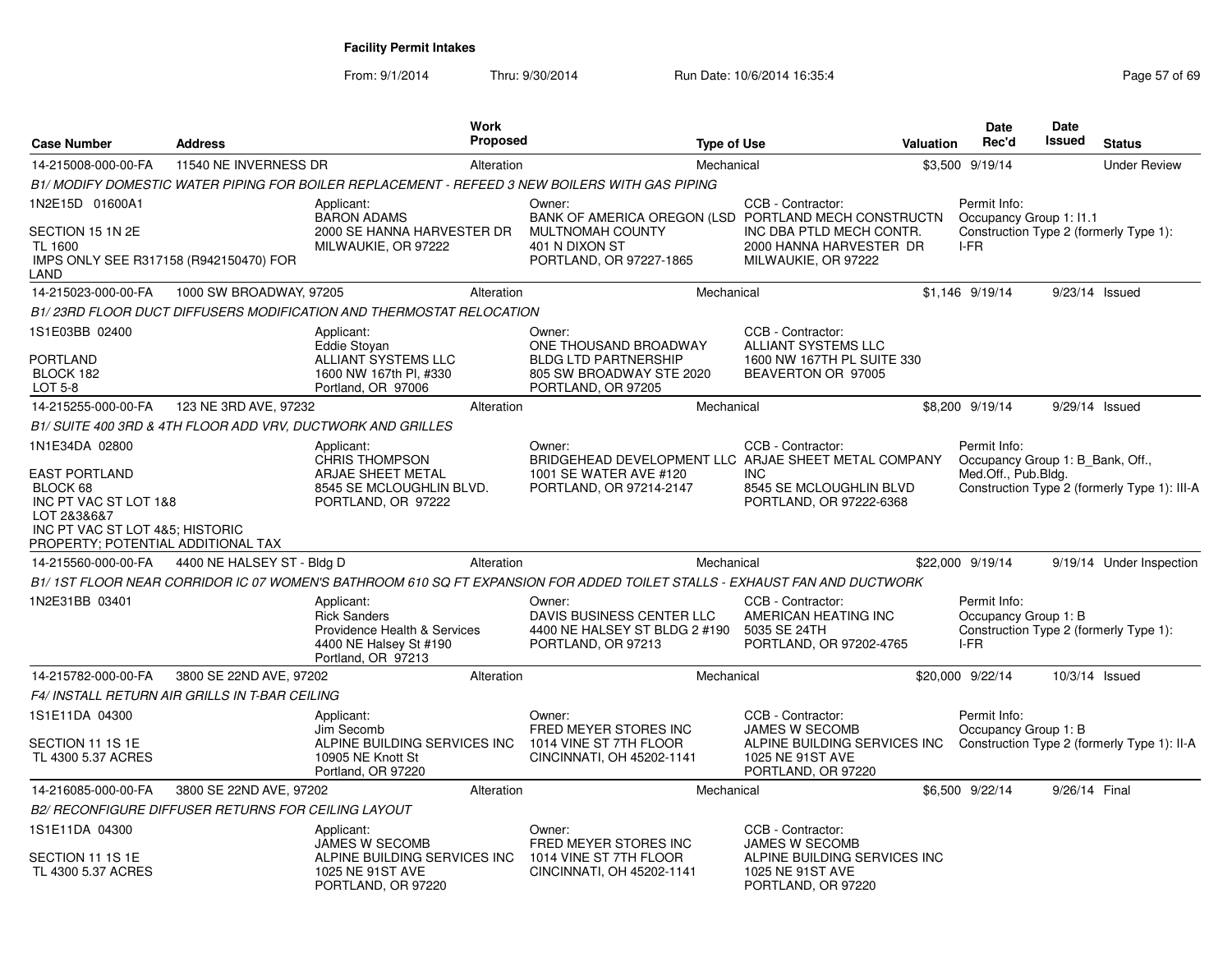**Facility Permit Intakes**

From: 9/1/2014 Thru: 9/30/2014 Run Date: 10/6/2014 16:35:4

| Case Number | Address | Work Proposed | Type of Use | Valuation | Date Rec'd | Date Issued | Status |
|---|---|---|---|---|---|---|---|
| 14-215008-000-00-FA | 11540 NE INVERNESS DR | Alteration | Mechanical | $3,500 | 9/19/14 | | Under Review |

*B1/ MODIFY DOMESTIC WATER PIPING FOR BOILER REPLACEMENT - REFEED 3 NEW BOILERS WITH GAS PIPING*

1N2E15D 01600A1
SECTION 15 1N 2E
TL 1600
IMPS ONLY SEE R317158 (R942150470) FOR LAND

Applicant: BARON ADAMS, 2000 SE HANNA HARVESTER DR, MILWAUKIE, OR 97222

Owner: BANK OF AMERICA OREGON (LSD MULTNOMAH COUNTY, 401 N DIXON ST, PORTLAND, OR 97227-1865

CCB - Contractor: PORTLAND MECH CONSTRUCTN INC DBA PTLD MECH CONTR., 2000 HANNA HARVESTER DR, MILWAUKIE, OR 97222

Permit Info: Occupancy Group 1: I1.1; Construction Type 2 (formerly Type 1): I-FR

| Case Number | Address | Work Proposed | Type of Use | Valuation | Date Rec'd | Date Issued | Status |
|---|---|---|---|---|---|---|---|
| 14-215023-000-00-FA | 1000 SW BROADWAY, 97205 | Alteration | Mechanical | $1,146 | 9/19/14 | 9/23/14 | Issued |

*B1/ 23RD FLOOR DUCT DIFFUSERS MODIFICATION AND THERMOSTAT RELOCATION*

1S1E03BB 02400
PORTLAND
BLOCK 182
LOT 5-8

Applicant: Eddie Stoyan, ALLIANT SYSTEMS LLC, 1600 NW 167th Pl, #330, Portland, OR 97006

Owner: ONE THOUSAND BROADWAY BLDG LTD PARTNERSHIP, 805 SW BROADWAY STE 2020, PORTLAND, OR 97205

CCB - Contractor: ALLIANT SYSTEMS LLC, 1600 NW 167TH PL SUITE 330, BEAVERTON OR 97005

| Case Number | Address | Work Proposed | Type of Use | Valuation | Date Rec'd | Date Issued | Status |
|---|---|---|---|---|---|---|---|
| 14-215255-000-00-FA | 123 NE 3RD AVE, 97232 | Alteration | Mechanical | $8,200 | 9/19/14 | 9/29/14 | Issued |

*B1/ SUITE 400 3RD & 4TH FLOOR ADD VRV, DUCTWORK AND GRILLES*

1N1E34DA 02800
EAST PORTLAND
BLOCK 68
INC PT VAC ST LOT 1&8
LOT 2&3&6&7
INC PT VAC ST LOT 4&5; HISTORIC PROPERTY; POTENTIAL ADDITIONAL TAX

Applicant: CHRIS THOMPSON, ARJAE SHEET METAL, 8545 SE MCLOUGHLIN BLVD., PORTLAND, OR 97222

Owner: BRIDGEHEAD DEVELOPMENT LLC, 1001 SE WATER AVE #120, PORTLAND, OR 97214-2147

CCB - Contractor: ARJAE SHEET METAL COMPANY INC, 8545 SE MCLOUGHLIN BLVD, PORTLAND, OR 97222-6368

Permit Info: Occupancy Group 1: B_Bank, Off., Med.Off., Pub.Bldg.; Construction Type 2 (formerly Type 1): III-A

| Case Number | Address | Work Proposed | Type of Use | Valuation | Date Rec'd | Date Issued | Status |
|---|---|---|---|---|---|---|---|
| 14-215560-000-00-FA | 4400 NE HALSEY ST - Bldg D | Alteration | Mechanical | $22,000 | 9/19/14 | 9/19/14 | Under Inspection |

*B1/ 1ST FLOOR NEAR CORRIDOR IC 07 WOMEN'S BATHROOM 610 SQ FT EXPANSION FOR ADDED TOILET STALLS - EXHAUST FAN AND DUCTWORK*

1N2E31BB 03401

Applicant: Rick Sanders, Providence Health & Services, 4400 NE Halsey St #190, Portland, OR 97213

Owner: DAVIS BUSINESS CENTER LLC, 4400 NE HALSEY ST BLDG 2 #190, PORTLAND, OR 97213

CCB - Contractor: AMERICAN HEATING INC, 5035 SE 24TH, PORTLAND, OR 97202-4765

Permit Info: Occupancy Group 1: B; Construction Type 2 (formerly Type 1): I-FR

| Case Number | Address | Work Proposed | Type of Use | Valuation | Date Rec'd | Date Issued | Status |
|---|---|---|---|---|---|---|---|
| 14-215782-000-00-FA | 3800 SE 22ND AVE, 97202 | Alteration | Mechanical | $20,000 | 9/22/14 | 10/3/14 | Issued |

*F4/ INSTALL RETURN AIR GRILLS IN T-BAR CEILING*

1S1E11DA 04300
SECTION 11 1S 1E
TL 4300 5.37 ACRES

Applicant: Jim Secomb, ALPINE BUILDING SERVICES INC, 10905 NE Knott St, Portland, OR 97220

Owner: FRED MEYER STORES INC, 1014 VINE ST 7TH FLOOR, CINCINNATI, OH 45202-1141

CCB - Contractor: JAMES W SECOMB, ALPINE BUILDING SERVICES INC, 1025 NE 91ST AVE, PORTLAND, OR 97220

Permit Info: Occupancy Group 1: B; Construction Type 2 (formerly Type 1): II-A

| Case Number | Address | Work Proposed | Type of Use | Valuation | Date Rec'd | Date Issued | Status |
|---|---|---|---|---|---|---|---|
| 14-216085-000-00-FA | 3800 SE 22ND AVE, 97202 | Alteration | Mechanical | $6,500 | 9/22/14 | 9/26/14 | Final |

*B2/ RECONFIGURE DIFFUSER RETURNS FOR CEILING LAYOUT*

1S1E11DA 04300
SECTION 11 1S 1E
TL 4300 5.37 ACRES

Applicant: JAMES W SECOMB, ALPINE BUILDING SERVICES INC, 1025 NE 91ST AVE, PORTLAND, OR 97220

Owner: FRED MEYER STORES INC, 1014 VINE ST 7TH FLOOR, CINCINNATI, OH 45202-1141

CCB - Contractor: JAMES W SECOMB, ALPINE BUILDING SERVICES INC, 1025 NE 91ST AVE, PORTLAND, OR 97220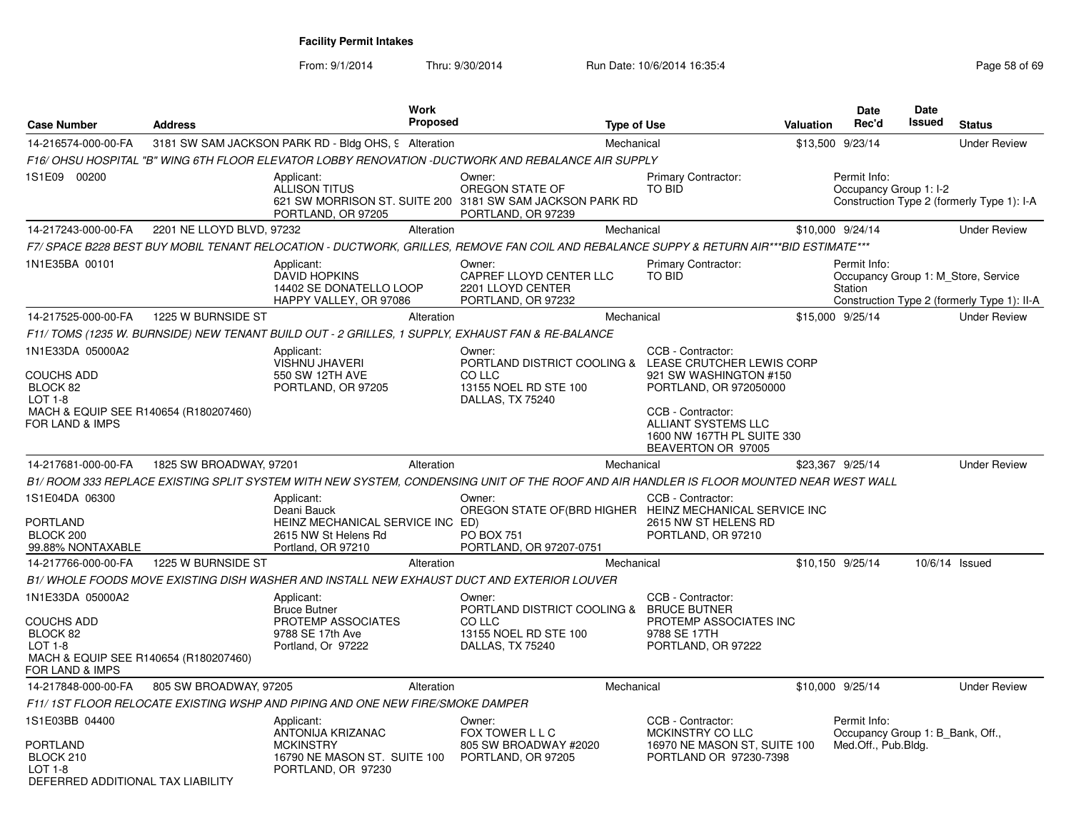**Facility Permit Intakes**

From: 9/1/2014 Thru: 9/30/2014 Run Date: 10/6/2014 16:35:4

| Case Number | Address | Work Proposed | Type of Use | Valuation | Date Rec'd | Date Issued | Status |
|---|---|---|---|---|---|---|---|
| 14-216574-000-00-FA | 3181 SW SAM JACKSON PARK RD - Bldg OHS, 9 | Alteration | Mechanical | $13,500 | 9/23/14 | | Under Review |

*F16/ OHSU HOSPITAL "B" WING 6TH FLOOR ELEVATOR LOBBY RENOVATION -DUCTWORK AND REBALANCE AIR SUPPLY*

1S1E09 00200

Applicant: ALLISON TITUS, 621 SW MORRISON ST. SUITE 200, PORTLAND, OR 97205
Owner: OREGON STATE OF, 3181 SW SAM JACKSON PARK RD, PORTLAND, OR 97239
Primary Contractor: TO BID
Permit Info: Occupancy Group 1: I-2; Construction Type 2 (formerly Type 1): I-A

| Case Number | Address | Work Proposed | Type of Use | Valuation | Date Rec'd | Date Issued | Status |
|---|---|---|---|---|---|---|---|
| 14-217243-000-00-FA | 2201 NE LLOYD BLVD, 97232 | Alteration | Mechanical | $10,000 | 9/24/14 | | Under Review |

*F7/ SPACE B228 BEST BUY MOBIL TENANT RELOCATION - DUCTWORK, GRILLES, REMOVE FAN COIL AND REBALANCE SUPPY & RETURN AIR***BID ESTIMATE****

1N1E35BA 00101

Applicant: DAVID HOPKINS, 14402 SE DONATELLO LOOP, HAPPY VALLEY, OR 97086
Owner: CAPREF LLOYD CENTER LLC, 2201 LLOYD CENTER, PORTLAND, OR 97232
Primary Contractor: TO BID
Permit Info: Occupancy Group 1: M_Store, Service Station; Construction Type 2 (formerly Type 1): II-A

| Case Number | Address | Work Proposed | Type of Use | Valuation | Date Rec'd | Date Issued | Status |
|---|---|---|---|---|---|---|---|
| 14-217525-000-00-FA | 1225 W BURNSIDE ST | Alteration | Mechanical | $15,000 | 9/25/14 | | Under Review |

*F11/ TOMS (1235 W. BURNSIDE) NEW TENANT BUILD OUT - 2 GRILLES, 1 SUPPLY, EXHAUST FAN & RE-BALANCE*

1N1E33DA 05000A2
COUCHS ADD
BLOCK 82
LOT 1-8
MACH & EQUIP SEE R140654 (R180207460) FOR LAND & IMPS

Applicant: VISHNU JHAVERI, 550 SW 12TH AVE, PORTLAND, OR 97205
Owner: PORTLAND DISTRICT COOLING & CO LLC, 13155 NOEL RD STE 100, DALLAS, TX 75240
CCB - Contractor: LEASE CRUTCHER LEWIS CORP, 921 SW WASHINGTON #150, PORTLAND, OR 972050000
CCB - Contractor: ALLIANT SYSTEMS LLC, 1600 NW 167TH PL SUITE 330, BEAVERTON OR 97005

| Case Number | Address | Work Proposed | Type of Use | Valuation | Date Rec'd | Date Issued | Status |
|---|---|---|---|---|---|---|---|
| 14-217681-000-00-FA | 1825 SW BROADWAY, 97201 | Alteration | Mechanical | $23,367 | 9/25/14 | | Under Review |

*B1/ ROOM 333 REPLACE EXISTING SPLIT SYSTEM WITH NEW SYSTEM, CONDENSING UNIT OF THE ROOF AND AIR HANDLER IS FLOOR MOUNTED NEAR WEST WALL*

1S1E04DA 06300
PORTLAND
BLOCK 200
99.88% NONTAXABLE

Applicant: Deani Bauck, HEINZ MECHANICAL SERVICE INC, 2615 NW St Helens Rd, Portland, OR 97210
Owner: OREGON STATE OF(BRD HIGHER ED), PO BOX 751, PORTLAND, OR 97207-0751
CCB - Contractor: HEINZ MECHANICAL SERVICE INC, 2615 NW ST HELENS RD, PORTLAND, OR 97210

| Case Number | Address | Work Proposed | Type of Use | Valuation | Date Rec'd | Date Issued | Status |
|---|---|---|---|---|---|---|---|
| 14-217766-000-00-FA | 1225 W BURNSIDE ST | Alteration | Mechanical | $10,150 | 9/25/14 | 10/6/14 | Issued |

*B1/ WHOLE FOODS MOVE EXISTING DISH WASHER AND INSTALL NEW EXHAUST DUCT AND EXTERIOR LOUVER*

1N1E33DA 05000A2
COUCHS ADD
BLOCK 82
LOT 1-8
MACH & EQUIP SEE R140654 (R180207460) FOR LAND & IMPS

Applicant: Bruce Butner, PROTEMP ASSOCIATES, 9788 SE 17th Ave, Portland, Or 97222
Owner: PORTLAND DISTRICT COOLING & CO LLC, 13155 NOEL RD STE 100, DALLAS, TX 75240
CCB - Contractor: BRUCE BUTNER, PROTEMP ASSOCIATES INC, 9788 SE 17TH, PORTLAND, OR 97222

| Case Number | Address | Work Proposed | Type of Use | Valuation | Date Rec'd | Date Issued | Status |
|---|---|---|---|---|---|---|---|
| 14-217848-000-00-FA | 805 SW BROADWAY, 97205 | Alteration | Mechanical | $10,000 | 9/25/14 | | Under Review |

*F11/ 1ST FLOOR RELOCATE EXISTING WSHP AND PIPING AND ONE NEW FIRE/SMOKE DAMPER*

1S1E03BB 04400
PORTLAND
BLOCK 210
LOT 1-8
DEFERRED ADDITIONAL TAX LIABILITY

Applicant: ANTONIJA KRIZANAC, MCKINSTRY, 16790 NE MASON ST. SUITE 100, PORTLAND, OR 97230
Owner: FOX TOWER L L C, 805 SW BROADWAY #2020, PORTLAND, OR 97205
CCB - Contractor: MCKINSTRY CO LLC, 16970 NE MASON ST, SUITE 100, PORTLAND OR 97230-7398
Permit Info: Occupancy Group 1: B_Bank, Off., Med.Off., Pub.Bldg.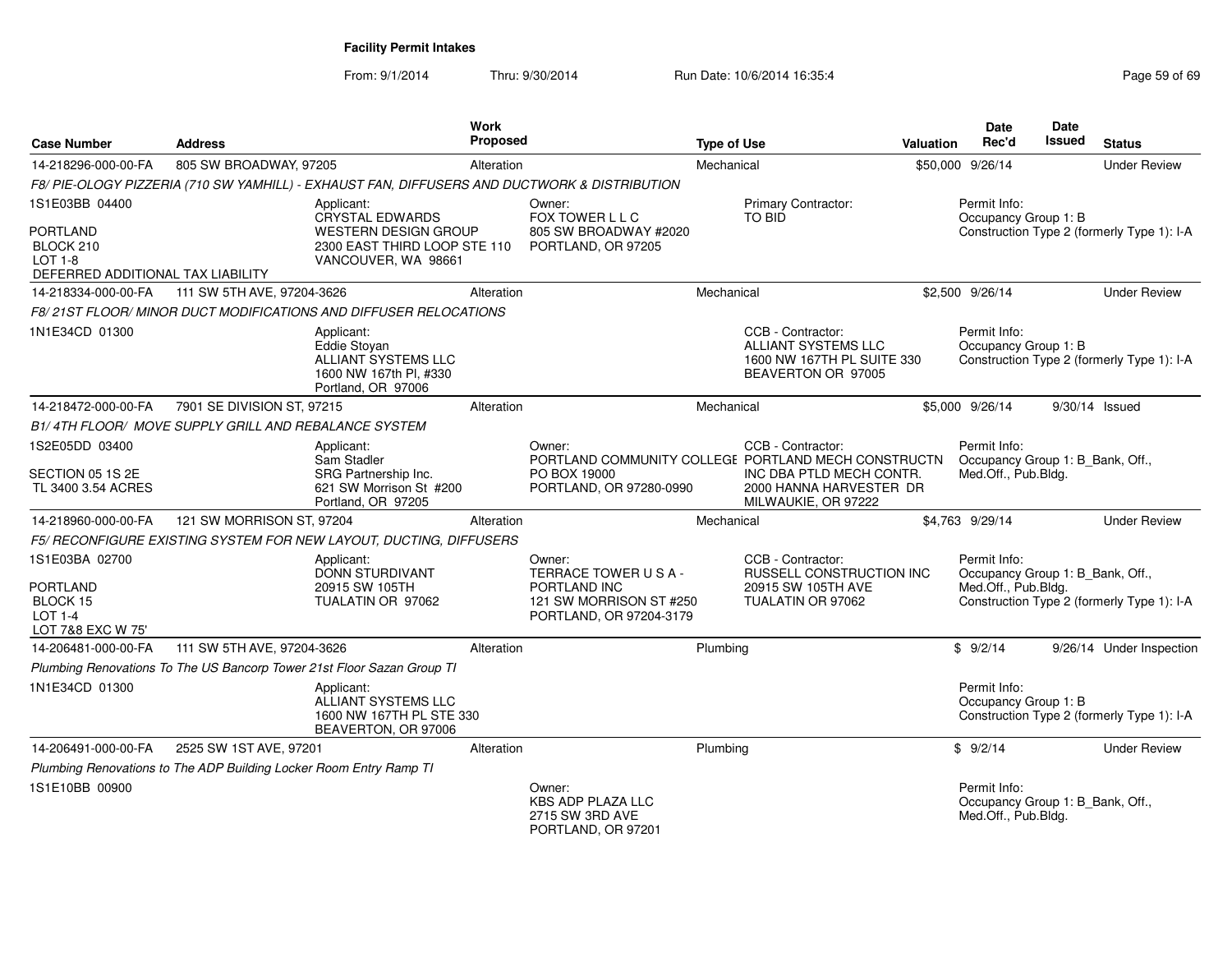# Facility Permit Intakes

From: 9/1/2014 Thru: 9/30/2014 Run Date: 10/6/2014 16:35:4

| Case Number | Address | Work Proposed | Type of Use | Valuation | Date Rec'd | Date Issued | Status |
|---|---|---|---|---|---|---|---|
| 14-218296-000-00-FA | 805 SW BROADWAY, 97205 | Alteration | Mechanical | $50,000 | 9/26/14 | | Under Review |

*F8/ PIE-OLOGY PIZZERIA (710 SW YAMHILL) - EXHAUST FAN, DIFFUSERS AND DUCTWORK & DISTRIBUTION*

1S1E03BB 04400
PORTLAND
BLOCK 210
LOT 1-8
DEFERRED ADDITIONAL TAX LIABILITY

Applicant: CRYSTAL EDWARDS, WESTERN DESIGN GROUP, 2300 EAST THIRD LOOP STE 110, VANCOUVER, WA 98661

Owner: FOX TOWER L L C, 805 SW BROADWAY #2020, PORTLAND, OR 97205

Primary Contractor: TO BID

Permit Info: Occupancy Group 1: B; Construction Type 2 (formerly Type 1): I-A

---

| Case Number | Address | Work Proposed | Type of Use | Valuation | Date Rec'd | Date Issued | Status |
|---|---|---|---|---|---|---|---|
| 14-218334-000-00-FA | 111 SW 5TH AVE, 97204-3626 | Alteration | Mechanical | $2,500 | 9/26/14 | | Under Review |

*F8/ 21ST FLOOR/ MINOR DUCT MODIFICATIONS AND DIFFUSER RELOCATIONS*

1N1E34CD 01300

Applicant: Eddie Stoyan, ALLIANT SYSTEMS LLC, 1600 NW 167th Pl, #330, Portland, OR 97006

CCB - Contractor: ALLIANT SYSTEMS LLC, 1600 NW 167TH PL SUITE 330, BEAVERTON OR 97005

Permit Info: Occupancy Group 1: B; Construction Type 2 (formerly Type 1): I-A

---

| Case Number | Address | Work Proposed | Type of Use | Valuation | Date Rec'd | Date Issued | Status |
|---|---|---|---|---|---|---|---|
| 14-218472-000-00-FA | 7901 SE DIVISION ST, 97215 | Alteration | Mechanical | $5,000 | 9/26/14 | 9/30/14 | Issued |

*B1/ 4TH FLOOR/ MOVE SUPPLY GRILL AND REBALANCE SYSTEM*

1S2E05DD 03400
SECTION 05 1S 2E
TL 3400 3.54 ACRES

Applicant: Sam Stadler, SRG Partnership Inc., 621 SW Morrison St #200, Portland, OR 97205

Owner: PORTLAND COMMUNITY COLLEGE, PO BOX 19000, PORTLAND, OR 97280-0990

CCB - Contractor: PORTLAND MECH CONSTRUCTN INC DBA PTLD MECH CONTR., 2000 HANNA HARVESTER DR, MILWAUKIE, OR 97222

Permit Info: Occupancy Group 1: B_Bank, Off., Med.Off., Pub.Bldg.

---

| Case Number | Address | Work Proposed | Type of Use | Valuation | Date Rec'd | Date Issued | Status |
|---|---|---|---|---|---|---|---|
| 14-218960-000-00-FA | 121 SW MORRISON ST, 97204 | Alteration | Mechanical | $4,763 | 9/29/14 | | Under Review |

*F5/ RECONFIGURE EXISTING SYSTEM FOR NEW LAYOUT, DUCTING, DIFFUSERS*

1S1E03BA 02700
PORTLAND
BLOCK 15
LOT 1-4
LOT 7&8 EXC W 75'

Applicant: DONN STURDIVANT, 20915 SW 105TH, TUALATIN OR 97062

Owner: TERRACE TOWER U S A - PORTLAND INC, 121 SW MORRISON ST #250, PORTLAND, OR 97204-3179

CCB - Contractor: RUSSELL CONSTRUCTION INC, 20915 SW 105TH AVE, TUALATIN OR 97062

Permit Info: Occupancy Group 1: B_Bank, Off., Med.Off., Pub.Bldg.; Construction Type 2 (formerly Type 1): I-A

---

| Case Number | Address | Work Proposed | Type of Use | Valuation | Date Rec'd | Date Issued | Status |
|---|---|---|---|---|---|---|---|
| 14-206481-000-00-FA | 111 SW 5TH AVE, 97204-3626 | Alteration | Plumbing | $ | 9/2/14 | 9/26/14 | Under Inspection |

*Plumbing Renovations To The US Bancorp Tower 21st Floor Sazan Group TI*

1N1E34CD 01300

Applicant: ALLIANT SYSTEMS LLC, 1600 NW 167TH PL STE 330, BEAVERTON, OR 97006

Permit Info: Occupancy Group 1: B; Construction Type 2 (formerly Type 1): I-A

---

| Case Number | Address | Work Proposed | Type of Use | Valuation | Date Rec'd | Date Issued | Status |
|---|---|---|---|---|---|---|---|
| 14-206491-000-00-FA | 2525 SW 1ST AVE, 97201 | Alteration | Plumbing | $ | 9/2/14 | | Under Review |

*Plumbing Renovations to The ADP Building Locker Room Entry Ramp TI*

1S1E10BB 00900

Owner: KBS ADP PLAZA LLC, 2715 SW 3RD AVE, PORTLAND, OR 97201

Permit Info: Occupancy Group 1: B_Bank, Off., Med.Off., Pub.Bldg.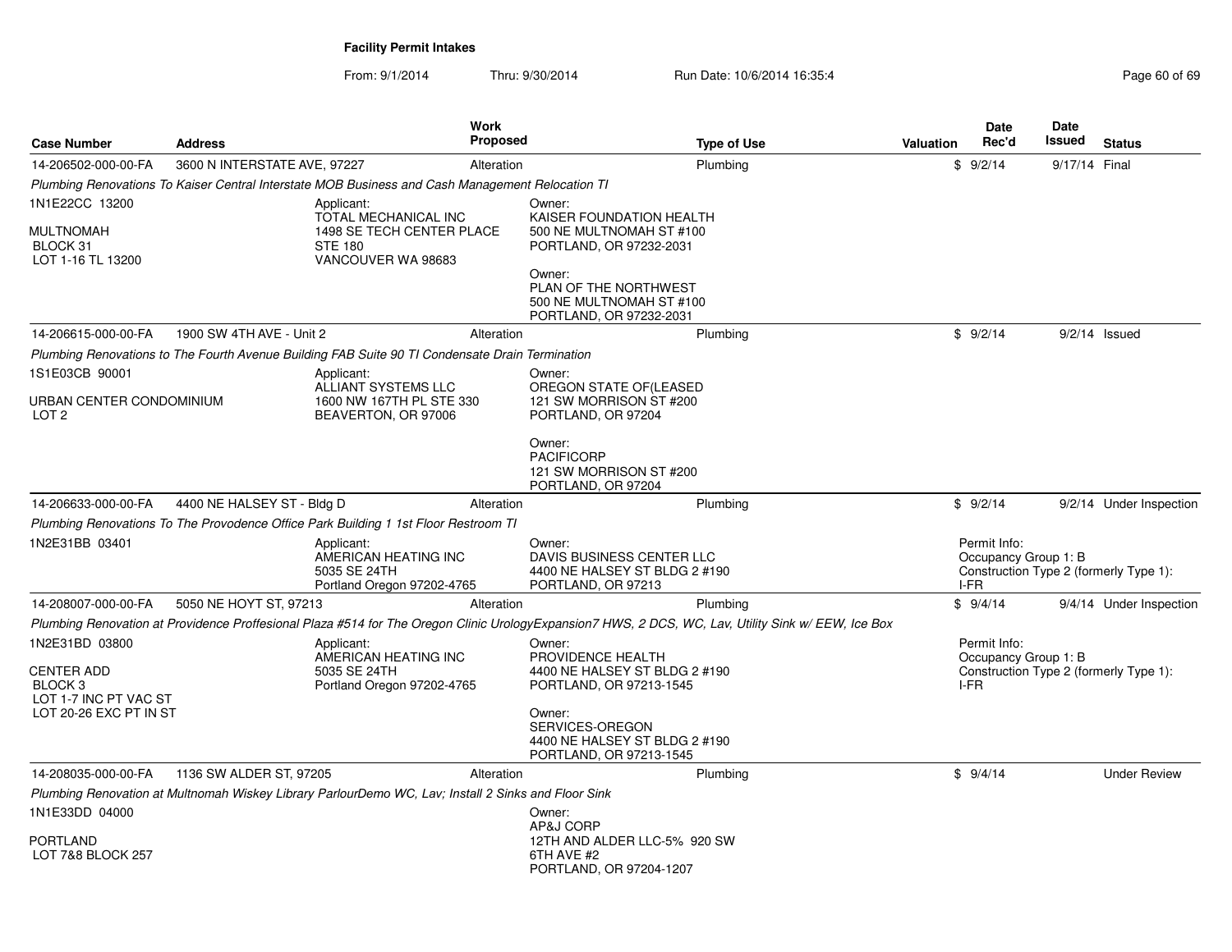# Facility Permit Intakes

From: 9/1/2014 Thru: 9/30/2014 Run Date: 10/6/2014 16:35:4

| Case Number | Address | Work Proposed | Type of Use | Valuation | Date Rec'd | Date Issued | Status |
|---|---|---|---|---|---|---|---|
| 14-206502-000-00-FA | 3600 N INTERSTATE AVE, 97227 | Alteration | Plumbing | $ | 9/2/14 | 9/17/14 | Final |

*Plumbing Renovations To Kaiser Central Interstate MOB Business and Cash Management Relocation TI*

1N1E22CC 13200

MULTNOMAH
BLOCK 31
LOT 1-16 TL 13200

Applicant:
TOTAL MECHANICAL INC
1498 SE TECH CENTER PLACE
STE 180
VANCOUVER WA 98683

Owner:
KAISER FOUNDATION HEALTH
500 NE MULTNOMAH ST #100
PORTLAND, OR 97232-2031

Owner:
PLAN OF THE NORTHWEST
500 NE MULTNOMAH ST #100
PORTLAND, OR 97232-2031

| Case Number | Address | Work Proposed | Type of Use | Valuation | Date Rec'd | Date Issued | Status |
|---|---|---|---|---|---|---|---|
| 14-206615-000-00-FA | 1900 SW 4TH AVE - Unit 2 | Alteration | Plumbing | $ | 9/2/14 | 9/2/14 | Issued |

*Plumbing Renovations to The Fourth Avenue Building FAB Suite 90 TI Condensate Drain Termination*

1S1E03CB 90001

URBAN CENTER CONDOMINIUM
LOT 2

Applicant:
ALLIANT SYSTEMS LLC
1600 NW 167TH PL STE 330
BEAVERTON, OR 97006

Owner:
OREGON STATE OF(LEASED
121 SW MORRISON ST #200
PORTLAND, OR 97204

Owner:
PACIFICORP
121 SW MORRISON ST #200
PORTLAND, OR 97204

| Case Number | Address | Work Proposed | Type of Use | Valuation | Date Rec'd | Date Issued | Status |
|---|---|---|---|---|---|---|---|
| 14-206633-000-00-FA | 4400 NE HALSEY ST - Bldg D | Alteration | Plumbing | $ | 9/2/14 | 9/2/14 | Under Inspection |

*Plumbing Renovations To The Provodence Office Park Building 1 1st Floor Restroom TI*

1N2E31BB 03401

Applicant:
AMERICAN HEATING INC
5035 SE 24TH
Portland Oregon 97202-4765

Owner:
DAVIS BUSINESS CENTER LLC
4400 NE HALSEY ST BLDG 2 #190
PORTLAND, OR 97213

Permit Info:
Occupancy Group 1: B
Construction Type 2 (formerly Type 1): I-FR

| Case Number | Address | Work Proposed | Type of Use | Valuation | Date Rec'd | Date Issued | Status |
|---|---|---|---|---|---|---|---|
| 14-208007-000-00-FA | 5050 NE HOYT ST, 97213 | Alteration | Plumbing | $ | 9/4/14 | 9/4/14 | Under Inspection |

*Plumbing Renovation at Providence Proffesional Plaza #514 for The Oregon Clinic UrologyExpansion7 HWS, 2 DCS, WC, Lav, Utility Sink w/ EEW, Ice Box*

1N2E31BD 03800

CENTER ADD
BLOCK 3
LOT 1-7 INC PT VAC ST
LOT 20-26 EXC PT IN ST

Applicant:
AMERICAN HEATING INC
5035 SE 24TH
Portland Oregon 97202-4765

Owner:
PROVIDENCE HEALTH
4400 NE HALSEY ST BLDG 2 #190
PORTLAND, OR 97213-1545

Owner:
SERVICES-OREGON
4400 NE HALSEY ST BLDG 2 #190
PORTLAND, OR 97213-1545

Permit Info:
Occupancy Group 1: B
Construction Type 2 (formerly Type 1): I-FR

| Case Number | Address | Work Proposed | Type of Use | Valuation | Date Rec'd | Date Issued | Status |
|---|---|---|---|---|---|---|---|
| 14-208035-000-00-FA | 1136 SW ALDER ST, 97205 | Alteration | Plumbing | $ | 9/4/14 | | Under Review |

*Plumbing Renovation at Multnomah Wiskey Library ParlourDemo WC, Lav; Install 2 Sinks and Floor Sink*

1N1E33DD 04000

PORTLAND
LOT 7&8 BLOCK 257

Owner:
AP&J CORP
12TH AND ALDER LLC-5% 920 SW
6TH AVE #2
PORTLAND, OR 97204-1207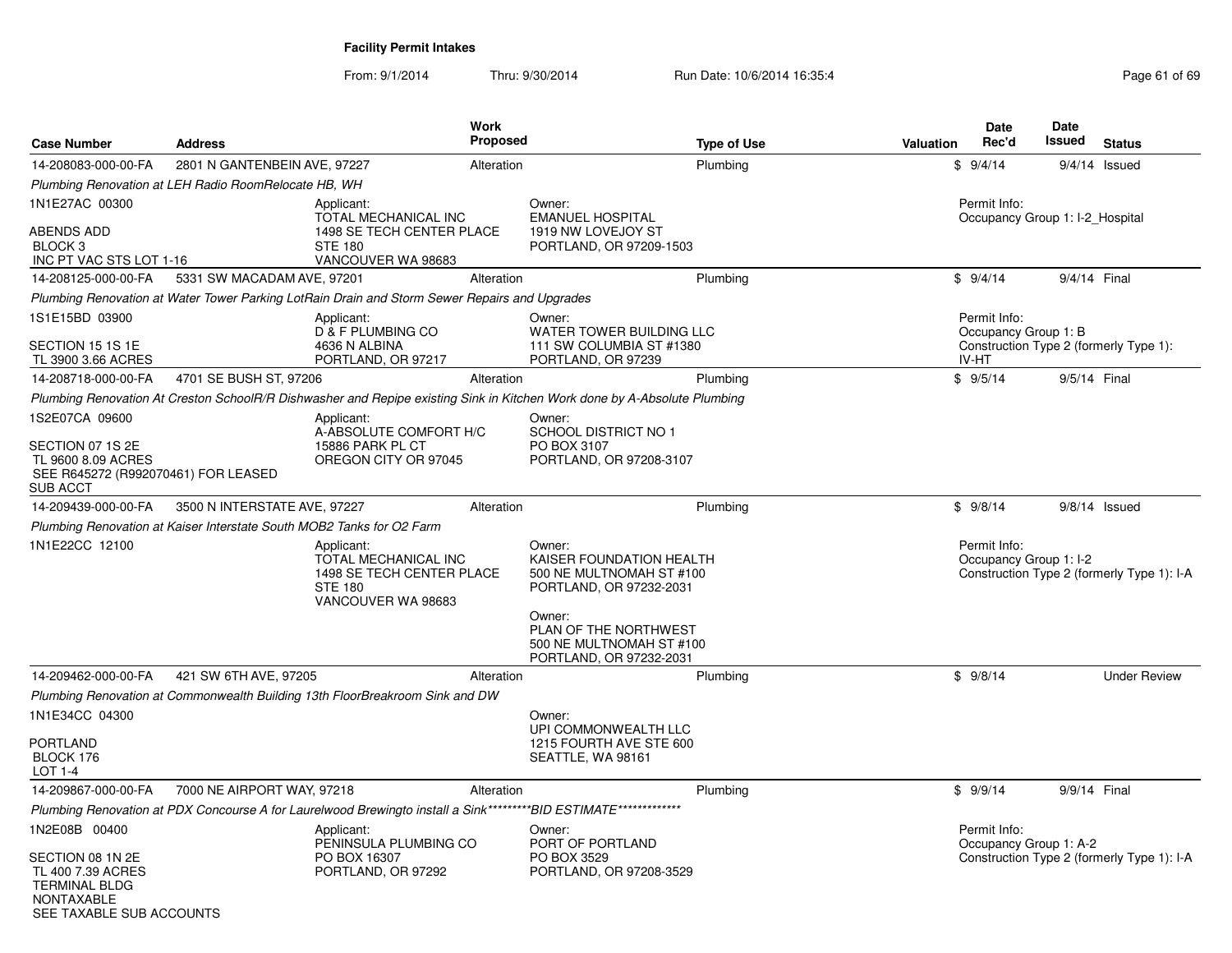**Facility Permit Intakes**

From: 9/1/2014 Thru: 9/30/2014 Run Date: 10/6/2014 16:35:4

| Case Number | Address | Work Proposed | Type of Use | Valuation | Date Rec'd | Date Issued | Status |
|---|---|---|---|---|---|---|---|
| 14-208083-000-00-FA | 2801 N GANTENBEIN AVE, 97227 | Alteration | Plumbing | $ | 9/4/14 | 9/4/14 | Issued |

*Plumbing Renovation at LEH Radio RoomRelocate HB, WH*

1N1E27AC 00300
ABENDS ADD
BLOCK 3
INC PT VAC STS LOT 1-16

Applicant:
TOTAL MECHANICAL INC
1498 SE TECH CENTER PLACE
STE 180
VANCOUVER WA 98683

Owner:
EMANUEL HOSPITAL
1919 NW LOVEJOY ST
PORTLAND, OR 97209-1503

Permit Info:
Occupancy Group 1: I-2_Hospital

---

| Case Number | Address | Work Proposed | Type of Use | Valuation | Date Rec'd | Date Issued | Status |
|---|---|---|---|---|---|---|---|
| 14-208125-000-00-FA | 5331 SW MACADAM AVE, 97201 | Alteration | Plumbing | $ | 9/4/14 | 9/4/14 | Final |

*Plumbing Renovation at Water Tower Parking LotRain Drain and Storm Sewer Repairs and Upgrades*

1S1E15BD 03900
SECTION 15 1S 1E
TL 3900 3.66 ACRES

Applicant:
D & F PLUMBING CO
4636 N ALBINA
PORTLAND, OR 97217

Owner:
WATER TOWER BUILDING LLC
111 SW COLUMBIA ST #1380
PORTLAND, OR 97239

Permit Info:
Occupancy Group 1: B
Construction Type 2 (formerly Type 1): IV-HT

---

| Case Number | Address | Work Proposed | Type of Use | Valuation | Date Rec'd | Date Issued | Status |
|---|---|---|---|---|---|---|---|
| 14-208718-000-00-FA | 4701 SE BUSH ST, 97206 | Alteration | Plumbing | $ | 9/5/14 | 9/5/14 | Final |

*Plumbing Renovation At Creston SchoolR/R Dishwasher and Repipe existing Sink in Kitchen Work done by A-Absolute Plumbing*

1S2E07CA 09600
SECTION 07 1S 2E
TL 9600 8.09 ACRES
SEE R645272 (R992070461) FOR LEASED SUB ACCT

Applicant:
A-ABSOLUTE COMFORT H/C
15886 PARK PL CT
OREGON CITY OR 97045

Owner:
SCHOOL DISTRICT NO 1
PO BOX 3107
PORTLAND, OR 97208-3107

---

| Case Number | Address | Work Proposed | Type of Use | Valuation | Date Rec'd | Date Issued | Status |
|---|---|---|---|---|---|---|---|
| 14-209439-000-00-FA | 3500 N INTERSTATE AVE, 97227 | Alteration | Plumbing | $ | 9/8/14 | 9/8/14 | Issued |

*Plumbing Renovation at Kaiser Interstate South MOB2 Tanks for O2 Farm*

1N1E22CC 12100

Applicant:
TOTAL MECHANICAL INC
1498 SE TECH CENTER PLACE
STE 180
VANCOUVER WA 98683

Owner:
KAISER FOUNDATION HEALTH
500 NE MULTNOMAH ST #100
PORTLAND, OR 97232-2031

Owner:
PLAN OF THE NORTHWEST
500 NE MULTNOMAH ST #100
PORTLAND, OR 97232-2031

Permit Info:
Occupancy Group 1: I-2
Construction Type 2 (formerly Type 1): I-A

---

| Case Number | Address | Work Proposed | Type of Use | Valuation | Date Rec'd | Date Issued | Status |
|---|---|---|---|---|---|---|---|
| 14-209462-000-00-FA | 421 SW 6TH AVE, 97205 | Alteration | Plumbing | $ | 9/8/14 | | Under Review |

*Plumbing Renovation at Commonwealth Building 13th FloorBreakroom Sink and DW*

1N1E34CC 04300
PORTLAND
BLOCK 176
LOT 1-4

Owner:
UPI COMMONWEALTH LLC
1215 FOURTH AVE STE 600
SEATTLE, WA 98161

---

| Case Number | Address | Work Proposed | Type of Use | Valuation | Date Rec'd | Date Issued | Status |
|---|---|---|---|---|---|---|---|
| 14-209867-000-00-FA | 7000 NE AIRPORT WAY, 97218 | Alteration | Plumbing | $ | 9/9/14 | 9/9/14 | Final |

*Plumbing Renovation at PDX Concourse A for Laurelwood Brewingto install a Sink*********BID ESTIMATE*************

1N2E08B 00400
SECTION 08 1N 2E
TL 400 7.39 ACRES
TERMINAL BLDG
NONTAXABLE
SEE TAXABLE SUB ACCOUNTS

Applicant:
PENINSULA PLUMBING CO
PO BOX 16307
PORTLAND, OR 97292

Owner:
PORT OF PORTLAND
PO BOX 3529
PORTLAND, OR 97208-3529

Permit Info:
Occupancy Group 1: A-2
Construction Type 2 (formerly Type 1): I-A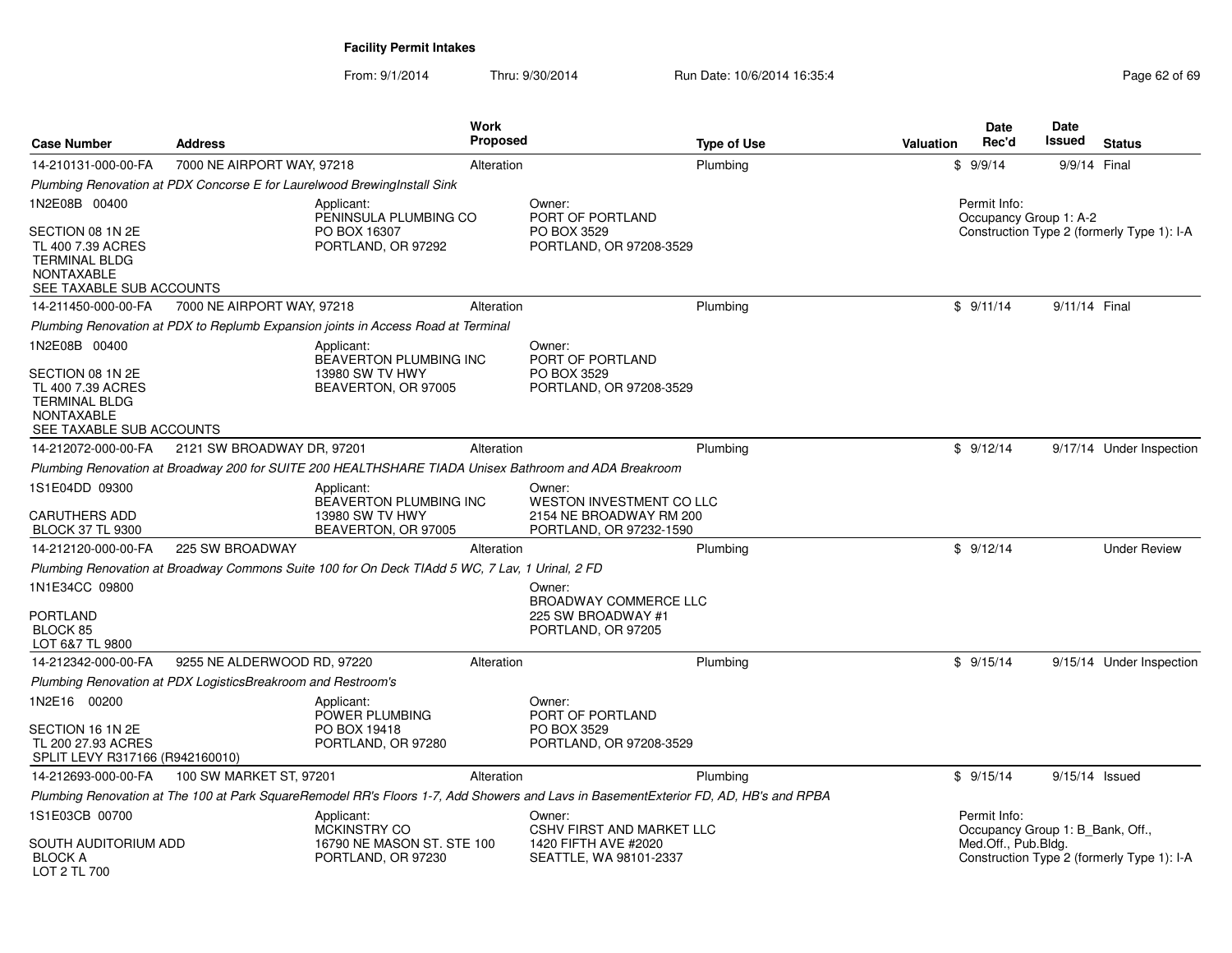# Facility Permit Intakes

From: 9/1/2014 Thru: 9/30/2014 Run Date: 10/6/2014 16:35:4

| Case Number | Address | Work Proposed | Type of Use | Valuation | Date Rec'd | Date Issued | Status |
|---|---|---|---|---|---|---|---|
| 14-210131-000-00-FA | 7000 NE AIRPORT WAY, 97218 | Alteration | Plumbing | $ | 9/9/14 | 9/9/14 | Final |
| *Plumbing Renovation at PDX Concorse E for Laurelwood BrewingInstall Sink* | | | | | | | |
| 1N2E08B 00400<br>SECTION 08 1N 2E<br>TL 400 7.39 ACRES<br>TERMINAL BLDG<br>NONTAXABLE<br>SEE TAXABLE SUB ACCOUNTS | Applicant:<br>PENINSULA PLUMBING CO<br>PO BOX 16307<br>PORTLAND, OR 97292 | Owner:<br>PORT OF PORTLAND<br>PO BOX 3529<br>PORTLAND, OR 97208-3529 | | | Permit Info:<br>Occupancy Group 1: A-2<br>Construction Type 2 (formerly Type 1): I-A | | |
| 14-211450-000-00-FA | 7000 NE AIRPORT WAY, 97218 | Alteration | Plumbing | $ | 9/11/14 | 9/11/14 | Final |
| *Plumbing Renovation at PDX to Replumb Expansion joints in Access Road at Terminal* | | | | | | | |
| 1N2E08B 00400<br>SECTION 08 1N 2E<br>TL 400 7.39 ACRES<br>TERMINAL BLDG<br>NONTAXABLE<br>SEE TAXABLE SUB ACCOUNTS | Applicant:<br>BEAVERTON PLUMBING INC<br>13980 SW TV HWY<br>BEAVERTON, OR 97005 | Owner:<br>PORT OF PORTLAND<br>PO BOX 3529<br>PORTLAND, OR 97208-3529 | | | | | |
| 14-212072-000-00-FA | 2121 SW BROADWAY DR, 97201 | Alteration | Plumbing | $ | 9/12/14 | 9/17/14 | Under Inspection |
| *Plumbing Renovation at Broadway 200 for SUITE 200 HEALTHSHARE TIADA Unisex Bathroom and ADA Breakroom* | | | | | | | |
| 1S1E04DD 09300<br>CARUTHERS ADD<br>BLOCK 37 TL 9300 | Applicant:<br>BEAVERTON PLUMBING INC<br>13980 SW TV HWY<br>BEAVERTON, OR 97005 | Owner:<br>WESTON INVESTMENT CO LLC<br>2154 NE BROADWAY RM 200<br>PORTLAND, OR 97232-1590 | | | | | |
| 14-212120-000-00-FA | 225 SW BROADWAY | Alteration | Plumbing | $ | 9/12/14 | | Under Review |
| *Plumbing Renovation at Broadway Commons Suite 100 for On Deck TIAdd 5 WC, 7 Lav, 1 Urinal, 2 FD* | | | | | | | |
| 1N1E34CC 09800<br>PORTLAND<br>BLOCK 85<br>LOT 6&7 TL 9800 | | Owner:<br>BROADWAY COMMERCE LLC<br>225 SW BROADWAY #1<br>PORTLAND, OR 97205 | | | | | |
| 14-212342-000-00-FA | 9255 NE ALDERWOOD RD, 97220 | Alteration | Plumbing | $ | 9/15/14 | 9/15/14 | Under Inspection |
| *Plumbing Renovation at PDX LogisticsBreakroom and Restroom's* | | | | | | | |
| 1N2E16 00200<br>SECTION 16 1N 2E<br>TL 200 27.93 ACRES<br>SPLIT LEVY R317166 (R942160010) | Applicant:<br>POWER PLUMBING<br>PO BOX 19418<br>PORTLAND, OR 97280 | Owner:<br>PORT OF PORTLAND<br>PO BOX 3529<br>PORTLAND, OR 97208-3529 | | | | | |
| 14-212693-000-00-FA | 100 SW MARKET ST, 97201 | Alteration | Plumbing | $ | 9/15/14 | 9/15/14 | Issued |
| *Plumbing Renovation at The 100 at Park SquareRemodel RR's Floors 1-7, Add Showers and Lavs in BasementExterior FD, AD, HB's and RPBA* | | | | | | | |
| 1S1E03CB 00700<br>SOUTH AUDITORIUM ADD<br>BLOCK A<br>LOT 2 TL 700 | Applicant:<br>MCKINSTRY CO<br>16790 NE MASON ST. STE 100<br>PORTLAND, OR 97230 | Owner:<br>CSHV FIRST AND MARKET LLC<br>1420 FIFTH AVE #2020<br>SEATTLE, WA 98101-2337 | | | Permit Info:<br>Occupancy Group 1: B_Bank, Off., Med.Off., Pub.Bldg.<br>Construction Type 2 (formerly Type 1): I-A | | |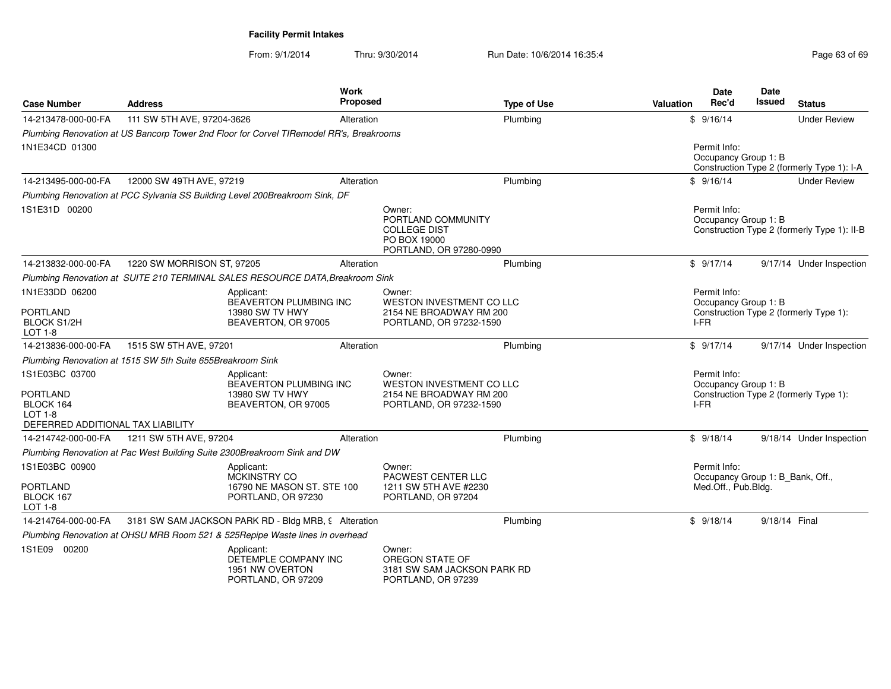**Facility Permit Intakes**

From: 9/1/2014 Thru: 9/30/2014 Run Date: 10/6/2014 16:35:4

| Case Number | Address | Work Proposed | Type of Use | Valuation | Date Rec'd | Date Issued | Status |
|---|---|---|---|---|---|---|---|
| 14-213478-000-00-FA | 111 SW 5TH AVE, 97204-3626 | Alteration | Plumbing | $ | 9/16/14 | | Under Review |
| *Plumbing Renovation at US Bancorp Tower 2nd Floor for Corvel TIRemodel RR's, Breakrooms* | | | | | | | |
| 1N1E34CD 01300 | | | | | Permit Info: Occupancy Group 1: B Construction Type 2 (formerly Type 1): I-A | | |
| 14-213495-000-00-FA | 12000 SW 49TH AVE, 97219 | Alteration | Plumbing | $ | 9/16/14 | | Under Review |
| *Plumbing Renovation at PCC Sylvania SS Building Level 200Breakroom Sink, DF* | | | | | | | |
| 1S1E31D 00200 | | Owner: PORTLAND COMMUNITY COLLEGE DIST PO BOX 19000 PORTLAND, OR 97280-0990 | | | Permit Info: Occupancy Group 1: B Construction Type 2 (formerly Type 1): II-B | | |
| 14-213832-000-00-FA | 1220 SW MORRISON ST, 97205 | Alteration | Plumbing | $ | 9/17/14 | 9/17/14 | Under Inspection |
| *Plumbing Renovation at SUITE 210 TERMINAL SALES RESOURCE DATA,Breakroom Sink* | | | | | | | |
| 1N1E33DD 06200 PORTLAND BLOCK S1/2H LOT 1-8 | Applicant: BEAVERTON PLUMBING INC 13980 SW TV HWY BEAVERTON, OR 97005 | Owner: WESTON INVESTMENT CO LLC 2154 NE BROADWAY RM 200 PORTLAND, OR 97232-1590 | | | Permit Info: Occupancy Group 1: B Construction Type 2 (formerly Type 1): I-FR | | |
| 14-213836-000-00-FA | 1515 SW 5TH AVE, 97201 | Alteration | Plumbing | $ | 9/17/14 | 9/17/14 | Under Inspection |
| *Plumbing Renovation at 1515 SW 5th Suite 655Breakroom Sink* | | | | | | | |
| 1S1E03BC 03700 PORTLAND BLOCK 164 LOT 1-8 DEFERRED ADDITIONAL TAX LIABILITY | Applicant: BEAVERTON PLUMBING INC 13980 SW TV HWY BEAVERTON, OR 97005 | Owner: WESTON INVESTMENT CO LLC 2154 NE BROADWAY RM 200 PORTLAND, OR 97232-1590 | | | Permit Info: Occupancy Group 1: B Construction Type 2 (formerly Type 1): I-FR | | |
| 14-214742-000-00-FA | 1211 SW 5TH AVE, 97204 | Alteration | Plumbing | $ | 9/18/14 | 9/18/14 | Under Inspection |
| *Plumbing Renovation at Pac West Building Suite 2300Breakroom Sink and DW* | | | | | | | |
| 1S1E03BC 00900 PORTLAND BLOCK 167 LOT 1-8 | Applicant: MCKINSTRY CO 16790 NE MASON ST. STE 100 PORTLAND, OR 97230 | Owner: PACWEST CENTER LLC 1211 SW 5TH AVE #2230 PORTLAND, OR 97204 | | | Permit Info: Occupancy Group 1: B_Bank, Off., Med.Off., Pub.Bldg. | | |
| 14-214764-000-00-FA | 3181 SW SAM JACKSON PARK RD - Bldg MRB, 9 | Alteration | Plumbing | $ | 9/18/14 | 9/18/14 | Final |
| *Plumbing Renovation at OHSU MRB Room 521 & 525Repipe Waste lines in overhead* | | | | | | | |
| 1S1E09 00200 | Applicant: DETEMPLE COMPANY INC 1951 NW OVERTON PORTLAND, OR 97209 | Owner: OREGON STATE OF 3181 SW SAM JACKSON PARK RD PORTLAND, OR 97239 | | | | | |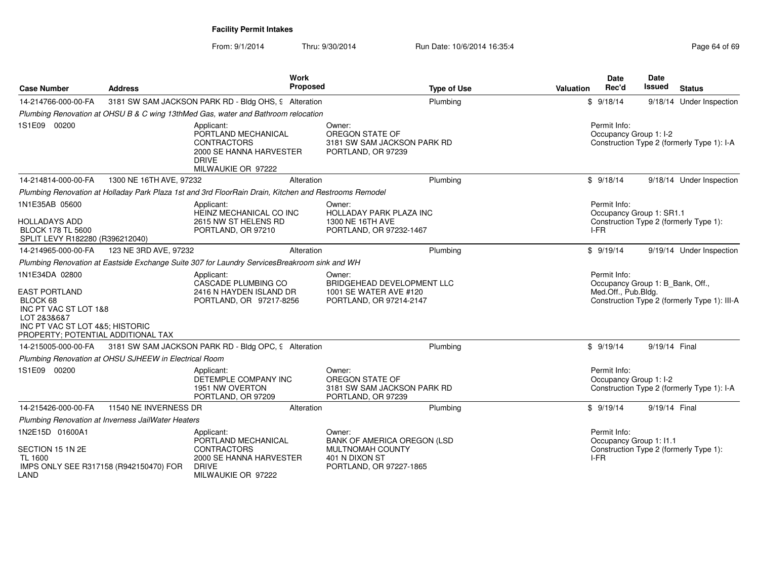**Facility Permit Intakes**

From: 9/1/2014 Thru: 9/30/2014 Run Date: 10/6/2014 16:35:4

| Case Number | Address | Work Proposed | Type of Use | Valuation | Date Rec'd | Date Issued | Status |
|---|---|---|---|---|---|---|---|
| 14-214766-000-00-FA | 3181 SW SAM JACKSON PARK RD - Bldg OHS, 9 | Alteration | Plumbing | $ | 9/18/14 | 9/18/14 | Under Inspection |
| *Plumbing Renovation at OHSU B & C wing 13thMed Gas, water and Bathroom relocation* | | | | | | | |
| 1S1E09 00200 | Applicant: PORTLAND MECHANICAL CONTRACTORS 2000 SE HANNA HARVESTER DRIVE MILWAUKIE OR 97222 | | Owner: OREGON STATE OF 3181 SW SAM JACKSON PARK RD PORTLAND, OR 97239 | | Permit Info: Occupancy Group 1: I-2 Construction Type 2 (formerly Type 1): I-A | | |
| 14-214814-000-00-FA | 1300 NE 16TH AVE, 97232 | Alteration | Plumbing | $ | 9/18/14 | 9/18/14 | Under Inspection |
| *Plumbing Renovation at Holladay Park Plaza 1st and 3rd FloorRain Drain, Kitchen and Restrooms Remodel* | | | | | | | |
| 1N1E35AB 05600 HOLLADAYS ADD BLOCK 178 TL 5600 SPLIT LEVY R182280 (R396212040) | Applicant: HEINZ MECHANICAL CO INC 2615 NW ST HELENS RD PORTLAND, OR 97210 | | Owner: HOLLADAY PARK PLAZA INC 1300 NE 16TH AVE PORTLAND, OR 97232-1467 | | Permit Info: Occupancy Group 1: SR1.1 Construction Type 2 (formerly Type 1): I-FR | | |
| 14-214965-000-00-FA | 123 NE 3RD AVE, 97232 | Alteration | Plumbing | $ | 9/19/14 | 9/19/14 | Under Inspection |
| *Plumbing Renovation at Eastside Exchange Suite 307 for Laundry ServicesBreakroom sink and WH* | | | | | | | |
| 1N1E34DA 02800 EAST PORTLAND BLOCK 68 INC PT VAC ST LOT 1&8 LOT 2&3&6&7 INC PT VAC ST LOT 4&5; HISTORIC PROPERTY; POTENTIAL ADDITIONAL TAX | Applicant: CASCADE PLUMBING CO 2416 N HAYDEN ISLAND DR PORTLAND, OR 97217-8256 | | Owner: BRIDGEHEAD DEVELOPMENT LLC 1001 SE WATER AVE #120 PORTLAND, OR 97214-2147 | | Permit Info: Occupancy Group 1: B_Bank, Off., Med.Off., Pub.Bldg. Construction Type 2 (formerly Type 1): III-A | | |
| 14-215005-000-00-FA | 3181 SW SAM JACKSON PARK RD - Bldg OPC, 9 | Alteration | Plumbing | $ | 9/19/14 | 9/19/14 | Final |
| *Plumbing Renovation at OHSU SJHEEW in Electrical Room* | | | | | | | |
| 1S1E09 00200 | Applicant: DETEMPLE COMPANY INC 1951 NW OVERTON PORTLAND, OR 97209 | | Owner: OREGON STATE OF 3181 SW SAM JACKSON PARK RD PORTLAND, OR 97239 | | Permit Info: Occupancy Group 1: I-2 Construction Type 2 (formerly Type 1): I-A | | |
| 14-215426-000-00-FA | 11540 NE INVERNESS DR | Alteration | Plumbing | $ | 9/19/14 | 9/19/14 | Final |
| *Plumbing Renovation at Inverness JailWater Heaters* | | | | | | | |
| 1N2E15D 01600A1 SECTION 15 1N 2E TL 1600 IMPS ONLY SEE R317158 (R942150470) FOR LAND | Applicant: PORTLAND MECHANICAL CONTRACTORS 2000 SE HANNA HARVESTER DRIVE MILWAUKIE OR 97222 | | Owner: BANK OF AMERICA OREGON (LSD MULTNOMAH COUNTY 401 N DIXON ST PORTLAND, OR 97227-1865 | | Permit Info: Occupancy Group 1: I1.1 Construction Type 2 (formerly Type 1): I-FR | | |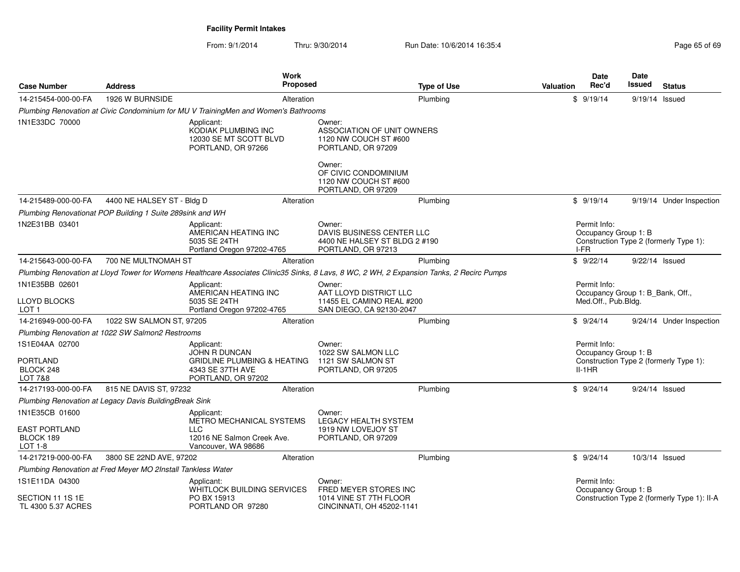**Facility Permit Intakes**

From: 9/1/2014 Thru: 9/30/2014 Run Date: 10/6/2014 16:35:4

| Case Number | Address | Work Proposed | Type of Use | Valuation | Date Rec'd | Date Issued | Status |
|---|---|---|---|---|---|---|---|
| 14-215454-000-00-FA | 1926 W BURNSIDE | Alteration | Plumbing | $ | 9/19/14 | 9/19/14 | Issued |

*Plumbing Renovation at Civic Condominium for MU V TrainingMen and Women's Bathrooms*

1N1E33DC 70000

Applicant:
KODIAK PLUMBING INC
12030 SE MT SCOTT BLVD
PORTLAND, OR 97266

Owner:
ASSOCIATION OF UNIT OWNERS
1120 NW COUCH ST #600
PORTLAND, OR 97209

Owner:
OF CIVIC CONDOMINIUM
1120 NW COUCH ST #600
PORTLAND, OR 97209

| Case Number | Address | Work Proposed | Type of Use | Valuation | Date Rec'd | Date Issued | Status |
|---|---|---|---|---|---|---|---|
| 14-215489-000-00-FA | 4400 NE HALSEY ST - Bldg D | Alteration | Plumbing | $ | 9/19/14 | 9/19/14 | Under Inspection |

*Plumbing Renovationat POP Building 1 Suite 289sink and WH*

1N2E31BB 03401

Applicant:
AMERICAN HEATING INC
5035 SE 24TH
Portland Oregon 97202-4765

Owner:
DAVIS BUSINESS CENTER LLC
4400 NE HALSEY ST BLDG 2 #190
PORTLAND, OR 97213

Permit Info:
Occupancy Group 1: B
Construction Type 2 (formerly Type 1): I-FR

| Case Number | Address | Work Proposed | Type of Use | Valuation | Date Rec'd | Date Issued | Status |
|---|---|---|---|---|---|---|---|
| 14-215643-000-00-FA | 700 NE MULTNOMAH ST | Alteration | Plumbing | $ | 9/22/14 | 9/22/14 | Issued |

*Plumbing Renovation at Lloyd Tower for Womens Healthcare Associates Clinic35 Sinks, 8 Lavs, 8 WC, 2 WH, 2 Expansion Tanks, 2 Recirc Pumps*

1N1E35BB 02601

LLOYD BLOCKS
LOT 1

Applicant:
AMERICAN HEATING INC
5035 SE 24TH
Portland Oregon 97202-4765

Owner:
AAT LLOYD DISTRICT LLC
11455 EL CAMINO REAL #200
SAN DIEGO, CA 92130-2047

Permit Info:
Occupancy Group 1: B_Bank, Off., Med.Off., Pub.Bldg.

| Case Number | Address | Work Proposed | Type of Use | Valuation | Date Rec'd | Date Issued | Status |
|---|---|---|---|---|---|---|---|
| 14-216949-000-00-FA | 1022 SW SALMON ST, 97205 | Alteration | Plumbing | $ | 9/24/14 | 9/24/14 | Under Inspection |

*Plumbing Renovation at 1022 SW Salmon2 Restrooms*

1S1E04AA 02700

PORTLAND
BLOCK 248
LOT 7&8

Applicant:
JOHN R DUNCAN
GRIDLINE PLUMBING & HEATING
4343 SE 37TH AVE
PORTLAND, OR 97202

Owner:
1022 SW SALMON LLC
1121 SW SALMON ST
PORTLAND, OR 97205

Permit Info:
Occupancy Group 1: B
Construction Type 2 (formerly Type 1): II-1HR

| Case Number | Address | Work Proposed | Type of Use | Valuation | Date Rec'd | Date Issued | Status |
|---|---|---|---|---|---|---|---|
| 14-217193-000-00-FA | 815 NE DAVIS ST, 97232 | Alteration | Plumbing | $ | 9/24/14 | 9/24/14 | Issued |

*Plumbing Renovation at Legacy Davis BuildingBreak Sink*

1N1E35CB 01600

EAST PORTLAND
BLOCK 189
LOT 1-8

Applicant:
METRO MECHANICAL SYSTEMS LLC
12016 NE Salmon Creek Ave.
Vancouver, WA 98686

Owner:
LEGACY HEALTH SYSTEM
1919 NW LOVEJOY ST
PORTLAND, OR 97209

| Case Number | Address | Work Proposed | Type of Use | Valuation | Date Rec'd | Date Issued | Status |
|---|---|---|---|---|---|---|---|
| 14-217219-000-00-FA | 3800 SE 22ND AVE, 97202 | Alteration | Plumbing | $ | 9/24/14 | 10/3/14 | Issued |

*Plumbing Renovation at Fred Meyer MO 2Install Tankless Water*

1S1E11DA 04300

SECTION 11 1S 1E
TL 4300 5.37 ACRES

Applicant:
WHITLOCK BUILDING SERVICES
PO BX 15913
PORTLAND OR 97280

Owner:
FRED MEYER STORES INC
1014 VINE ST 7TH FLOOR
CINCINNATI, OH 45202-1141

Permit Info:
Occupancy Group 1: B
Construction Type 2 (formerly Type 1): II-A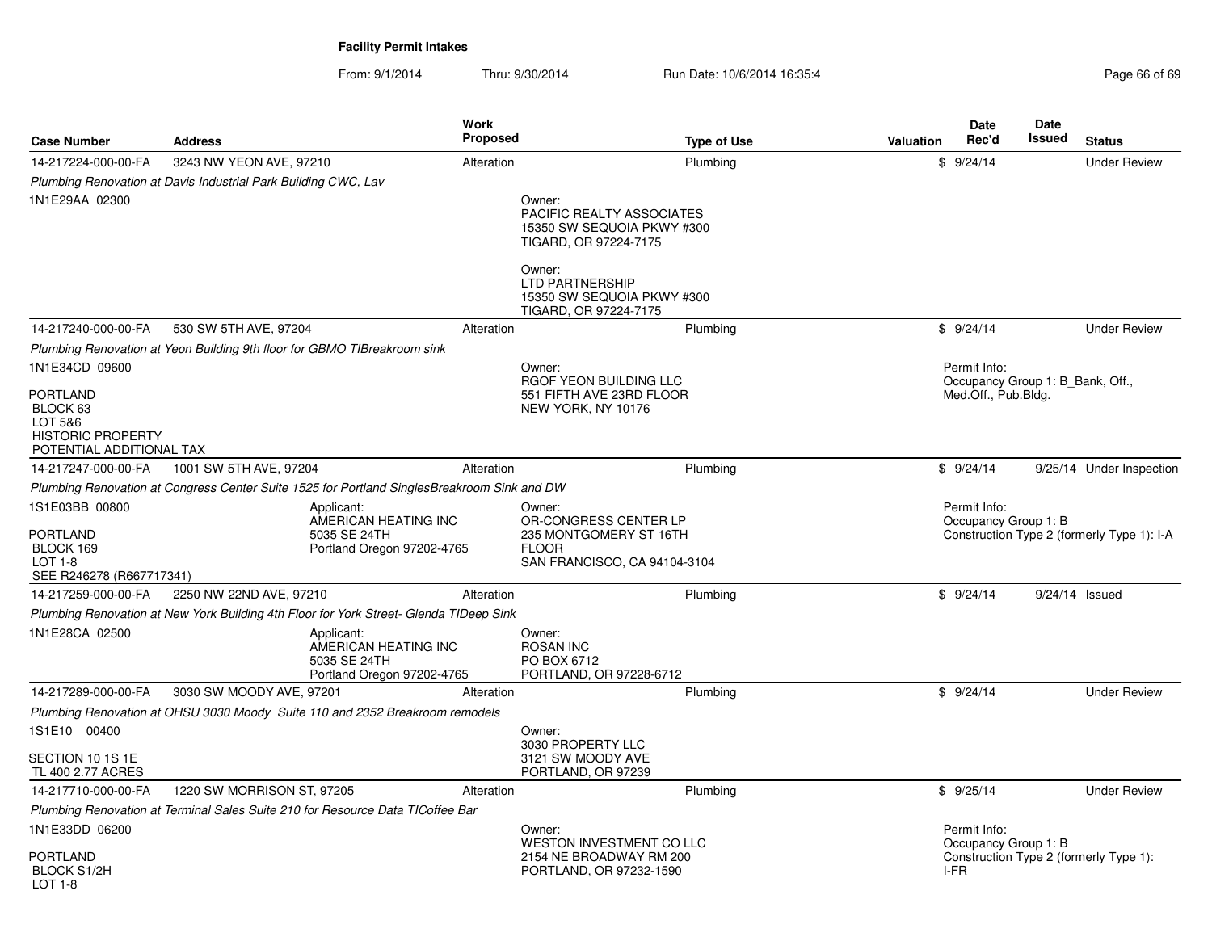# Facility Permit Intakes

From: 9/1/2014 Thru: 9/30/2014 Run Date: 10/6/2014 16:35:4

| Case Number | Address | Work Proposed | Type of Use | Valuation | Date Rec'd | Date Issued | Status |
|---|---|---|---|---|---|---|---|
| 14-217224-000-00-FA | 3243 NW YEON AVE, 97210 | Alteration | Plumbing | $ | 9/24/14 | | Under Review |

*Plumbing Renovation at Davis Industrial Park Building CWC, Lav*

1N1E29AA 02300

Owner:
PACIFIC REALTY ASSOCIATES
15350 SW SEQUOIA PKWY #300
TIGARD, OR 97224-7175

Owner:
LTD PARTNERSHIP
15350 SW SEQUOIA PKWY #300
TIGARD, OR 97224-7175

| Case Number | Address | Work Proposed | Type of Use | Valuation | Date Rec'd | Date Issued | Status |
|---|---|---|---|---|---|---|---|
| 14-217240-000-00-FA | 530 SW 5TH AVE, 97204 | Alteration | Plumbing | $ | 9/24/14 | | Under Review |

*Plumbing Renovation at Yeon Building 9th floor for GBMO TIBreakroom sink*

1N1E34CD 09600

PORTLAND
BLOCK 63
LOT 5&6
HISTORIC PROPERTY
POTENTIAL ADDITIONAL TAX

Owner:
RGOF YEON BUILDING LLC
551 FIFTH AVE 23RD FLOOR
NEW YORK, NY 10176

Permit Info:
Occupancy Group 1: B_Bank, Off., Med.Off., Pub.Bldg.

| Case Number | Address | Work Proposed | Type of Use | Valuation | Date Rec'd | Date Issued | Status |
|---|---|---|---|---|---|---|---|
| 14-217247-000-00-FA | 1001 SW 5TH AVE, 97204 | Alteration | Plumbing | $ | 9/24/14 | 9/25/14 | Under Inspection |

*Plumbing Renovation at Congress Center Suite 1525 for Portland SinglesBreakroom Sink and DW*

1S1E03BB 00800

PORTLAND
BLOCK 169
LOT 1-8
SEE R246278 (R667717341)

Applicant:
AMERICAN HEATING INC
5035 SE 24TH
Portland Oregon 97202-4765

Owner:
OR-CONGRESS CENTER LP
235 MONTGOMERY ST 16TH FLOOR
SAN FRANCISCO, CA 94104-3104

Permit Info:
Occupancy Group 1: B
Construction Type 2 (formerly Type 1): I-A

| Case Number | Address | Work Proposed | Type of Use | Valuation | Date Rec'd | Date Issued | Status |
|---|---|---|---|---|---|---|---|
| 14-217259-000-00-FA | 2250 NW 22ND AVE, 97210 | Alteration | Plumbing | $ | 9/24/14 | 9/24/14 | Issued |

*Plumbing Renovation at New York Building 4th Floor for York Street- Glenda TIDeep Sink*

1N1E28CA 02500

Applicant:
AMERICAN HEATING INC
5035 SE 24TH
Portland Oregon 97202-4765

Owner:
ROSAN INC
PO BOX 6712
PORTLAND, OR 97228-6712

| Case Number | Address | Work Proposed | Type of Use | Valuation | Date Rec'd | Date Issued | Status |
|---|---|---|---|---|---|---|---|
| 14-217289-000-00-FA | 3030 SW MOODY AVE, 97201 | Alteration | Plumbing | $ | 9/24/14 | | Under Review |

*Plumbing Renovation at OHSU 3030 Moody Suite 110 and 2352 Breakroom remodels*

1S1E10 00400

SECTION 10 1S 1E
TL 400 2.77 ACRES

Owner:
3030 PROPERTY LLC
3121 SW MOODY AVE
PORTLAND, OR 97239

| Case Number | Address | Work Proposed | Type of Use | Valuation | Date Rec'd | Date Issued | Status |
|---|---|---|---|---|---|---|---|
| 14-217710-000-00-FA | 1220 SW MORRISON ST, 97205 | Alteration | Plumbing | $ | 9/25/14 | | Under Review |

*Plumbing Renovation at Terminal Sales Suite 210 for Resource Data TICoffee Bar*

1N1E33DD 06200

PORTLAND
BLOCK S1/2H
LOT 1-8

Owner:
WESTON INVESTMENT CO LLC
2154 NE BROADWAY RM 200
PORTLAND, OR 97232-1590

Permit Info:
Occupancy Group 1: B
Construction Type 2 (formerly Type 1): I-FR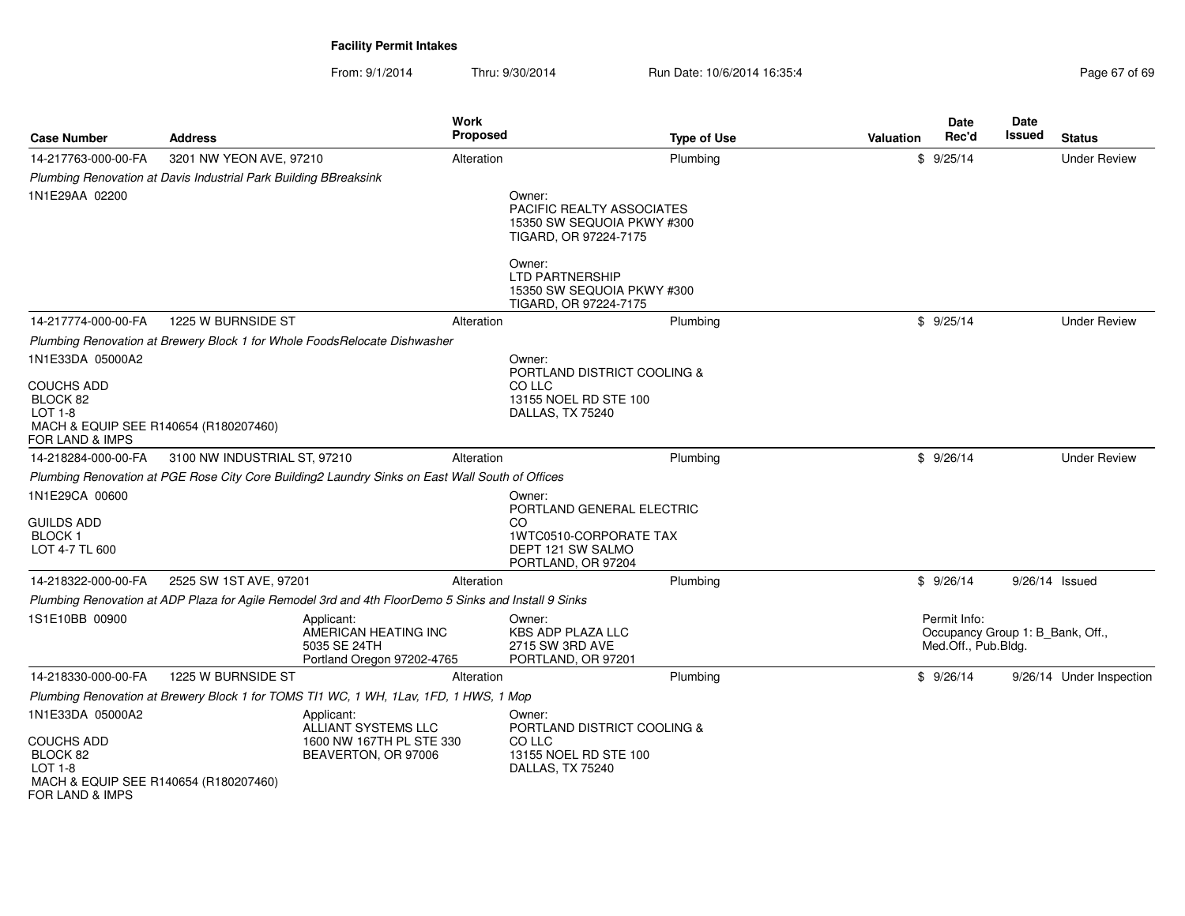# Facility Permit Intakes

From: 9/1/2014 Thru: 9/30/2014 Run Date: 10/6/2014 16:35:4

| Case Number | Address | Work Proposed | Type of Use | Valuation | Date Rec'd | Date Issued | Status |
|---|---|---|---|---|---|---|---|
| 14-217763-000-00-FA | 3201 NW YEON AVE, 97210 | Alteration | Plumbing | $ | 9/25/14 | | Under Review |
| *Plumbing Renovation at Davis Industrial Park Building BBreaksink* | | | | | | | |
| 1N1E29AA 02200 | | Owner: PACIFIC REALTY ASSOCIATES 15350 SW SEQUOIA PKWY #300 TIGARD, OR 97224-7175 | | | | | |
| | | Owner: LTD PARTNERSHIP 15350 SW SEQUOIA PKWY #300 TIGARD, OR 97224-7175 | | | | | |
| 14-217774-000-00-FA | 1225 W BURNSIDE ST | Alteration | Plumbing | $ | 9/25/14 | | Under Review |
| *Plumbing Renovation at Brewery Block 1 for Whole FoodsRelocate Dishwasher* | | | | | | | |
| 1N1E33DA 05000A2 COUCHS ADD BLOCK 82 LOT 1-8 MACH & EQUIP SEE R140654 (R180207460) FOR LAND & IMPS | | Owner: PORTLAND DISTRICT COOLING & CO LLC 13155 NOEL RD STE 100 DALLAS, TX 75240 | | | | | |
| 14-218284-000-00-FA | 3100 NW INDUSTRIAL ST, 97210 | Alteration | Plumbing | $ | 9/26/14 | | Under Review |
| *Plumbing Renovation at PGE Rose City Core Building2 Laundry Sinks on East Wall South of Offices* | | | | | | | |
| 1N1E29CA 00600 GUILDS ADD BLOCK 1 LOT 4-7 TL 600 | | Owner: PORTLAND GENERAL ELECTRIC CO 1WTC0510-CORPORATE TAX DEPT 121 SW SALMO PORTLAND, OR 97204 | | | | | |
| 14-218322-000-00-FA | 2525 SW 1ST AVE, 97201 | Alteration | Plumbing | $ | 9/26/14 | 9/26/14 | Issued |
| *Plumbing Renovation at ADP Plaza for Agile Remodel 3rd and 4th FloorDemo 5 Sinks and Install 9 Sinks* | | | | | | | |
| 1S1E10BB 00900 | Applicant: AMERICAN HEATING INC 5035 SE 24TH Portland Oregon 97202-4765 | Owner: KBS ADP PLAZA LLC 2715 SW 3RD AVE PORTLAND, OR 97201 | | | Permit Info: Occupancy Group 1: B_Bank, Off., Med.Off., Pub.Bldg. | | |
| 14-218330-000-00-FA | 1225 W BURNSIDE ST | Alteration | Plumbing | $ | 9/26/14 | 9/26/14 | Under Inspection |
| *Plumbing Renovation at Brewery Block 1 for TOMS TI1 WC, 1 WH, 1Lav, 1FD, 1 HWS, 1 Mop* | | | | | | | |
| 1N1E33DA 05000A2 COUCHS ADD BLOCK 82 LOT 1-8 MACH & EQUIP SEE R140654 (R180207460) FOR LAND & IMPS | Applicant: ALLIANT SYSTEMS LLC 1600 NW 167TH PL STE 330 BEAVERTON, OR 97006 | Owner: PORTLAND DISTRICT COOLING & CO LLC 13155 NOEL RD STE 100 DALLAS, TX 75240 | | | | | |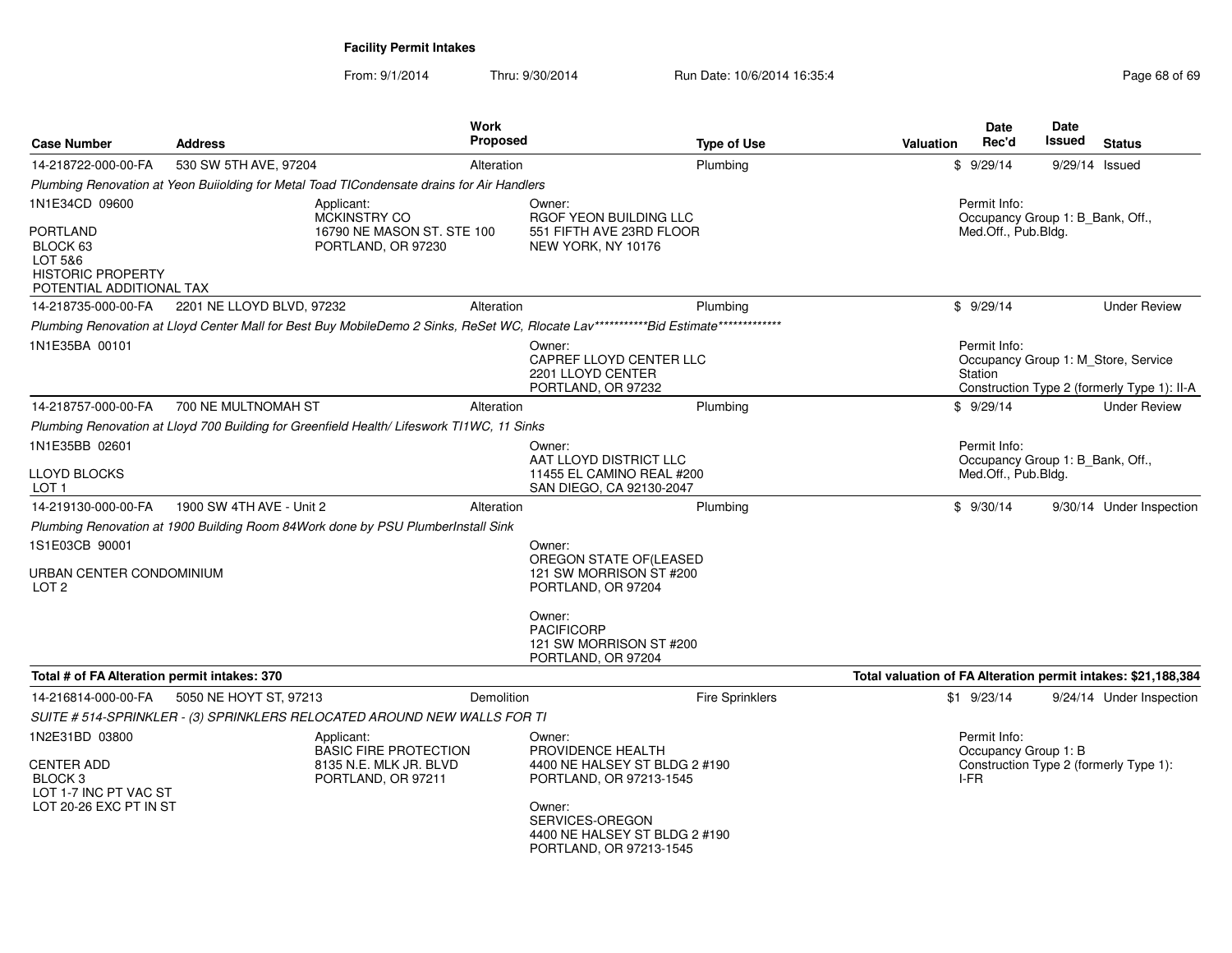**Facility Permit Intakes**

From: 9/1/2014 Thru: 9/30/2014 Run Date: 10/6/2014 16:35:4

| Case Number | Address | Work Proposed | Type of Use | Valuation | Date Rec'd | Date Issued | Status |
|---|---|---|---|---|---|---|---|
| 14-218722-000-00-FA | 530 SW 5TH AVE, 97204 | Alteration | Plumbing | $ | 9/29/14 | 9/29/14 | Issued |

*Plumbing Renovation at Yeon Buiiolding for Metal Toad TICondensate drains for Air Handlers*

1N1E34CD 09600

PORTLAND
BLOCK 63
LOT 5&6
HISTORIC PROPERTY
POTENTIAL ADDITIONAL TAX

Applicant:
MCKINSTRY CO
16790 NE MASON ST. STE 100
PORTLAND, OR 97230

Owner:
RGOF YEON BUILDING LLC
551 FIFTH AVE 23RD FLOOR
NEW YORK, NY 10176

Permit Info:
Occupancy Group 1: B_Bank, Off., Med.Off., Pub.Bldg.

| Case Number | Address | Work Proposed | Type of Use | Valuation | Date Rec'd | Date Issued | Status |
|---|---|---|---|---|---|---|---|
| 14-218735-000-00-FA | 2201 NE LLOYD BLVD, 97232 | Alteration | Plumbing | $ | 9/29/14 | | Under Review |

*Plumbing Renovation at Lloyd Center Mall for Best Buy MobileDemo 2 Sinks, ReSet WC, Rlocate Lav***********Bid Estimate*************

1N1E35BA 00101

Owner:
CAPREF LLOYD CENTER LLC
2201 LLOYD CENTER
PORTLAND, OR 97232

Permit Info:
Occupancy Group 1: M_Store, Service Station
Construction Type 2 (formerly Type 1): II-A

| Case Number | Address | Work Proposed | Type of Use | Valuation | Date Rec'd | Date Issued | Status |
|---|---|---|---|---|---|---|---|
| 14-218757-000-00-FA | 700 NE MULTNOMAH ST | Alteration | Plumbing | $ | 9/29/14 | | Under Review |

*Plumbing Renovation at Lloyd 700 Building for Greenfield Health/ Lifeswork TI1WC, 11 Sinks*

1N1E35BB 02601

LLOYD BLOCKS
LOT 1

Owner:
AAT LLOYD DISTRICT LLC
11455 EL CAMINO REAL #200
SAN DIEGO, CA 92130-2047

Permit Info:
Occupancy Group 1: B_Bank, Off., Med.Off., Pub.Bldg.

| Case Number | Address | Work Proposed | Type of Use | Valuation | Date Rec'd | Date Issued | Status |
|---|---|---|---|---|---|---|---|
| 14-219130-000-00-FA | 1900 SW 4TH AVE - Unit 2 | Alteration | Plumbing | $ | 9/30/14 | 9/30/14 | Under Inspection |

*Plumbing Renovation at 1900 Building Room 84Work done by PSU PlumberInstall Sink*

1S1E03CB 90001

URBAN CENTER CONDOMINIUM
LOT 2

Owner:
OREGON STATE OF(LEASED
121 SW MORRISON ST #200
PORTLAND, OR 97204

Owner:
PACIFICORP
121 SW MORRISON ST #200
PORTLAND, OR 97204

**Total # of FA Alteration permit intakes: 370**

**Total valuation of FA Alteration permit intakes: $21,188,384**

| Case Number | Address | Work Proposed | Type of Use | Valuation | Date Rec'd | Date Issued | Status |
|---|---|---|---|---|---|---|---|
| 14-216814-000-00-FA | 5050 NE HOYT ST, 97213 | Demolition | Fire Sprinklers | $1 | 9/23/14 | 9/24/14 | Under Inspection |

*SUITE # 514-SPRINKLER - (3) SPRINKLERS RELOCATED AROUND NEW WALLS FOR TI*

1N2E31BD 03800

CENTER ADD
BLOCK 3
LOT 1-7 INC PT VAC ST
LOT 20-26 EXC PT IN ST

Applicant:
BASIC FIRE PROTECTION
8135 N.E. MLK JR. BLVD
PORTLAND, OR 97211

Owner:
PROVIDENCE HEALTH
4400 NE HALSEY ST BLDG 2 #190
PORTLAND, OR 97213-1545

Owner:
SERVICES-OREGON
4400 NE HALSEY ST BLDG 2 #190
PORTLAND, OR 97213-1545

Permit Info:
Occupancy Group 1: B
Construction Type 2 (formerly Type 1): I-FR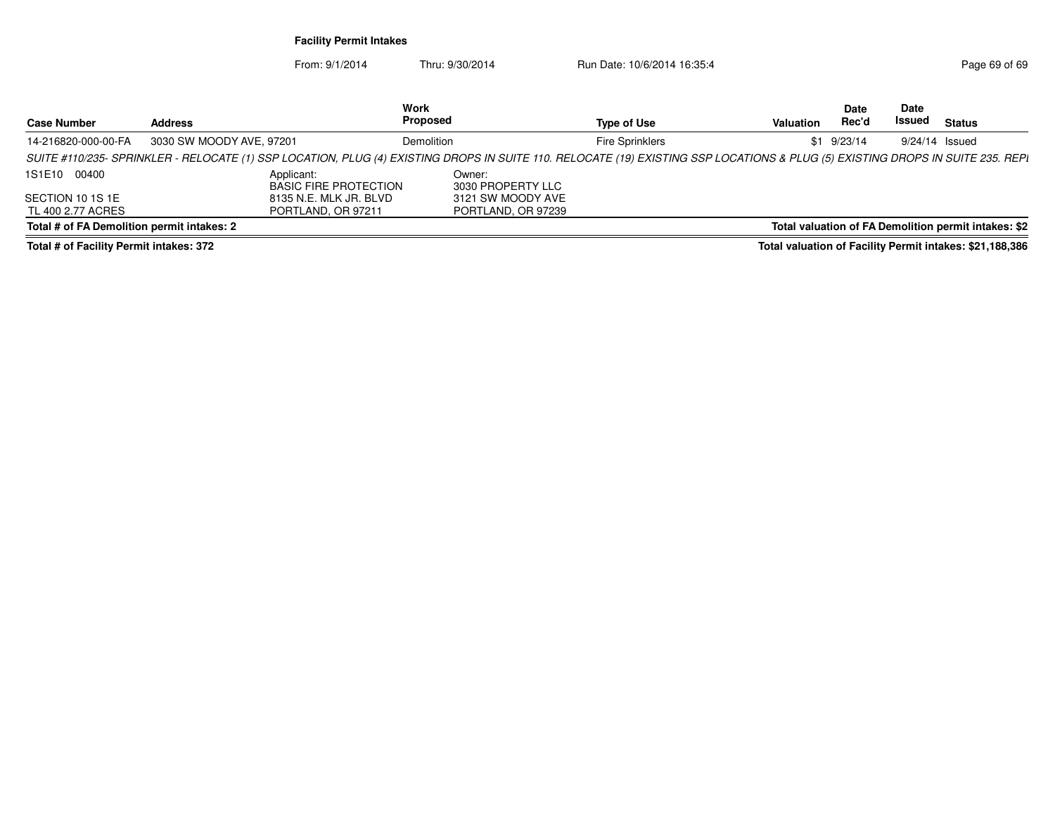**Facility Permit Intakes**

From: 9/1/2014 Thru: 9/30/2014 Run Date: 10/6/2014 16:35:4

| Case Number | Address | Work Proposed | Type of Use | Valuation | Date Rec'd | Date Issued | Status |
|---|---|---|---|---|---|---|---|
| 14-216820-000-00-FA | 3030 SW MOODY AVE, 97201 | Demolition | Fire Sprinklers | $1 | 9/23/14 | 9/24/14 | Issued |

*SUITE #110/235- SPRINKLER - RELOCATE (1) SSP LOCATION, PLUG (4) EXISTING DROPS IN SUITE 110. RELOCATE (19) EXISTING SSP LOCATIONS & PLUG (5) EXISTING DROPS IN SUITE 235. REPL*

1S1E10 00400

SECTION 10 1S 1E
TL 400 2.77 ACRES

Applicant:
BASIC FIRE PROTECTION
8135 N.E. MLK JR. BLVD
PORTLAND, OR 97211

Owner:
3030 PROPERTY LLC
3121 SW MOODY AVE
PORTLAND, OR 97239

**Total # of FA Demolition permit intakes: 2** — **Total valuation of FA Demolition permit intakes: $2**

**Total # of Facility Permit intakes: 372** — **Total valuation of Facility Permit intakes: $21,188,386**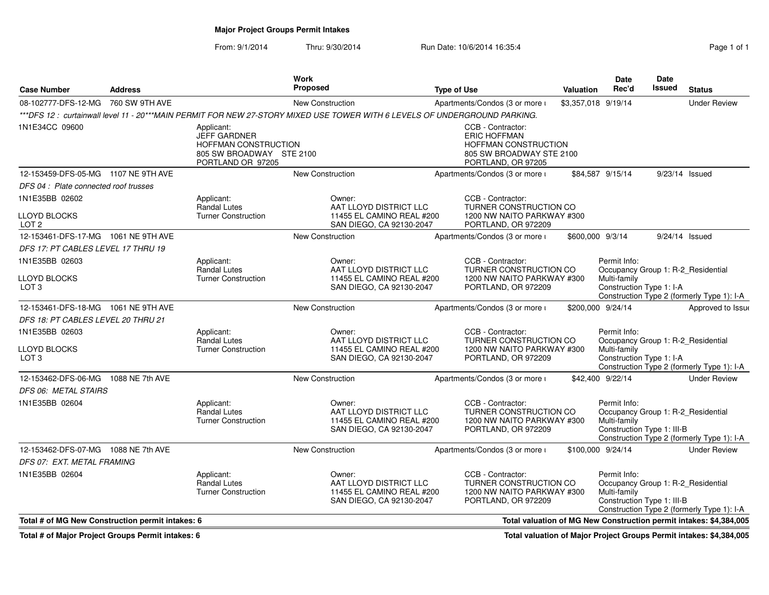**Major Project Groups Permit Intakes**

From: 9/1/2014 Thru: 9/30/2014 Run Date: 10/6/2014 16:35:4

| Case Number | Address | Work Proposed | Type of Use | Valuation | Date Rec'd | Date Issued | Status |
|---|---|---|---|---|---|---|---|
| 08-102777-DFS-12-MG | 760 SW 9TH AVE | New Construction | Apartments/Condos (3 or more ı | $3,357,018 | 9/19/14 | | Under Review |

***DFS 12 : curtainwall level 11 - 20***MAIN PERMIT FOR NEW 27-STORY MIXED USE TOWER WITH 6 LEVELS OF UNDERGROUND PARKING.

1N1E34CC 09600

Applicant: JEFF GARDNER, HOFFMAN CONSTRUCTION, 805 SW BROADWAY STE 2100, PORTLAND OR 97205

CCB - Contractor: ERIC HOFFMAN, HOFFMAN CONSTRUCTION, 805 SW BROADWAY STE 2100, PORTLAND, OR 97205

| Case Number | Address | Work Proposed | Type of Use | Valuation | Date Rec'd | Date Issued | Status |
|---|---|---|---|---|---|---|---|
| 12-153459-DFS-05-MG | 1107 NE 9TH AVE | New Construction | Apartments/Condos (3 or more ı | $84,587 | 9/15/14 | 9/23/14 | Issued |

*DFS 04 : Plate connected roof trusses*

1N1E35BB 02602

LLOYD BLOCKS
LOT 2

Applicant: Randal Lutes, Turner Construction

Owner: AAT LLOYD DISTRICT LLC, 11455 EL CAMINO REAL #200, SAN DIEGO, CA 92130-2047

CCB - Contractor: TURNER CONSTRUCTION CO, 1200 NW NAITO PARKWAY #300, PORTLAND, OR 972209

| Case Number | Address | Work Proposed | Type of Use | Valuation | Date Rec'd | Date Issued | Status |
|---|---|---|---|---|---|---|---|
| 12-153461-DFS-17-MG | 1061 NE 9TH AVE | New Construction | Apartments/Condos (3 or more ı | $600,000 | 9/3/14 | 9/24/14 | Issued |

*DFS 17: PT CABLES LEVEL 17 THRU 19*

1N1E35BB 02603

LLOYD BLOCKS
LOT 3

Applicant: Randal Lutes, Turner Construction

Owner: AAT LLOYD DISTRICT LLC, 11455 EL CAMINO REAL #200, SAN DIEGO, CA 92130-2047

CCB - Contractor: TURNER CONSTRUCTION CO, 1200 NW NAITO PARKWAY #300, PORTLAND, OR 972209

Permit Info: Occupancy Group 1: R-2_Residential Multi-family; Construction Type 1: I-A; Construction Type 2 (formerly Type 1): I-A

| Case Number | Address | Work Proposed | Type of Use | Valuation | Date Rec'd | Date Issued | Status |
|---|---|---|---|---|---|---|---|
| 12-153461-DFS-18-MG | 1061 NE 9TH AVE | New Construction | Apartments/Condos (3 or more ı | $200,000 | 9/24/14 | | Approved to Issue |

*DFS 18: PT CABLES LEVEL 20 THRU 21*

1N1E35BB 02603

LLOYD BLOCKS
LOT 3

Applicant: Randal Lutes, Turner Construction

Owner: AAT LLOYD DISTRICT LLC, 11455 EL CAMINO REAL #200, SAN DIEGO, CA 92130-2047

CCB - Contractor: TURNER CONSTRUCTION CO, 1200 NW NAITO PARKWAY #300, PORTLAND, OR 972209

Permit Info: Occupancy Group 1: R-2_Residential Multi-family; Construction Type 1: I-A; Construction Type 2 (formerly Type 1): I-A

| Case Number | Address | Work Proposed | Type of Use | Valuation | Date Rec'd | Date Issued | Status |
|---|---|---|---|---|---|---|---|
| 12-153462-DFS-06-MG | 1088 NE 7th AVE | New Construction | Apartments/Condos (3 or more ı | $42,400 | 9/22/14 | | Under Review |

*DFS 06: METAL STAIRS*

1N1E35BB 02604

Applicant: Randal Lutes, Turner Construction

Owner: AAT LLOYD DISTRICT LLC, 11455 EL CAMINO REAL #200, SAN DIEGO, CA 92130-2047

CCB - Contractor: TURNER CONSTRUCTION CO, 1200 NW NAITO PARKWAY #300, PORTLAND, OR 972209

Permit Info: Occupancy Group 1: R-2_Residential Multi-family; Construction Type 1: III-B; Construction Type 2 (formerly Type 1): I-A

| Case Number | Address | Work Proposed | Type of Use | Valuation | Date Rec'd | Date Issued | Status |
|---|---|---|---|---|---|---|---|
| 12-153462-DFS-07-MG | 1088 NE 7th AVE | New Construction | Apartments/Condos (3 or more ı | $100,000 | 9/24/14 | | Under Review |

*DFS 07: EXT. METAL FRAMING*

1N1E35BB 02604

Applicant: Randal Lutes, Turner Construction

Owner: AAT LLOYD DISTRICT LLC, 11455 EL CAMINO REAL #200, SAN DIEGO, CA 92130-2047

CCB - Contractor: TURNER CONSTRUCTION CO, 1200 NW NAITO PARKWAY #300, PORTLAND, OR 972209

Permit Info: Occupancy Group 1: R-2_Residential Multi-family; Construction Type 1: III-B; Construction Type 2 (formerly Type 1): I-A

**Total # of MG New Construction permit intakes: 6** — **Total valuation of MG New Construction permit intakes: $4,384,005**

**Total # of Major Project Groups Permit intakes: 6** — **Total valuation of Major Project Groups Permit intakes: $4,384,005**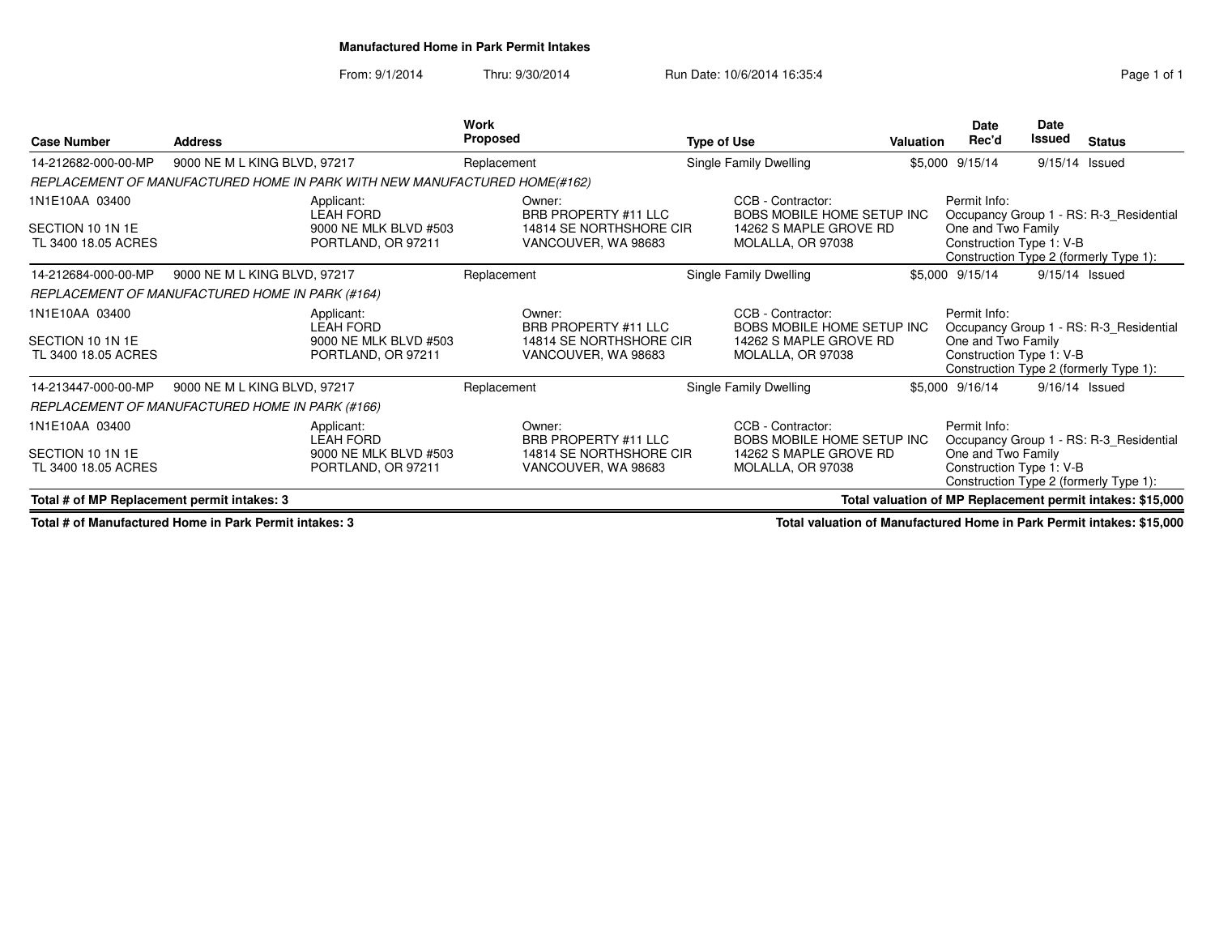# Manufactured Home in Park Permit Intakes

From: 9/1/2014 Thru: 9/30/2014 Run Date: 10/6/2014 16:35:4

| Case Number | Address | Work Proposed | Type of Use | Valuation | Date Rec'd | Date Issued | Status |
|---|---|---|---|---|---|---|---|
| 14-212682-000-00-MP | 9000 NE M L KING BLVD, 97217 | Replacement | Single Family Dwelling | $5,000 | 9/15/14 | 9/15/14 | Issued |
| *REPLACEMENT OF MANUFACTURED HOME IN PARK WITH NEW MANUFACTURED HOME(#162)* | | | | | | | |
| 1N1E10AA 03400<br>SECTION 10 1N 1E<br>TL 3400 18.05 ACRES | Applicant:<br>LEAH FORD<br>9000 NE MLK BLVD #503<br>PORTLAND, OR 97211 | Owner:<br>BRB PROPERTY #11 LLC<br>14814 SE NORTHSHORE CIR<br>VANCOUVER, WA 98683 | CCB - Contractor:<br>BOBS MOBILE HOME SETUP INC<br>14262 S MAPLE GROVE RD<br>MOLALLA, OR 97038 | Permit Info:<br>Occupancy Group 1 - RS: R-3_Residential One and Two Family<br>Construction Type 1: V-B<br>Construction Type 2 (formerly Type 1): | | | |
| 14-212684-000-00-MP | 9000 NE M L KING BLVD, 97217 | Replacement | Single Family Dwelling | $5,000 | 9/15/14 | 9/15/14 | Issued |
| *REPLACEMENT OF MANUFACTURED HOME IN PARK (#164)* | | | | | | | |
| 1N1E10AA 03400<br>SECTION 10 1N 1E<br>TL 3400 18.05 ACRES | Applicant:<br>LEAH FORD<br>9000 NE MLK BLVD #503<br>PORTLAND, OR 97211 | Owner:<br>BRB PROPERTY #11 LLC<br>14814 SE NORTHSHORE CIR<br>VANCOUVER, WA 98683 | CCB - Contractor:<br>BOBS MOBILE HOME SETUP INC<br>14262 S MAPLE GROVE RD<br>MOLALLA, OR 97038 | Permit Info:<br>Occupancy Group 1 - RS: R-3_Residential One and Two Family<br>Construction Type 1: V-B<br>Construction Type 2 (formerly Type 1): | | | |
| 14-213447-000-00-MP | 9000 NE M L KING BLVD, 97217 | Replacement | Single Family Dwelling | $5,000 | 9/16/14 | 9/16/14 | Issued |
| *REPLACEMENT OF MANUFACTURED HOME IN PARK (#166)* | | | | | | | |
| 1N1E10AA 03400<br>SECTION 10 1N 1E<br>TL 3400 18.05 ACRES | Applicant:<br>LEAH FORD<br>9000 NE MLK BLVD #503<br>PORTLAND, OR 97211 | Owner:<br>BRB PROPERTY #11 LLC<br>14814 SE NORTHSHORE CIR<br>VANCOUVER, WA 98683 | CCB - Contractor:<br>BOBS MOBILE HOME SETUP INC<br>14262 S MAPLE GROVE RD<br>MOLALLA, OR 97038 | Permit Info:<br>Occupancy Group 1 - RS: R-3_Residential One and Two Family<br>Construction Type 1: V-B<br>Construction Type 2 (formerly Type 1): | | | |

**Total # of MP Replacement permit intakes: 3** **Total valuation of MP Replacement permit intakes: $15,000**

**Total # of Manufactured Home in Park Permit intakes: 3** **Total valuation of Manufactured Home in Park Permit intakes: $15,000**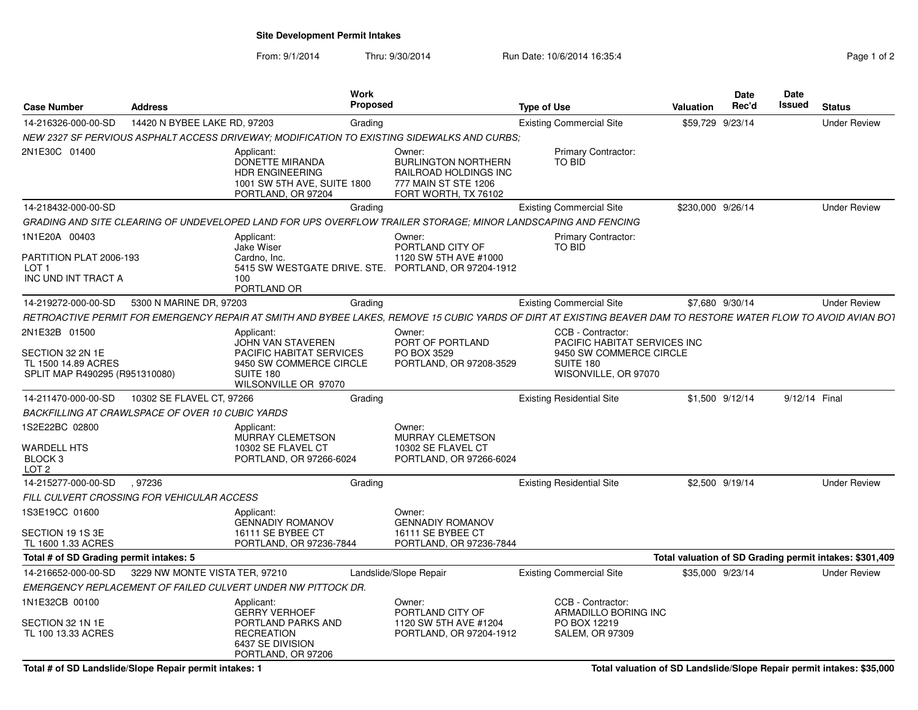# Site Development Permit Intakes

From: 9/1/2014 Thru: 9/30/2014 Run Date: 10/6/2014 16:35:4

| Case Number | Address | Work Proposed | Type of Use | Valuation | Date Rec'd | Date Issued | Status |
|---|---|---|---|---|---|---|---|
| 14-216326-000-00-SD | 14420 N BYBEE LAKE RD, 97203 | Grading | Existing Commercial Site | $59,729 | 9/23/14 | | Under Review |

*NEW 2327 SF PERVIOUS ASPHALT ACCESS DRIVEWAY; MODIFICATION TO EXISTING SIDEWALKS AND CURBS;*

2N1E30C 01400

Applicant: DONETTE MIRANDA, HDR ENGINEERING, 1001 SW 5TH AVE, SUITE 1800, PORTLAND, OR 97204

Owner: BURLINGTON NORTHERN RAILROAD HOLDINGS INC, 777 MAIN ST STE 1206, FORT WORTH, TX 76102

Primary Contractor: TO BID

| Case Number | Address | Work Proposed | Type of Use | Valuation | Date Rec'd | Date Issued | Status |
|---|---|---|---|---|---|---|---|
| 14-218432-000-00-SD | | Grading | Existing Commercial Site | $230,000 | 9/26/14 | | Under Review |

*GRADING AND SITE CLEARING OF UNDEVELOPED LAND FOR UPS OVERFLOW TRAILER STORAGE; MINOR LANDSCAPING AND FENCING*

1N1E20A 00403

PARTITION PLAT 2006-193
LOT 1
INC UND INT TRACT A

Applicant: Jake Wiser, Cardno, Inc., 5415 SW WESTGATE DRIVE. STE. 100, PORTLAND OR

Owner: PORTLAND CITY OF, 1120 SW 5TH AVE #1000, PORTLAND, OR 97204-1912

Primary Contractor: TO BID

| Case Number | Address | Work Proposed | Type of Use | Valuation | Date Rec'd | Date Issued | Status |
|---|---|---|---|---|---|---|---|
| 14-219272-000-00-SD | 5300 N MARINE DR, 97203 | Grading | Existing Commercial Site | $7,680 | 9/30/14 | | Under Review |

*RETROACTIVE PERMIT FOR EMERGENCY REPAIR AT SMITH AND BYBEE LAKES, REMOVE 15 CUBIC YARDS OF DIRT AT EXISTING BEAVER DAM TO RESTORE WATER FLOW TO AVOID AVIAN BOT*

2N1E32B 01500

SECTION 32 2N 1E
TL 1500 14.89 ACRES
SPLIT MAP R490295 (R951310080)

Applicant: JOHN VAN STAVEREN, PACIFIC HABITAT SERVICES, 9450 SW COMMERCE CIRCLE, SUITE 180, WILSONVILLE OR 97070

Owner: PORT OF PORTLAND, PO BOX 3529, PORTLAND, OR 97208-3529

CCB - Contractor: PACIFIC HABITAT SERVICES INC, 9450 SW COMMERCE CIRCLE, SUITE 180, WISONVILLE, OR 97070

| Case Number | Address | Work Proposed | Type of Use | Valuation | Date Rec'd | Date Issued | Status |
|---|---|---|---|---|---|---|---|
| 14-211470-000-00-SD | 10302 SE FLAVEL CT, 97266 | Grading | Existing Residential Site | $1,500 | 9/12/14 | 9/12/14 | Final |

*BACKFILLING AT CRAWLSPACE OF OVER 10 CUBIC YARDS*

1S2E22BC 02800

WARDELL HTS
BLOCK 3
LOT 2

Applicant: MURRAY CLEMETSON, 10302 SE FLAVEL CT, PORTLAND, OR 97266-6024

Owner: MURRAY CLEMETSON, 10302 SE FLAVEL CT, PORTLAND, OR 97266-6024

| Case Number | Address | Work Proposed | Type of Use | Valuation | Date Rec'd | Date Issued | Status |
|---|---|---|---|---|---|---|---|
| 14-215277-000-00-SD | , 97236 | Grading | Existing Residential Site | $2,500 | 9/19/14 | | Under Review |

*FILL CULVERT CROSSING FOR VEHICULAR ACCESS*

1S3E19CC 01600

SECTION 19 1S 3E
TL 1600 1.33 ACRES

Applicant: GENNADIY ROMANOV, 16111 SE BYBEE CT, PORTLAND, OR 97236-7844

Owner: GENNADIY ROMANOV, 16111 SE BYBEE CT, PORTLAND, OR 97236-7844

**Total # of SD Grading permit intakes: 5** — **Total valuation of SD Grading permit intakes: $301,409**

| Case Number | Address | Work Proposed | Type of Use | Valuation | Date Rec'd | Date Issued | Status |
|---|---|---|---|---|---|---|---|
| 14-216652-000-00-SD | 3229 NW MONTE VISTA TER, 97210 | Landslide/Slope Repair | Existing Commercial Site | $35,000 | 9/23/14 | | Under Review |

*EMERGENCY REPLACEMENT OF FAILED CULVERT UNDER NW PITTOCK DR.*

1N1E32CB 00100

SECTION 32 1N 1E
TL 100 13.33 ACRES

Applicant: GERRY VERHOEF, PORTLAND PARKS AND RECREATION, 6437 SE DIVISION, PORTLAND, OR 97206

Owner: PORTLAND CITY OF, 1120 SW 5TH AVE #1204, PORTLAND, OR 97204-1912

CCB - Contractor: ARMADILLO BORING INC, PO BOX 12219, SALEM, OR 97309

**Total # of SD Landslide/Slope Repair permit intakes: 1** — **Total valuation of SD Landslide/Slope Repair permit intakes: $35,000**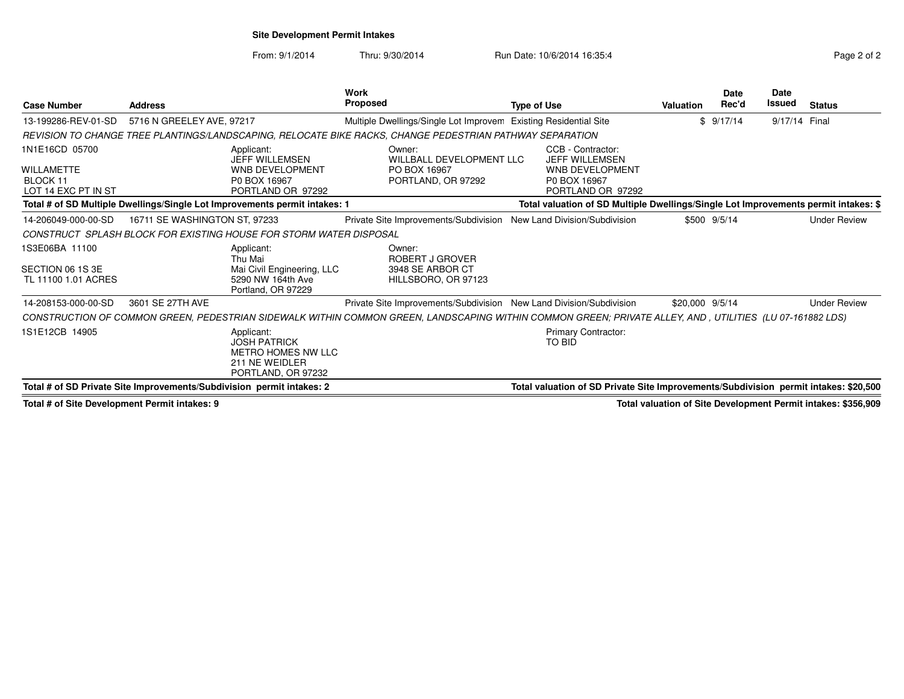**Site Development Permit Intakes**

From: 9/1/2014 Thru: 9/30/2014 Run Date: 10/6/2014 16:35:4

| Case Number | Address | Work Proposed | Type of Use | Valuation | Date Rec'd | Date Issued | Status |
|---|---|---|---|---|---|---|---|
| 13-199286-REV-01-SD | 5716 N GREELEY AVE, 97217 | Multiple Dwellings/Single Lot Improvem | Existing Residential Site | $ | 9/17/14 | 9/17/14 | Final |

*REVISION TO CHANGE TREE PLANTINGS/LANDSCAPING, RELOCATE BIKE RACKS, CHANGE PEDESTRIAN PATHWAY SEPARATION*

1N1E16CD 05700
WILLAMETTE
BLOCK 11
LOT 14 EXC PT IN ST

Applicant:
JEFF WILLEMSEN
WNB DEVELOPMENT
P0 BOX 16967
PORTLAND OR 97292

Owner:
WILLBALL DEVELOPMENT LLC
PO BOX 16967
PORTLAND, OR 97292

CCB - Contractor:
JEFF WILLEMSEN
WNB DEVELOPMENT
P0 BOX 16967
PORTLAND OR 97292

**Total # of SD Multiple Dwellings/Single Lot Improvements permit intakes: 1** **Total valuation of SD Multiple Dwellings/Single Lot Improvements permit intakes: $**

| Case Number | Address | Work Proposed | Type of Use | Valuation | Date Rec'd | Date Issued | Status |
|---|---|---|---|---|---|---|---|
| 14-206049-000-00-SD | 16711 SE WASHINGTON ST, 97233 | Private Site Improvements/Subdivision | New Land Division/Subdivision | $500 | 9/5/14 | | Under Review |

*CONSTRUCT SPLASH BLOCK FOR EXISTING HOUSE FOR STORM WATER DISPOSAL*

1S3E06BA 11100
SECTION 06 1S 3E
TL 11100 1.01 ACRES

Applicant:
Thu Mai
Mai Civil Engineering, LLC
5290 NW 164th Ave
Portland, OR 97229

Owner:
ROBERT J GROVER
3948 SE ARBOR CT
HILLSBORO, OR 97123

| Case Number | Address | Work Proposed | Type of Use | Valuation | Date Rec'd | Date Issued | Status |
|---|---|---|---|---|---|---|---|
| 14-208153-000-00-SD | 3601 SE 27TH AVE | Private Site Improvements/Subdivision | New Land Division/Subdivision | $20,000 | 9/5/14 | | Under Review |

*CONSTRUCTION OF COMMON GREEN, PEDESTRIAN SIDEWALK WITHIN COMMON GREEN, LANDSCAPING WITHIN COMMON GREEN; PRIVATE ALLEY, AND , UTILITIES (LU 07-161882 LDS)*

1S1E12CB 14905

Applicant:
JOSH PATRICK
METRO HOMES NW LLC
211 NE WEIDLER
PORTLAND, OR 97232

Primary Contractor:
TO BID

**Total # of SD Private Site Improvements/Subdivision permit intakes: 2** **Total valuation of SD Private Site Improvements/Subdivision permit intakes: $20,500**

**Total # of Site Development Permit intakes: 9** **Total valuation of Site Development Permit intakes: $356,909**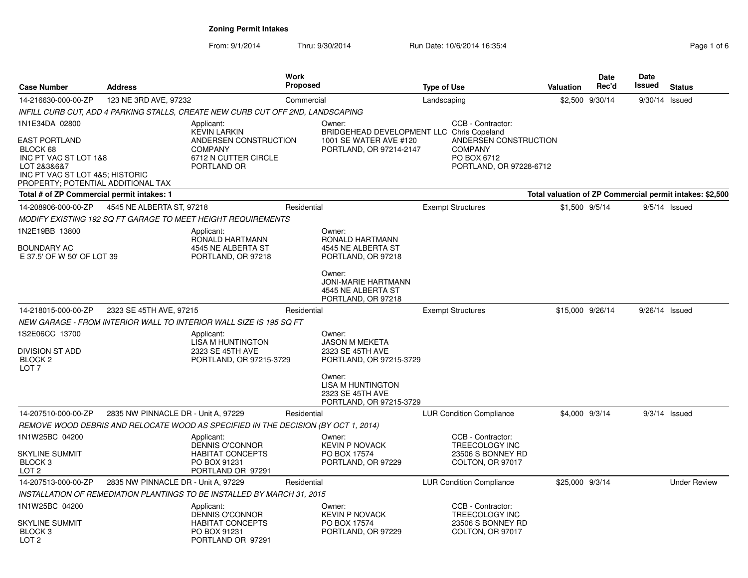## Zoning Permit Intakes

From: 9/1/2014 Thru: 9/30/2014 Run Date: 10/6/2014 16:35:4

| Case Number | Address | Work Proposed | Type of Use | Valuation | Date Rec'd | Date Issued | Status |
|---|---|---|---|---|---|---|---|
| 14-216630-000-00-ZP | 123 NE 3RD AVE, 97232 | Commercial | Landscaping | $2,500 | 9/30/14 | 9/30/14 | Issued |

*INFILL CURB CUT, ADD 4 PARKING STALLS, CREATE NEW CURB CUT OFF 2ND, LANDSCAPING*

1N1E34DA 02800

EAST PORTLAND
BLOCK 68
INC PT VAC ST LOT 1&8
LOT 2&3&6&7
INC PT VAC ST LOT 4&5; HISTORIC PROPERTY; POTENTIAL ADDITIONAL TAX

Applicant:
KEVIN LARKIN
ANDERSEN CONSTRUCTION COMPANY
6712 N CUTTER CIRCLE
PORTLAND OR

Owner:
BRIDGEHEAD DEVELOPMENT LLC
1001 SE WATER AVE #120
PORTLAND, OR 97214-2147

CCB - Contractor:
Chris Copeland
ANDERSEN CONSTRUCTION COMPANY
PO BOX 6712
PORTLAND, OR 97228-6712

**Total # of ZP Commercial permit intakes: 1** — **Total valuation of ZP Commercial permit intakes: $2,500**

| Case Number | Address | Work Proposed | Type of Use | Valuation | Date Rec'd | Date Issued | Status |
|---|---|---|---|---|---|---|---|
| 14-208906-000-00-ZP | 4545 NE ALBERTA ST, 97218 | Residential | Exempt Structures | $1,500 | 9/5/14 | 9/5/14 | Issued |

*MODIFY EXISTING 192 SQ FT GARAGE TO MEET HEIGHT REQUIREMENTS*

1N2E19BB 13800

BOUNDARY AC
E 37.5' OF W 50' OF LOT 39

Applicant:
RONALD HARTMANN
4545 NE ALBERTA ST
PORTLAND, OR 97218

Owner:
RONALD HARTMANN
4545 NE ALBERTA ST
PORTLAND, OR 97218

Owner:
JONI-MARIE HARTMANN
4545 NE ALBERTA ST
PORTLAND, OR 97218

| Case Number | Address | Work Proposed | Type of Use | Valuation | Date Rec'd | Date Issued | Status |
|---|---|---|---|---|---|---|---|
| 14-218015-000-00-ZP | 2323 SE 45TH AVE, 97215 | Residential | Exempt Structures | $15,000 | 9/26/14 | 9/26/14 | Issued |

*NEW GARAGE - FROM INTERIOR WALL TO INTERIOR WALL SIZE IS 195 SQ FT*

1S2E06CC 13700

DIVISION ST ADD
BLOCK 2
LOT 7

Applicant:
LISA M HUNTINGTON
2323 SE 45TH AVE
PORTLAND, OR 97215-3729

Owner:
JASON M MEKETA
2323 SE 45TH AVE
PORTLAND, OR 97215-3729

Owner:
LISA M HUNTINGTON
2323 SE 45TH AVE
PORTLAND, OR 97215-3729

| Case Number | Address | Work Proposed | Type of Use | Valuation | Date Rec'd | Date Issued | Status |
|---|---|---|---|---|---|---|---|
| 14-207510-000-00-ZP | 2835 NW PINNACLE DR - Unit A, 97229 | Residential | LUR Condition Compliance | $4,000 | 9/3/14 | 9/3/14 | Issued |

*REMOVE WOOD DEBRIS AND RELOCATE WOOD AS SPECIFIED IN THE DECISION (BY OCT 1, 2014)*

1N1W25BC 04200

SKYLINE SUMMIT
BLOCK 3
LOT 2

Applicant:
DENNIS O'CONNOR
HABITAT CONCEPTS
PO BOX 91231
PORTLAND OR 97291

Owner:
KEVIN P NOVACK
PO BOX 17574
PORTLAND, OR 97229

CCB - Contractor:
TREECOLOGY INC
23506 S BONNEY RD
COLTON, OR 97017

| Case Number | Address | Work Proposed | Type of Use | Valuation | Date Rec'd | Date Issued | Status |
|---|---|---|---|---|---|---|---|
| 14-207513-000-00-ZP | 2835 NW PINNACLE DR - Unit A, 97229 | Residential | LUR Condition Compliance | $25,000 | 9/3/14 | | Under Review |

*INSTALLATION OF REMEDIATION PLANTINGS TO BE INSTALLED BY MARCH 31, 2015*

1N1W25BC 04200

SKYLINE SUMMIT
BLOCK 3
LOT 2

Applicant:
DENNIS O'CONNOR
HABITAT CONCEPTS
PO BOX 91231
PORTLAND OR 97291

Owner:
KEVIN P NOVACK
PO BOX 17574
PORTLAND, OR 97229

CCB - Contractor:
TREECOLOGY INC
23506 S BONNEY RD
COLTON, OR 97017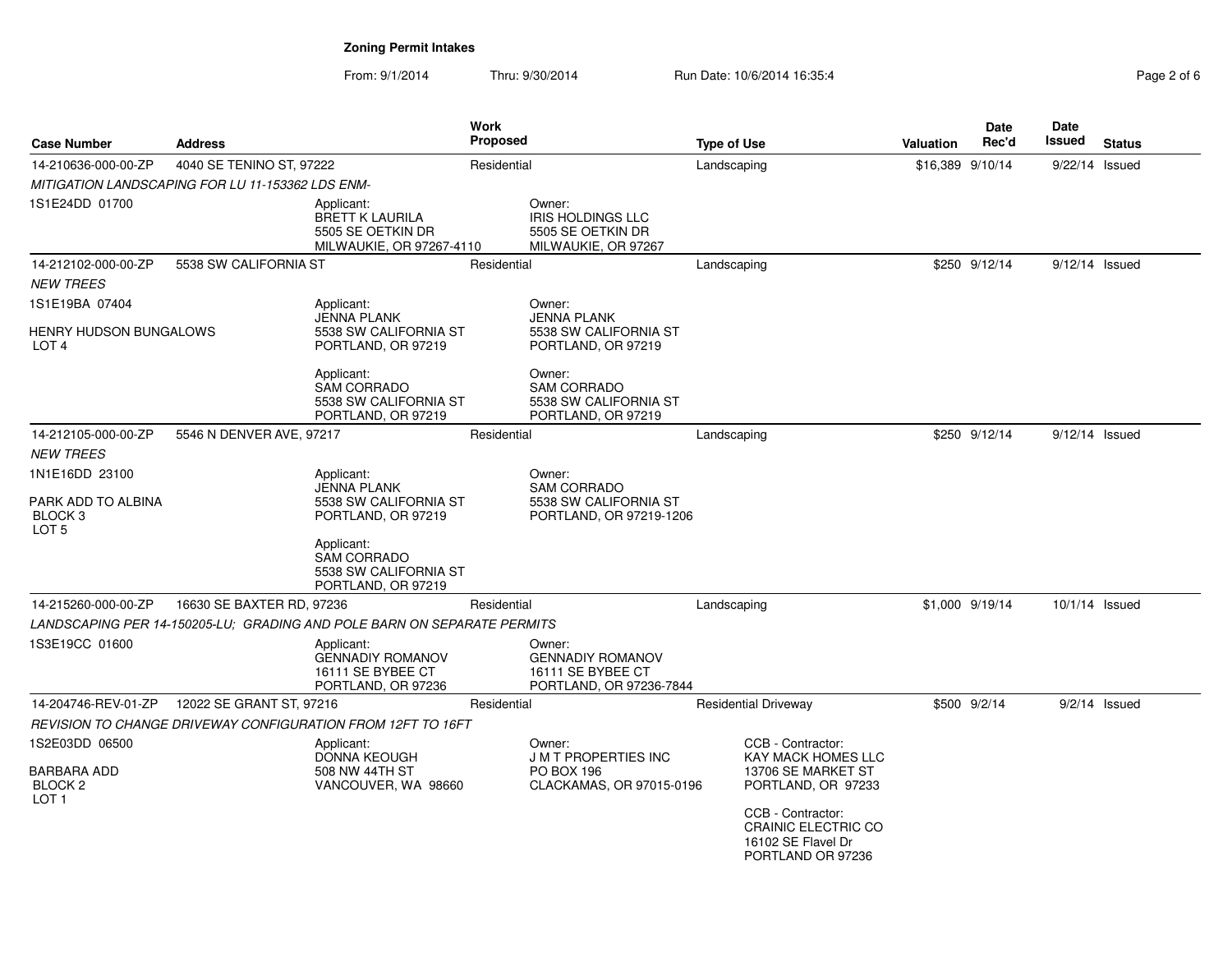**Zoning Permit Intakes**

From: 9/1/2014 Thru: 9/30/2014 Run Date: 10/6/2014 16:35:4

| Case Number | Address | Work Proposed | Type of Use | Valuation | Date Rec'd | Date Issued | Status |
|---|---|---|---|---|---|---|---|
| 14-210636-000-00-ZP | 4040 SE TENINO ST, 97222 | Residential | Landscaping | $16,389 | 9/10/14 | 9/22/14 | Issued |
| *MITIGATION LANDSCAPING FOR LU 11-153362 LDS ENM-* | | | | | | | |
| 1S1E24DD 01700 | Applicant: BRETT K LAURILA, 5505 SE OETKIN DR, MILWAUKIE, OR 97267-4110 | Owner: IRIS HOLDINGS LLC, 5505 SE OETKIN DR, MILWAUKIE, OR 97267 | | | | | |
| 14-212102-000-00-ZP | 5538 SW CALIFORNIA ST | Residential | Landscaping | $250 | 9/12/14 | 9/12/14 | Issued |
| *NEW TREES* | | | | | | | |
| 1S1E19BA 07404<br>HENRY HUDSON BUNGALOWS<br>LOT 4 | Applicant: JENNA PLANK, 5538 SW CALIFORNIA ST, PORTLAND, OR 97219<br>Applicant: SAM CORRADO, 5538 SW CALIFORNIA ST, PORTLAND, OR 97219 | Owner: JENNA PLANK, 5538 SW CALIFORNIA ST, PORTLAND, OR 97219<br>Owner: SAM CORRADO, 5538 SW CALIFORNIA ST, PORTLAND, OR 97219 | | | | | |
| 14-212105-000-00-ZP | 5546 N DENVER AVE, 97217 | Residential | Landscaping | $250 | 9/12/14 | 9/12/14 | Issued |
| *NEW TREES* | | | | | | | |
| 1N1E16DD 23100<br>PARK ADD TO ALBINA<br>BLOCK 3<br>LOT 5 | Applicant: JENNA PLANK, 5538 SW CALIFORNIA ST, PORTLAND, OR 97219<br>Applicant: SAM CORRADO, 5538 SW CALIFORNIA ST, PORTLAND, OR 97219 | Owner: SAM CORRADO, 5538 SW CALIFORNIA ST, PORTLAND, OR 97219-1206 | | | | | |
| 14-215260-000-00-ZP | 16630 SE BAXTER RD, 97236 | Residential | Landscaping | $1,000 | 9/19/14 | 10/1/14 | Issued |
| *LANDSCAPING PER 14-150205-LU; GRADING AND POLE BARN ON SEPARATE PERMITS* | | | | | | | |
| 1S3E19CC 01600 | Applicant: GENNADIY ROMANOV, 16111 SE BYBEE CT, PORTLAND, OR 97236 | Owner: GENNADIY ROMANOV, 16111 SE BYBEE CT, PORTLAND, OR 97236-7844 | | | | | |
| 14-204746-REV-01-ZP | 12022 SE GRANT ST, 97216 | Residential | Residential Driveway | $500 | 9/2/14 | 9/2/14 | Issued |
| *REVISION TO CHANGE DRIVEWAY CONFIGURATION FROM 12FT TO 16FT* | | | | | | | |
| 1S2E03DD 06500<br>BARBARA ADD<br>BLOCK 2<br>LOT 1 | Applicant: DONNA KEOUGH, 508 NW 44TH ST, VANCOUVER, WA 98660 | Owner: J M T PROPERTIES INC, PO BOX 196, CLACKAMAS, OR 97015-0196 | CCB - Contractor: KAY MACK HOMES LLC, 13706 SE MARKET ST, PORTLAND, OR 97233<br>CCB - Contractor: CRAINIC ELECTRIC CO, 16102 SE Flavel Dr, PORTLAND OR 97236 | | | | |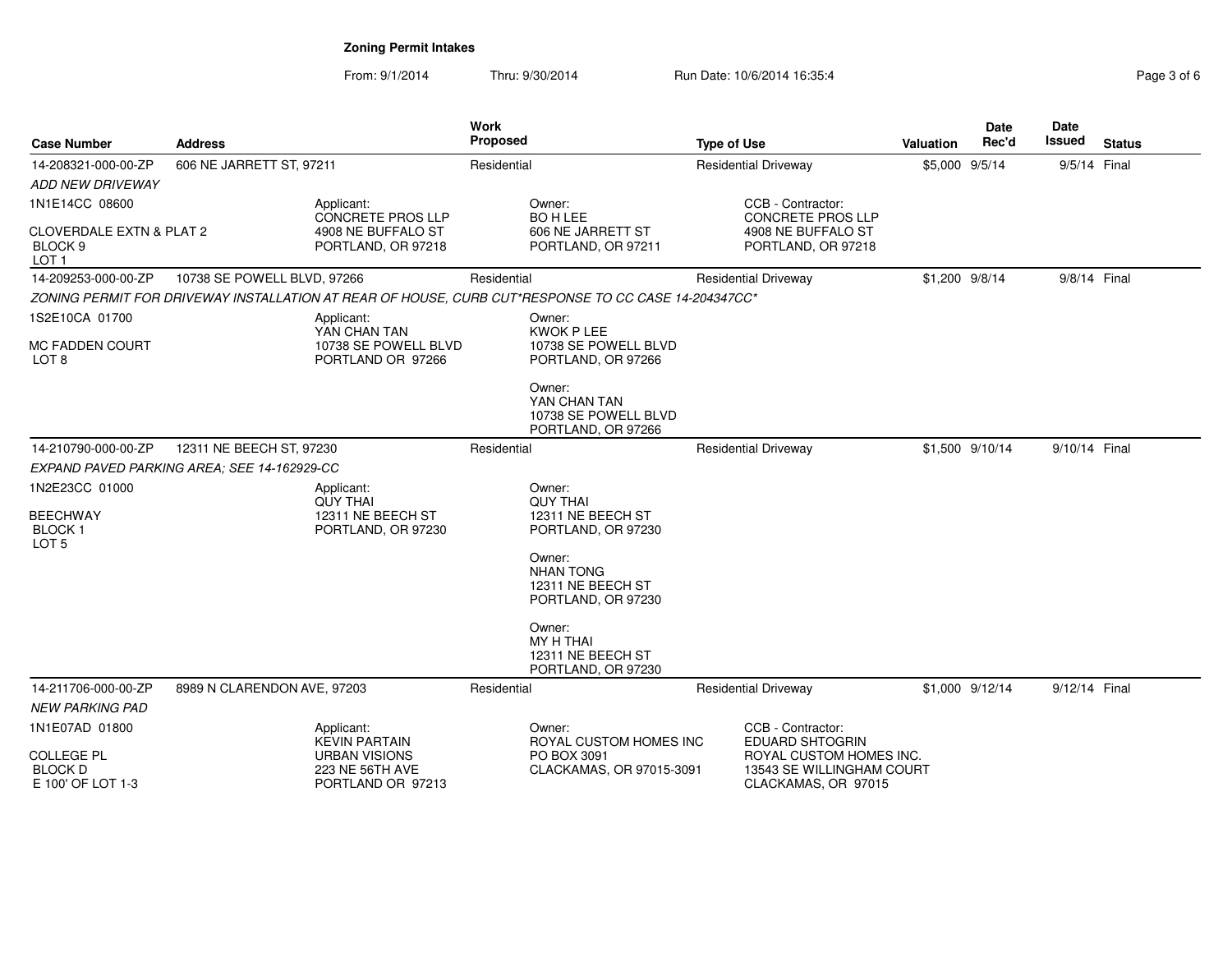## Zoning Permit Intakes

From: 9/1/2014 Thru: 9/30/2014 Run Date: 10/6/2014 16:35:4

| Case Number | Address | Work Proposed | Type of Use | Valuation | Date Rec'd | Date Issued | Status |
|---|---|---|---|---|---|---|---|
| 14-208321-000-00-ZP | 606 NE JARRETT ST, 97211 | Residential | Residential Driveway | $5,000 | 9/5/14 | 9/5/14 | Final |
| 14-209253-000-00-ZP | 10738 SE POWELL BLVD, 97266 | Residential | Residential Driveway | $1,200 | 9/8/14 | 9/8/14 | Final |
| 14-210790-000-00-ZP | 12311 NE BEECH ST, 97230 | Residential | Residential Driveway | $1,500 | 9/10/14 | 9/10/14 | Final |
| 14-211706-000-00-ZP | 8989 N CLARENDON AVE, 97203 | Residential | Residential Driveway | $1,000 | 9/12/14 | 9/12/14 | Final |

### 14-208321-000-00-ZP

*ADD NEW DRIVEWAY*

1N1E14CC 08600

CLOVERDALE EXTN & PLAT 2
BLOCK 9
LOT 1

Applicant:
CONCRETE PROS LLP
4908 NE BUFFALO ST
PORTLAND, OR 97218

Owner:
BO H LEE
606 NE JARRETT ST
PORTLAND, OR 97211

CCB - Contractor:
CONCRETE PROS LLP
4908 NE BUFFALO ST
PORTLAND, OR 97218

### 14-209253-000-00-ZP

*ZONING PERMIT FOR DRIVEWAY INSTALLATION AT REAR OF HOUSE, CURB CUT*RESPONSE TO CC CASE 14-204347CC*

1S2E10CA 01700

MC FADDEN COURT
LOT 8

Applicant:
YAN CHAN TAN
10738 SE POWELL BLVD
PORTLAND OR 97266

Owner:
KWOK P LEE
10738 SE POWELL BLVD
PORTLAND, OR 97266

Owner:
YAN CHAN TAN
10738 SE POWELL BLVD
PORTLAND, OR 97266

### 14-210790-000-00-ZP

*EXPAND PAVED PARKING AREA; SEE 14-162929-CC*

1N2E23CC 01000

BEECHWAY
BLOCK 1
LOT 5

Applicant:
QUY THAI
12311 NE BEECH ST
PORTLAND, OR 97230

Owner:
QUY THAI
12311 NE BEECH ST
PORTLAND, OR 97230

Owner:
NHAN TONG
12311 NE BEECH ST
PORTLAND, OR 97230

Owner:
MY H THAI
12311 NE BEECH ST
PORTLAND, OR 97230

### 14-211706-000-00-ZP

*NEW PARKING PAD*

1N1E07AD 01800

COLLEGE PL
BLOCK D
E 100' OF LOT 1-3

Applicant:
KEVIN PARTAIN
URBAN VISIONS
223 NE 56TH AVE
PORTLAND OR 97213

Owner:
ROYAL CUSTOM HOMES INC
PO BOX 3091
CLACKAMAS, OR 97015-3091

CCB - Contractor:
EDUARD SHTOGRIN
ROYAL CUSTOM HOMES INC.
13543 SE WILLINGHAM COURT
CLACKAMAS, OR 97015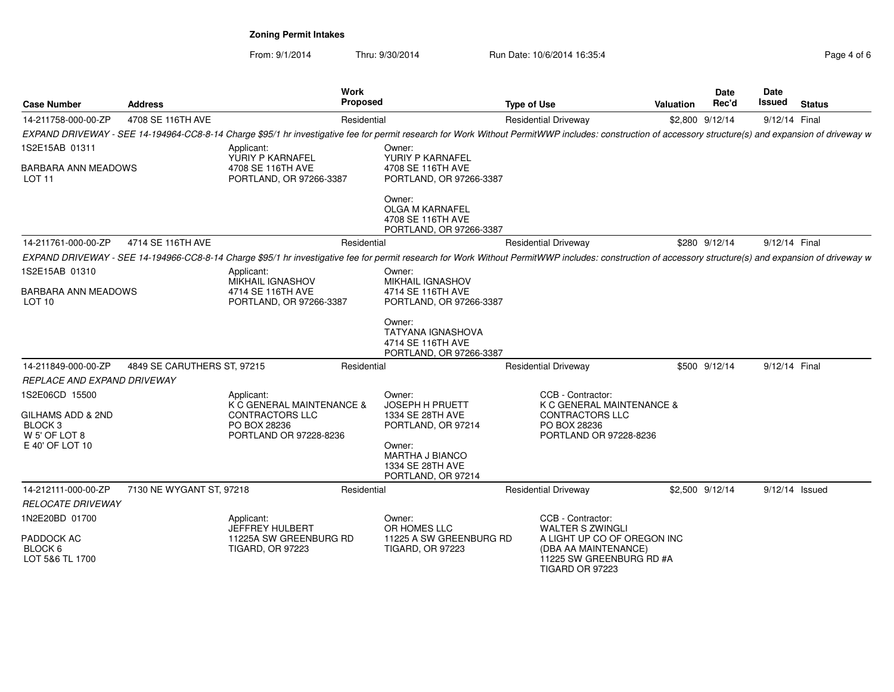## Zoning Permit Intakes

From: 9/1/2014 Thru: 9/30/2014 Run Date: 10/6/2014 16:35:4

| Case Number | Address | Work Proposed | Type of Use | Valuation | Date Rec'd | Date Issued | Status |
|---|---|---|---|---|---|---|---|
| 14-211758-000-00-ZP | 4708 SE 116TH AVE | Residential | Residential Driveway | $2,800 | 9/12/14 | 9/12/14 | Final |

*EXPAND DRIVEWAY - SEE 14-194964-CC8-8-14 Charge $95/1 hr investigative fee for permit research for Work Without PermitWWP includes: construction of accessory structure(s) and expansion of driveway w*

1S2E15AB 01311

BARBARA ANN MEADOWS
LOT 11

Applicant:
YURIY P KARNAFEL
4708 SE 116TH AVE
PORTLAND, OR 97266-3387

Owner:
YURIY P KARNAFEL
4708 SE 116TH AVE
PORTLAND, OR 97266-3387

Owner:
OLGA M KARNAFEL
4708 SE 116TH AVE
PORTLAND, OR 97266-3387

| Case Number | Address | Work Proposed | Type of Use | Valuation | Date Rec'd | Date Issued | Status |
|---|---|---|---|---|---|---|---|
| 14-211761-000-00-ZP | 4714 SE 116TH AVE | Residential | Residential Driveway | $280 | 9/12/14 | 9/12/14 | Final |

*EXPAND DRIVEWAY - SEE 14-194966-CC8-8-14 Charge $95/1 hr investigative fee for permit research for Work Without PermitWWP includes: construction of accessory structure(s) and expansion of driveway w*

1S2E15AB 01310

BARBARA ANN MEADOWS
LOT 10

Applicant:
MIKHAIL IGNASHOV
4714 SE 116TH AVE
PORTLAND, OR 97266-3387

Owner:
MIKHAIL IGNASHOV
4714 SE 116TH AVE
PORTLAND, OR 97266-3387

Owner:
TATYANA IGNASHOVA
4714 SE 116TH AVE
PORTLAND, OR 97266-3387

| Case Number | Address | Work Proposed | Type of Use | Valuation | Date Rec'd | Date Issued | Status |
|---|---|---|---|---|---|---|---|
| 14-211849-000-00-ZP | 4849 SE CARUTHERS ST, 97215 | Residential | Residential Driveway | $500 | 9/12/14 | 9/12/14 | Final |

*REPLACE AND EXPAND DRIVEWAY*

1S2E06CD 15500

GILHAMS ADD & 2ND
BLOCK 3
W 5' OF LOT 8
E 40' OF LOT 10

Applicant:
K C GENERAL MAINTENANCE &
CONTRACTORS LLC
PO BOX 28236
PORTLAND OR 97228-8236

Owner:
JOSEPH H PRUETT
1334 SE 28TH AVE
PORTLAND, OR 97214

Owner:
MARTHA J BIANCO
1334 SE 28TH AVE
PORTLAND, OR 97214

CCB - Contractor:
K C GENERAL MAINTENANCE &
CONTRACTORS LLC
PO BOX 28236
PORTLAND OR 97228-8236

| Case Number | Address | Work Proposed | Type of Use | Valuation | Date Rec'd | Date Issued | Status |
|---|---|---|---|---|---|---|---|
| 14-212111-000-00-ZP | 7130 NE WYGANT ST, 97218 | Residential | Residential Driveway | $2,500 | 9/12/14 | 9/12/14 | Issued |

*RELOCATE DRIVEWAY*

1N2E20BD 01700

PADDOCK AC
BLOCK 6
LOT 5&6 TL 1700

Applicant:
JEFFREY HULBERT
11225A SW GREENBURG RD
TIGARD, OR 97223

Owner:
OR HOMES LLC
11225 A SW GREENBURG RD
TIGARD, OR 97223

CCB - Contractor:
WALTER S ZWINGLI
A LIGHT UP CO OF OREGON INC
(DBA AA MAINTENANCE)
11225 SW GREENBURG RD #A
TIGARD OR 97223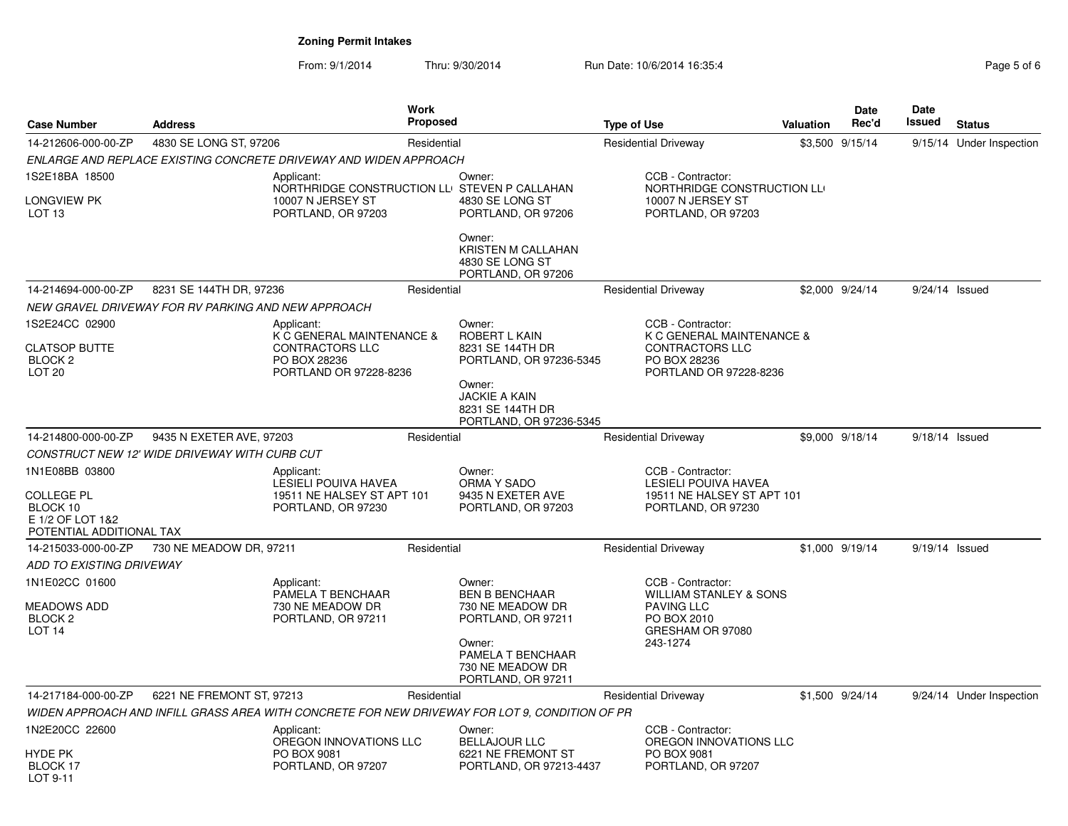**Zoning Permit Intakes**

From: 9/1/2014 Thru: 9/30/2014 Run Date: 10/6/2014 16:35:4

| Case Number | Address | Work Proposed | Type of Use | Valuation | Date Rec'd | Date Issued | Status |
|---|---|---|---|---|---|---|---|
| 14-212606-000-00-ZP | 4830 SE LONG ST, 97206 | Residential | Residential Driveway | $3,500 | 9/15/14 | 9/15/14 | Under Inspection |

*ENLARGE AND REPLACE EXISTING CONCRETE DRIVEWAY AND WIDEN APPROACH*

1S2E18BA 18500
LONGVIEW PK
LOT 13

Applicant:
NORTHRIDGE CONSTRUCTION LL(
10007 N JERSEY ST
PORTLAND, OR 97203

Owner:
STEVEN P CALLAHAN
4830 SE LONG ST
PORTLAND, OR 97206

Owner:
KRISTEN M CALLAHAN
4830 SE LONG ST
PORTLAND, OR 97206

CCB - Contractor:
NORTHRIDGE CONSTRUCTION LL(
10007 N JERSEY ST
PORTLAND, OR 97203

| Case Number | Address | Work Proposed | Type of Use | Valuation | Date Rec'd | Date Issued | Status |
|---|---|---|---|---|---|---|---|
| 14-214694-000-00-ZP | 8231 SE 144TH DR, 97236 | Residential | Residential Driveway | $2,000 | 9/24/14 | 9/24/14 | Issued |

*NEW GRAVEL DRIVEWAY FOR RV PARKING AND NEW APPROACH*

1S2E24CC 02900
CLATSOP BUTTE
BLOCK 2
LOT 20

Applicant:
K C GENERAL MAINTENANCE &
CONTRACTORS LLC
PO BOX 28236
PORTLAND OR 97228-8236

Owner:
ROBERT L KAIN
8231 SE 144TH DR
PORTLAND, OR 97236-5345

Owner:
JACKIE A KAIN
8231 SE 144TH DR
PORTLAND, OR 97236-5345

CCB - Contractor:
K C GENERAL MAINTENANCE &
CONTRACTORS LLC
PO BOX 28236
PORTLAND OR 97228-8236

| Case Number | Address | Work Proposed | Type of Use | Valuation | Date Rec'd | Date Issued | Status |
|---|---|---|---|---|---|---|---|
| 14-214800-000-00-ZP | 9435 N EXETER AVE, 97203 | Residential | Residential Driveway | $9,000 | 9/18/14 | 9/18/14 | Issued |

*CONSTRUCT NEW 12' WIDE DRIVEWAY WITH CURB CUT*

1N1E08BB 03800
COLLEGE PL
BLOCK 10
E 1/2 OF LOT 1&2
POTENTIAL ADDITIONAL TAX

Applicant:
LESIELI POUIVA HAVEA
19511 NE HALSEY ST APT 101
PORTLAND, OR 97230

Owner:
ORMA Y SADO
9435 N EXETER AVE
PORTLAND, OR 97203

CCB - Contractor:
LESIELI POUIVA HAVEA
19511 NE HALSEY ST APT 101
PORTLAND, OR 97230

| Case Number | Address | Work Proposed | Type of Use | Valuation | Date Rec'd | Date Issued | Status |
|---|---|---|---|---|---|---|---|
| 14-215033-000-00-ZP | 730 NE MEADOW DR, 97211 | Residential | Residential Driveway | $1,000 | 9/19/14 | 9/19/14 | Issued |

*ADD TO EXISTING DRIVEWAY*

1N1E02CC 01600
MEADOWS ADD
BLOCK 2
LOT 14

Applicant:
PAMELA T BENCHAAR
730 NE MEADOW DR
PORTLAND, OR 97211

Owner:
BEN B BENCHAAR
730 NE MEADOW DR
PORTLAND, OR 97211

Owner:
PAMELA T BENCHAAR
730 NE MEADOW DR
PORTLAND, OR 97211

CCB - Contractor:
WILLIAM STANLEY & SONS
PAVING LLC
PO BOX 2010
GRESHAM OR 97080
243-1274

| Case Number | Address | Work Proposed | Type of Use | Valuation | Date Rec'd | Date Issued | Status |
|---|---|---|---|---|---|---|---|
| 14-217184-000-00-ZP | 6221 NE FREMONT ST, 97213 | Residential | Residential Driveway | $1,500 | 9/24/14 | 9/24/14 | Under Inspection |

*WIDEN APPROACH AND INFILL GRASS AREA WITH CONCRETE FOR NEW DRIVEWAY FOR LOT 9, CONDITION OF PR*

1N2E20CC 22600
HYDE PK
BLOCK 17
LOT 9-11

Applicant:
OREGON INNOVATIONS LLC
PO BOX 9081
PORTLAND, OR 97207

Owner:
BELLAJOUR LLC
6221 NE FREMONT ST
PORTLAND, OR 97213-4437

CCB - Contractor:
OREGON INNOVATIONS LLC
PO BOX 9081
PORTLAND, OR 97207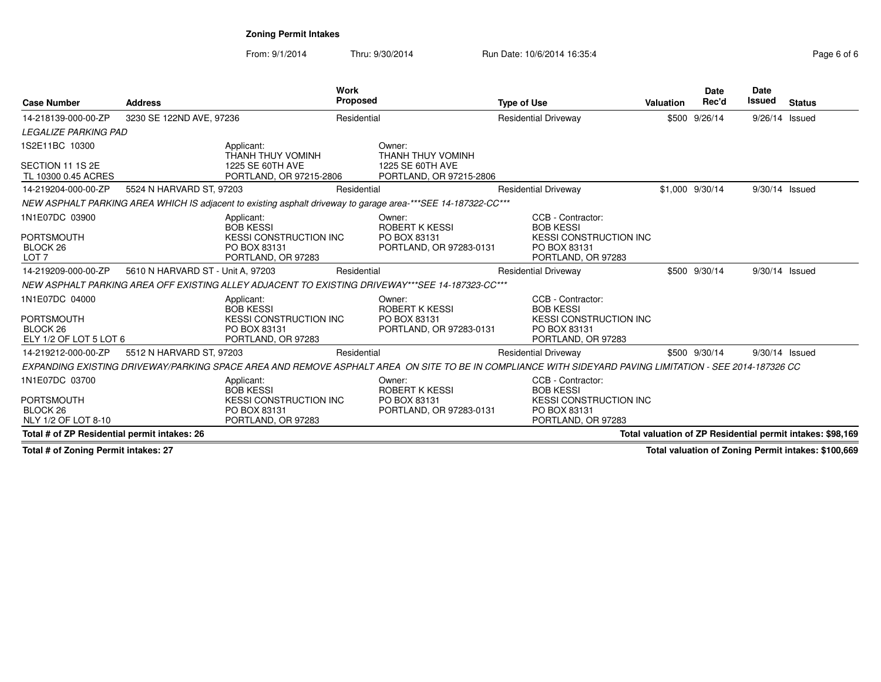**Zoning Permit Intakes**

From: 9/1/2014 Thru: 9/30/2014 Run Date: 10/6/2014 16:35:4

| Case Number | Address | Work Proposed | Type of Use | Valuation | Date Rec'd | Date Issued | Status |
|---|---|---|---|---|---|---|---|
| 14-218139-000-00-ZP | 3230 SE 122ND AVE, 97236 | Residential | Residential Driveway | $500 | 9/26/14 | 9/26/14 | Issued |

*LEGALIZE PARKING PAD*

1S2E11BC 10300
SECTION 11 1S 2E
TL 10300 0.45 ACRES

Applicant:
THANH THUY VOMINH
1225 SE 60TH AVE
PORTLAND, OR 97215-2806

Owner:
THANH THUY VOMINH
1225 SE 60TH AVE
PORTLAND, OR 97215-2806

| Case Number | Address | Work Proposed | Type of Use | Valuation | Date Rec'd | Date Issued | Status |
|---|---|---|---|---|---|---|---|
| 14-219204-000-00-ZP | 5524 N HARVARD ST, 97203 | Residential | Residential Driveway | $1,000 | 9/30/14 | 9/30/14 | Issued |

*NEW ASPHALT PARKING AREA WHICH IS adjacent to existing asphalt driveway to garage area-***SEE 14-187322-CC****

1N1E07DC 03900
PORTSMOUTH
BLOCK 26
LOT 7

Applicant:
BOB KESSI
KESSI CONSTRUCTION INC
PO BOX 83131
PORTLAND, OR 97283

Owner:
ROBERT K KESSI
PO BOX 83131
PORTLAND, OR 97283-0131

CCB - Contractor:
BOB KESSI
KESSI CONSTRUCTION INC
PO BOX 83131
PORTLAND, OR 97283

| Case Number | Address | Work Proposed | Type of Use | Valuation | Date Rec'd | Date Issued | Status |
|---|---|---|---|---|---|---|---|
| 14-219209-000-00-ZP | 5610 N HARVARD ST - Unit A, 97203 | Residential | Residential Driveway | $500 | 9/30/14 | 9/30/14 | Issued |

*NEW ASPHALT PARKING AREA OFF EXISTING ALLEY ADJACENT TO EXISTING DRIVEWAY***SEE 14-187323-CC****

1N1E07DC 04000
PORTSMOUTH
BLOCK 26
ELY 1/2 OF LOT 5 LOT 6

Applicant:
BOB KESSI
KESSI CONSTRUCTION INC
PO BOX 83131
PORTLAND, OR 97283

Owner:
ROBERT K KESSI
PO BOX 83131
PORTLAND, OR 97283-0131

CCB - Contractor:
BOB KESSI
KESSI CONSTRUCTION INC
PO BOX 83131
PORTLAND, OR 97283

| Case Number | Address | Work Proposed | Type of Use | Valuation | Date Rec'd | Date Issued | Status |
|---|---|---|---|---|---|---|---|
| 14-219212-000-00-ZP | 5512 N HARVARD ST, 97203 | Residential | Residential Driveway | $500 | 9/30/14 | 9/30/14 | Issued |

*EXPANDING EXISTING DRIVEWAY/PARKING SPACE AREA AND REMOVE ASPHALT AREA ON SITE TO BE IN COMPLIANCE WITH SIDEYARD PAVING LIMITATION - SEE 2014-187326 CC*

1N1E07DC 03700
PORTSMOUTH
BLOCK 26
NLY 1/2 OF LOT 8-10

Applicant:
BOB KESSI
KESSI CONSTRUCTION INC
PO BOX 83131
PORTLAND, OR 97283

Owner:
ROBERT K KESSI
PO BOX 83131
PORTLAND, OR 97283-0131

CCB - Contractor:
BOB KESSI
KESSI CONSTRUCTION INC
PO BOX 83131
PORTLAND, OR 97283

**Total # of ZP Residential permit intakes: 26** — **Total valuation of ZP Residential permit intakes: $98,169**

**Total # of Zoning Permit intakes: 27** — **Total valuation of Zoning Permit intakes: $100,669**